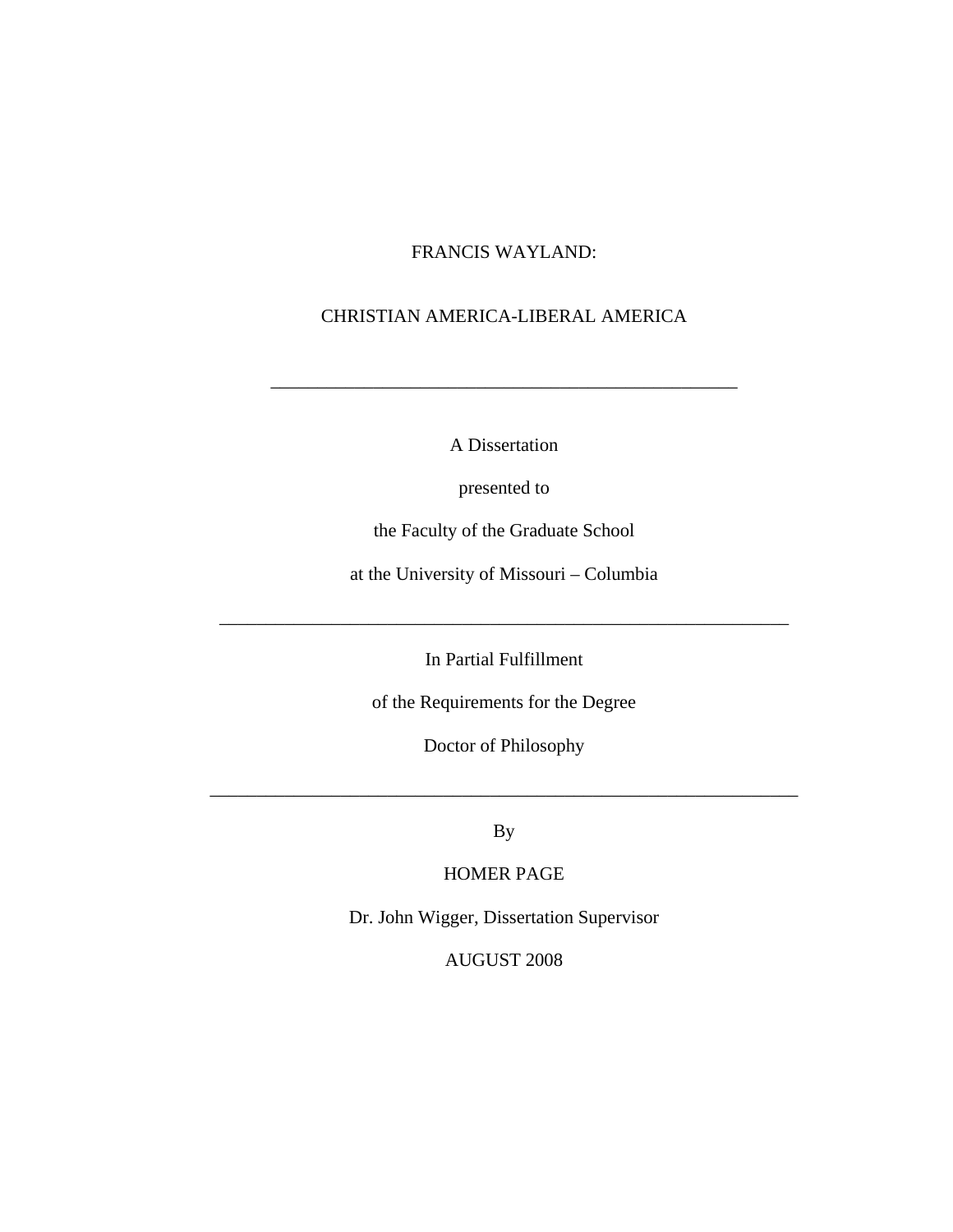# FRANCIS WAYLAND:

# CHRISTIAN AMERICA-LIBERAL AMERICA

---

A Dissertation

presented to

the Faculty of the Graduate School

at the University of Missouri – Columbia

---

In Partial Fulfillment

of the Requirements for the Degree

Doctor of Philosophy

---

By

HOMER PAGE

Dr. John Wigger, Dissertation Supervisor

AUGUST 2008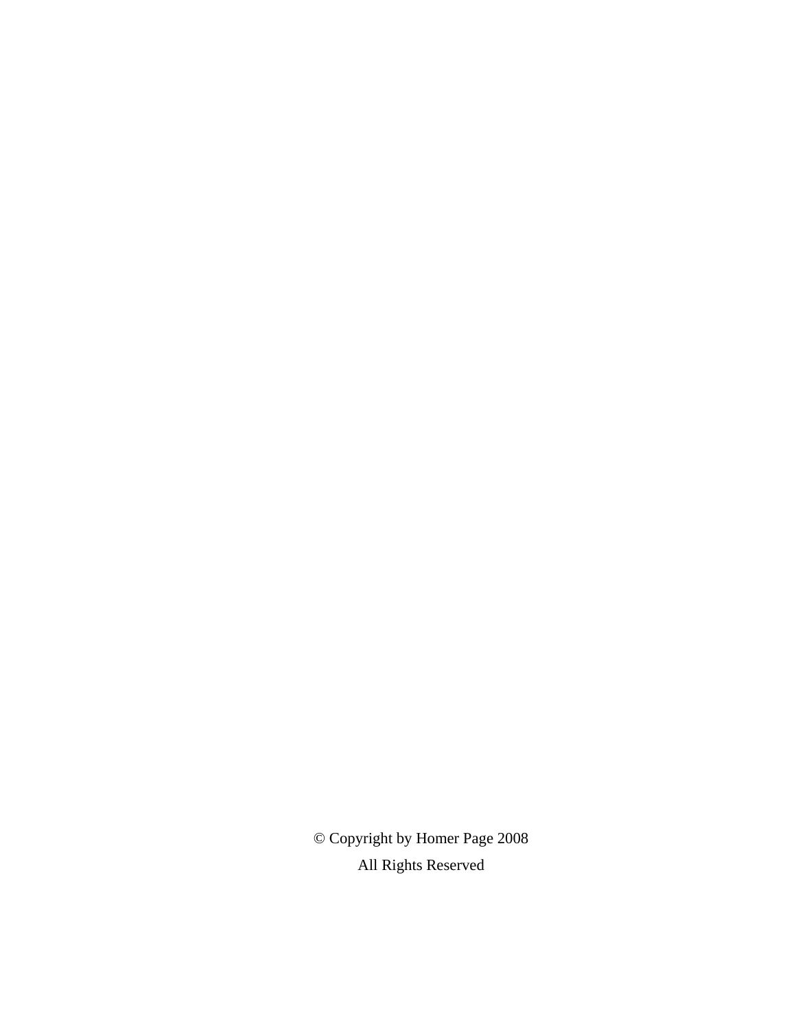© Copyright by Homer Page 2008

All Rights Reserved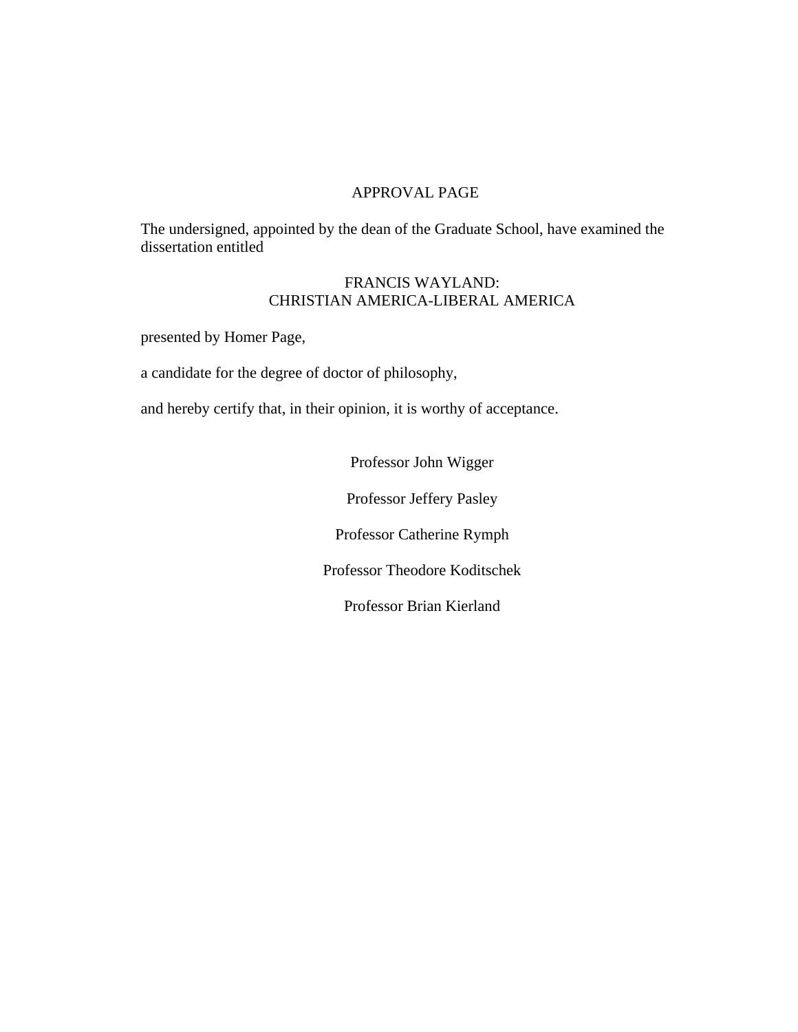# APPROVAL PAGE

The undersigned, appointed by the dean of the Graduate School, have examined the dissertation entitled

FRANCIS WAYLAND:
CHRISTIAN AMERICA-LIBERAL AMERICA

presented by Homer Page,

a candidate for the degree of doctor of philosophy,

and hereby certify that, in their opinion, it is worthy of acceptance.

Professor John Wigger

Professor Jeffery Pasley

Professor Catherine Rymph

Professor Theodore Koditschek

Professor Brian Kierland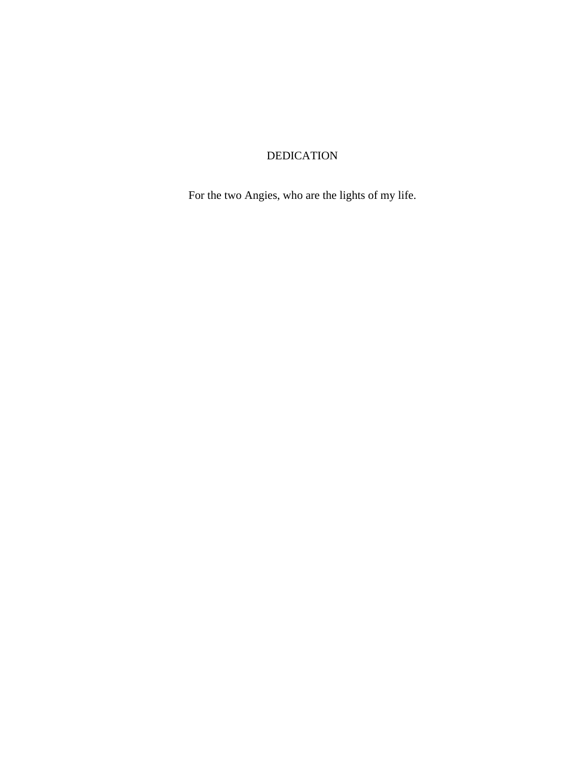# DEDICATION

For the two Angies, who are the lights of my life.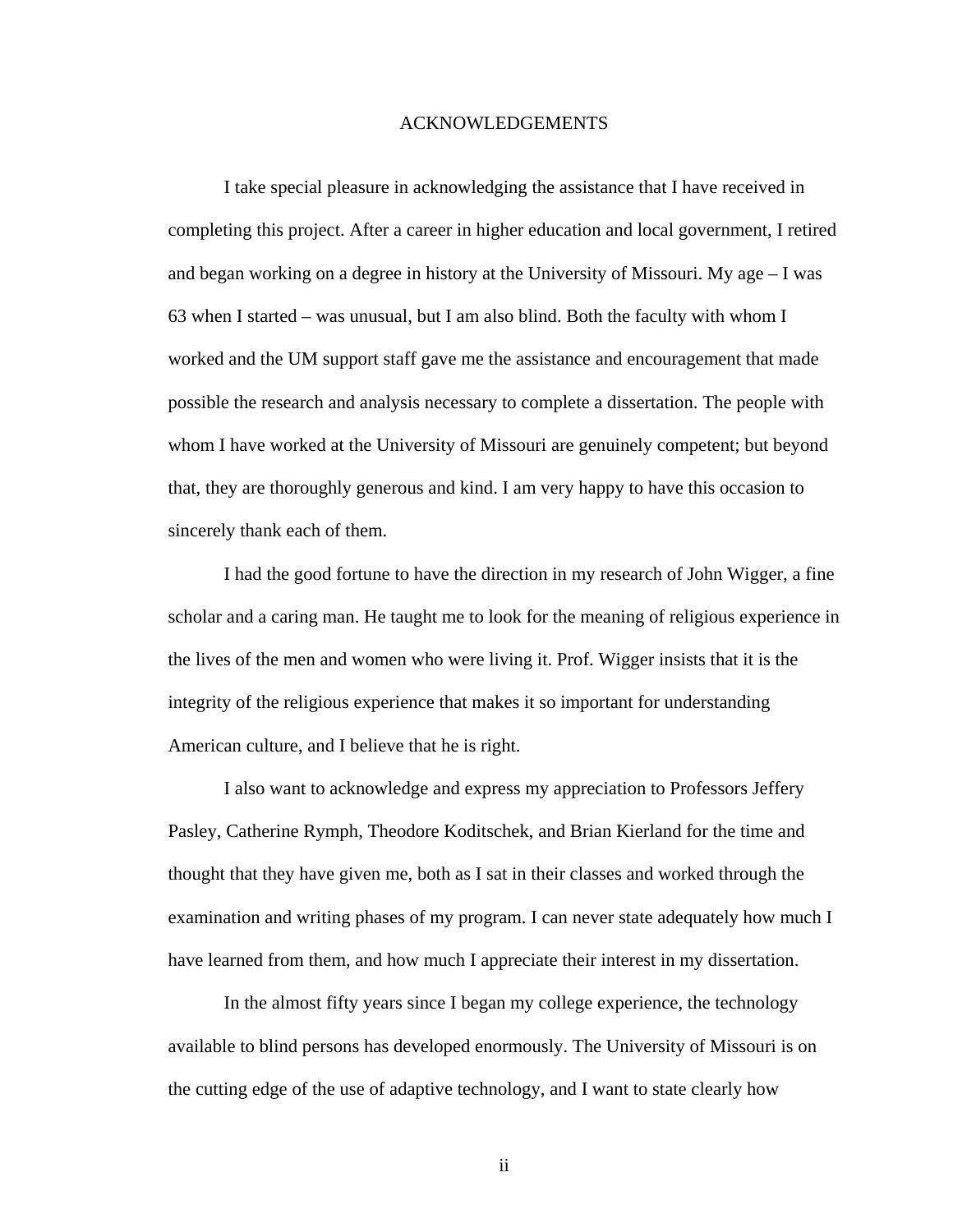# ACKNOWLEDGEMENTS

I take special pleasure in acknowledging the assistance that I have received in completing this project. After a career in higher education and local government, I retired and began working on a degree in history at the University of Missouri. My age – I was 63 when I started – was unusual, but I am also blind. Both the faculty with whom I worked and the UM support staff gave me the assistance and encouragement that made possible the research and analysis necessary to complete a dissertation. The people with whom I have worked at the University of Missouri are genuinely competent; but beyond that, they are thoroughly generous and kind. I am very happy to have this occasion to sincerely thank each of them.

I had the good fortune to have the direction in my research of John Wigger, a fine scholar and a caring man. He taught me to look for the meaning of religious experience in the lives of the men and women who were living it. Prof. Wigger insists that it is the integrity of the religious experience that makes it so important for understanding American culture, and I believe that he is right.

I also want to acknowledge and express my appreciation to Professors Jeffery Pasley, Catherine Rymph, Theodore Koditschek, and Brian Kierland for the time and thought that they have given me, both as I sat in their classes and worked through the examination and writing phases of my program. I can never state adequately how much I have learned from them, and how much I appreciate their interest in my dissertation.

In the almost fifty years since I began my college experience, the technology available to blind persons has developed enormously. The University of Missouri is on the cutting edge of the use of adaptive technology, and I want to state clearly how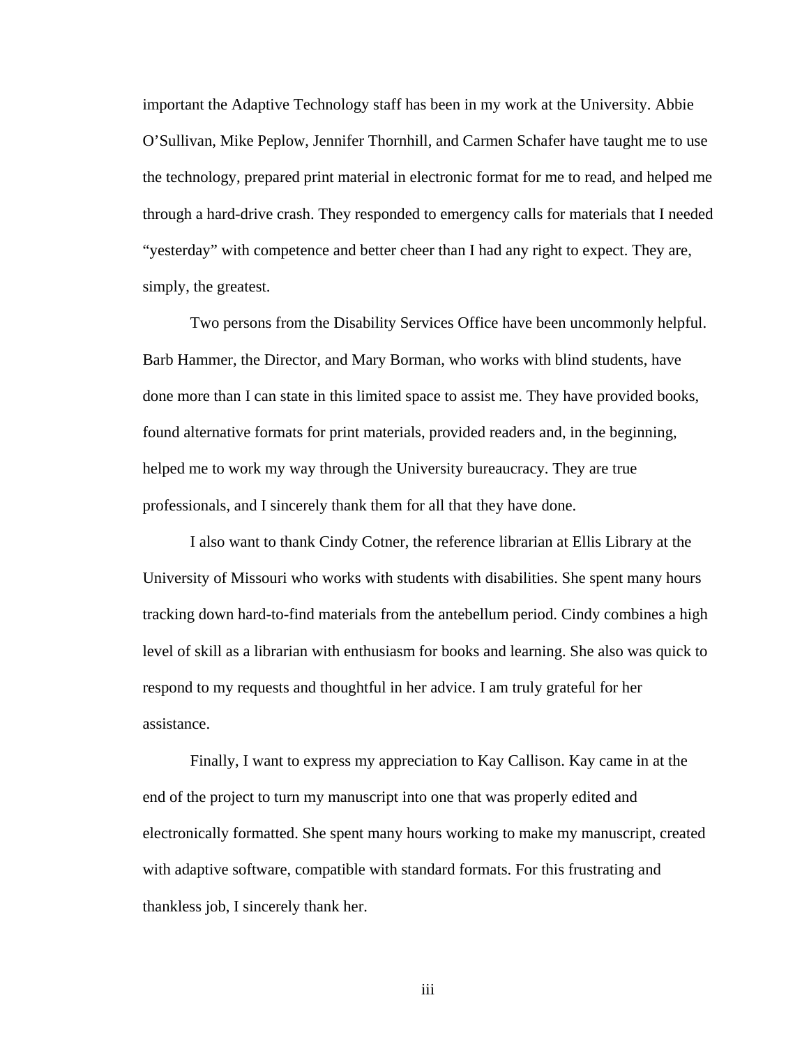important the Adaptive Technology staff has been in my work at the University. Abbie O'Sullivan, Mike Peplow, Jennifer Thornhill, and Carmen Schafer have taught me to use the technology, prepared print material in electronic format for me to read, and helped me through a hard-drive crash. They responded to emergency calls for materials that I needed "yesterday" with competence and better cheer than I had any right to expect. They are, simply, the greatest.

Two persons from the Disability Services Office have been uncommonly helpful. Barb Hammer, the Director, and Mary Borman, who works with blind students, have done more than I can state in this limited space to assist me. They have provided books, found alternative formats for print materials, provided readers and, in the beginning, helped me to work my way through the University bureaucracy. They are true professionals, and I sincerely thank them for all that they have done.

I also want to thank Cindy Cotner, the reference librarian at Ellis Library at the University of Missouri who works with students with disabilities. She spent many hours tracking down hard-to-find materials from the antebellum period. Cindy combines a high level of skill as a librarian with enthusiasm for books and learning. She also was quick to respond to my requests and thoughtful in her advice. I am truly grateful for her assistance.

Finally, I want to express my appreciation to Kay Callison. Kay came in at the end of the project to turn my manuscript into one that was properly edited and electronically formatted. She spent many hours working to make my manuscript, created with adaptive software, compatible with standard formats. For this frustrating and thankless job, I sincerely thank her.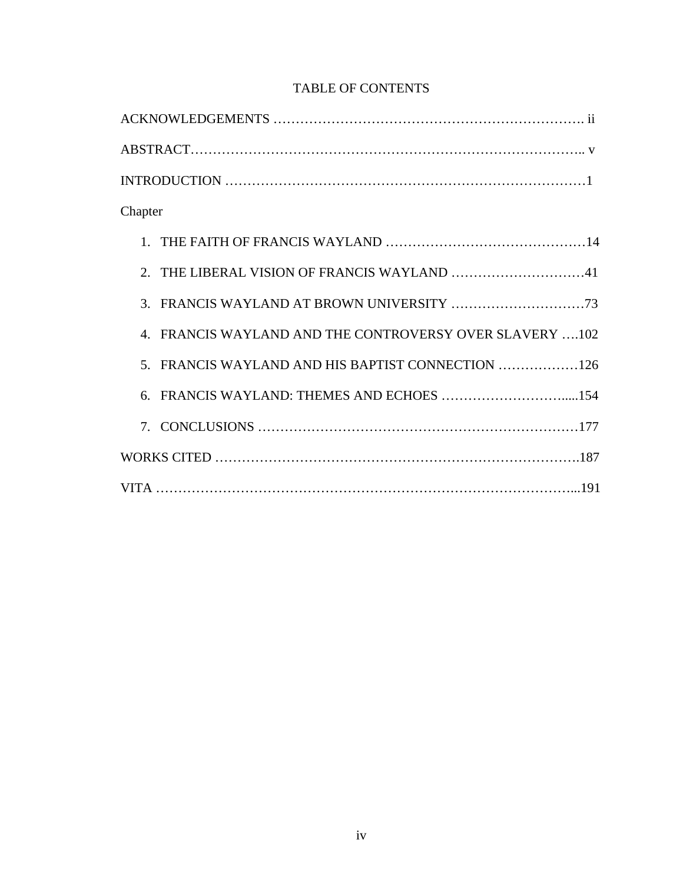# TABLE OF CONTENTS

ACKNOWLEDGEMENTS …………………………………………………………. ii

ABSTRACT……………………………………………………………………….. v

INTRODUCTION ………………………………………………………………1

Chapter

1. THE FAITH OF FRANCIS WAYLAND ………………………………………14
2. THE LIBERAL VISION OF FRANCIS WAYLAND …………………………41
3. FRANCIS WAYLAND AT BROWN UNIVERSITY …………………………73
4. FRANCIS WAYLAND AND THE CONTROVERSY OVER SLAVERY ….102
5. FRANCIS WAYLAND AND HIS BAPTIST CONNECTION ………………126
6. FRANCIS WAYLAND: THEMES AND ECHOES ……………………….....154
7. CONCLUSIONS ……………………………………………………………177

WORKS CITED …………………………………………………………………….187

VITA ……………………………………………………………………………...191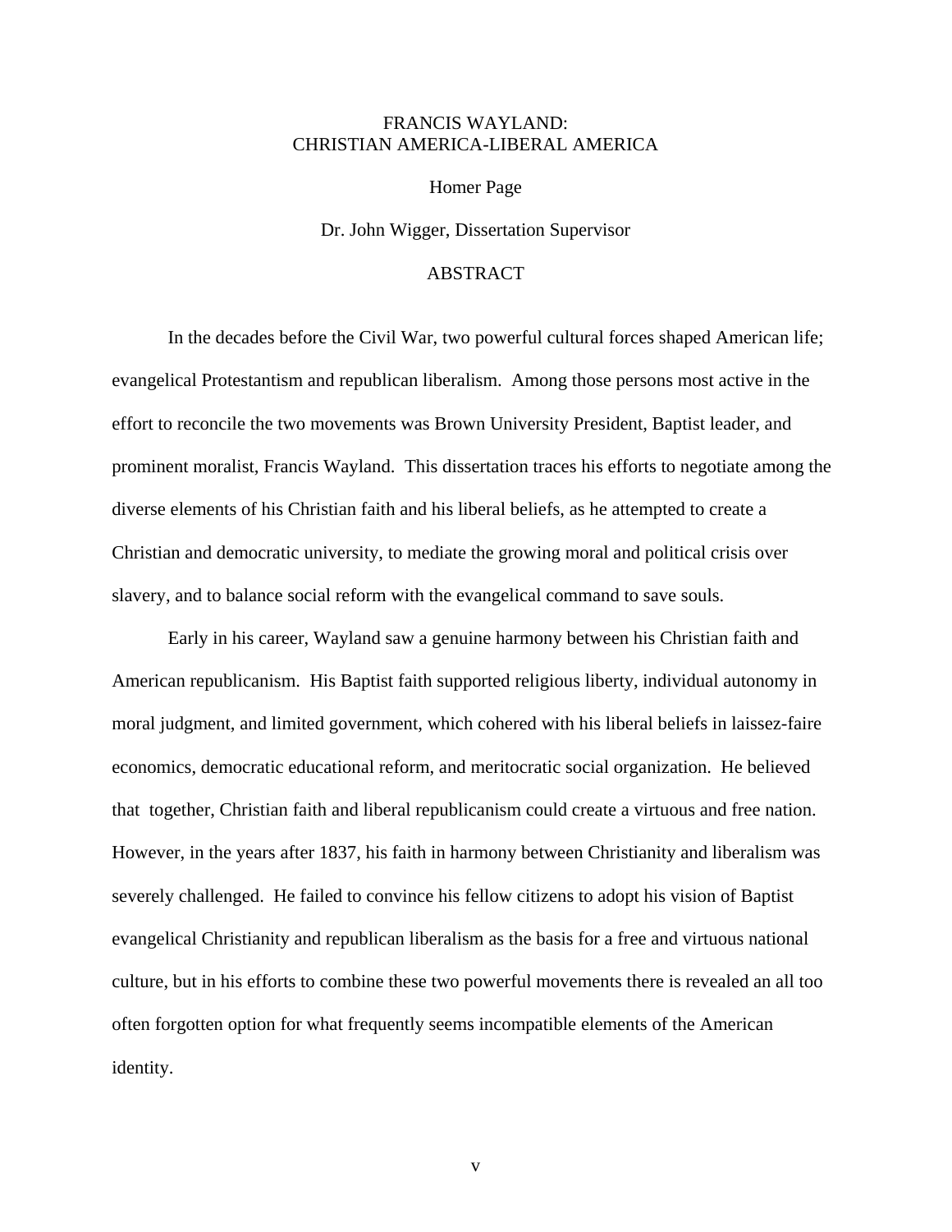FRANCIS WAYLAND:
CHRISTIAN AMERICA-LIBERAL AMERICA

Homer Page

Dr. John Wigger, Dissertation Supervisor

## ABSTRACT

In the decades before the Civil War, two powerful cultural forces shaped American life; evangelical Protestantism and republican liberalism. Among those persons most active in the effort to reconcile the two movements was Brown University President, Baptist leader, and prominent moralist, Francis Wayland. This dissertation traces his efforts to negotiate among the diverse elements of his Christian faith and his liberal beliefs, as he attempted to create a Christian and democratic university, to mediate the growing moral and political crisis over slavery, and to balance social reform with the evangelical command to save souls.

Early in his career, Wayland saw a genuine harmony between his Christian faith and American republicanism. His Baptist faith supported religious liberty, individual autonomy in moral judgment, and limited government, which cohered with his liberal beliefs in laissez-faire economics, democratic educational reform, and meritocratic social organization. He believed that together, Christian faith and liberal republicanism could create a virtuous and free nation. However, in the years after 1837, his faith in harmony between Christianity and liberalism was severely challenged. He failed to convince his fellow citizens to adopt his vision of Baptist evangelical Christianity and republican liberalism as the basis for a free and virtuous national culture, but in his efforts to combine these two powerful movements there is revealed an all too often forgotten option for what frequently seems incompatible elements of the American identity.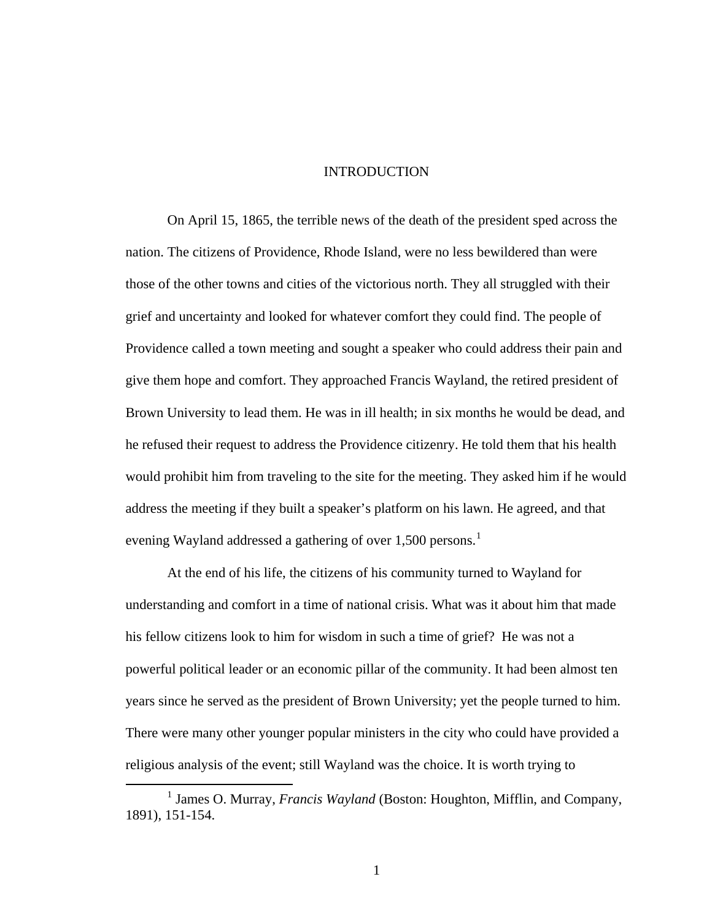# INTRODUCTION

On April 15, 1865, the terrible news of the death of the president sped across the nation. The citizens of Providence, Rhode Island, were no less bewildered than were those of the other towns and cities of the victorious north. They all struggled with their grief and uncertainty and looked for whatever comfort they could find. The people of Providence called a town meeting and sought a speaker who could address their pain and give them hope and comfort. They approached Francis Wayland, the retired president of Brown University to lead them. He was in ill health; in six months he would be dead, and he refused their request to address the Providence citizenry. He told them that his health would prohibit him from traveling to the site for the meeting. They asked him if he would address the meeting if they built a speaker's platform on his lawn. He agreed, and that evening Wayland addressed a gathering of over 1,500 persons.[1]

At the end of his life, the citizens of his community turned to Wayland for understanding and comfort in a time of national crisis. What was it about him that made his fellow citizens look to him for wisdom in such a time of grief? He was not a powerful political leader or an economic pillar of the community. It had been almost ten years since he served as the president of Brown University; yet the people turned to him. There were many other younger popular ministers in the city who could have provided a religious analysis of the event; still Wayland was the choice. It is worth trying to

[1] James O. Murray, *Francis Wayland* (Boston: Houghton, Mifflin, and Company, 1891), 151-154.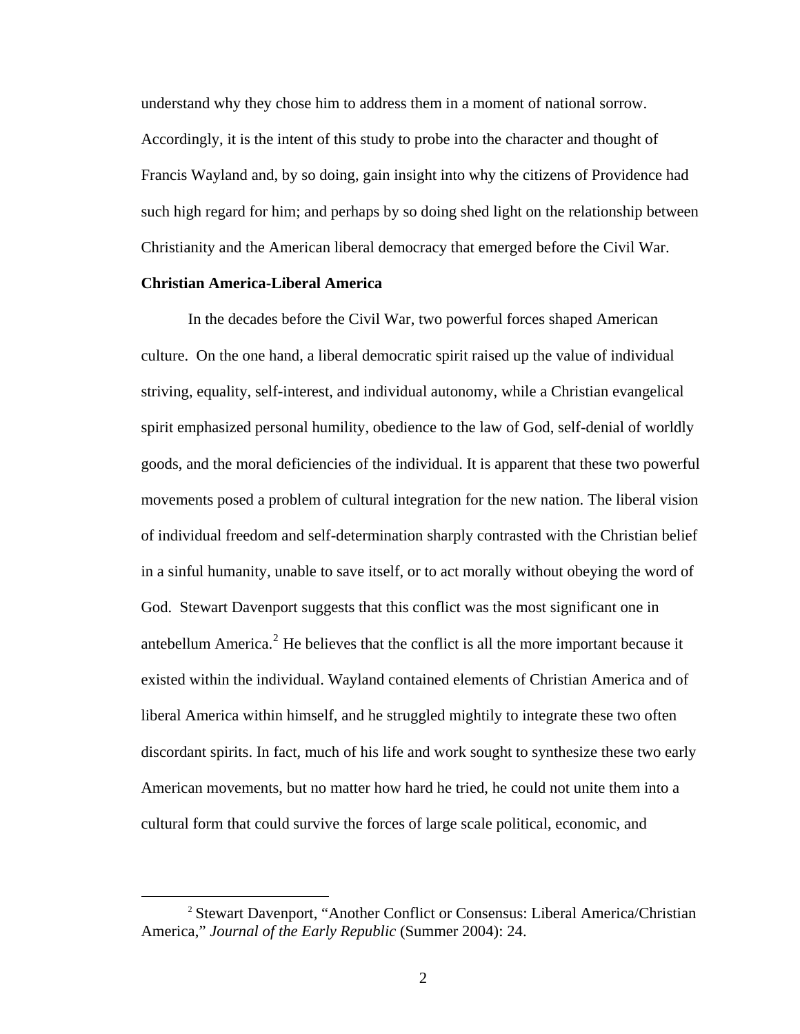understand why they chose him to address them in a moment of national sorrow. Accordingly, it is the intent of this study to probe into the character and thought of Francis Wayland and, by so doing, gain insight into why the citizens of Providence had such high regard for him; and perhaps by so doing shed light on the relationship between Christianity and the American liberal democracy that emerged before the Civil War.

**Christian America-Liberal America**

In the decades before the Civil War, two powerful forces shaped American culture. On the one hand, a liberal democratic spirit raised up the value of individual striving, equality, self-interest, and individual autonomy, while a Christian evangelical spirit emphasized personal humility, obedience to the law of God, self-denial of worldly goods, and the moral deficiencies of the individual. It is apparent that these two powerful movements posed a problem of cultural integration for the new nation. The liberal vision of individual freedom and self-determination sharply contrasted with the Christian belief in a sinful humanity, unable to save itself, or to act morally without obeying the word of God. Stewart Davenport suggests that this conflict was the most significant one in antebellum America.[2] He believes that the conflict is all the more important because it existed within the individual. Wayland contained elements of Christian America and of liberal America within himself, and he struggled mightily to integrate these two often discordant spirits. In fact, much of his life and work sought to synthesize these two early American movements, but no matter how hard he tried, he could not unite them into a cultural form that could survive the forces of large scale political, economic, and

[2] Stewart Davenport, "Another Conflict or Consensus: Liberal America/Christian America," *Journal of the Early Republic* (Summer 2004): 24.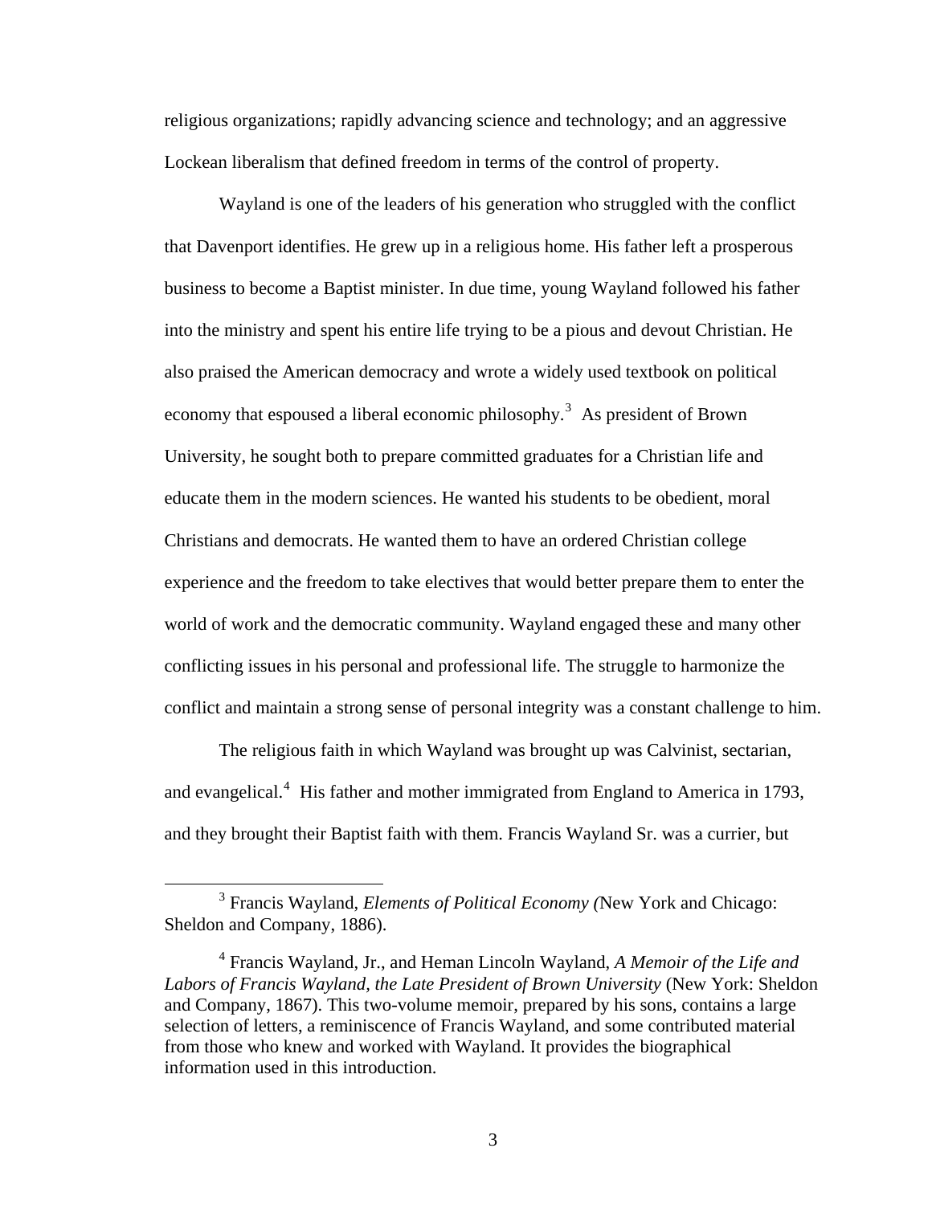religious organizations; rapidly advancing science and technology; and an aggressive Lockean liberalism that defined freedom in terms of the control of property.

Wayland is one of the leaders of his generation who struggled with the conflict that Davenport identifies. He grew up in a religious home. His father left a prosperous business to become a Baptist minister. In due time, young Wayland followed his father into the ministry and spent his entire life trying to be a pious and devout Christian. He also praised the American democracy and wrote a widely used textbook on political economy that espoused a liberal economic philosophy.[3] As president of Brown University, he sought both to prepare committed graduates for a Christian life and educate them in the modern sciences. He wanted his students to be obedient, moral Christians and democrats. He wanted them to have an ordered Christian college experience and the freedom to take electives that would better prepare them to enter the world of work and the democratic community. Wayland engaged these and many other conflicting issues in his personal and professional life. The struggle to harmonize the conflict and maintain a strong sense of personal integrity was a constant challenge to him.

The religious faith in which Wayland was brought up was Calvinist, sectarian, and evangelical.[4] His father and mother immigrated from England to America in 1793, and they brought their Baptist faith with them. Francis Wayland Sr. was a currier, but

---

[3] Francis Wayland, *Elements of Political Economy (*New York and Chicago: Sheldon and Company, 1886).

[4] Francis Wayland, Jr., and Heman Lincoln Wayland, *A Memoir of the Life and Labors of Francis Wayland, the Late President of Brown University* (New York: Sheldon and Company, 1867). This two-volume memoir, prepared by his sons, contains a large selection of letters, a reminiscence of Francis Wayland, and some contributed material from those who knew and worked with Wayland. It provides the biographical information used in this introduction.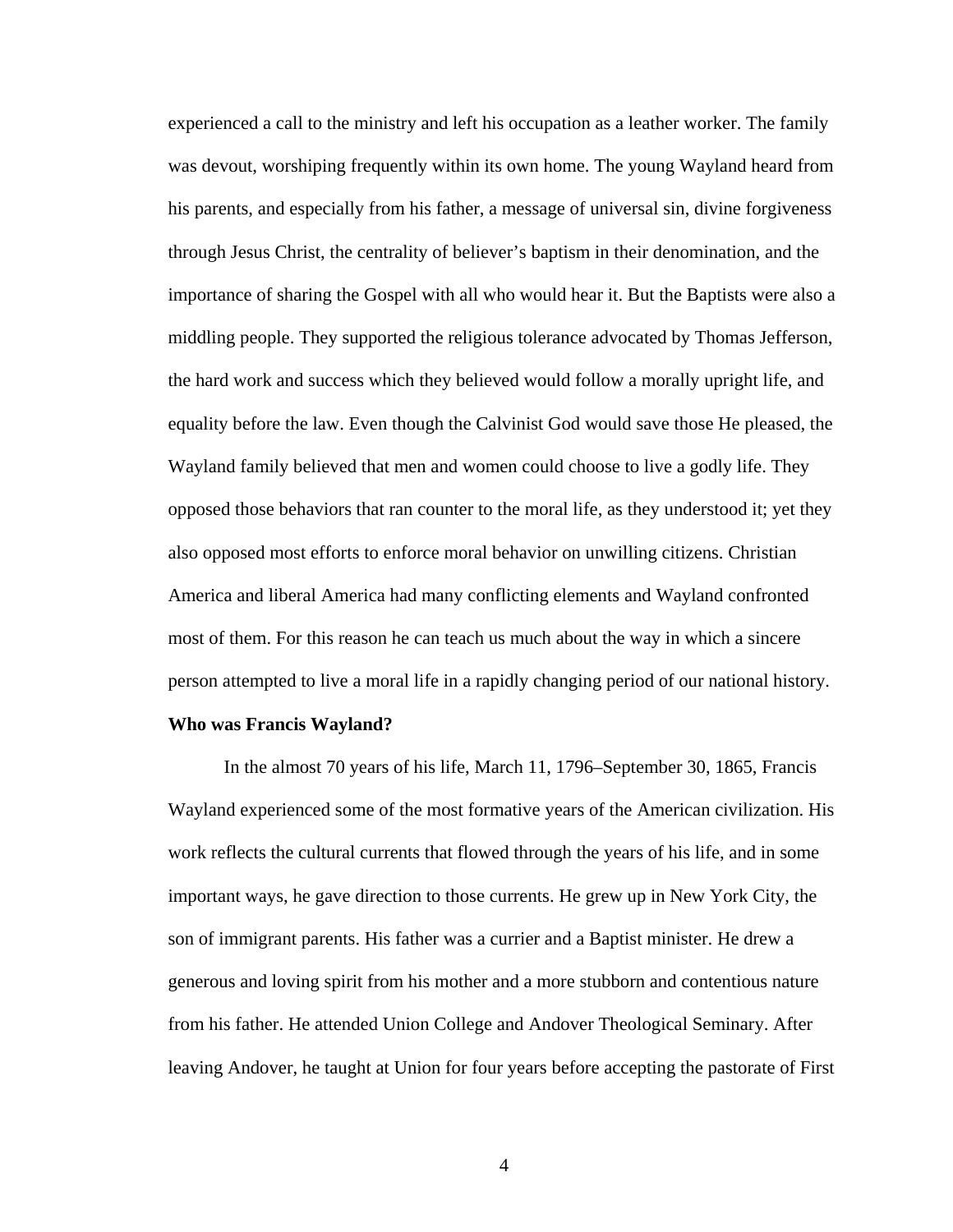experienced a call to the ministry and left his occupation as a leather worker. The family was devout, worshiping frequently within its own home. The young Wayland heard from his parents, and especially from his father, a message of universal sin, divine forgiveness through Jesus Christ, the centrality of believer's baptism in their denomination, and the importance of sharing the Gospel with all who would hear it. But the Baptists were also a middling people. They supported the religious tolerance advocated by Thomas Jefferson, the hard work and success which they believed would follow a morally upright life, and equality before the law. Even though the Calvinist God would save those He pleased, the Wayland family believed that men and women could choose to live a godly life. They opposed those behaviors that ran counter to the moral life, as they understood it; yet they also opposed most efforts to enforce moral behavior on unwilling citizens. Christian America and liberal America had many conflicting elements and Wayland confronted most of them. For this reason he can teach us much about the way in which a sincere person attempted to live a moral life in a rapidly changing period of our national history.

**Who was Francis Wayland?**

In the almost 70 years of his life, March 11, 1796–September 30, 1865, Francis Wayland experienced some of the most formative years of the American civilization. His work reflects the cultural currents that flowed through the years of his life, and in some important ways, he gave direction to those currents. He grew up in New York City, the son of immigrant parents. His father was a currier and a Baptist minister. He drew a generous and loving spirit from his mother and a more stubborn and contentious nature from his father. He attended Union College and Andover Theological Seminary. After leaving Andover, he taught at Union for four years before accepting the pastorate of First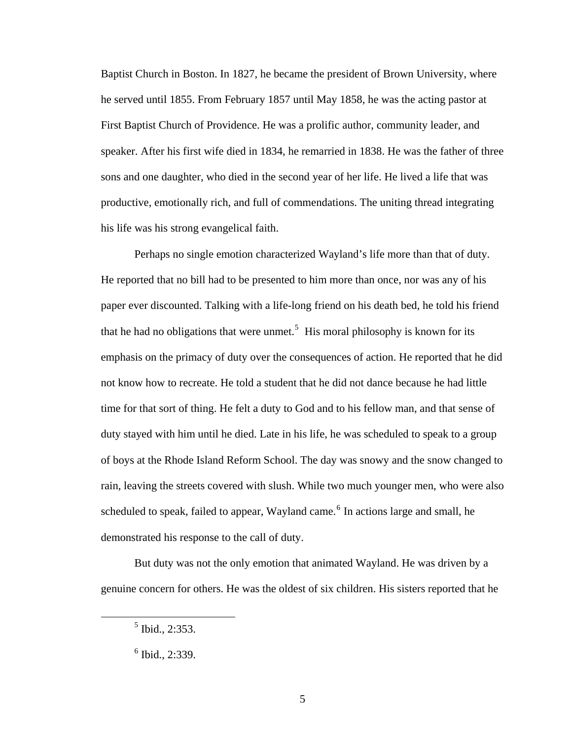Baptist Church in Boston. In 1827, he became the president of Brown University, where he served until 1855. From February 1857 until May 1858, he was the acting pastor at First Baptist Church of Providence. He was a prolific author, community leader, and speaker. After his first wife died in 1834, he remarried in 1838. He was the father of three sons and one daughter, who died in the second year of her life. He lived a life that was productive, emotionally rich, and full of commendations. The uniting thread integrating his life was his strong evangelical faith.

Perhaps no single emotion characterized Wayland's life more than that of duty. He reported that no bill had to be presented to him more than once, nor was any of his paper ever discounted. Talking with a life-long friend on his death bed, he told his friend that he had no obligations that were unmet.[5] His moral philosophy is known for its emphasis on the primacy of duty over the consequences of action. He reported that he did not know how to recreate. He told a student that he did not dance because he had little time for that sort of thing. He felt a duty to God and to his fellow man, and that sense of duty stayed with him until he died. Late in his life, he was scheduled to speak to a group of boys at the Rhode Island Reform School. The day was snowy and the snow changed to rain, leaving the streets covered with slush. While two much younger men, who were also scheduled to speak, failed to appear, Wayland came.[6] In actions large and small, he demonstrated his response to the call of duty.

But duty was not the only emotion that animated Wayland. He was driven by a genuine concern for others. He was the oldest of six children. His sisters reported that he

---

[5] Ibid., 2:353.

[6] Ibid., 2:339.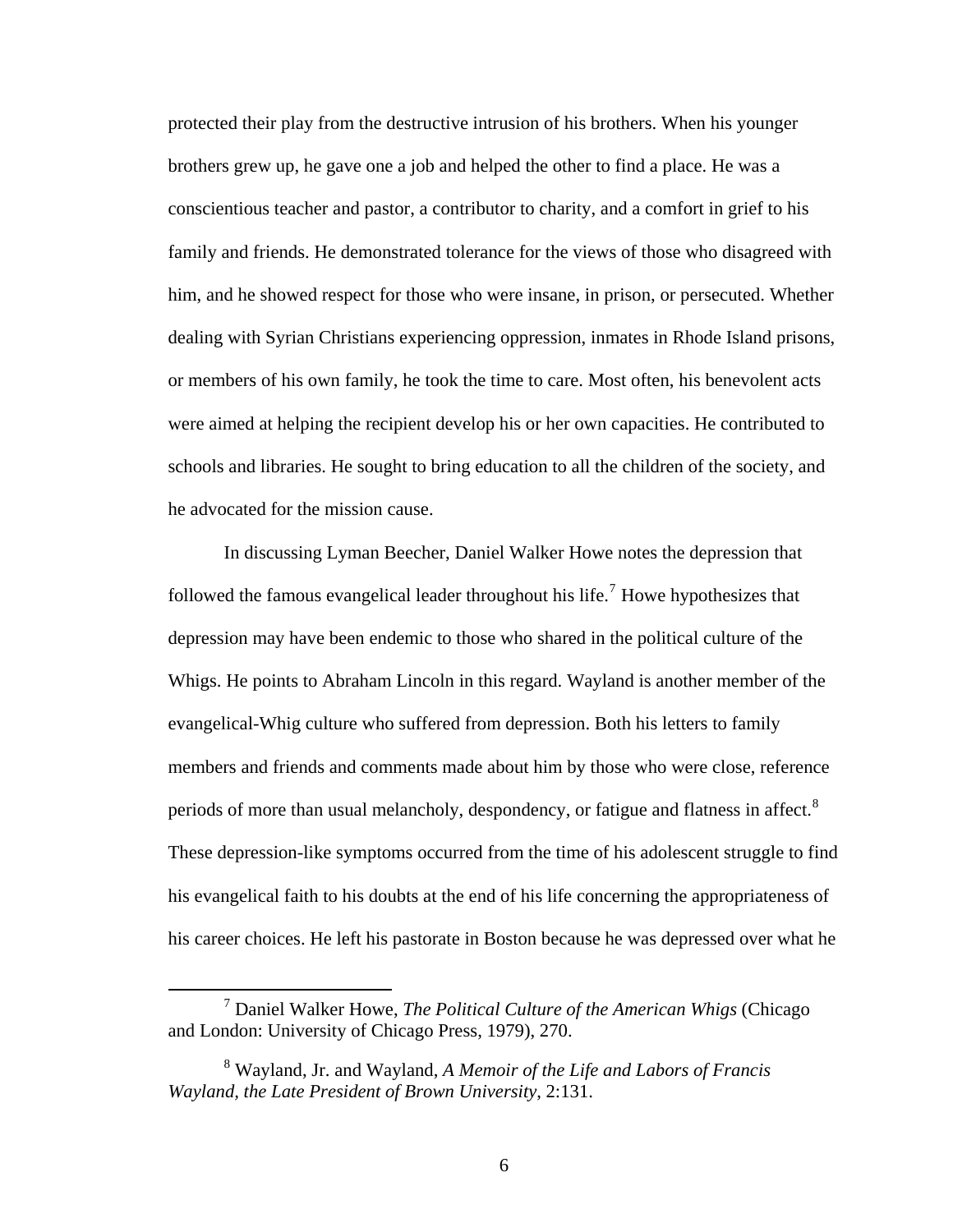protected their play from the destructive intrusion of his brothers. When his younger brothers grew up, he gave one a job and helped the other to find a place. He was a conscientious teacher and pastor, a contributor to charity, and a comfort in grief to his family and friends. He demonstrated tolerance for the views of those who disagreed with him, and he showed respect for those who were insane, in prison, or persecuted. Whether dealing with Syrian Christians experiencing oppression, inmates in Rhode Island prisons, or members of his own family, he took the time to care. Most often, his benevolent acts were aimed at helping the recipient develop his or her own capacities. He contributed to schools and libraries. He sought to bring education to all the children of the society, and he advocated for the mission cause.

In discussing Lyman Beecher, Daniel Walker Howe notes the depression that followed the famous evangelical leader throughout his life.[7] Howe hypothesizes that depression may have been endemic to those who shared in the political culture of the Whigs. He points to Abraham Lincoln in this regard. Wayland is another member of the evangelical-Whig culture who suffered from depression. Both his letters to family members and friends and comments made about him by those who were close, reference periods of more than usual melancholy, despondency, or fatigue and flatness in affect.[8] These depression-like symptoms occurred from the time of his adolescent struggle to find his evangelical faith to his doubts at the end of his life concerning the appropriateness of his career choices. He left his pastorate in Boston because he was depressed over what he

[7] Daniel Walker Howe, *The Political Culture of the American Whigs* (Chicago and London: University of Chicago Press, 1979), 270.

[8] Wayland, Jr. and Wayland, *A Memoir of the Life and Labors of Francis Wayland, the Late President of Brown University*, 2:131.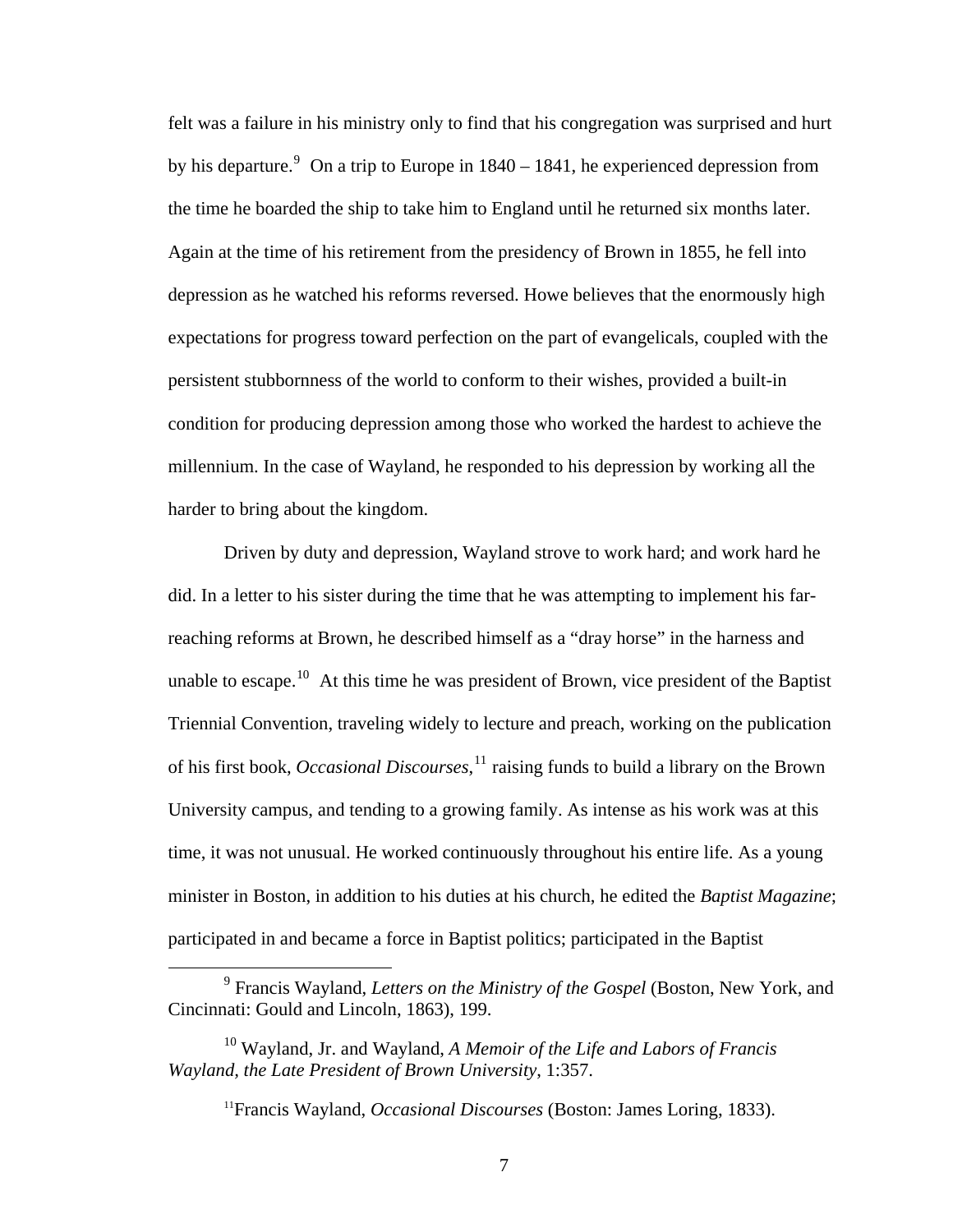felt was a failure in his ministry only to find that his congregation was surprised and hurt by his departure.[9] On a trip to Europe in 1840 – 1841, he experienced depression from the time he boarded the ship to take him to England until he returned six months later. Again at the time of his retirement from the presidency of Brown in 1855, he fell into depression as he watched his reforms reversed. Howe believes that the enormously high expectations for progress toward perfection on the part of evangelicals, coupled with the persistent stubbornness of the world to conform to their wishes, provided a built-in condition for producing depression among those who worked the hardest to achieve the millennium. In the case of Wayland, he responded to his depression by working all the harder to bring about the kingdom.

Driven by duty and depression, Wayland strove to work hard; and work hard he did. In a letter to his sister during the time that he was attempting to implement his far-reaching reforms at Brown, he described himself as a "dray horse" in the harness and unable to escape.[10] At this time he was president of Brown, vice president of the Baptist Triennial Convention, traveling widely to lecture and preach, working on the publication of his first book, *Occasional Discourses*,[11] raising funds to build a library on the Brown University campus, and tending to a growing family. As intense as his work was at this time, it was not unusual. He worked continuously throughout his entire life. As a young minister in Boston, in addition to his duties at his church, he edited the *Baptist Magazine*; participated in and became a force in Baptist politics; participated in the Baptist

---

[9] Francis Wayland, *Letters on the Ministry of the Gospel* (Boston, New York, and Cincinnati: Gould and Lincoln, 1863), 199.

[10] Wayland, Jr. and Wayland, *A Memoir of the Life and Labors of Francis Wayland, the Late President of Brown University*, 1:357.

[11] Francis Wayland, *Occasional Discourses* (Boston: James Loring, 1833).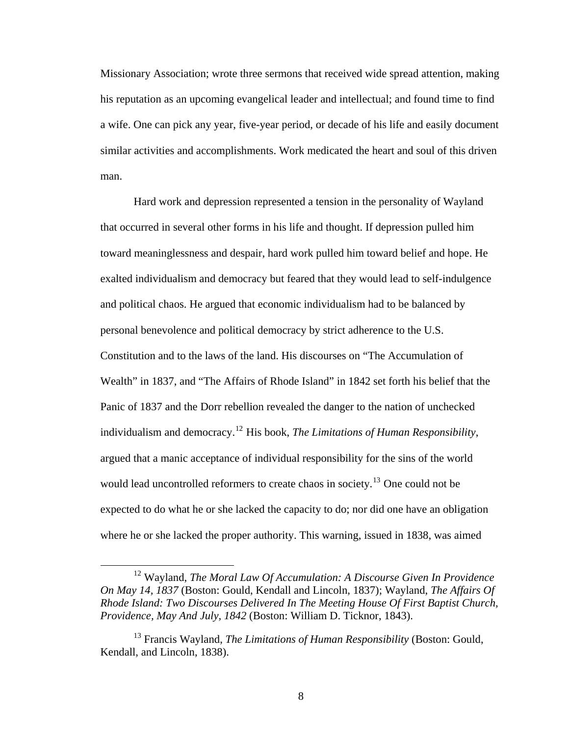Missionary Association; wrote three sermons that received wide spread attention, making his reputation as an upcoming evangelical leader and intellectual; and found time to find a wife. One can pick any year, five-year period, or decade of his life and easily document similar activities and accomplishments. Work medicated the heart and soul of this driven man.

Hard work and depression represented a tension in the personality of Wayland that occurred in several other forms in his life and thought. If depression pulled him toward meaninglessness and despair, hard work pulled him toward belief and hope. He exalted individualism and democracy but feared that they would lead to self-indulgence and political chaos. He argued that economic individualism had to be balanced by personal benevolence and political democracy by strict adherence to the U.S. Constitution and to the laws of the land. His discourses on "The Accumulation of Wealth" in 1837, and "The Affairs of Rhode Island" in 1842 set forth his belief that the Panic of 1837 and the Dorr rebellion revealed the danger to the nation of unchecked individualism and democracy.[12] His book, *The Limitations of Human Responsibility*, argued that a manic acceptance of individual responsibility for the sins of the world would lead uncontrolled reformers to create chaos in society.[13] One could not be expected to do what he or she lacked the capacity to do; nor did one have an obligation where he or she lacked the proper authority. This warning, issued in 1838, was aimed

[12] Wayland, *The Moral Law Of Accumulation: A Discourse Given In Providence On May 14, 1837* (Boston: Gould, Kendall and Lincoln, 1837); Wayland, *The Affairs Of Rhode Island: Two Discourses Delivered In The Meeting House Of First Baptist Church, Providence, May And July, 1842* (Boston: William D. Ticknor, 1843).

[13] Francis Wayland, *The Limitations of Human Responsibility* (Boston: Gould, Kendall, and Lincoln, 1838).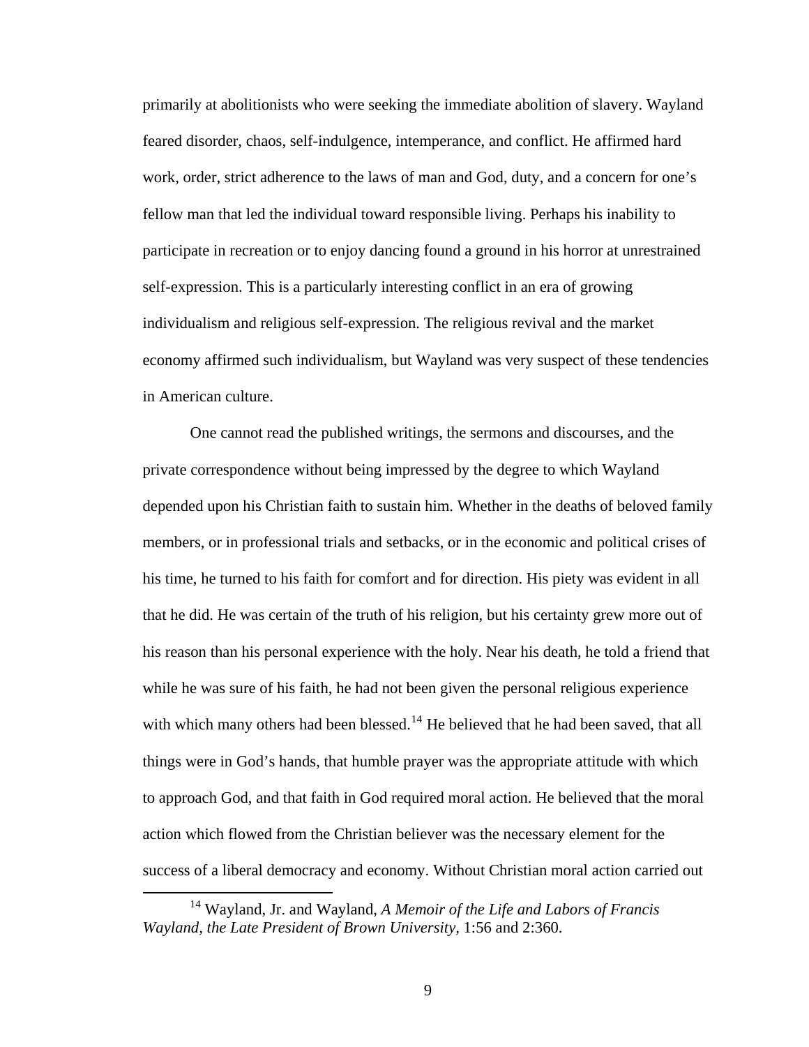primarily at abolitionists who were seeking the immediate abolition of slavery. Wayland feared disorder, chaos, self-indulgence, intemperance, and conflict. He affirmed hard work, order, strict adherence to the laws of man and God, duty, and a concern for one's fellow man that led the individual toward responsible living. Perhaps his inability to participate in recreation or to enjoy dancing found a ground in his horror at unrestrained self-expression. This is a particularly interesting conflict in an era of growing individualism and religious self-expression. The religious revival and the market economy affirmed such individualism, but Wayland was very suspect of these tendencies in American culture.

One cannot read the published writings, the sermons and discourses, and the private correspondence without being impressed by the degree to which Wayland depended upon his Christian faith to sustain him. Whether in the deaths of beloved family members, or in professional trials and setbacks, or in the economic and political crises of his time, he turned to his faith for comfort and for direction. His piety was evident in all that he did. He was certain of the truth of his religion, but his certainty grew more out of his reason than his personal experience with the holy. Near his death, he told a friend that while he was sure of his faith, he had not been given the personal religious experience with which many others had been blessed.[14] He believed that he had been saved, that all things were in God's hands, that humble prayer was the appropriate attitude with which to approach God, and that faith in God required moral action. He believed that the moral action which flowed from the Christian believer was the necessary element for the success of a liberal democracy and economy. Without Christian moral action carried out

[14] Wayland, Jr. and Wayland, *A Memoir of the Life and Labors of Francis Wayland, the Late President of Brown University,* 1:56 and 2:360.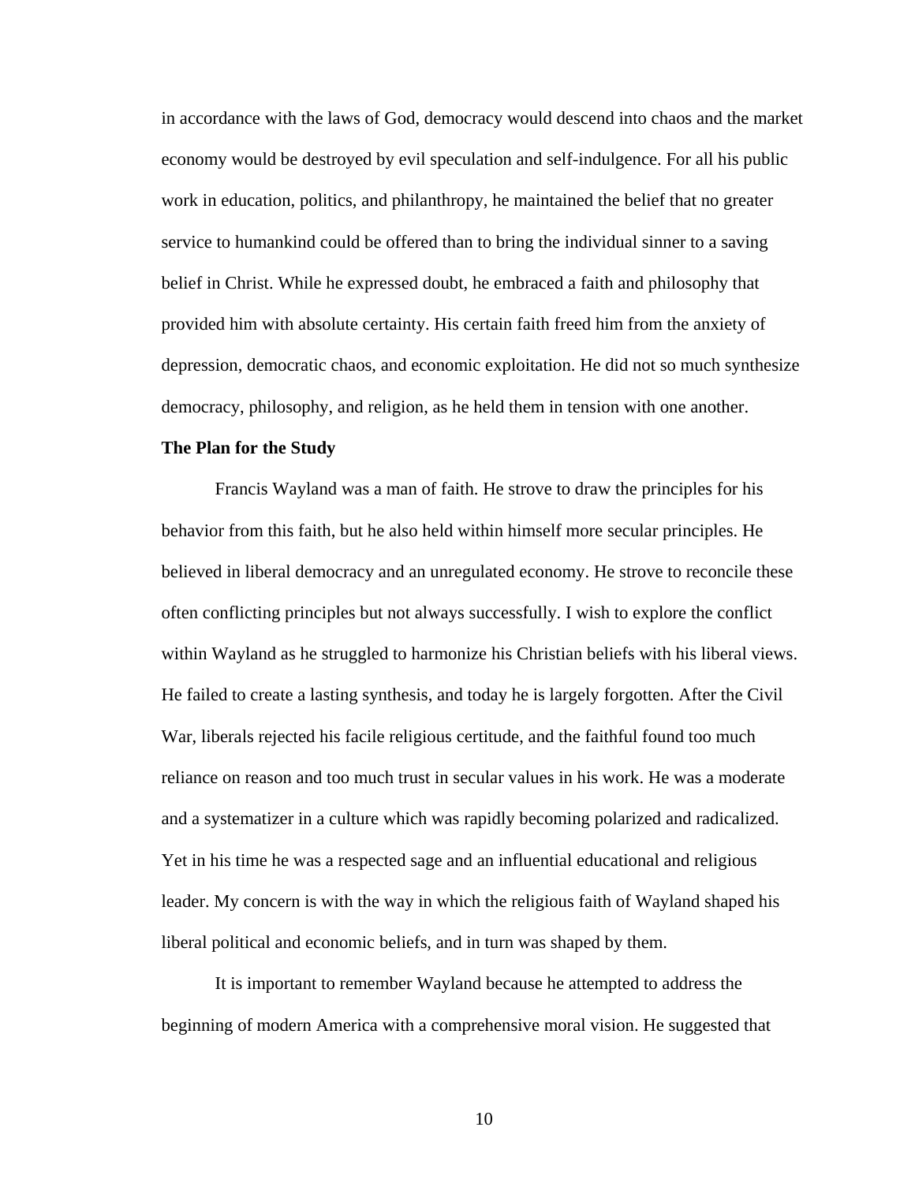in accordance with the laws of God, democracy would descend into chaos and the market economy would be destroyed by evil speculation and self-indulgence. For all his public work in education, politics, and philanthropy, he maintained the belief that no greater service to humankind could be offered than to bring the individual sinner to a saving belief in Christ. While he expressed doubt, he embraced a faith and philosophy that provided him with absolute certainty. His certain faith freed him from the anxiety of depression, democratic chaos, and economic exploitation. He did not so much synthesize democracy, philosophy, and religion, as he held them in tension with one another.

**The Plan for the Study**

Francis Wayland was a man of faith. He strove to draw the principles for his behavior from this faith, but he also held within himself more secular principles. He believed in liberal democracy and an unregulated economy. He strove to reconcile these often conflicting principles but not always successfully. I wish to explore the conflict within Wayland as he struggled to harmonize his Christian beliefs with his liberal views. He failed to create a lasting synthesis, and today he is largely forgotten. After the Civil War, liberals rejected his facile religious certitude, and the faithful found too much reliance on reason and too much trust in secular values in his work. He was a moderate and a systematizer in a culture which was rapidly becoming polarized and radicalized. Yet in his time he was a respected sage and an influential educational and religious leader. My concern is with the way in which the religious faith of Wayland shaped his liberal political and economic beliefs, and in turn was shaped by them.

It is important to remember Wayland because he attempted to address the beginning of modern America with a comprehensive moral vision. He suggested that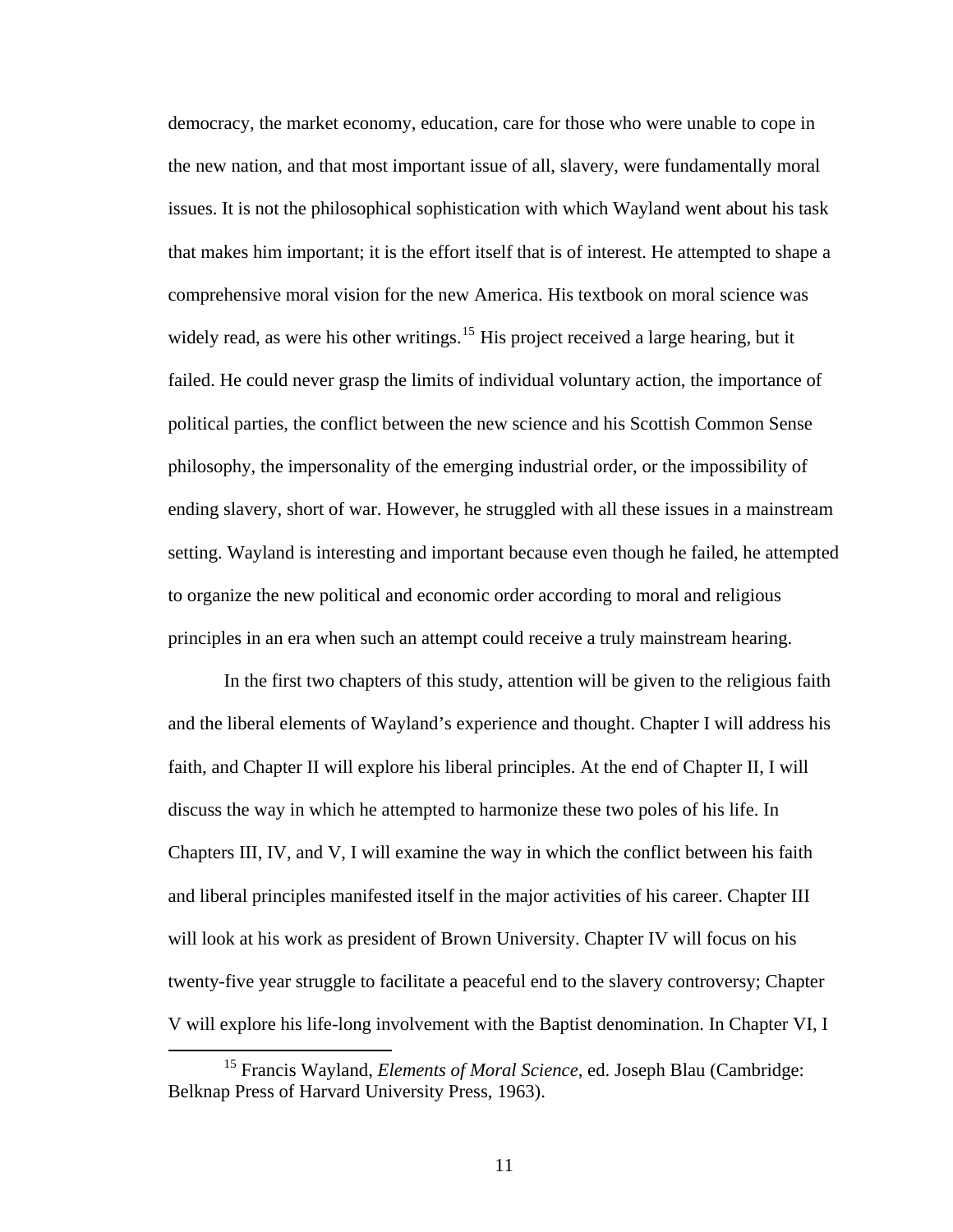democracy, the market economy, education, care for those who were unable to cope in the new nation, and that most important issue of all, slavery, were fundamentally moral issues. It is not the philosophical sophistication with which Wayland went about his task that makes him important; it is the effort itself that is of interest. He attempted to shape a comprehensive moral vision for the new America. His textbook on moral science was widely read, as were his other writings.[15] His project received a large hearing, but it failed. He could never grasp the limits of individual voluntary action, the importance of political parties, the conflict between the new science and his Scottish Common Sense philosophy, the impersonality of the emerging industrial order, or the impossibility of ending slavery, short of war. However, he struggled with all these issues in a mainstream setting. Wayland is interesting and important because even though he failed, he attempted to organize the new political and economic order according to moral and religious principles in an era when such an attempt could receive a truly mainstream hearing.

In the first two chapters of this study, attention will be given to the religious faith and the liberal elements of Wayland's experience and thought. Chapter I will address his faith, and Chapter II will explore his liberal principles. At the end of Chapter II, I will discuss the way in which he attempted to harmonize these two poles of his life. In Chapters III, IV, and V, I will examine the way in which the conflict between his faith and liberal principles manifested itself in the major activities of his career. Chapter III will look at his work as president of Brown University. Chapter IV will focus on his twenty-five year struggle to facilitate a peaceful end to the slavery controversy; Chapter V will explore his life-long involvement with the Baptist denomination. In Chapter VI, I

---

[15] Francis Wayland, *Elements of Moral Science,* ed. Joseph Blau (Cambridge: Belknap Press of Harvard University Press, 1963).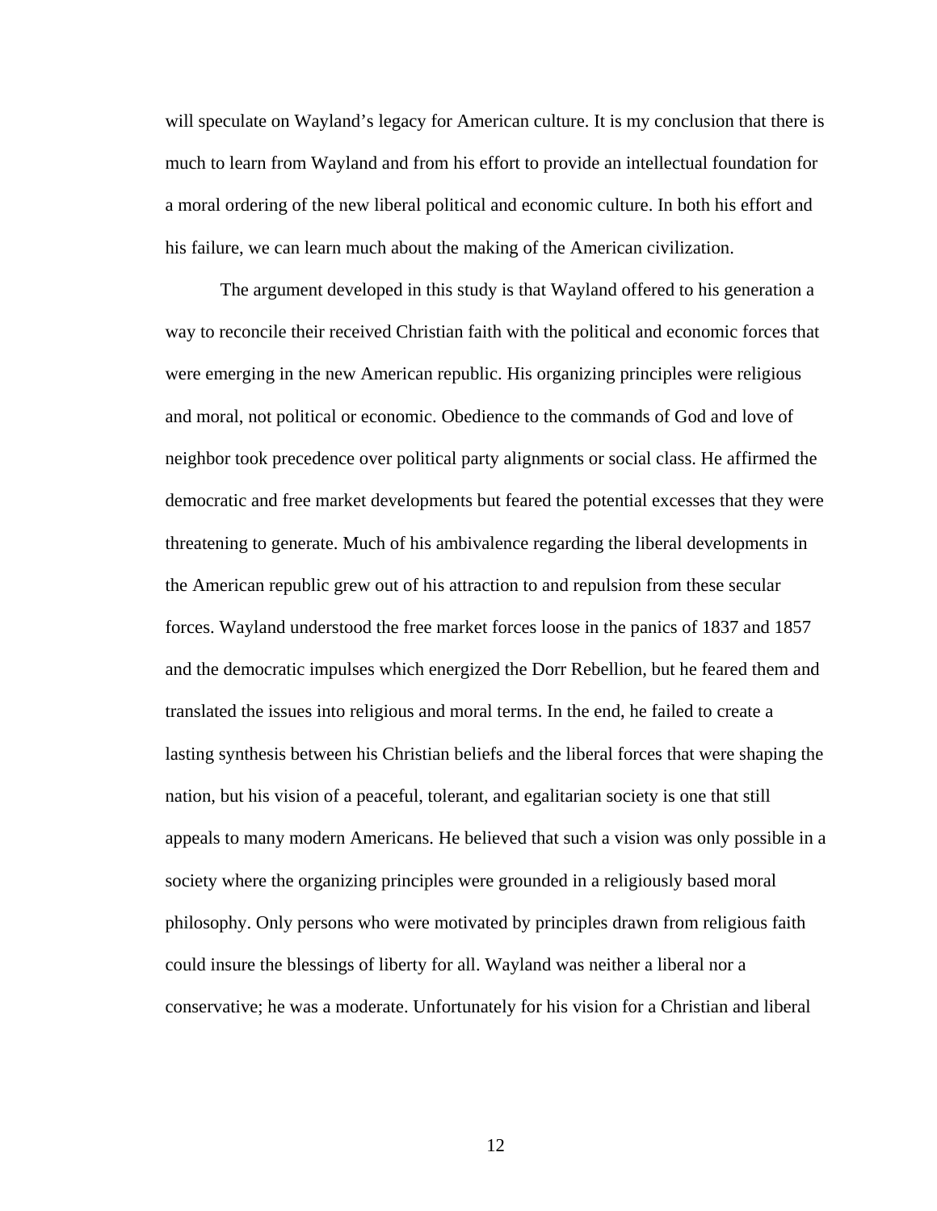will speculate on Wayland's legacy for American culture. It is my conclusion that there is much to learn from Wayland and from his effort to provide an intellectual foundation for a moral ordering of the new liberal political and economic culture. In both his effort and his failure, we can learn much about the making of the American civilization.

The argument developed in this study is that Wayland offered to his generation a way to reconcile their received Christian faith with the political and economic forces that were emerging in the new American republic. His organizing principles were religious and moral, not political or economic. Obedience to the commands of God and love of neighbor took precedence over political party alignments or social class. He affirmed the democratic and free market developments but feared the potential excesses that they were threatening to generate. Much of his ambivalence regarding the liberal developments in the American republic grew out of his attraction to and repulsion from these secular forces. Wayland understood the free market forces loose in the panics of 1837 and 1857 and the democratic impulses which energized the Dorr Rebellion, but he feared them and translated the issues into religious and moral terms. In the end, he failed to create a lasting synthesis between his Christian beliefs and the liberal forces that were shaping the nation, but his vision of a peaceful, tolerant, and egalitarian society is one that still appeals to many modern Americans. He believed that such a vision was only possible in a society where the organizing principles were grounded in a religiously based moral philosophy. Only persons who were motivated by principles drawn from religious faith could insure the blessings of liberty for all. Wayland was neither a liberal nor a conservative; he was a moderate. Unfortunately for his vision for a Christian and liberal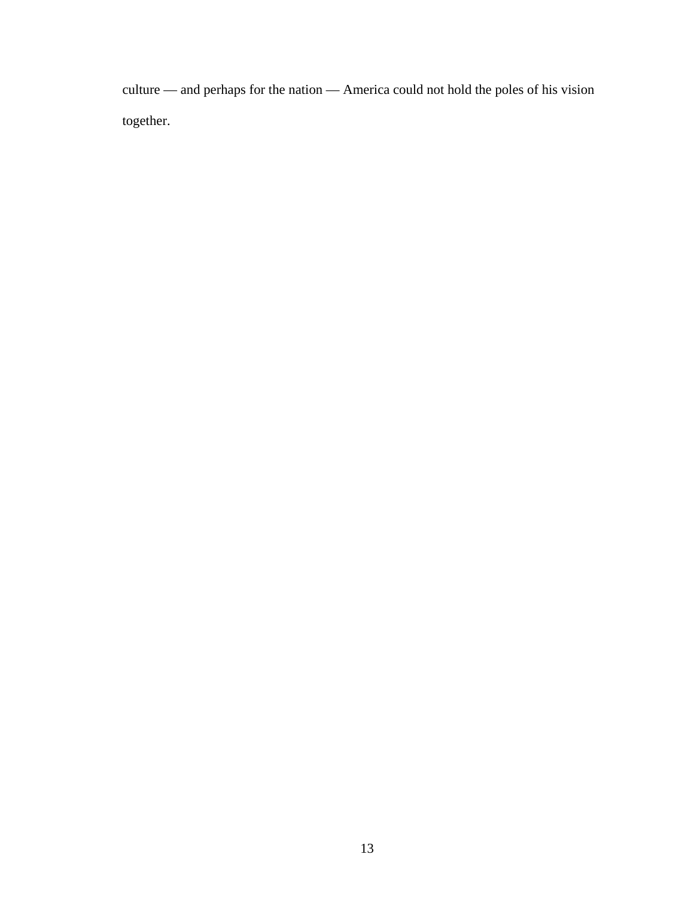culture — and perhaps for the nation — America could not hold the poles of his vision together.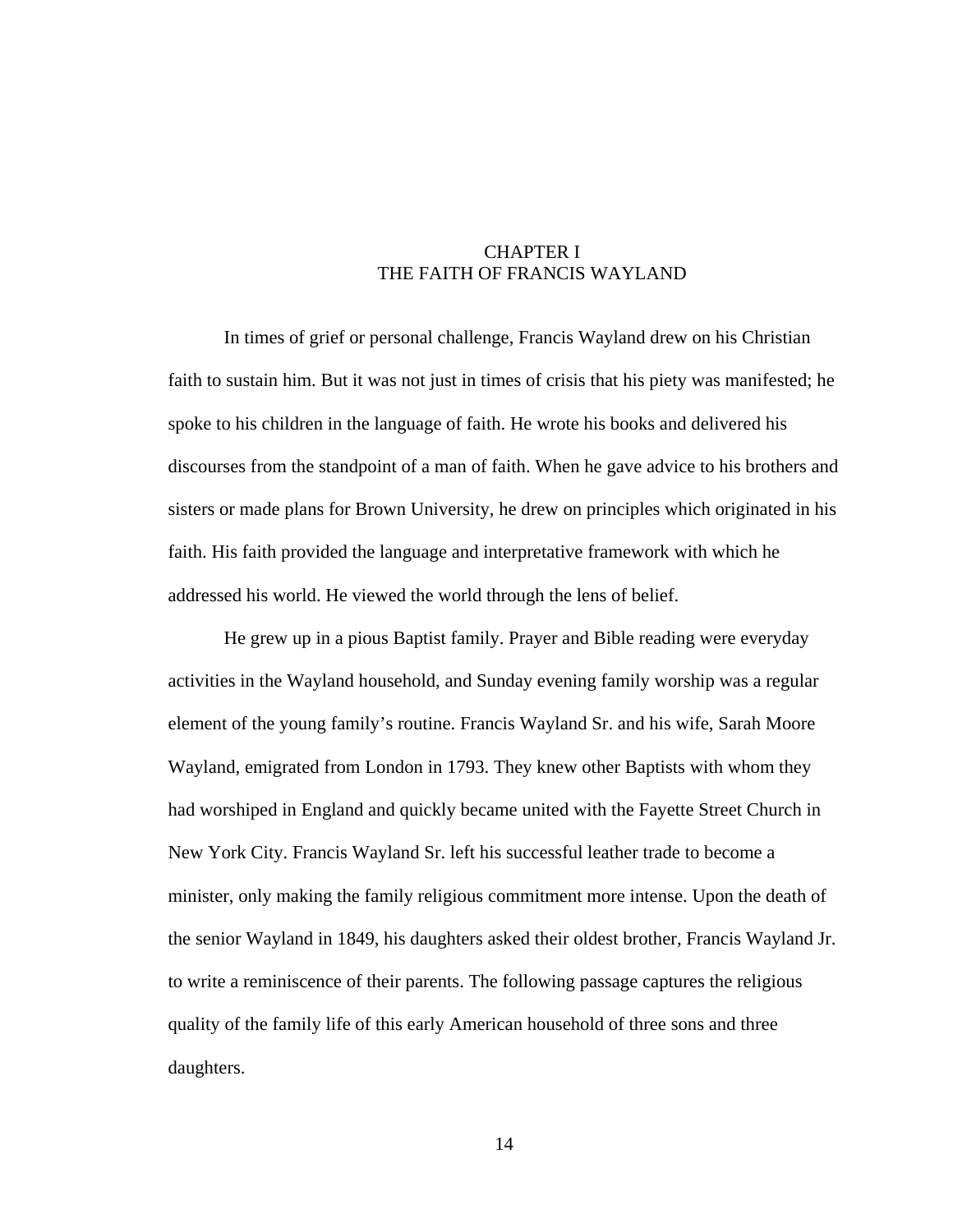# CHAPTER I
# THE FAITH OF FRANCIS WAYLAND

In times of grief or personal challenge, Francis Wayland drew on his Christian faith to sustain him. But it was not just in times of crisis that his piety was manifested; he spoke to his children in the language of faith. He wrote his books and delivered his discourses from the standpoint of a man of faith. When he gave advice to his brothers and sisters or made plans for Brown University, he drew on principles which originated in his faith. His faith provided the language and interpretative framework with which he addressed his world. He viewed the world through the lens of belief.

He grew up in a pious Baptist family. Prayer and Bible reading were everyday activities in the Wayland household, and Sunday evening family worship was a regular element of the young family's routine. Francis Wayland Sr. and his wife, Sarah Moore Wayland, emigrated from London in 1793. They knew other Baptists with whom they had worshiped in England and quickly became united with the Fayette Street Church in New York City. Francis Wayland Sr. left his successful leather trade to become a minister, only making the family religious commitment more intense. Upon the death of the senior Wayland in 1849, his daughters asked their oldest brother, Francis Wayland Jr. to write a reminiscence of their parents. The following passage captures the religious quality of the family life of this early American household of three sons and three daughters.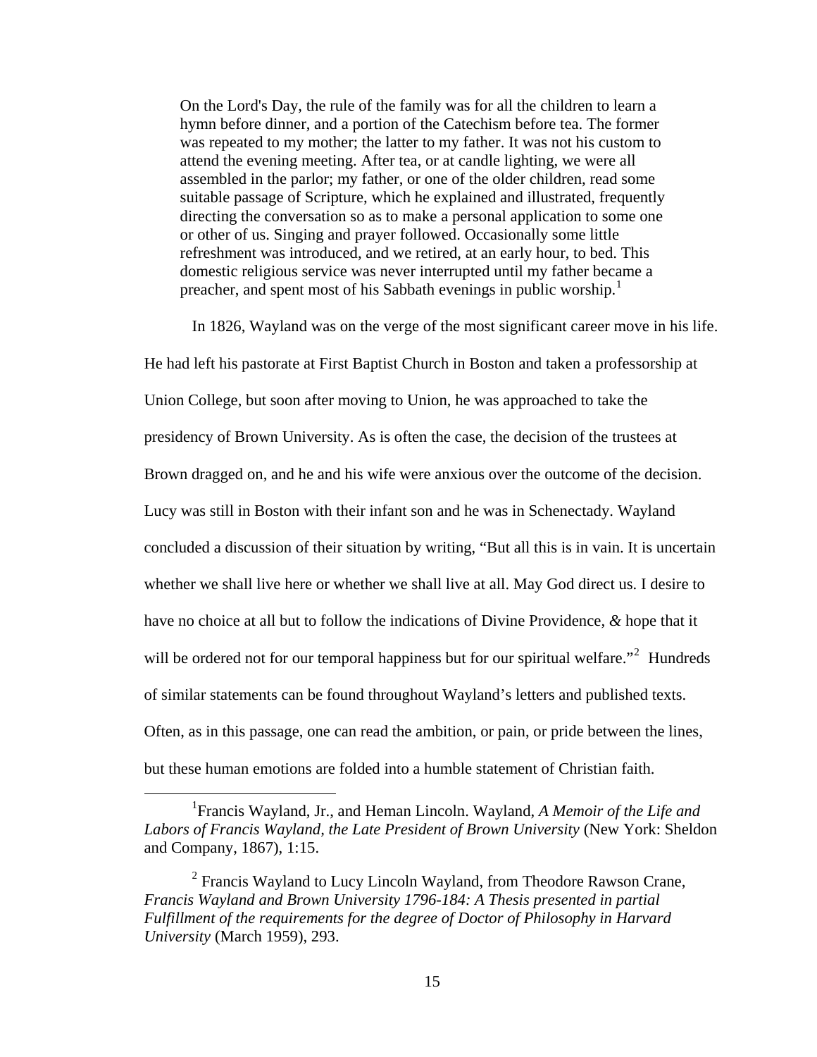> On the Lord's Day, the rule of the family was for all the children to learn a hymn before dinner, and a portion of the Catechism before tea. The former was repeated to my mother; the latter to my father. It was not his custom to attend the evening meeting. After tea, or at candle lighting, we were all assembled in the parlor; my father, or one of the older children, read some suitable passage of Scripture, which he explained and illustrated, frequently directing the conversation so as to make a personal application to some one or other of us. Singing and prayer followed. Occasionally some little refreshment was introduced, and we retired, at an early hour, to bed. This domestic religious service was never interrupted until my father became a preacher, and spent most of his Sabbath evenings in public worship.[1]

In 1826, Wayland was on the verge of the most significant career move in his life. He had left his pastorate at First Baptist Church in Boston and taken a professorship at Union College, but soon after moving to Union, he was approached to take the presidency of Brown University. As is often the case, the decision of the trustees at Brown dragged on, and he and his wife were anxious over the outcome of the decision. Lucy was still in Boston with their infant son and he was in Schenectady. Wayland concluded a discussion of their situation by writing, "But all this is in vain. It is uncertain whether we shall live here or whether we shall live at all. May God direct us. I desire to have no choice at all but to follow the indications of Divine Providence, *&* hope that it will be ordered not for our temporal happiness but for our spiritual welfare."[2] Hundreds of similar statements can be found throughout Wayland's letters and published texts. Often, as in this passage, one can read the ambition, or pain, or pride between the lines, but these human emotions are folded into a humble statement of Christian faith.

---

[1] Francis Wayland, Jr., and Heman Lincoln. Wayland, *A Memoir of the Life and Labors of Francis Wayland, the Late President of Brown University* (New York: Sheldon and Company, 1867), 1:15.

[2] Francis Wayland to Lucy Lincoln Wayland, from Theodore Rawson Crane, *Francis Wayland and Brown University 1796-184: A Thesis presented in partial Fulfillment of the requirements for the degree of Doctor of Philosophy in Harvard University* (March 1959), 293.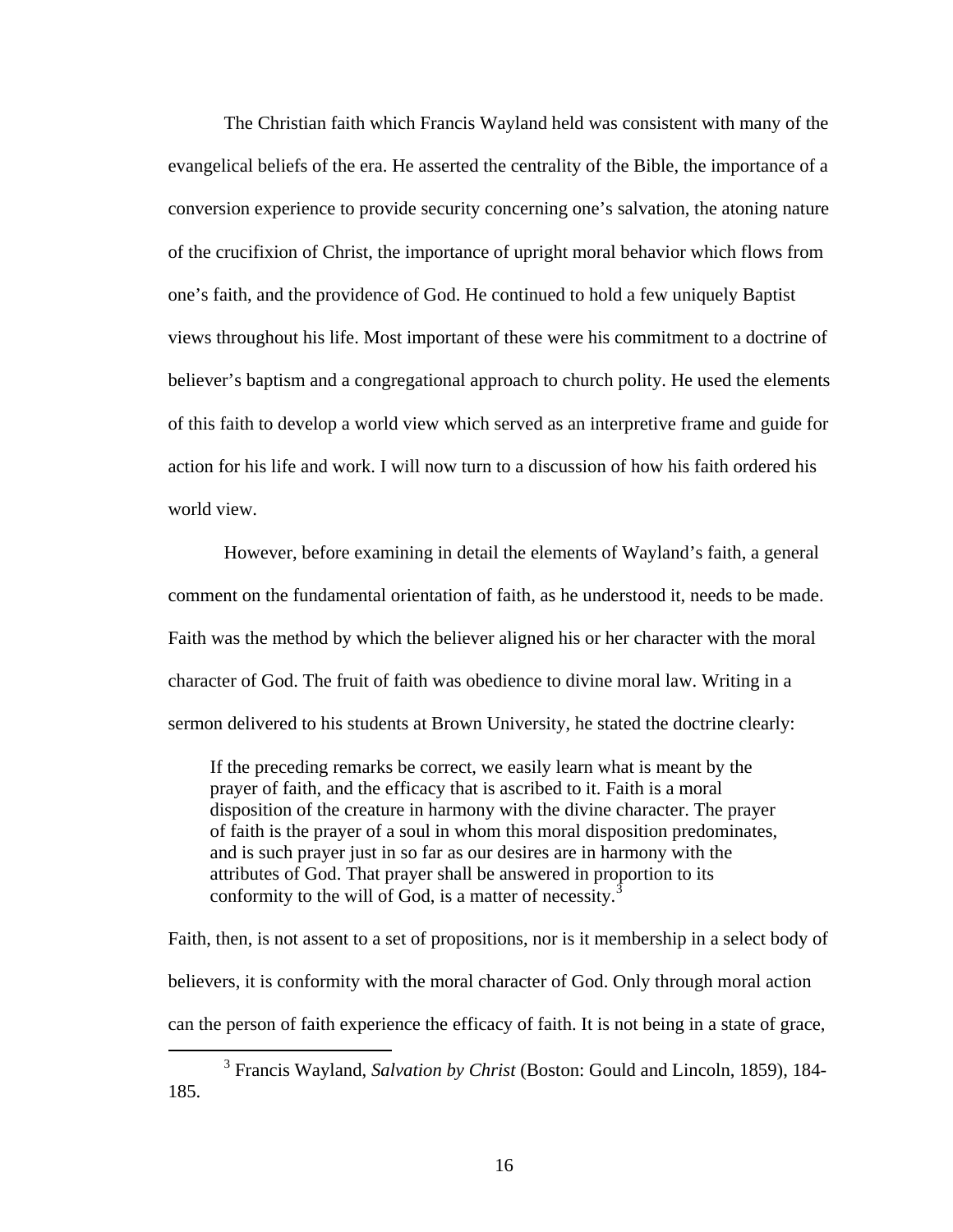The Christian faith which Francis Wayland held was consistent with many of the evangelical beliefs of the era. He asserted the centrality of the Bible, the importance of a conversion experience to provide security concerning one's salvation, the atoning nature of the crucifixion of Christ, the importance of upright moral behavior which flows from one's faith, and the providence of God. He continued to hold a few uniquely Baptist views throughout his life. Most important of these were his commitment to a doctrine of believer's baptism and a congregational approach to church polity. He used the elements of this faith to develop a world view which served as an interpretive frame and guide for action for his life and work. I will now turn to a discussion of how his faith ordered his world view.

However, before examining in detail the elements of Wayland's faith, a general comment on the fundamental orientation of faith, as he understood it, needs to be made. Faith was the method by which the believer aligned his or her character with the moral character of God. The fruit of faith was obedience to divine moral law. Writing in a sermon delivered to his students at Brown University, he stated the doctrine clearly:

> If the preceding remarks be correct, we easily learn what is meant by the prayer of faith, and the efficacy that is ascribed to it. Faith is a moral disposition of the creature in harmony with the divine character. The prayer of faith is the prayer of a soul in whom this moral disposition predominates, and is such prayer just in so far as our desires are in harmony with the attributes of God. That prayer shall be answered in proportion to its conformity to the will of God, is a matter of necessity.[3]

Faith, then, is not assent to a set of propositions, nor is it membership in a select body of believers, it is conformity with the moral character of God. Only through moral action can the person of faith experience the efficacy of faith. It is not being in a state of grace,

---

[3] Francis Wayland, *Salvation by Christ* (Boston: Gould and Lincoln, 1859), 184-185.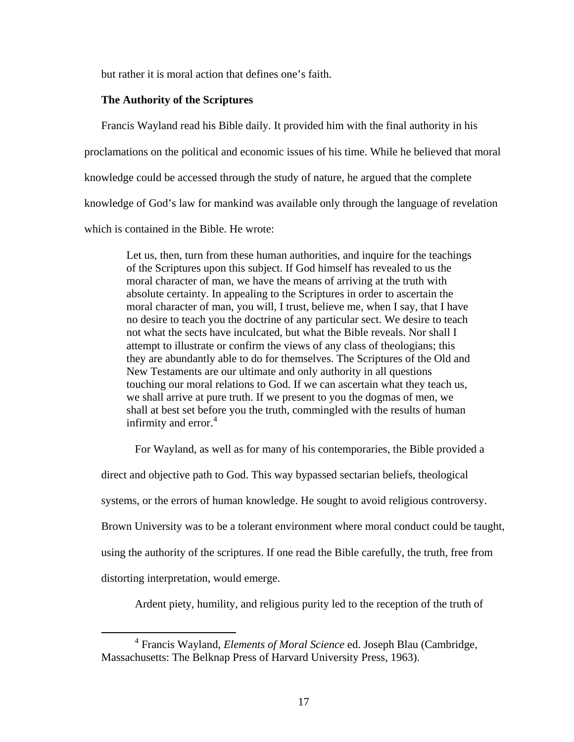but rather it is moral action that defines one's faith.

**The Authority of the Scriptures**

Francis Wayland read his Bible daily. It provided him with the final authority in his proclamations on the political and economic issues of his time. While he believed that moral knowledge could be accessed through the study of nature, he argued that the complete knowledge of God's law for mankind was available only through the language of revelation which is contained in the Bible. He wrote:

> Let us, then, turn from these human authorities, and inquire for the teachings of the Scriptures upon this subject. If God himself has revealed to us the moral character of man, we have the means of arriving at the truth with absolute certainty. In appealing to the Scriptures in order to ascertain the moral character of man, you will, I trust, believe me, when I say, that I have no desire to teach you the doctrine of any particular sect. We desire to teach not what the sects have inculcated, but what the Bible reveals. Nor shall I attempt to illustrate or confirm the views of any class of theologians; this they are abundantly able to do for themselves. The Scriptures of the Old and New Testaments are our ultimate and only authority in all questions touching our moral relations to God. If we can ascertain what they teach us, we shall arrive at pure truth. If we present to you the dogmas of men, we shall at best set before you the truth, commingled with the results of human infirmity and error.[4]

For Wayland, as well as for many of his contemporaries, the Bible provided a direct and objective path to God. This way bypassed sectarian beliefs, theological systems, or the errors of human knowledge. He sought to avoid religious controversy. Brown University was to be a tolerant environment where moral conduct could be taught, using the authority of the scriptures. If one read the Bible carefully, the truth, free from distorting interpretation, would emerge.

Ardent piety, humility, and religious purity led to the reception of the truth of

---

[4] Francis Wayland, *Elements of Moral Science* ed. Joseph Blau (Cambridge, Massachusetts: The Belknap Press of Harvard University Press, 1963).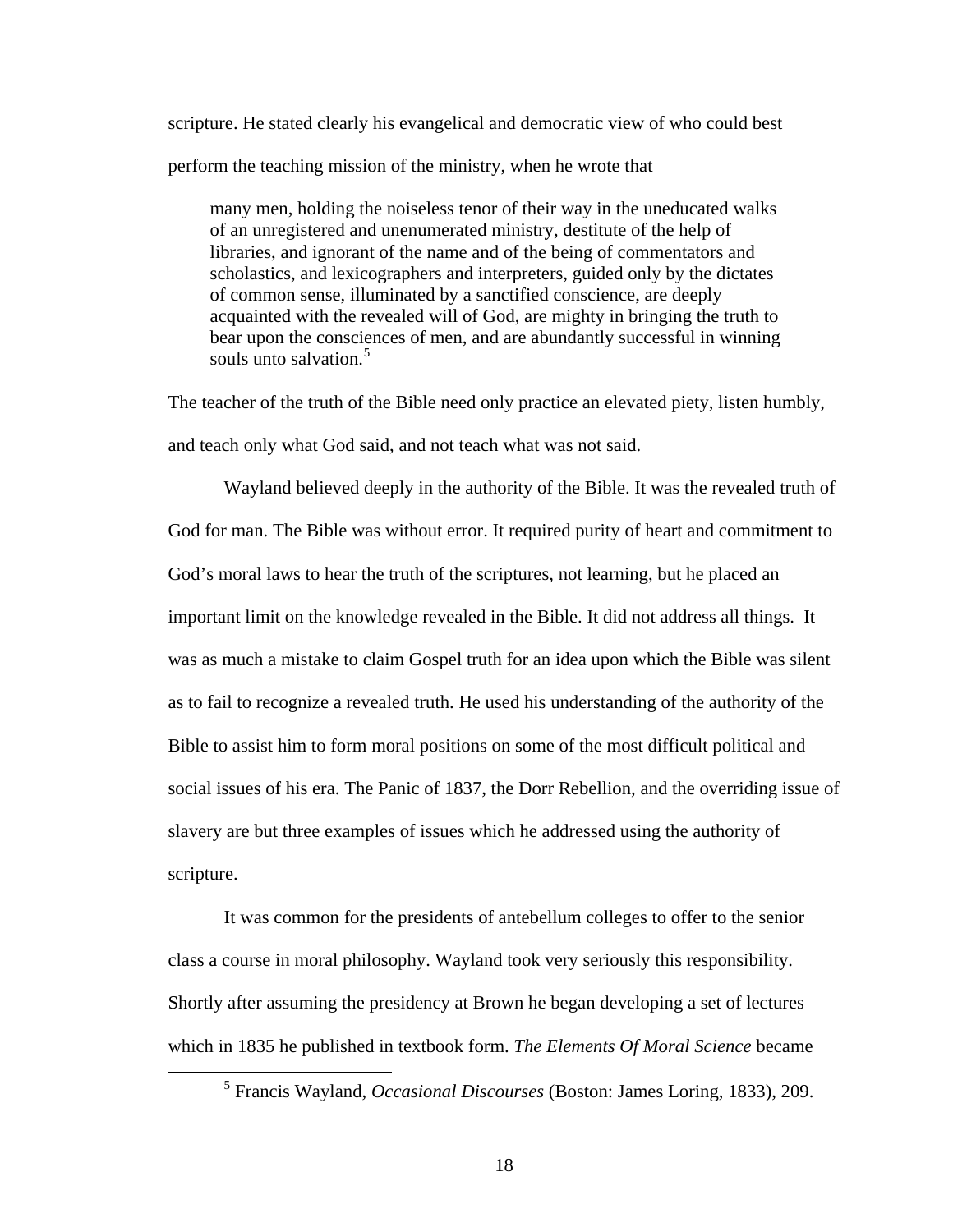scripture. He stated clearly his evangelical and democratic view of who could best perform the teaching mission of the ministry, when he wrote that

> many men, holding the noiseless tenor of their way in the uneducated walks of an unregistered and unenumerated ministry, destitute of the help of libraries, and ignorant of the name and of the being of commentators and scholastics, and lexicographers and interpreters, guided only by the dictates of common sense, illuminated by a sanctified conscience, are deeply acquainted with the revealed will of God, are mighty in bringing the truth to bear upon the consciences of men, and are abundantly successful in winning souls unto salvation.[5]

The teacher of the truth of the Bible need only practice an elevated piety, listen humbly, and teach only what God said, and not teach what was not said.

Wayland believed deeply in the authority of the Bible. It was the revealed truth of God for man. The Bible was without error. It required purity of heart and commitment to God's moral laws to hear the truth of the scriptures, not learning, but he placed an important limit on the knowledge revealed in the Bible. It did not address all things. It was as much a mistake to claim Gospel truth for an idea upon which the Bible was silent as to fail to recognize a revealed truth. He used his understanding of the authority of the Bible to assist him to form moral positions on some of the most difficult political and social issues of his era. The Panic of 1837, the Dorr Rebellion, and the overriding issue of slavery are but three examples of issues which he addressed using the authority of scripture.

It was common for the presidents of antebellum colleges to offer to the senior class a course in moral philosophy. Wayland took very seriously this responsibility. Shortly after assuming the presidency at Brown he began developing a set of lectures which in 1835 he published in textbook form. *The Elements Of Moral Science* became

---

[5] Francis Wayland, *Occasional Discourses* (Boston: James Loring, 1833), 209.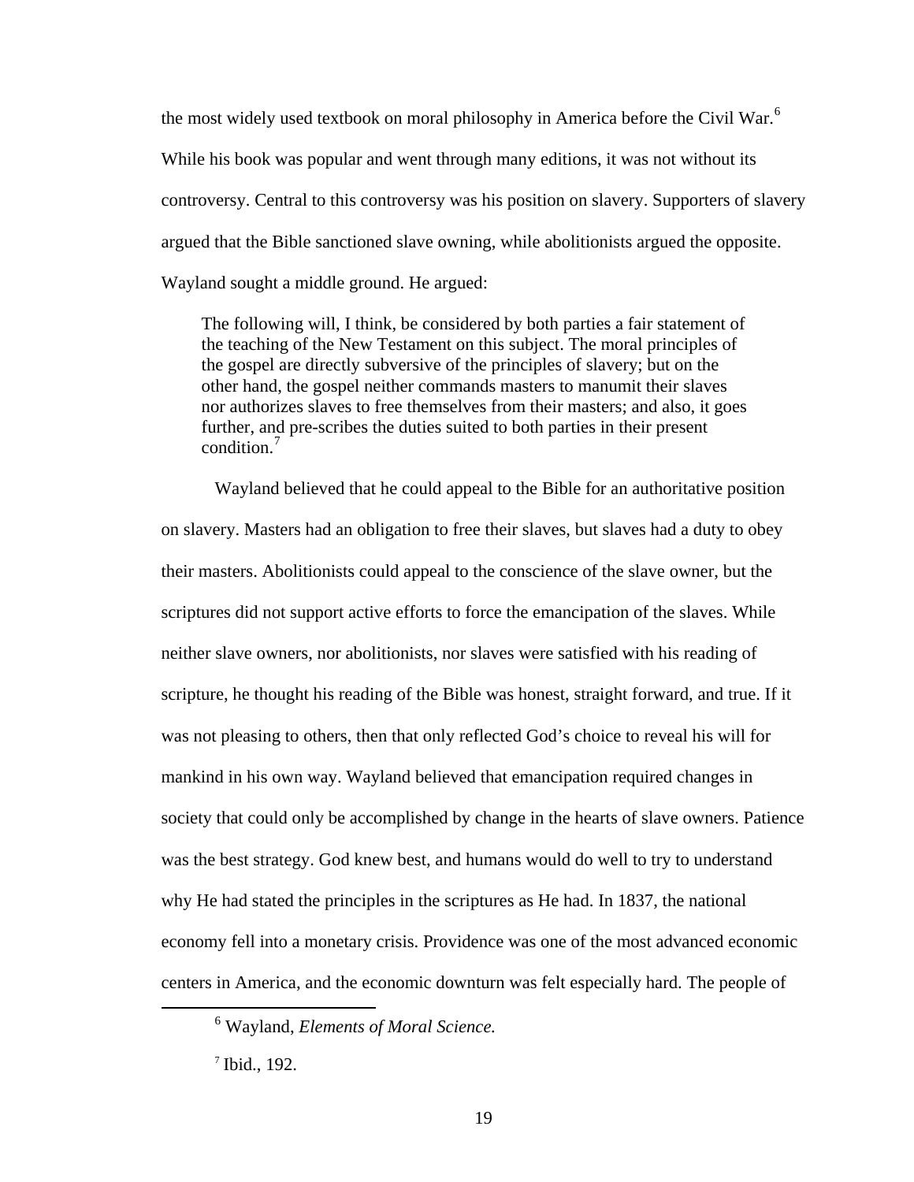the most widely used textbook on moral philosophy in America before the Civil War.[6] While his book was popular and went through many editions, it was not without its controversy. Central to this controversy was his position on slavery. Supporters of slavery argued that the Bible sanctioned slave owning, while abolitionists argued the opposite. Wayland sought a middle ground. He argued:

> The following will, I think, be considered by both parties a fair statement of the teaching of the New Testament on this subject. The moral principles of the gospel are directly subversive of the principles of slavery; but on the other hand, the gospel neither commands masters to manumit their slaves nor authorizes slaves to free themselves from their masters; and also, it goes further, and pre-scribes the duties suited to both parties in their present condition.[7]

Wayland believed that he could appeal to the Bible for an authoritative position on slavery. Masters had an obligation to free their slaves, but slaves had a duty to obey their masters. Abolitionists could appeal to the conscience of the slave owner, but the scriptures did not support active efforts to force the emancipation of the slaves. While neither slave owners, nor abolitionists, nor slaves were satisfied with his reading of scripture, he thought his reading of the Bible was honest, straight forward, and true. If it was not pleasing to others, then that only reflected God's choice to reveal his will for mankind in his own way. Wayland believed that emancipation required changes in society that could only be accomplished by change in the hearts of slave owners. Patience was the best strategy. God knew best, and humans would do well to try to understand why He had stated the principles in the scriptures as He had. In 1837, the national economy fell into a monetary crisis. Providence was one of the most advanced economic centers in America, and the economic downturn was felt especially hard. The people of

---

[6] Wayland, *Elements of Moral Science.*

[7] Ibid., 192.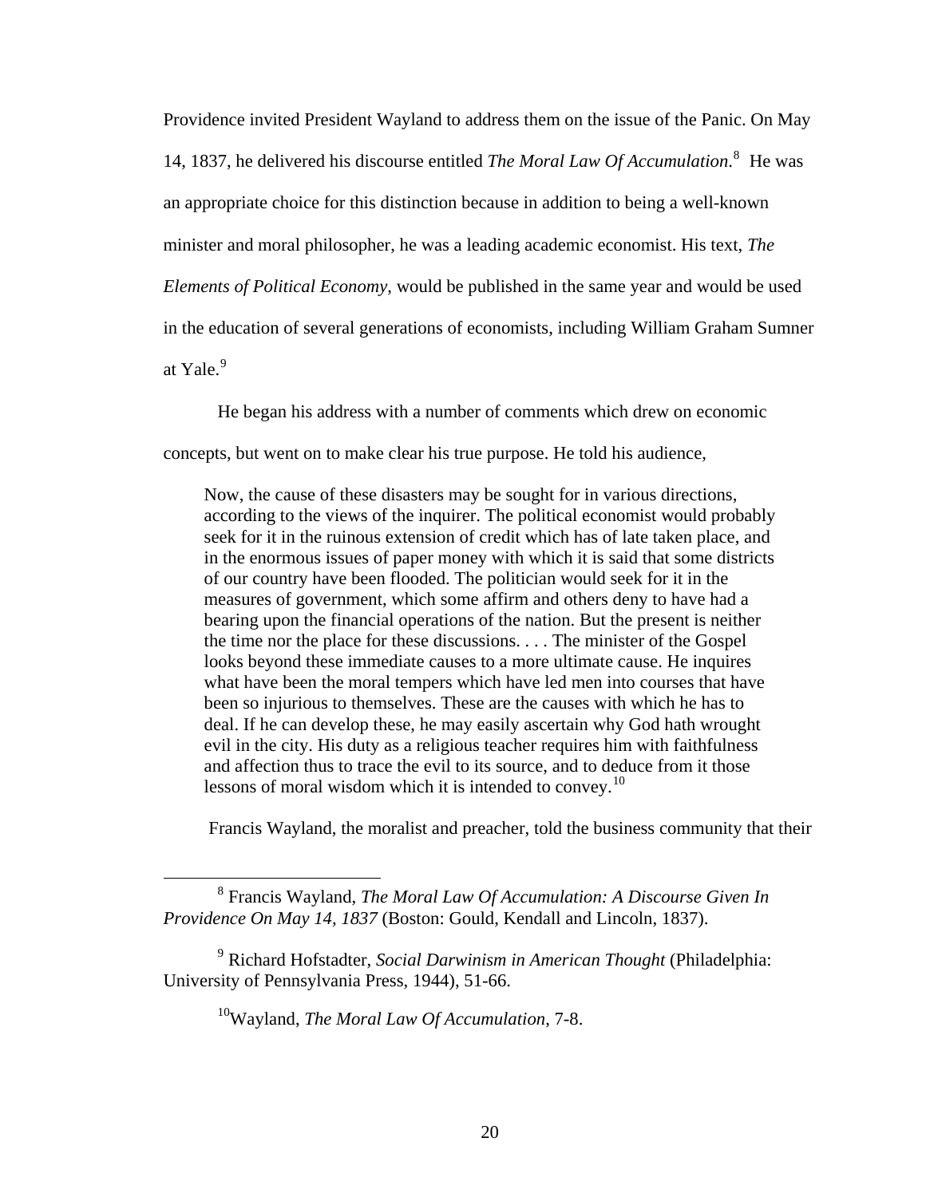Providence invited President Wayland to address them on the issue of the Panic. On May 14, 1837, he delivered his discourse entitled *The Moral Law Of Accumulation*.[8] He was an appropriate choice for this distinction because in addition to being a well-known minister and moral philosopher, he was a leading academic economist. His text, *The Elements of Political Economy*, would be published in the same year and would be used in the education of several generations of economists, including William Graham Sumner at Yale.[9]

He began his address with a number of comments which drew on economic concepts, but went on to make clear his true purpose. He told his audience,

> Now, the cause of these disasters may be sought for in various directions, according to the views of the inquirer. The political economist would probably seek for it in the ruinous extension of credit which has of late taken place, and in the enormous issues of paper money with which it is said that some districts of our country have been flooded. The politician would seek for it in the measures of government, which some affirm and others deny to have had a bearing upon the financial operations of the nation. But the present is neither the time nor the place for these discussions. . . . The minister of the Gospel looks beyond these immediate causes to a more ultimate cause. He inquires what have been the moral tempers which have led men into courses that have been so injurious to themselves. These are the causes with which he has to deal. If he can develop these, he may easily ascertain why God hath wrought evil in the city. His duty as a religious teacher requires him with faithfulness and affection thus to trace the evil to its source, and to deduce from it those lessons of moral wisdom which it is intended to convey.[10]

Francis Wayland, the moralist and preacher, told the business community that their

---

[8] Francis Wayland, *The Moral Law Of Accumulation: A Discourse Given In Providence On May 14, 1837* (Boston: Gould, Kendall and Lincoln, 1837).

[9] Richard Hofstadter, *Social Darwinism in American Thought* (Philadelphia: University of Pennsylvania Press, 1944), 51-66.

[10] Wayland, *The Moral Law Of Accumulation*, 7-8.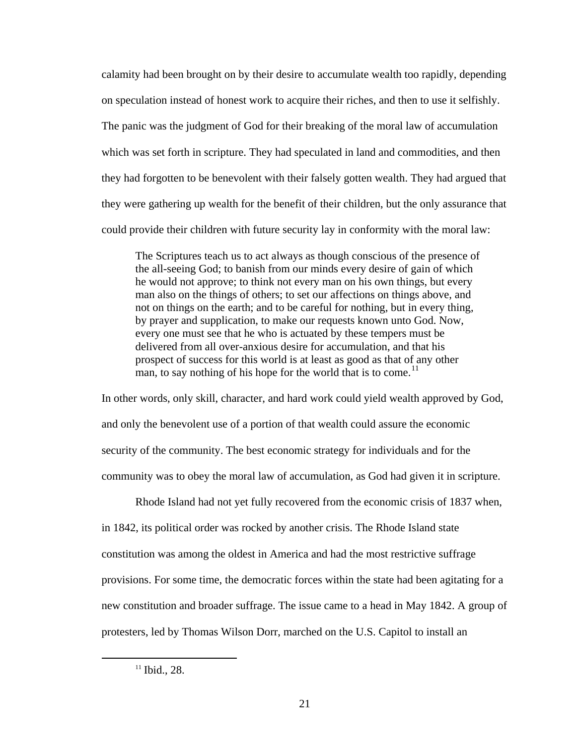calamity had been brought on by their desire to accumulate wealth too rapidly, depending on speculation instead of honest work to acquire their riches, and then to use it selfishly. The panic was the judgment of God for their breaking of the moral law of accumulation which was set forth in scripture. They had speculated in land and commodities, and then they had forgotten to be benevolent with their falsely gotten wealth. They had argued that they were gathering up wealth for the benefit of their children, but the only assurance that could provide their children with future security lay in conformity with the moral law:

> The Scriptures teach us to act always as though conscious of the presence of the all-seeing God; to banish from our minds every desire of gain of which he would not approve; to think not every man on his own things, but every man also on the things of others; to set our affections on things above, and not on things on the earth; and to be careful for nothing, but in every thing, by prayer and supplication, to make our requests known unto God. Now, every one must see that he who is actuated by these tempers must be delivered from all over-anxious desire for accumulation, and that his prospect of success for this world is at least as good as that of any other man, to say nothing of his hope for the world that is to come.[11]

In other words, only skill, character, and hard work could yield wealth approved by God, and only the benevolent use of a portion of that wealth could assure the economic security of the community. The best economic strategy for individuals and for the community was to obey the moral law of accumulation, as God had given it in scripture.

Rhode Island had not yet fully recovered from the economic crisis of 1837 when, in 1842, its political order was rocked by another crisis. The Rhode Island state constitution was among the oldest in America and had the most restrictive suffrage provisions. For some time, the democratic forces within the state had been agitating for a new constitution and broader suffrage. The issue came to a head in May 1842. A group of protesters, led by Thomas Wilson Dorr, marched on the U.S. Capitol to install an

---

[11] Ibid., 28.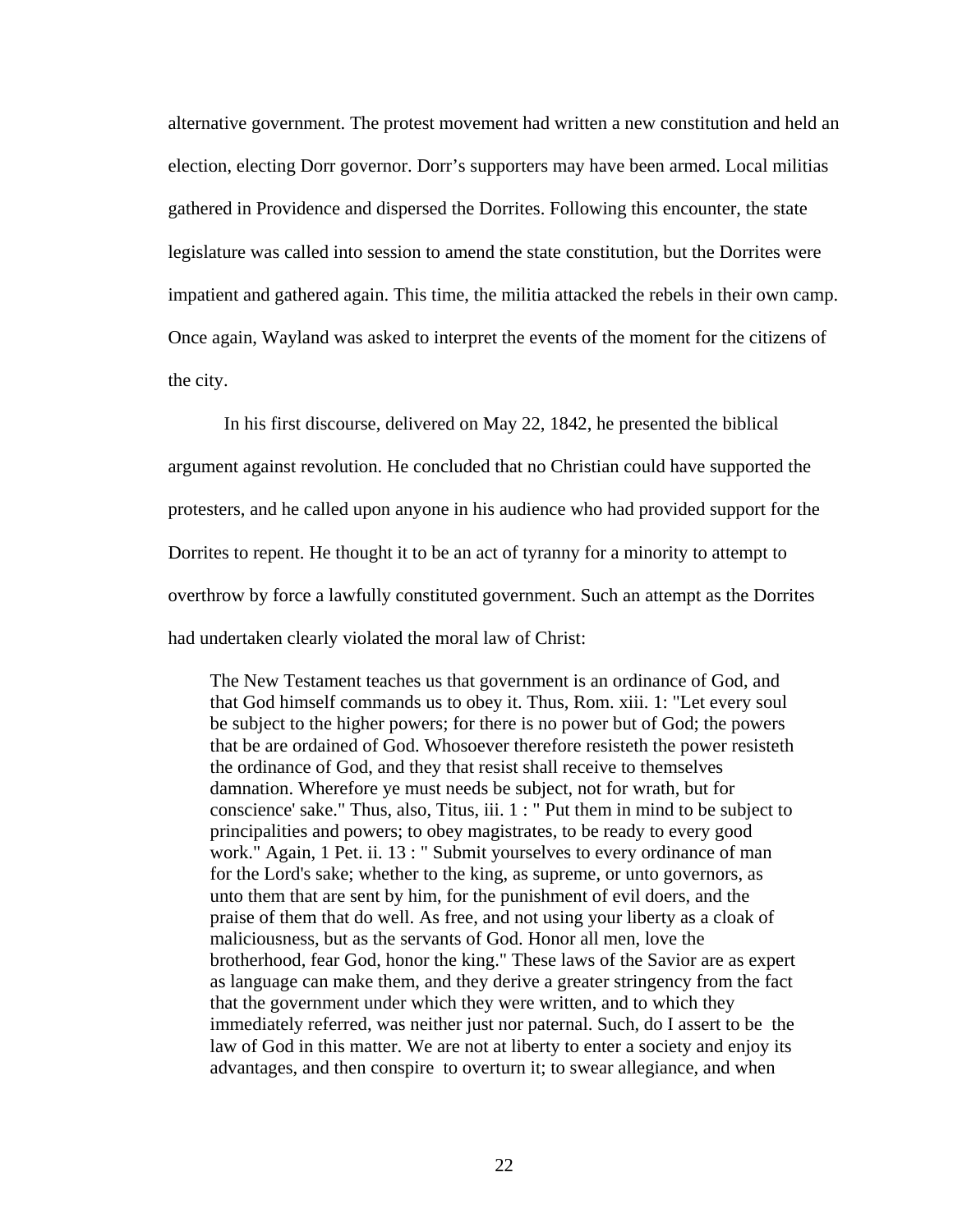alternative government. The protest movement had written a new constitution and held an election, electing Dorr governor. Dorr's supporters may have been armed. Local militias gathered in Providence and dispersed the Dorrites. Following this encounter, the state legislature was called into session to amend the state constitution, but the Dorrites were impatient and gathered again. This time, the militia attacked the rebels in their own camp. Once again, Wayland was asked to interpret the events of the moment for the citizens of the city.

In his first discourse, delivered on May 22, 1842, he presented the biblical argument against revolution. He concluded that no Christian could have supported the protesters, and he called upon anyone in his audience who had provided support for the Dorrites to repent. He thought it to be an act of tyranny for a minority to attempt to overthrow by force a lawfully constituted government. Such an attempt as the Dorrites had undertaken clearly violated the moral law of Christ:

> The New Testament teaches us that government is an ordinance of God, and that God himself commands us to obey it. Thus, Rom. xiii. 1: "Let every soul be subject to the higher powers; for there is no power but of God; the powers that be are ordained of God. Whosoever therefore resisteth the power resisteth the ordinance of God, and they that resist shall receive to themselves damnation. Wherefore ye must needs be subject, not for wrath, but for conscience' sake." Thus, also, Titus, iii. 1 : " Put them in mind to be subject to principalities and powers; to obey magistrates, to be ready to every good work." Again, 1 Pet. ii. 13 : " Submit yourselves to every ordinance of man for the Lord's sake; whether to the king, as supreme, or unto governors, as unto them that are sent by him, for the punishment of evil doers, and the praise of them that do well. As free, and not using your liberty as a cloak of maliciousness, but as the servants of God. Honor all men, love the brotherhood, fear God, honor the king." These laws of the Savior are as expert as language can make them, and they derive a greater stringency from the fact that the government under which they were written, and to which they immediately referred, was neither just nor paternal. Such, do I assert to be the law of God in this matter. We are not at liberty to enter a society and enjoy its advantages, and then conspire to overturn it; to swear allegiance, and when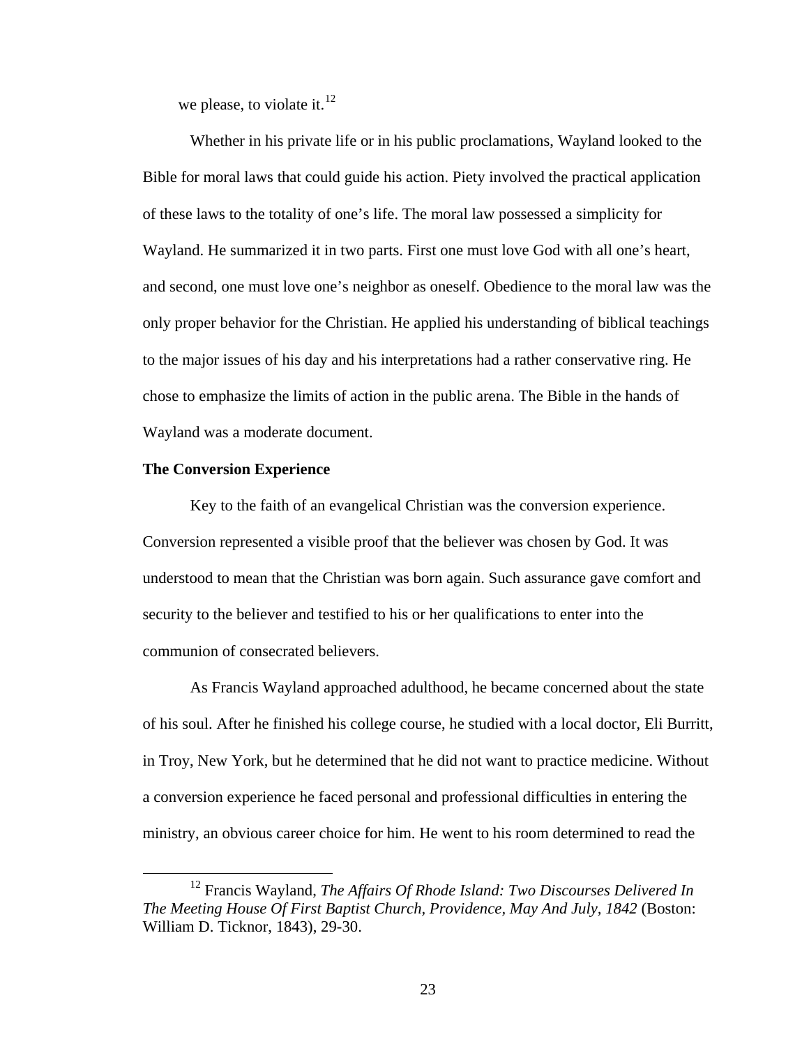we please, to violate it.[12]

Whether in his private life or in his public proclamations, Wayland looked to the Bible for moral laws that could guide his action. Piety involved the practical application of these laws to the totality of one's life. The moral law possessed a simplicity for Wayland. He summarized it in two parts. First one must love God with all one's heart, and second, one must love one's neighbor as oneself. Obedience to the moral law was the only proper behavior for the Christian. He applied his understanding of biblical teachings to the major issues of his day and his interpretations had a rather conservative ring. He chose to emphasize the limits of action in the public arena. The Bible in the hands of Wayland was a moderate document.

**The Conversion Experience**

Key to the faith of an evangelical Christian was the conversion experience. Conversion represented a visible proof that the believer was chosen by God. It was understood to mean that the Christian was born again. Such assurance gave comfort and security to the believer and testified to his or her qualifications to enter into the communion of consecrated believers.

As Francis Wayland approached adulthood, he became concerned about the state of his soul. After he finished his college course, he studied with a local doctor, Eli Burritt, in Troy, New York, but he determined that he did not want to practice medicine. Without a conversion experience he faced personal and professional difficulties in entering the ministry, an obvious career choice for him. He went to his room determined to read the

[12] Francis Wayland, *The Affairs Of Rhode Island: Two Discourses Delivered In The Meeting House Of First Baptist Church, Providence, May And July, 1842* (Boston: William D. Ticknor, 1843), 29-30.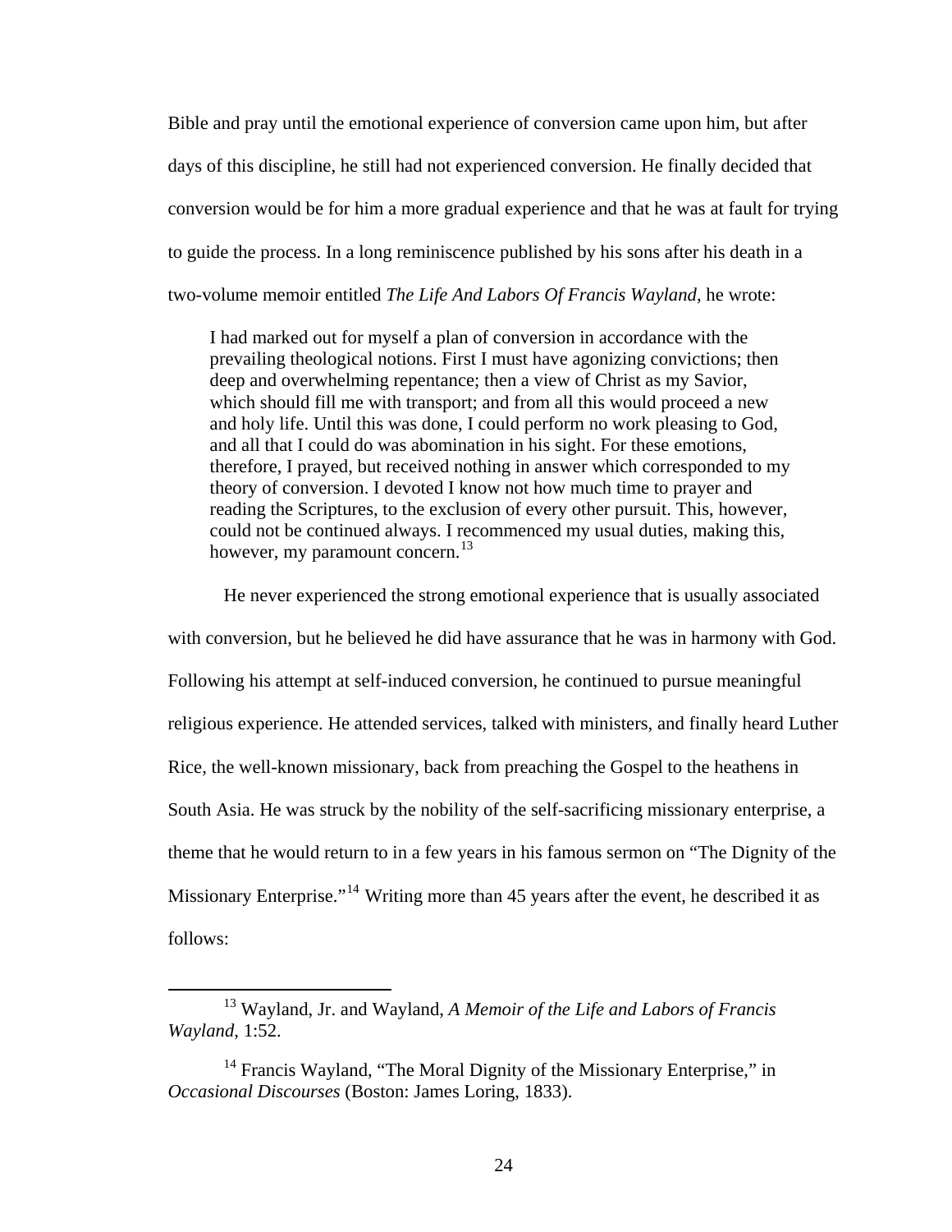Bible and pray until the emotional experience of conversion came upon him, but after days of this discipline, he still had not experienced conversion. He finally decided that conversion would be for him a more gradual experience and that he was at fault for trying to guide the process. In a long reminiscence published by his sons after his death in a two-volume memoir entitled *The Life And Labors Of Francis Wayland*, he wrote:

> I had marked out for myself a plan of conversion in accordance with the prevailing theological notions. First I must have agonizing convictions; then deep and overwhelming repentance; then a view of Christ as my Savior, which should fill me with transport; and from all this would proceed a new and holy life. Until this was done, I could perform no work pleasing to God, and all that I could do was abomination in his sight. For these emotions, therefore, I prayed, but received nothing in answer which corresponded to my theory of conversion. I devoted I know not how much time to prayer and reading the Scriptures, to the exclusion of every other pursuit. This, however, could not be continued always. I recommenced my usual duties, making this, however, my paramount concern.[13]

He never experienced the strong emotional experience that is usually associated with conversion, but he believed he did have assurance that he was in harmony with God. Following his attempt at self-induced conversion, he continued to pursue meaningful religious experience. He attended services, talked with ministers, and finally heard Luther Rice, the well-known missionary, back from preaching the Gospel to the heathens in South Asia. He was struck by the nobility of the self-sacrificing missionary enterprise, a theme that he would return to in a few years in his famous sermon on "The Dignity of the Missionary Enterprise."[14] Writing more than 45 years after the event, he described it as follows:

---

[13] Wayland, Jr. and Wayland, *A Memoir of the Life and Labors of Francis Wayland*, 1:52.

[14] Francis Wayland, "The Moral Dignity of the Missionary Enterprise," in *Occasional Discourses* (Boston: James Loring, 1833).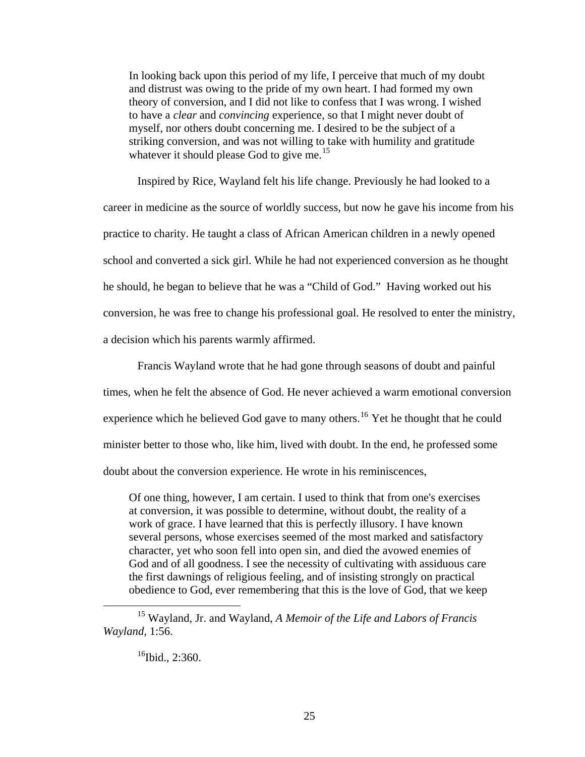> In looking back upon this period of my life, I perceive that much of my doubt and distrust was owing to the pride of my own heart. I had formed my own theory of conversion, and I did not like to confess that I was wrong. I wished to have a *clear* and *convincing* experience, so that I might never doubt of myself, nor others doubt concerning me. I desired to be the subject of a striking conversion, and was not willing to take with humility and gratitude whatever it should please God to give me.[15]

Inspired by Rice, Wayland felt his life change. Previously he had looked to a career in medicine as the source of worldly success, but now he gave his income from his practice to charity. He taught a class of African American children in a newly opened school and converted a sick girl. While he had not experienced conversion as he thought he should, he began to believe that he was a "Child of God." Having worked out his conversion, he was free to change his professional goal. He resolved to enter the ministry, a decision which his parents warmly affirmed.

Francis Wayland wrote that he had gone through seasons of doubt and painful times, when he felt the absence of God. He never achieved a warm emotional conversion experience which he believed God gave to many others.[16] Yet he thought that he could minister better to those who, like him, lived with doubt. In the end, he professed some doubt about the conversion experience. He wrote in his reminiscences,

> Of one thing, however, I am certain. I used to think that from one's exercises at conversion, it was possible to determine, without doubt, the reality of a work of grace. I have learned that this is perfectly illusory. I have known several persons, whose exercises seemed of the most marked and satisfactory character, yet who soon fell into open sin, and died the avowed enemies of God and of all goodness. I see the necessity of cultivating with assiduous care the first dawnings of religious feeling, and of insisting strongly on practical obedience to God, ever remembering that this is the love of God, that we keep

---

[15] Wayland, Jr. and Wayland, *A Memoir of the Life and Labors of Francis Wayland*, 1:56.

[16] Ibid., 2:360.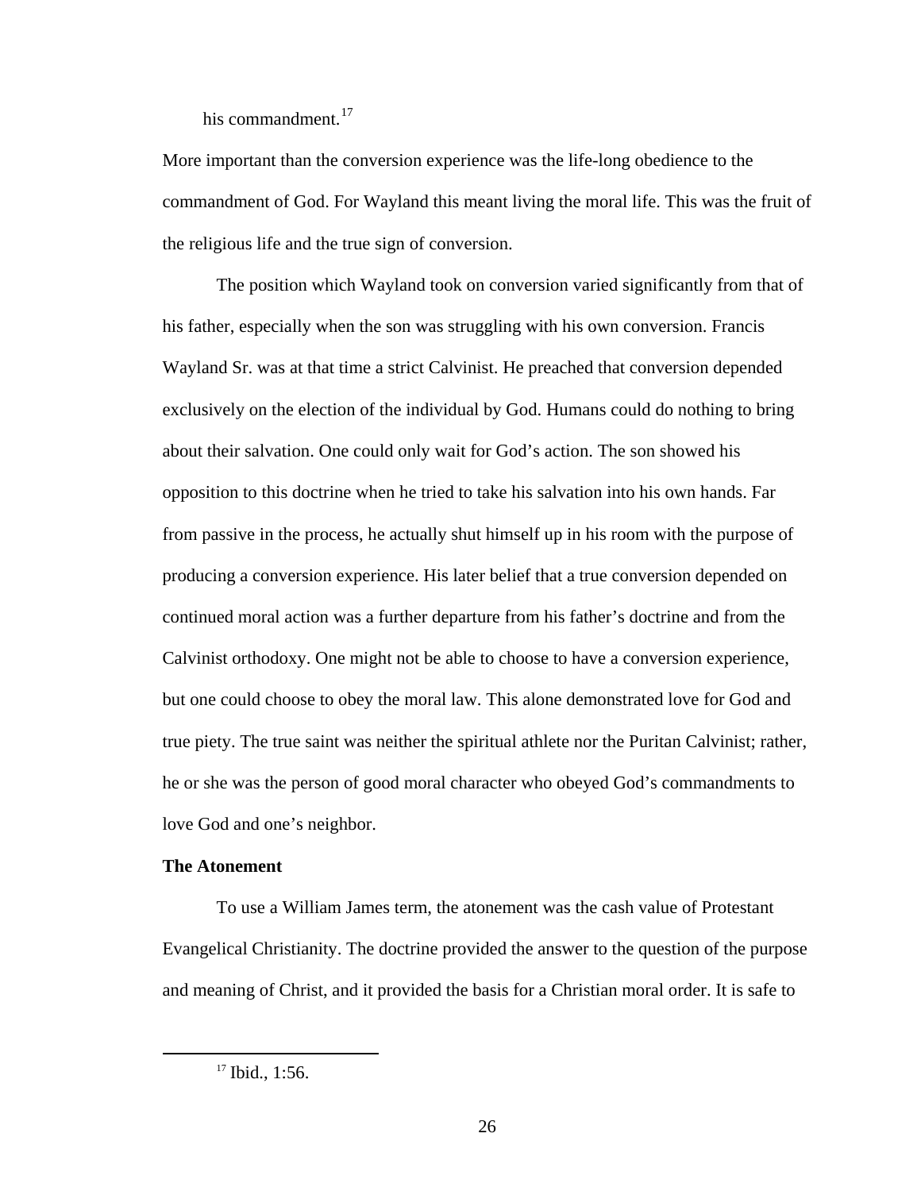his commandment.[17]

More important than the conversion experience was the life-long obedience to the commandment of God. For Wayland this meant living the moral life. This was the fruit of the religious life and the true sign of conversion.

The position which Wayland took on conversion varied significantly from that of his father, especially when the son was struggling with his own conversion. Francis Wayland Sr. was at that time a strict Calvinist. He preached that conversion depended exclusively on the election of the individual by God. Humans could do nothing to bring about their salvation. One could only wait for God's action. The son showed his opposition to this doctrine when he tried to take his salvation into his own hands. Far from passive in the process, he actually shut himself up in his room with the purpose of producing a conversion experience. His later belief that a true conversion depended on continued moral action was a further departure from his father's doctrine and from the Calvinist orthodoxy. One might not be able to choose to have a conversion experience, but one could choose to obey the moral law. This alone demonstrated love for God and true piety. The true saint was neither the spiritual athlete nor the Puritan Calvinist; rather, he or she was the person of good moral character who obeyed God's commandments to love God and one's neighbor.

**The Atonement**

To use a William James term, the atonement was the cash value of Protestant Evangelical Christianity. The doctrine provided the answer to the question of the purpose and meaning of Christ, and it provided the basis for a Christian moral order. It is safe to

[17] Ibid., 1:56.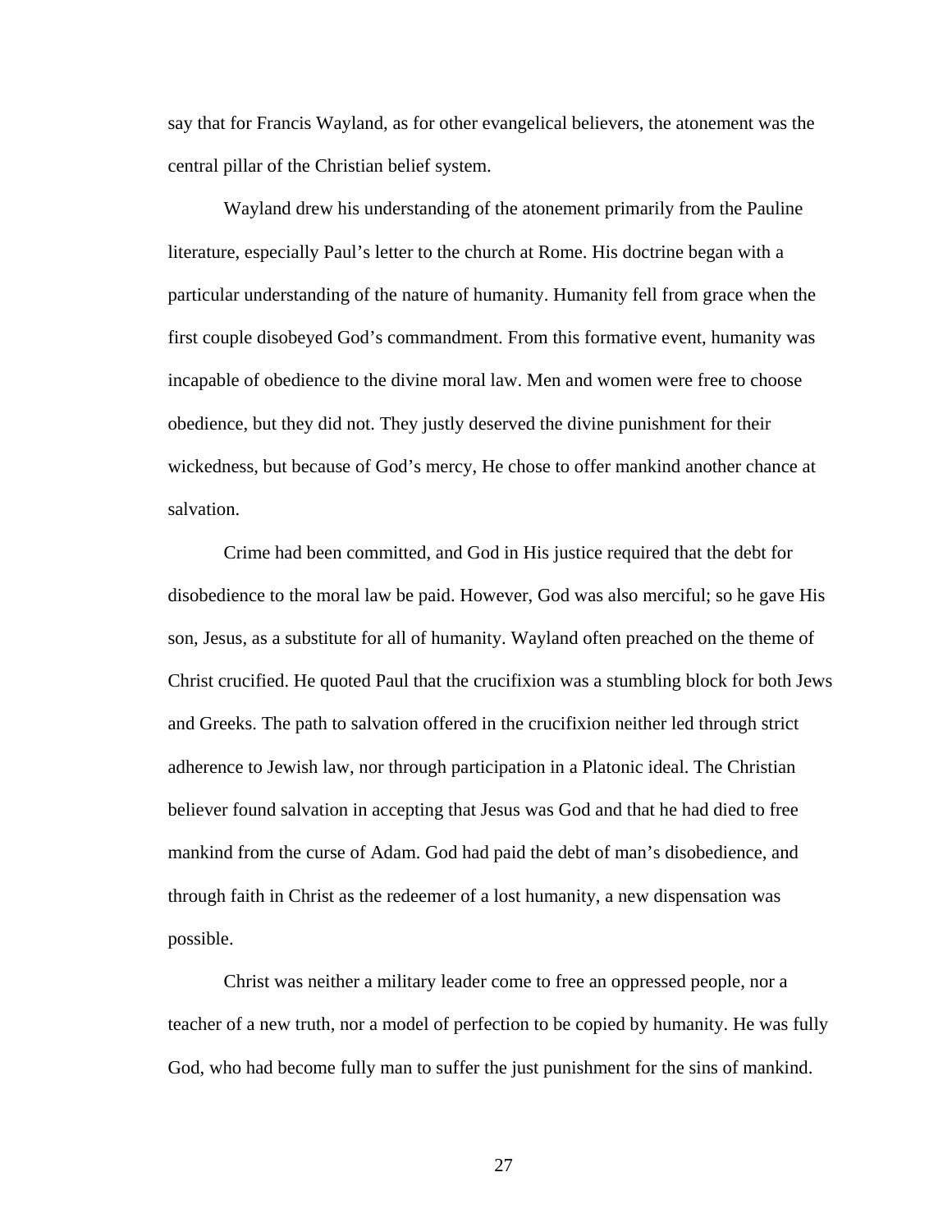say that for Francis Wayland, as for other evangelical believers, the atonement was the central pillar of the Christian belief system.

Wayland drew his understanding of the atonement primarily from the Pauline literature, especially Paul's letter to the church at Rome. His doctrine began with a particular understanding of the nature of humanity. Humanity fell from grace when the first couple disobeyed God's commandment. From this formative event, humanity was incapable of obedience to the divine moral law. Men and women were free to choose obedience, but they did not. They justly deserved the divine punishment for their wickedness, but because of God's mercy, He chose to offer mankind another chance at salvation.

Crime had been committed, and God in His justice required that the debt for disobedience to the moral law be paid. However, God was also merciful; so he gave His son, Jesus, as a substitute for all of humanity. Wayland often preached on the theme of Christ crucified. He quoted Paul that the crucifixion was a stumbling block for both Jews and Greeks. The path to salvation offered in the crucifixion neither led through strict adherence to Jewish law, nor through participation in a Platonic ideal. The Christian believer found salvation in accepting that Jesus was God and that he had died to free mankind from the curse of Adam. God had paid the debt of man's disobedience, and through faith in Christ as the redeemer of a lost humanity, a new dispensation was possible.

Christ was neither a military leader come to free an oppressed people, nor a teacher of a new truth, nor a model of perfection to be copied by humanity. He was fully God, who had become fully man to suffer the just punishment for the sins of mankind.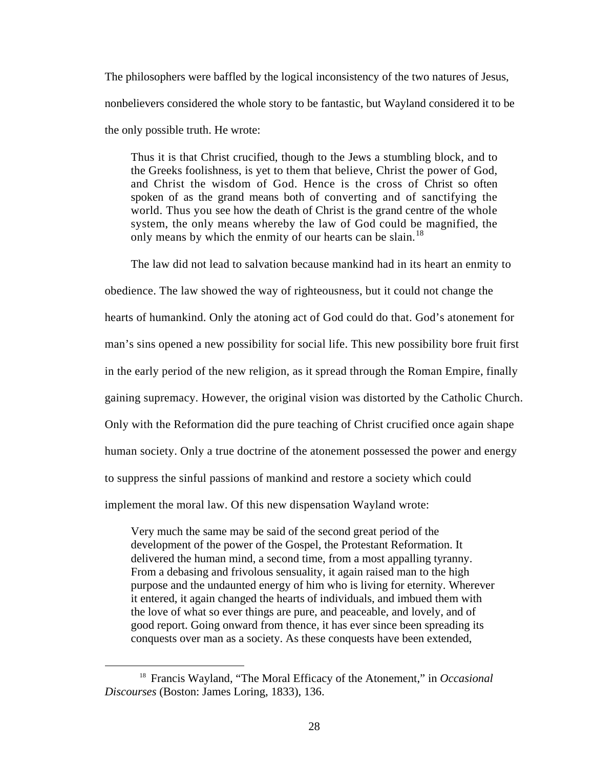The philosophers were baffled by the logical inconsistency of the two natures of Jesus, nonbelievers considered the whole story to be fantastic, but Wayland considered it to be the only possible truth. He wrote:

> Thus it is that Christ crucified, though to the Jews a stumbling block, and to the Greeks foolishness, is yet to them that believe, Christ the power of God, and Christ the wisdom of God. Hence is the cross of Christ so often spoken of as the grand means both of converting and of sanctifying the world. Thus you see how the death of Christ is the grand centre of the whole system, the only means whereby the law of God could be magnified, the only means by which the enmity of our hearts can be slain.[18]

The law did not lead to salvation because mankind had in its heart an enmity to obedience. The law showed the way of righteousness, but it could not change the hearts of humankind. Only the atoning act of God could do that. God's atonement for man's sins opened a new possibility for social life. This new possibility bore fruit first in the early period of the new religion, as it spread through the Roman Empire, finally gaining supremacy. However, the original vision was distorted by the Catholic Church. Only with the Reformation did the pure teaching of Christ crucified once again shape human society. Only a true doctrine of the atonement possessed the power and energy to suppress the sinful passions of mankind and restore a society which could implement the moral law. Of this new dispensation Wayland wrote:

> Very much the same may be said of the second great period of the development of the power of the Gospel, the Protestant Reformation. It delivered the human mind, a second time, from a most appalling tyranny. From a debasing and frivolous sensuality, it again raised man to the high purpose and the undaunted energy of him who is living for eternity. Wherever it entered, it again changed the hearts of individuals, and imbued them with the love of what so ever things are pure, and peaceable, and lovely, and of good report. Going onward from thence, it has ever since been spreading its conquests over man as a society. As these conquests have been extended,

---

[18] Francis Wayland, "The Moral Efficacy of the Atonement," in *Occasional Discourses* (Boston: James Loring, 1833), 136.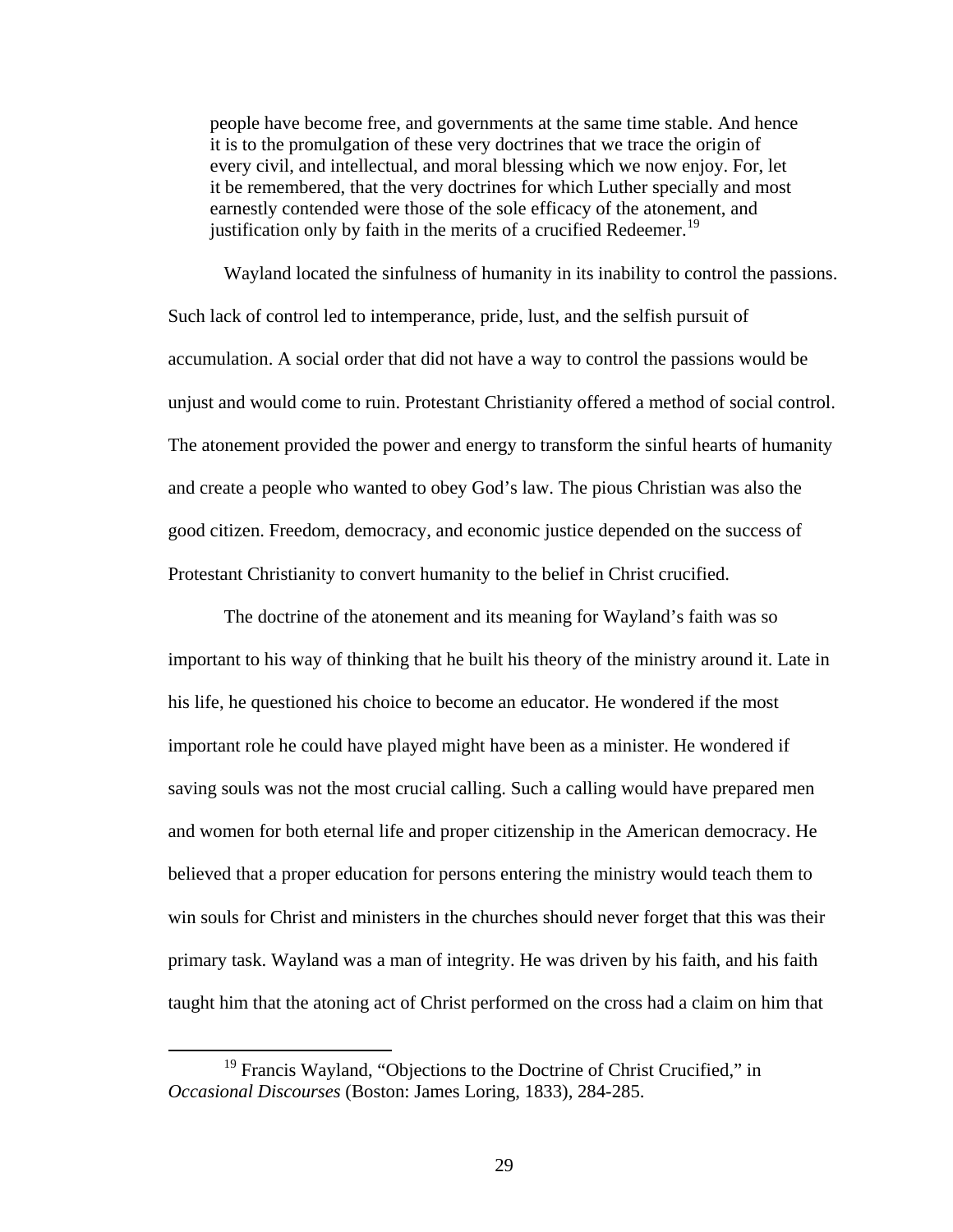> people have become free, and governments at the same time stable. And hence it is to the promulgation of these very doctrines that we trace the origin of every civil, and intellectual, and moral blessing which we now enjoy. For, let it be remembered, that the very doctrines for which Luther specially and most earnestly contended were those of the sole efficacy of the atonement, and justification only by faith in the merits of a crucified Redeemer.[19]

Wayland located the sinfulness of humanity in its inability to control the passions. Such lack of control led to intemperance, pride, lust, and the selfish pursuit of accumulation. A social order that did not have a way to control the passions would be unjust and would come to ruin. Protestant Christianity offered a method of social control. The atonement provided the power and energy to transform the sinful hearts of humanity and create a people who wanted to obey God's law. The pious Christian was also the good citizen. Freedom, democracy, and economic justice depended on the success of Protestant Christianity to convert humanity to the belief in Christ crucified.

The doctrine of the atonement and its meaning for Wayland's faith was so important to his way of thinking that he built his theory of the ministry around it. Late in his life, he questioned his choice to become an educator. He wondered if the most important role he could have played might have been as a minister. He wondered if saving souls was not the most crucial calling. Such a calling would have prepared men and women for both eternal life and proper citizenship in the American democracy. He believed that a proper education for persons entering the ministry would teach them to win souls for Christ and ministers in the churches should never forget that this was their primary task. Wayland was a man of integrity. He was driven by his faith, and his faith taught him that the atoning act of Christ performed on the cross had a claim on him that

---

[19] Francis Wayland, "Objections to the Doctrine of Christ Crucified," in *Occasional Discourses* (Boston: James Loring, 1833), 284-285.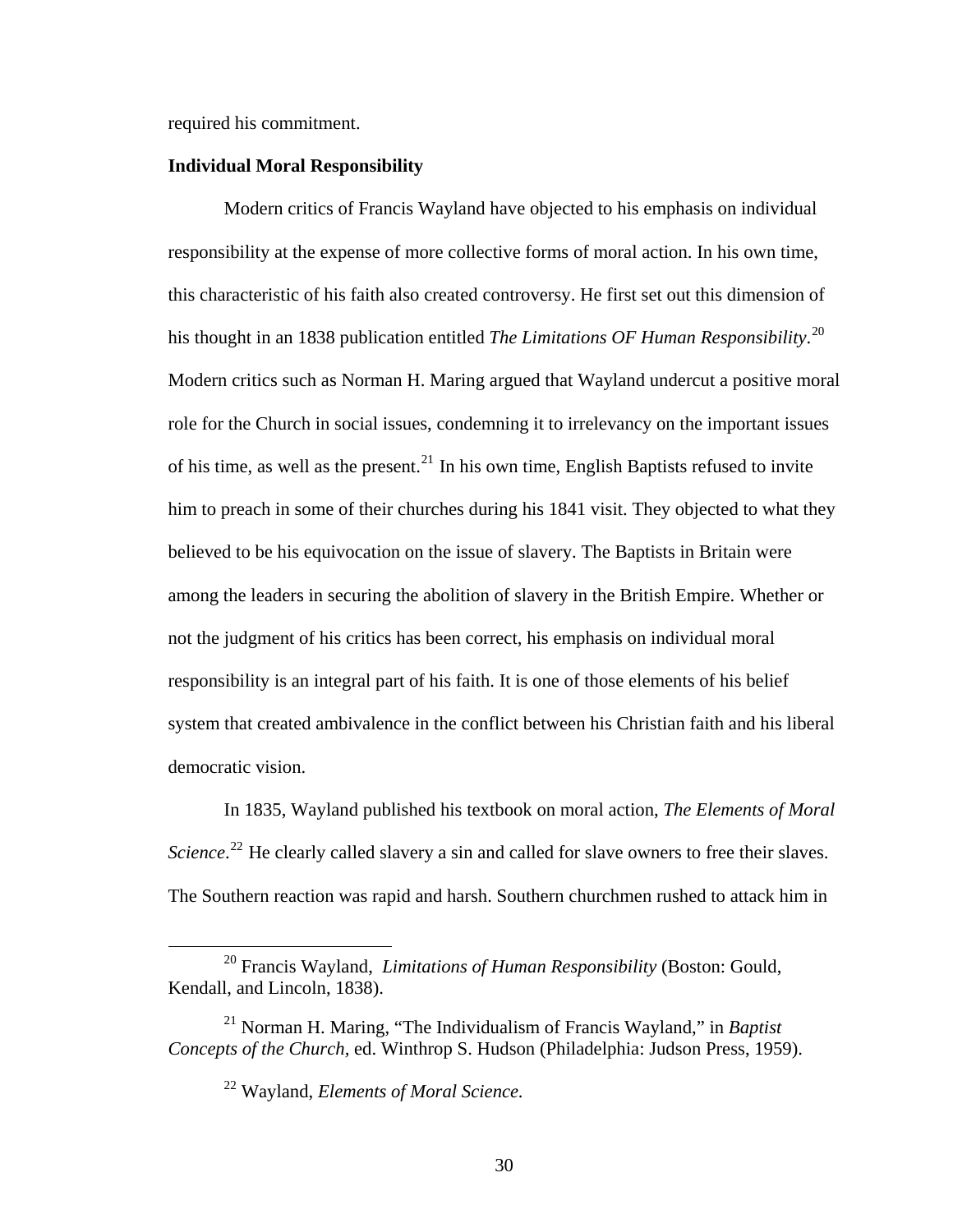required his commitment.

**Individual Moral Responsibility**

Modern critics of Francis Wayland have objected to his emphasis on individual responsibility at the expense of more collective forms of moral action. In his own time, this characteristic of his faith also created controversy. He first set out this dimension of his thought in an 1838 publication entitled *The Limitations OF Human Responsibility*.[20] Modern critics such as Norman H. Maring argued that Wayland undercut a positive moral role for the Church in social issues, condemning it to irrelevancy on the important issues of his time, as well as the present.[21] In his own time, English Baptists refused to invite him to preach in some of their churches during his 1841 visit. They objected to what they believed to be his equivocation on the issue of slavery. The Baptists in Britain were among the leaders in securing the abolition of slavery in the British Empire. Whether or not the judgment of his critics has been correct, his emphasis on individual moral responsibility is an integral part of his faith. It is one of those elements of his belief system that created ambivalence in the conflict between his Christian faith and his liberal democratic vision.

In 1835, Wayland published his textbook on moral action, *The Elements of Moral Science*.[22] He clearly called slavery a sin and called for slave owners to free their slaves. The Southern reaction was rapid and harsh. Southern churchmen rushed to attack him in

[20] Francis Wayland, *Limitations of Human Responsibility* (Boston: Gould, Kendall, and Lincoln, 1838).

[21] Norman H. Maring, "The Individualism of Francis Wayland," in *Baptist Concepts of the Church*, ed. Winthrop S. Hudson (Philadelphia: Judson Press, 1959).

[22] Wayland, *Elements of Moral Science.*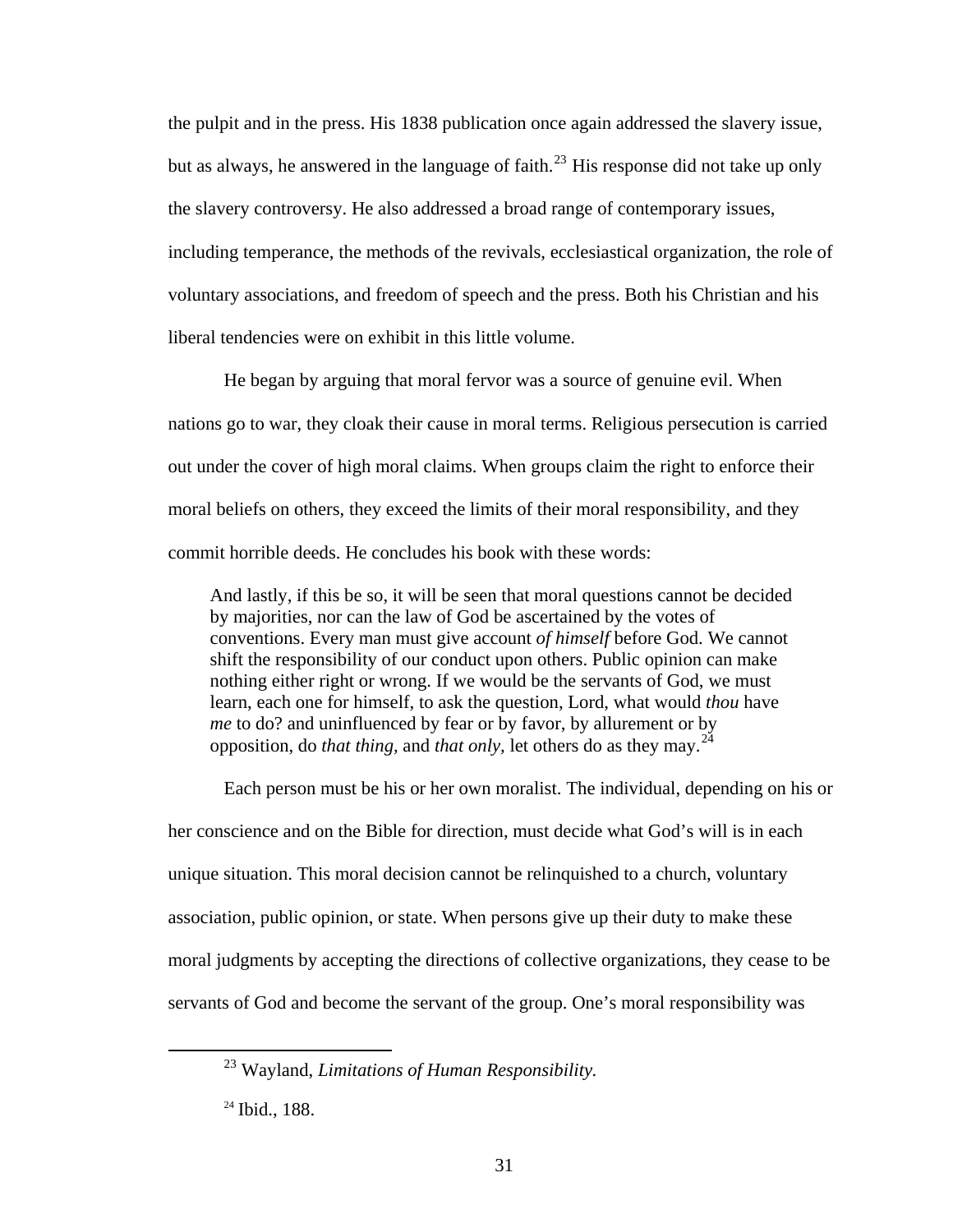the pulpit and in the press. His 1838 publication once again addressed the slavery issue, but as always, he answered in the language of faith.[23] His response did not take up only the slavery controversy. He also addressed a broad range of contemporary issues, including temperance, the methods of the revivals, ecclesiastical organization, the role of voluntary associations, and freedom of speech and the press. Both his Christian and his liberal tendencies were on exhibit in this little volume.

He began by arguing that moral fervor was a source of genuine evil. When nations go to war, they cloak their cause in moral terms. Religious persecution is carried out under the cover of high moral claims. When groups claim the right to enforce their moral beliefs on others, they exceed the limits of their moral responsibility, and they commit horrible deeds. He concludes his book with these words:

> And lastly, if this be so, it will be seen that moral questions cannot be decided by majorities, nor can the law of God be ascertained by the votes of conventions. Every man must give account *of himself* before God. We cannot shift the responsibility of our conduct upon others. Public opinion can make nothing either right or wrong. If we would be the servants of God, we must learn, each one for himself, to ask the question, Lord, what would *thou* have *me* to do? and uninfluenced by fear or by favor, by allurement or by opposition, do *that thing,* and *that only,* let others do as they may.[24]

Each person must be his or her own moralist. The individual, depending on his or her conscience and on the Bible for direction, must decide what God's will is in each unique situation. This moral decision cannot be relinquished to a church, voluntary association, public opinion, or state. When persons give up their duty to make these moral judgments by accepting the directions of collective organizations, they cease to be servants of God and become the servant of the group. One's moral responsibility was

---

[23] Wayland, *Limitations of Human Responsibility.*

[24] Ibid., 188.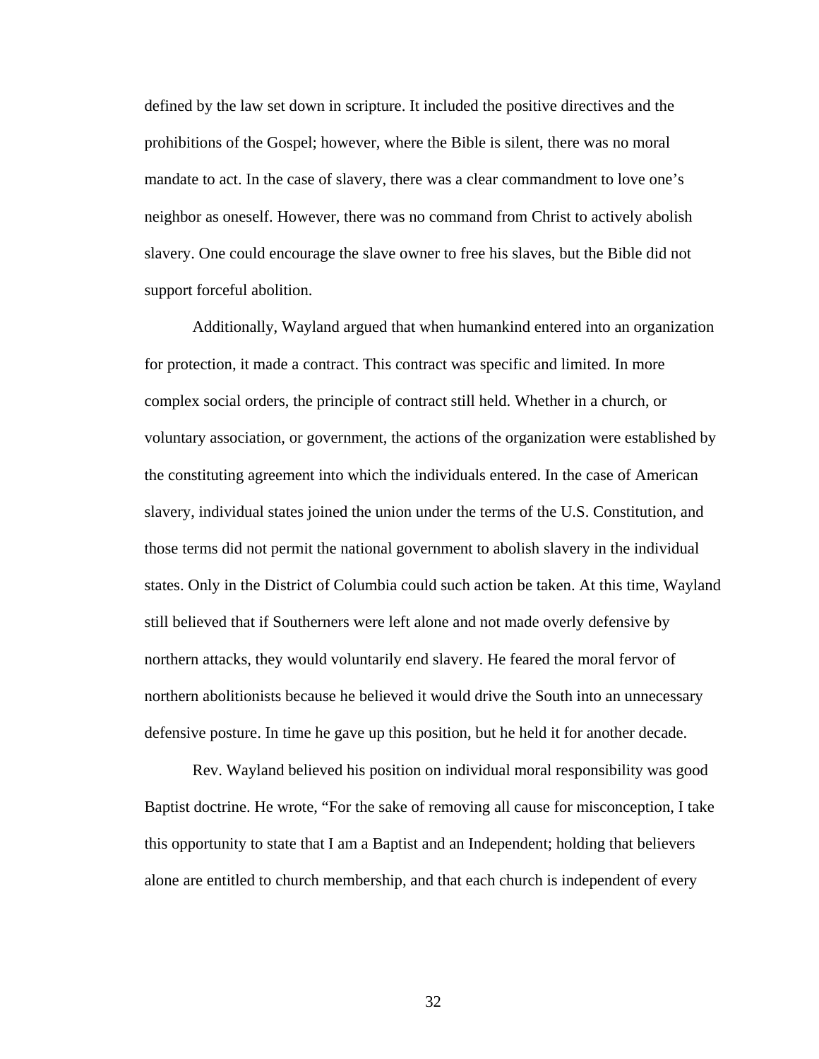defined by the law set down in scripture. It included the positive directives and the prohibitions of the Gospel; however, where the Bible is silent, there was no moral mandate to act. In the case of slavery, there was a clear commandment to love one's neighbor as oneself. However, there was no command from Christ to actively abolish slavery. One could encourage the slave owner to free his slaves, but the Bible did not support forceful abolition.

Additionally, Wayland argued that when humankind entered into an organization for protection, it made a contract. This contract was specific and limited. In more complex social orders, the principle of contract still held. Whether in a church, or voluntary association, or government, the actions of the organization were established by the constituting agreement into which the individuals entered. In the case of American slavery, individual states joined the union under the terms of the U.S. Constitution, and those terms did not permit the national government to abolish slavery in the individual states. Only in the District of Columbia could such action be taken. At this time, Wayland still believed that if Southerners were left alone and not made overly defensive by northern attacks, they would voluntarily end slavery. He feared the moral fervor of northern abolitionists because he believed it would drive the South into an unnecessary defensive posture. In time he gave up this position, but he held it for another decade.

Rev. Wayland believed his position on individual moral responsibility was good Baptist doctrine. He wrote, "For the sake of removing all cause for misconception, I take this opportunity to state that I am a Baptist and an Independent; holding that believers alone are entitled to church membership, and that each church is independent of every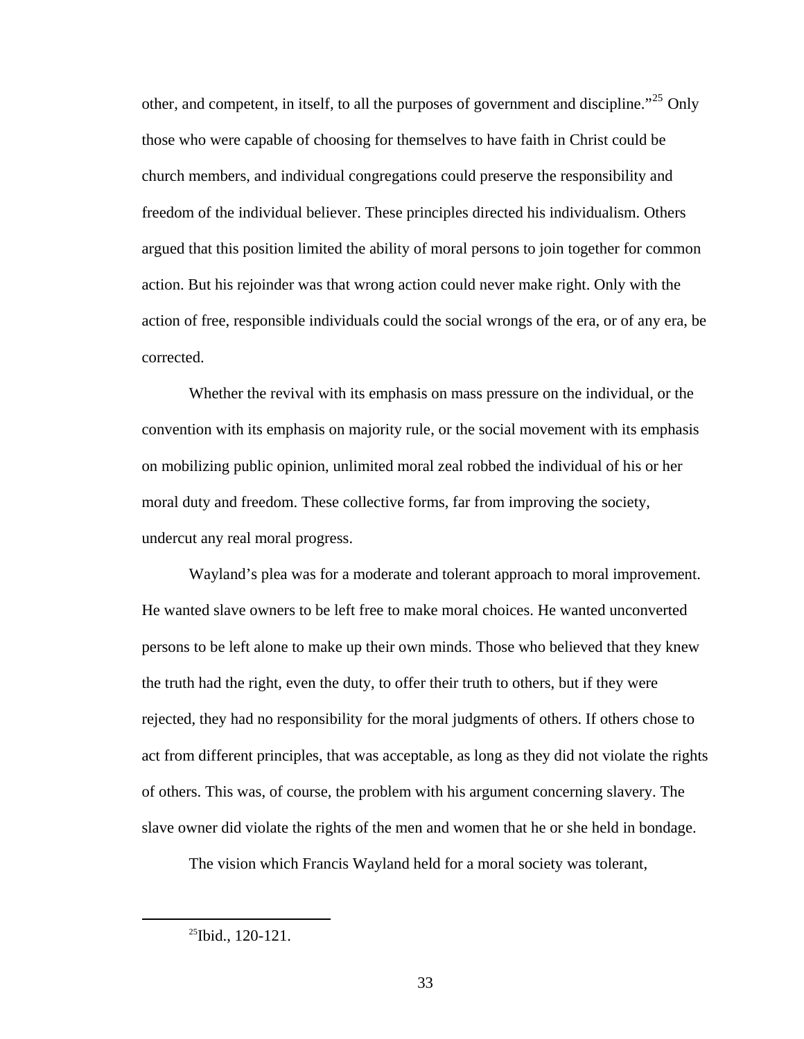other, and competent, in itself, to all the purposes of government and discipline."[25] Only those who were capable of choosing for themselves to have faith in Christ could be church members, and individual congregations could preserve the responsibility and freedom of the individual believer. These principles directed his individualism. Others argued that this position limited the ability of moral persons to join together for common action. But his rejoinder was that wrong action could never make right. Only with the action of free, responsible individuals could the social wrongs of the era, or of any era, be corrected.

Whether the revival with its emphasis on mass pressure on the individual, or the convention with its emphasis on majority rule, or the social movement with its emphasis on mobilizing public opinion, unlimited moral zeal robbed the individual of his or her moral duty and freedom. These collective forms, far from improving the society, undercut any real moral progress.

Wayland's plea was for a moderate and tolerant approach to moral improvement. He wanted slave owners to be left free to make moral choices. He wanted unconverted persons to be left alone to make up their own minds. Those who believed that they knew the truth had the right, even the duty, to offer their truth to others, but if they were rejected, they had no responsibility for the moral judgments of others. If others chose to act from different principles, that was acceptable, as long as they did not violate the rights of others. This was, of course, the problem with his argument concerning slavery. The slave owner did violate the rights of the men and women that he or she held in bondage.

The vision which Francis Wayland held for a moral society was tolerant,

[25]Ibid., 120-121.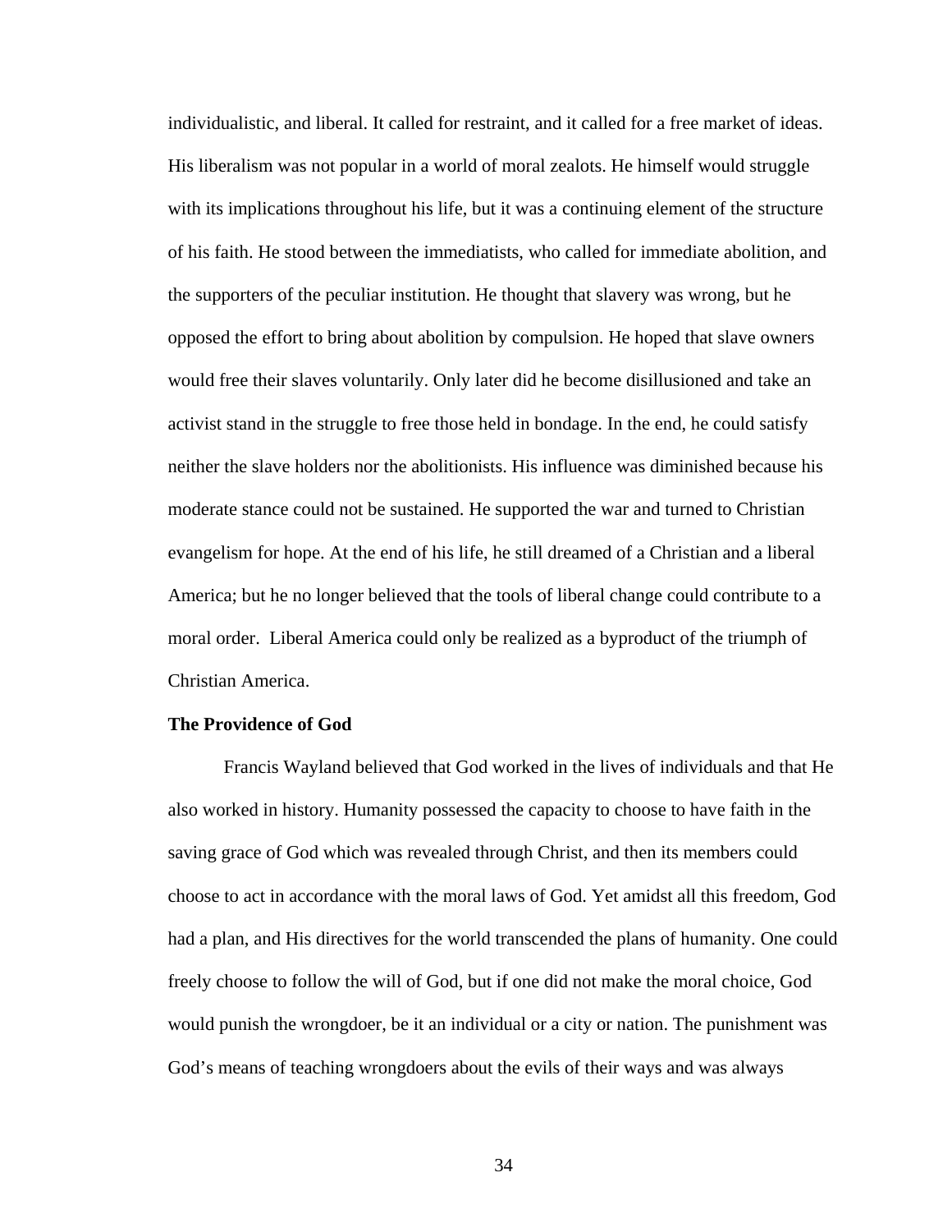individualistic, and liberal. It called for restraint, and it called for a free market of ideas. His liberalism was not popular in a world of moral zealots. He himself would struggle with its implications throughout his life, but it was a continuing element of the structure of his faith. He stood between the immediatists, who called for immediate abolition, and the supporters of the peculiar institution. He thought that slavery was wrong, but he opposed the effort to bring about abolition by compulsion. He hoped that slave owners would free their slaves voluntarily. Only later did he become disillusioned and take an activist stand in the struggle to free those held in bondage. In the end, he could satisfy neither the slave holders nor the abolitionists. His influence was diminished because his moderate stance could not be sustained. He supported the war and turned to Christian evangelism for hope. At the end of his life, he still dreamed of a Christian and a liberal America; but he no longer believed that the tools of liberal change could contribute to a moral order. Liberal America could only be realized as a byproduct of the triumph of Christian America.

**The Providence of God**

Francis Wayland believed that God worked in the lives of individuals and that He also worked in history. Humanity possessed the capacity to choose to have faith in the saving grace of God which was revealed through Christ, and then its members could choose to act in accordance with the moral laws of God. Yet amidst all this freedom, God had a plan, and His directives for the world transcended the plans of humanity. One could freely choose to follow the will of God, but if one did not make the moral choice, God would punish the wrongdoer, be it an individual or a city or nation. The punishment was God's means of teaching wrongdoers about the evils of their ways and was always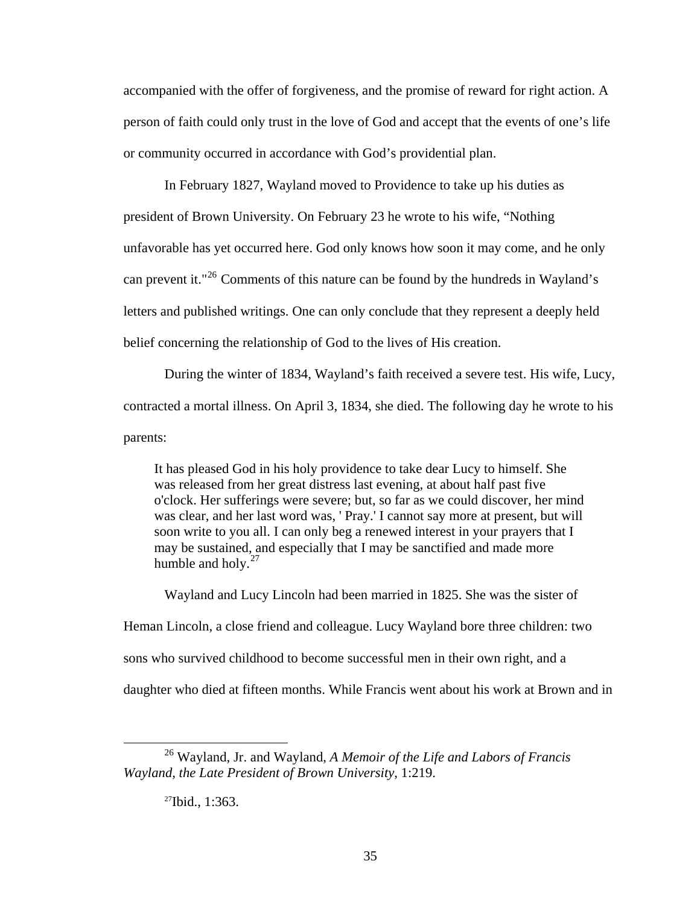accompanied with the offer of forgiveness, and the promise of reward for right action. A person of faith could only trust in the love of God and accept that the events of one's life or community occurred in accordance with God's providential plan.

In February 1827, Wayland moved to Providence to take up his duties as president of Brown University. On February 23 he wrote to his wife, "Nothing unfavorable has yet occurred here. God only knows how soon it may come, and he only can prevent it."[26] Comments of this nature can be found by the hundreds in Wayland's letters and published writings. One can only conclude that they represent a deeply held belief concerning the relationship of God to the lives of His creation.

During the winter of 1834, Wayland's faith received a severe test. His wife, Lucy, contracted a mortal illness. On April 3, 1834, she died. The following day he wrote to his parents:

> It has pleased God in his holy providence to take dear Lucy to himself. She was released from her great distress last evening, at about half past five o'clock. Her sufferings were severe; but, so far as we could discover, her mind was clear, and her last word was, ' Pray.' I cannot say more at present, but will soon write to you all. I can only beg a renewed interest in your prayers that I may be sustained, and especially that I may be sanctified and made more humble and holy.[27]

Wayland and Lucy Lincoln had been married in 1825. She was the sister of Heman Lincoln, a close friend and colleague. Lucy Wayland bore three children: two sons who survived childhood to become successful men in their own right, and a daughter who died at fifteen months. While Francis went about his work at Brown and in

---

[26] Wayland, Jr. and Wayland, *A Memoir of the Life and Labors of Francis Wayland, the Late President of Brown University*, 1:219.

[27] Ibid., 1:363.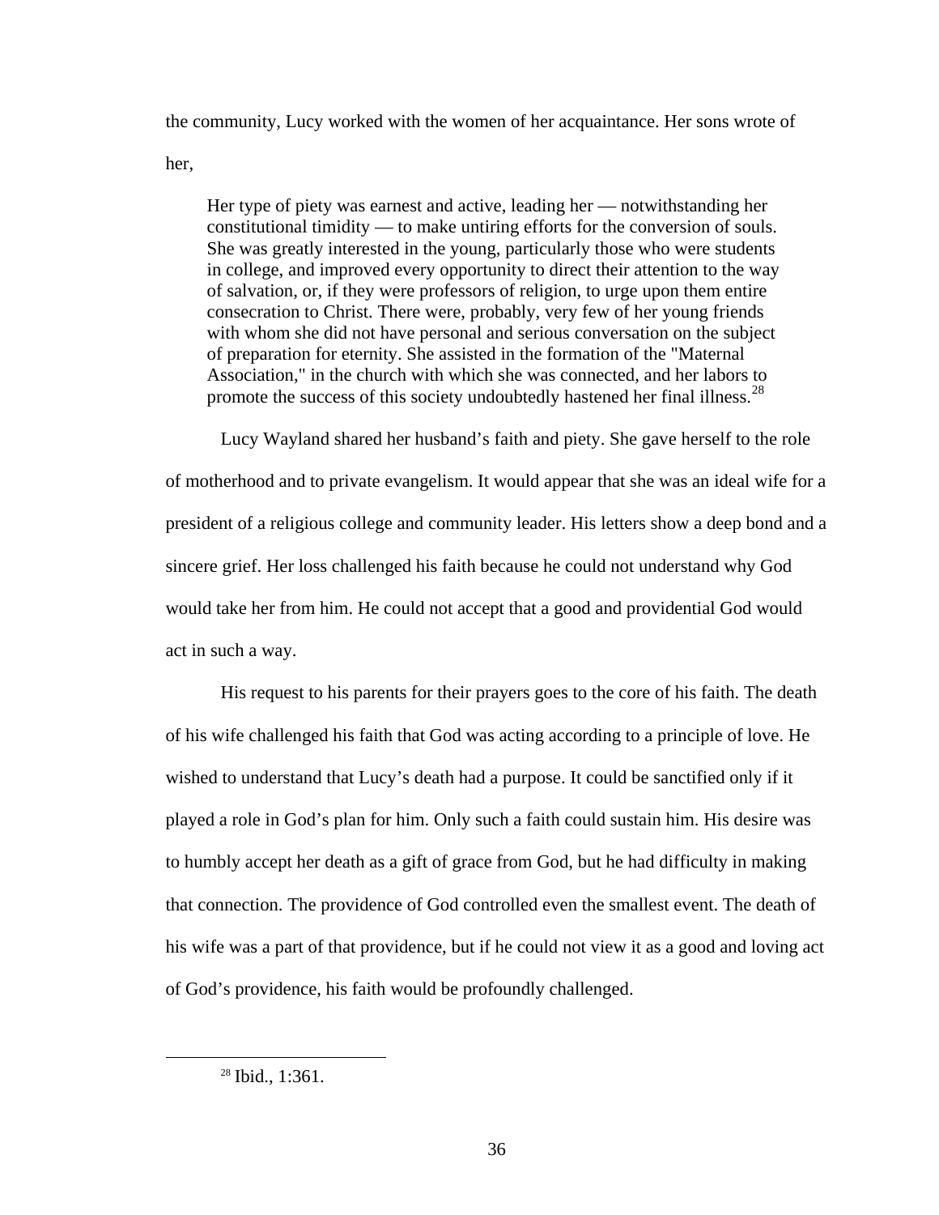the community, Lucy worked with the women of her acquaintance. Her sons wrote of her,

> Her type of piety was earnest and active, leading her — notwithstanding her constitutional timidity — to make untiring efforts for the conversion of souls. She was greatly interested in the young, particularly those who were students in college, and improved every opportunity to direct their attention to the way of salvation, or, if they were professors of religion, to urge upon them entire consecration to Christ. There were, probably, very few of her young friends with whom she did not have personal and serious conversation on the subject of preparation for eternity. She assisted in the formation of the "Maternal Association," in the church with which she was connected, and her labors to promote the success of this society undoubtedly hastened her final illness.[28]

Lucy Wayland shared her husband's faith and piety. She gave herself to the role of motherhood and to private evangelism. It would appear that she was an ideal wife for a president of a religious college and community leader. His letters show a deep bond and a sincere grief. Her loss challenged his faith because he could not understand why God would take her from him. He could not accept that a good and providential God would act in such a way.

His request to his parents for their prayers goes to the core of his faith. The death of his wife challenged his faith that God was acting according to a principle of love. He wished to understand that Lucy's death had a purpose. It could be sanctified only if it played a role in God's plan for him. Only such a faith could sustain him. His desire was to humbly accept her death as a gift of grace from God, but he had difficulty in making that connection. The providence of God controlled even the smallest event. The death of his wife was a part of that providence, but if he could not view it as a good and loving act of God's providence, his faith would be profoundly challenged.

---

[28] Ibid., 1:361.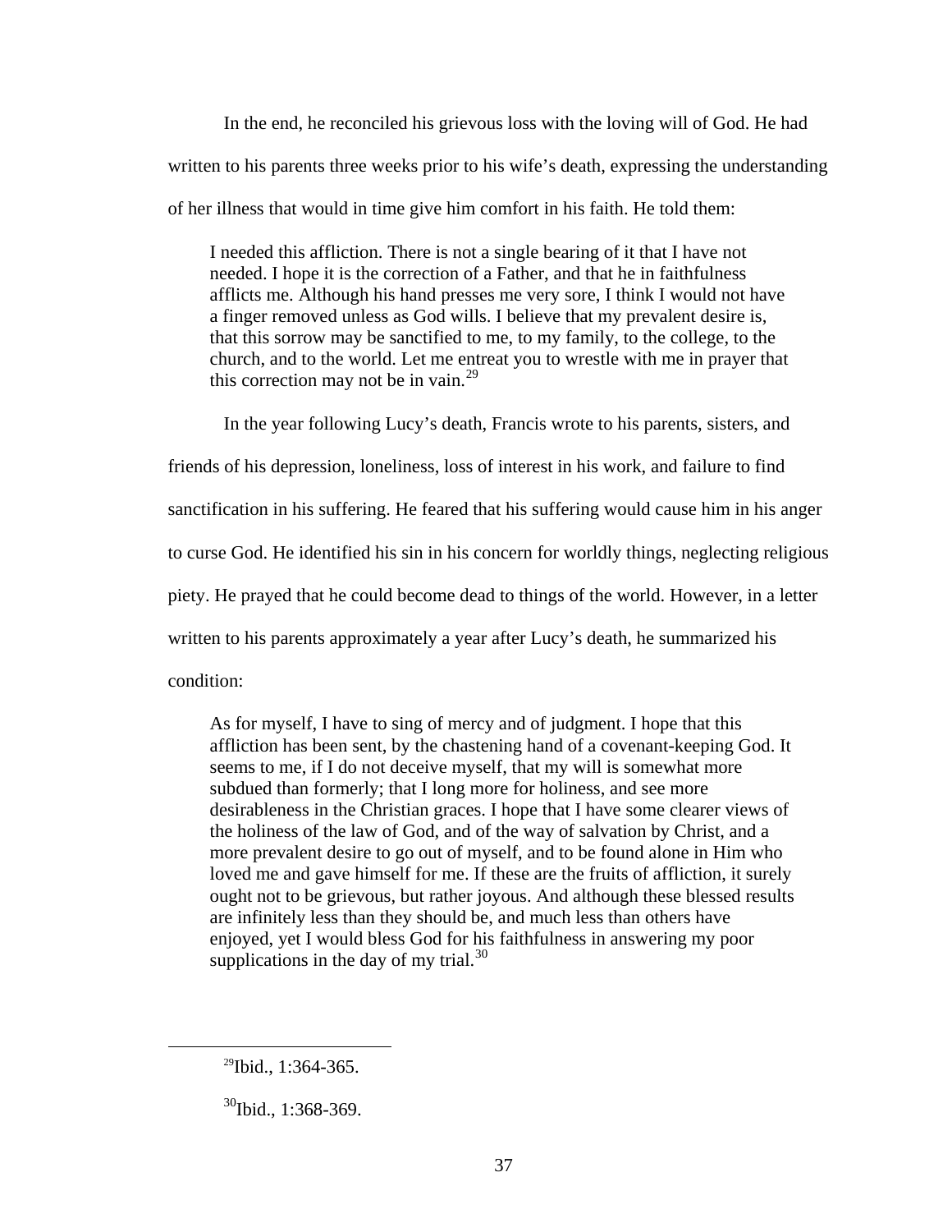In the end, he reconciled his grievous loss with the loving will of God. He had written to his parents three weeks prior to his wife's death, expressing the understanding of her illness that would in time give him comfort in his faith. He told them:

> I needed this affliction. There is not a single bearing of it that I have not needed. I hope it is the correction of a Father, and that he in faithfulness afflicts me. Although his hand presses me very sore, I think I would not have a finger removed unless as God wills. I believe that my prevalent desire is, that this sorrow may be sanctified to me, to my family, to the college, to the church, and to the world. Let me entreat you to wrestle with me in prayer that this correction may not be in vain.[29]

In the year following Lucy's death, Francis wrote to his parents, sisters, and friends of his depression, loneliness, loss of interest in his work, and failure to find sanctification in his suffering. He feared that his suffering would cause him in his anger to curse God. He identified his sin in his concern for worldly things, neglecting religious piety. He prayed that he could become dead to things of the world. However, in a letter written to his parents approximately a year after Lucy's death, he summarized his condition:

> As for myself, I have to sing of mercy and of judgment. I hope that this affliction has been sent, by the chastening hand of a covenant-keeping God. It seems to me, if I do not deceive myself, that my will is somewhat more subdued than formerly; that I long more for holiness, and see more desirableness in the Christian graces. I hope that I have some clearer views of the holiness of the law of God, and of the way of salvation by Christ, and a more prevalent desire to go out of myself, and to be found alone in Him who loved me and gave himself for me. If these are the fruits of affliction, it surely ought not to be grievous, but rather joyous. And although these blessed results are infinitely less than they should be, and much less than others have enjoyed, yet I would bless God for his faithfulness in answering my poor supplications in the day of my trial.[30]

---

[29] Ibid., 1:364-365.

[30] Ibid., 1:368-369.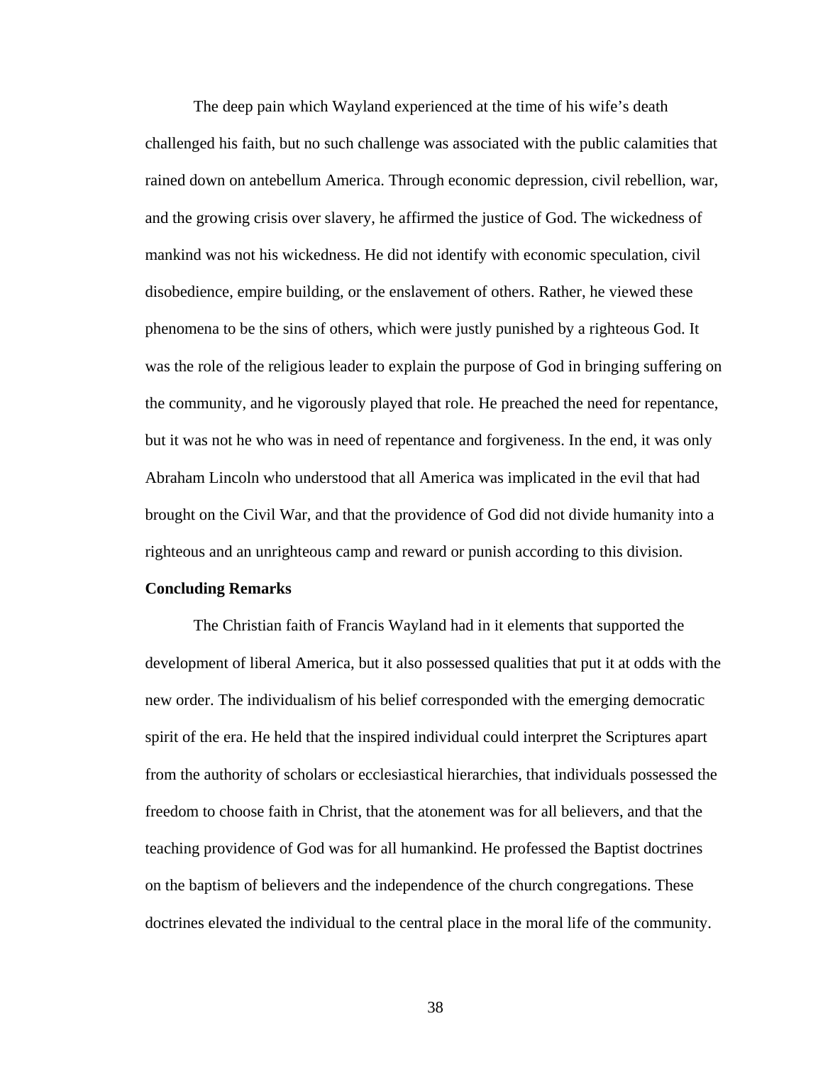The deep pain which Wayland experienced at the time of his wife's death challenged his faith, but no such challenge was associated with the public calamities that rained down on antebellum America. Through economic depression, civil rebellion, war, and the growing crisis over slavery, he affirmed the justice of God. The wickedness of mankind was not his wickedness. He did not identify with economic speculation, civil disobedience, empire building, or the enslavement of others. Rather, he viewed these phenomena to be the sins of others, which were justly punished by a righteous God. It was the role of the religious leader to explain the purpose of God in bringing suffering on the community, and he vigorously played that role. He preached the need for repentance, but it was not he who was in need of repentance and forgiveness. In the end, it was only Abraham Lincoln who understood that all America was implicated in the evil that had brought on the Civil War, and that the providence of God did not divide humanity into a righteous and an unrighteous camp and reward or punish according to this division.

**Concluding Remarks**

The Christian faith of Francis Wayland had in it elements that supported the development of liberal America, but it also possessed qualities that put it at odds with the new order. The individualism of his belief corresponded with the emerging democratic spirit of the era. He held that the inspired individual could interpret the Scriptures apart from the authority of scholars or ecclesiastical hierarchies, that individuals possessed the freedom to choose faith in Christ, that the atonement was for all believers, and that the teaching providence of God was for all humankind. He professed the Baptist doctrines on the baptism of believers and the independence of the church congregations. These doctrines elevated the individual to the central place in the moral life of the community.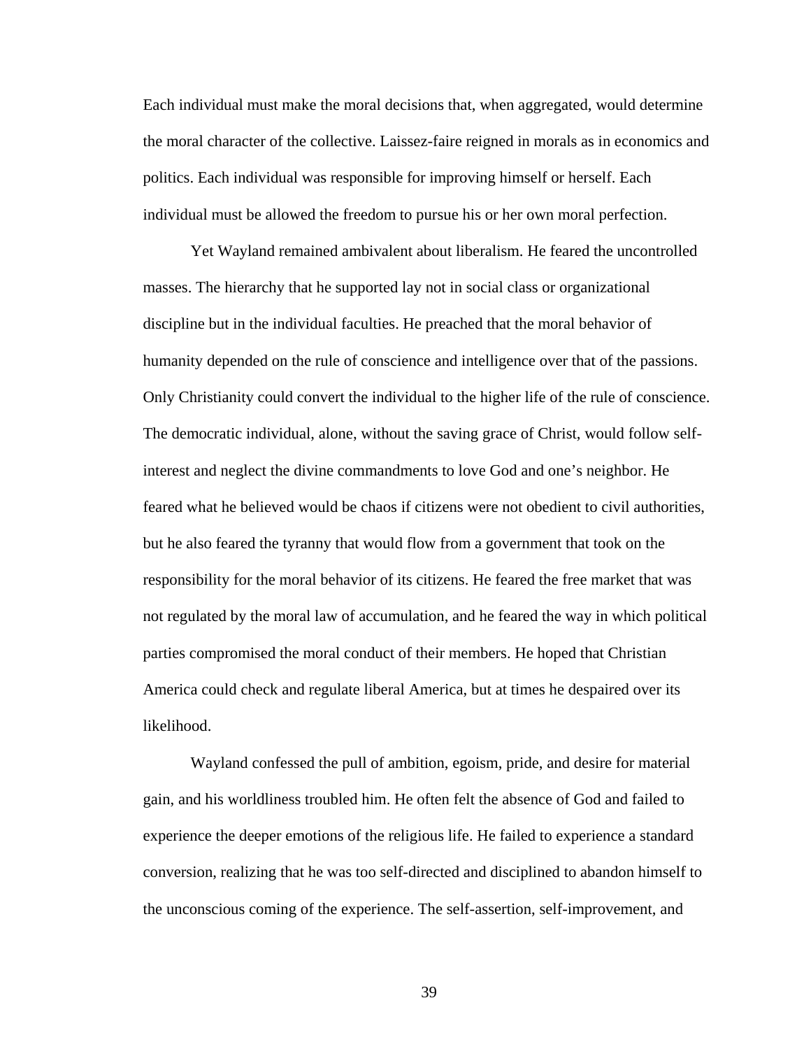Each individual must make the moral decisions that, when aggregated, would determine the moral character of the collective. Laissez-faire reigned in morals as in economics and politics. Each individual was responsible for improving himself or herself. Each individual must be allowed the freedom to pursue his or her own moral perfection.

Yet Wayland remained ambivalent about liberalism. He feared the uncontrolled masses. The hierarchy that he supported lay not in social class or organizational discipline but in the individual faculties. He preached that the moral behavior of humanity depended on the rule of conscience and intelligence over that of the passions. Only Christianity could convert the individual to the higher life of the rule of conscience. The democratic individual, alone, without the saving grace of Christ, would follow self-interest and neglect the divine commandments to love God and one's neighbor. He feared what he believed would be chaos if citizens were not obedient to civil authorities, but he also feared the tyranny that would flow from a government that took on the responsibility for the moral behavior of its citizens. He feared the free market that was not regulated by the moral law of accumulation, and he feared the way in which political parties compromised the moral conduct of their members. He hoped that Christian America could check and regulate liberal America, but at times he despaired over its likelihood.

Wayland confessed the pull of ambition, egoism, pride, and desire for material gain, and his worldliness troubled him. He often felt the absence of God and failed to experience the deeper emotions of the religious life. He failed to experience a standard conversion, realizing that he was too self-directed and disciplined to abandon himself to the unconscious coming of the experience. The self-assertion, self-improvement, and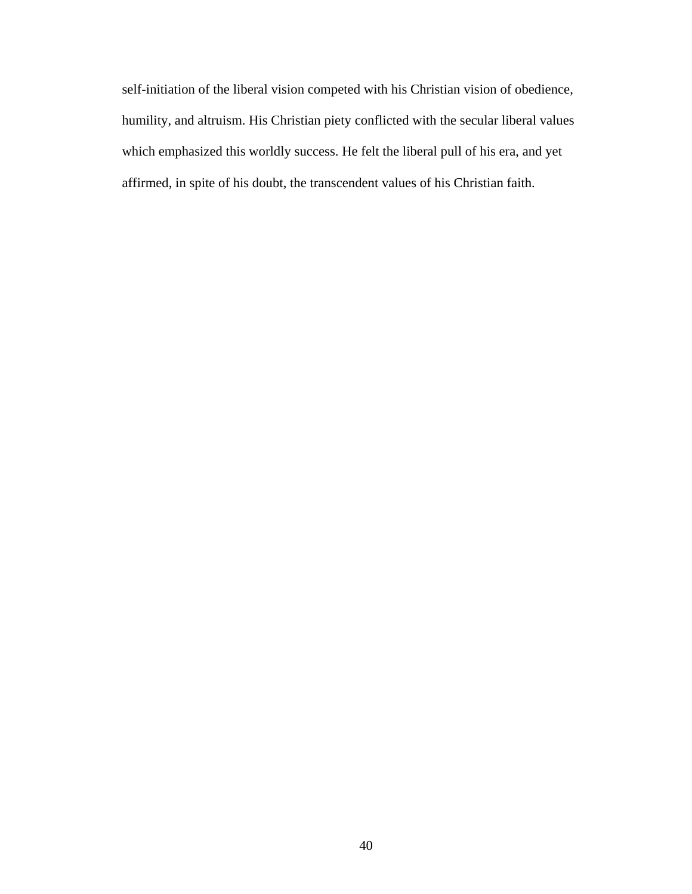self-initiation of the liberal vision competed with his Christian vision of obedience, humility, and altruism. His Christian piety conflicted with the secular liberal values which emphasized this worldly success. He felt the liberal pull of his era, and yet affirmed, in spite of his doubt, the transcendent values of his Christian faith.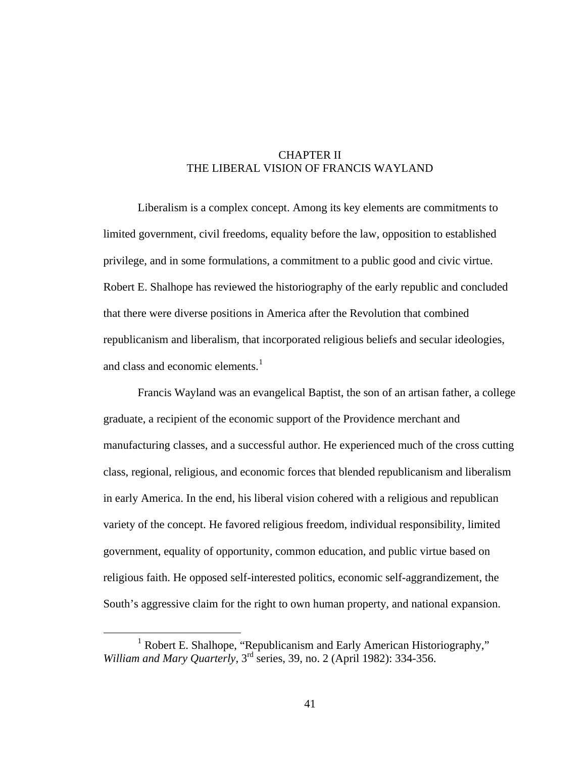# CHAPTER II
# THE LIBERAL VISION OF FRANCIS WAYLAND

Liberalism is a complex concept. Among its key elements are commitments to limited government, civil freedoms, equality before the law, opposition to established privilege, and in some formulations, a commitment to a public good and civic virtue. Robert E. Shalhope has reviewed the historiography of the early republic and concluded that there were diverse positions in America after the Revolution that combined republicanism and liberalism, that incorporated religious beliefs and secular ideologies, and class and economic elements.[1]

Francis Wayland was an evangelical Baptist, the son of an artisan father, a college graduate, a recipient of the economic support of the Providence merchant and manufacturing classes, and a successful author. He experienced much of the cross cutting class, regional, religious, and economic forces that blended republicanism and liberalism in early America. In the end, his liberal vision cohered with a religious and republican variety of the concept. He favored religious freedom, individual responsibility, limited government, equality of opportunity, common education, and public virtue based on religious faith. He opposed self-interested politics, economic self-aggrandizement, the South's aggressive claim for the right to own human property, and national expansion.

---

[1] Robert E. Shalhope, "Republicanism and Early American Historiography," *William and Mary Quarterly*, 3rd series, 39, no. 2 (April 1982): 334-356.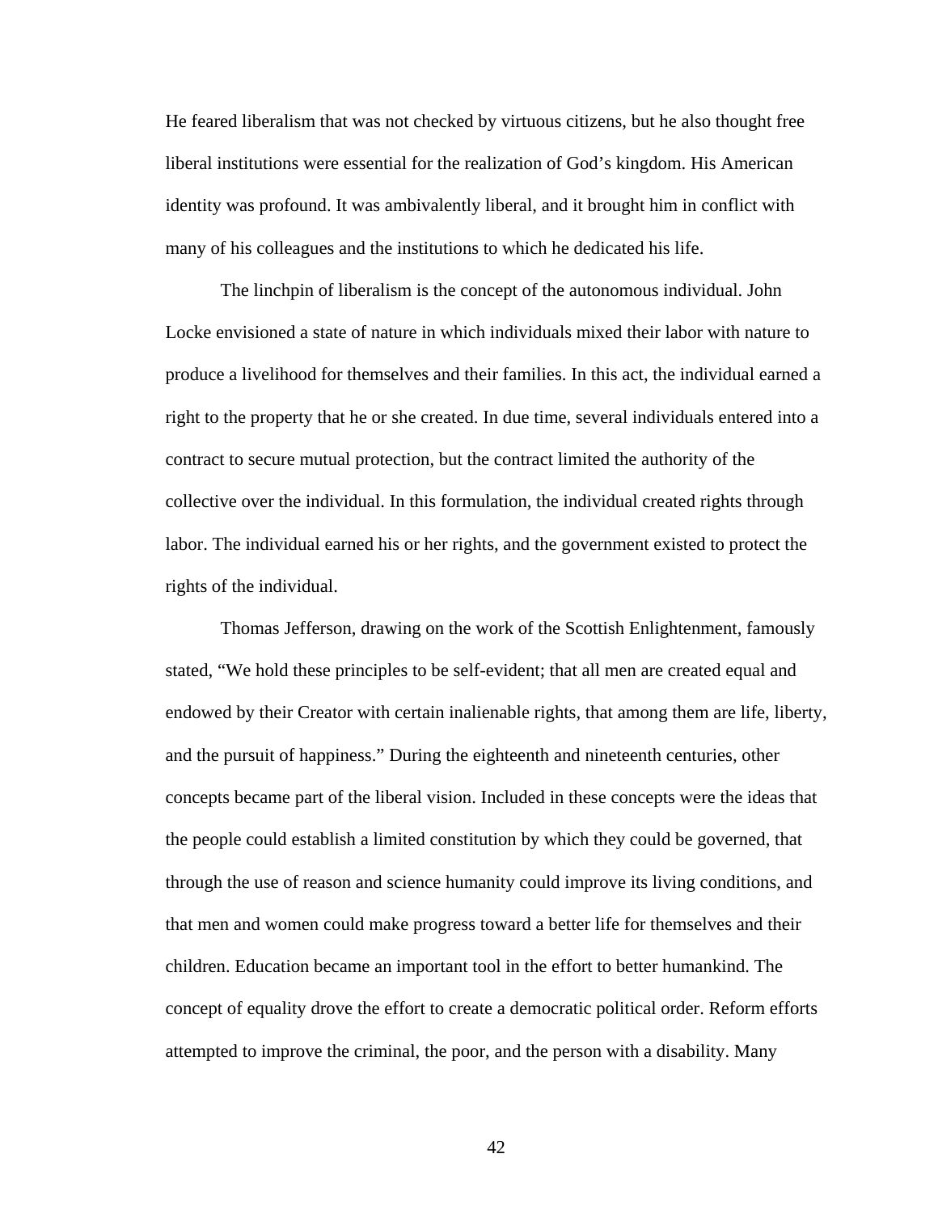He feared liberalism that was not checked by virtuous citizens, but he also thought free liberal institutions were essential for the realization of God’s kingdom. His American identity was profound. It was ambivalently liberal, and it brought him in conflict with many of his colleagues and the institutions to which he dedicated his life.

The linchpin of liberalism is the concept of the autonomous individual. John Locke envisioned a state of nature in which individuals mixed their labor with nature to produce a livelihood for themselves and their families. In this act, the individual earned a right to the property that he or she created. In due time, several individuals entered into a contract to secure mutual protection, but the contract limited the authority of the collective over the individual. In this formulation, the individual created rights through labor. The individual earned his or her rights, and the government existed to protect the rights of the individual.

Thomas Jefferson, drawing on the work of the Scottish Enlightenment, famously stated, “We hold these principles to be self-evident; that all men are created equal and endowed by their Creator with certain inalienable rights, that among them are life, liberty, and the pursuit of happiness.” During the eighteenth and nineteenth centuries, other concepts became part of the liberal vision. Included in these concepts were the ideas that the people could establish a limited constitution by which they could be governed, that through the use of reason and science humanity could improve its living conditions, and that men and women could make progress toward a better life for themselves and their children. Education became an important tool in the effort to better humankind. The concept of equality drove the effort to create a democratic political order. Reform efforts attempted to improve the criminal, the poor, and the person with a disability. Many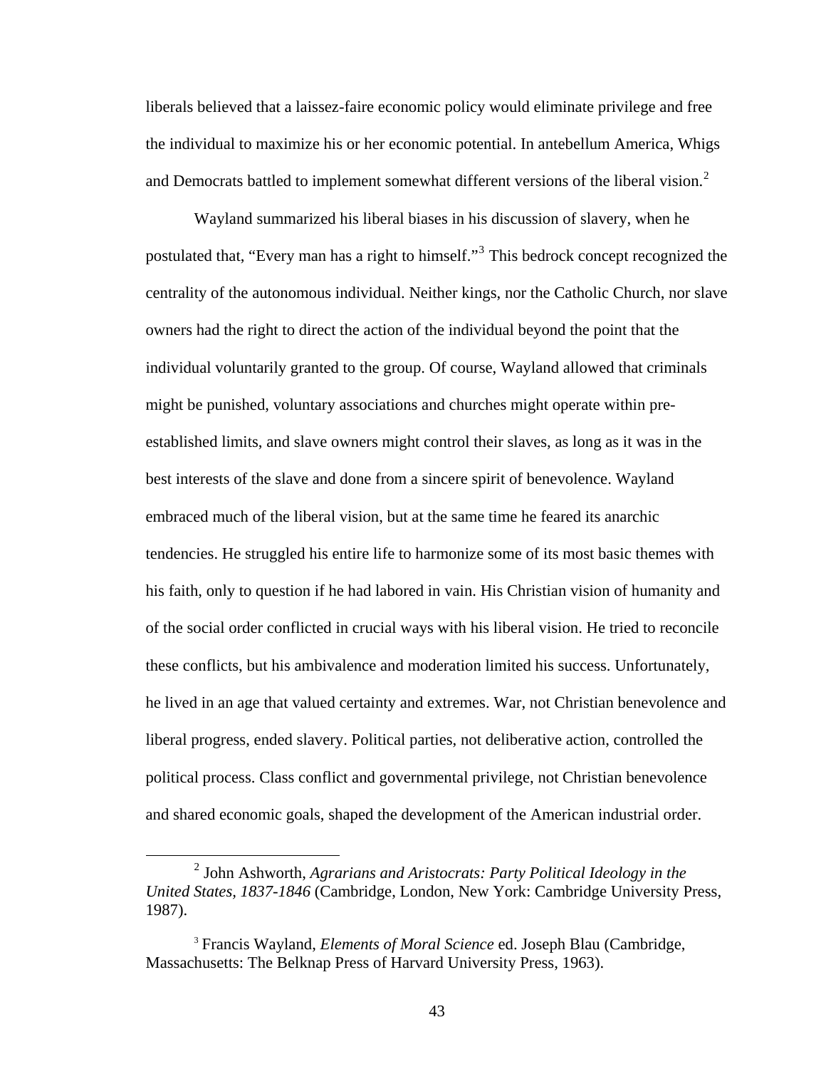liberals believed that a laissez-faire economic policy would eliminate privilege and free the individual to maximize his or her economic potential. In antebellum America, Whigs and Democrats battled to implement somewhat different versions of the liberal vision.[2]

Wayland summarized his liberal biases in his discussion of slavery, when he postulated that, "Every man has a right to himself."[3] This bedrock concept recognized the centrality of the autonomous individual. Neither kings, nor the Catholic Church, nor slave owners had the right to direct the action of the individual beyond the point that the individual voluntarily granted to the group. Of course, Wayland allowed that criminals might be punished, voluntary associations and churches might operate within pre-established limits, and slave owners might control their slaves, as long as it was in the best interests of the slave and done from a sincere spirit of benevolence. Wayland embraced much of the liberal vision, but at the same time he feared its anarchic tendencies. He struggled his entire life to harmonize some of its most basic themes with his faith, only to question if he had labored in vain. His Christian vision of humanity and of the social order conflicted in crucial ways with his liberal vision. He tried to reconcile these conflicts, but his ambivalence and moderation limited his success. Unfortunately, he lived in an age that valued certainty and extremes. War, not Christian benevolence and liberal progress, ended slavery. Political parties, not deliberative action, controlled the political process. Class conflict and governmental privilege, not Christian benevolence and shared economic goals, shaped the development of the American industrial order.

---

[2] John Ashworth, *Agrarians and Aristocrats: Party Political Ideology in the United States, 1837-1846* (Cambridge, London, New York: Cambridge University Press, 1987).

[3] Francis Wayland, *Elements of Moral Science* ed. Joseph Blau (Cambridge, Massachusetts: The Belknap Press of Harvard University Press, 1963).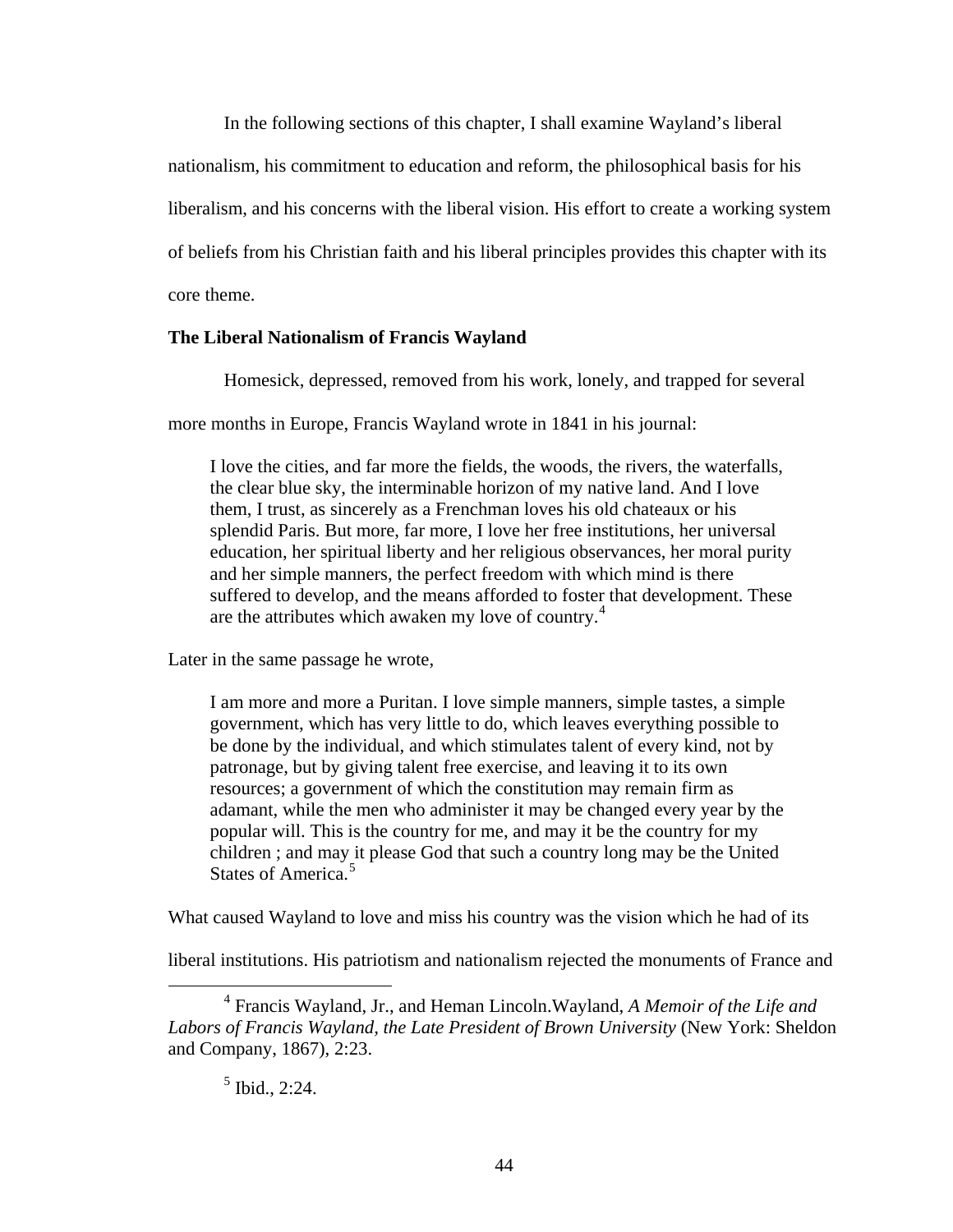In the following sections of this chapter, I shall examine Wayland's liberal nationalism, his commitment to education and reform, the philosophical basis for his liberalism, and his concerns with the liberal vision. His effort to create a working system of beliefs from his Christian faith and his liberal principles provides this chapter with its core theme.

**The Liberal Nationalism of Francis Wayland**

Homesick, depressed, removed from his work, lonely, and trapped for several more months in Europe, Francis Wayland wrote in 1841 in his journal:

> I love the cities, and far more the fields, the woods, the rivers, the waterfalls, the clear blue sky, the interminable horizon of my native land. And I love them, I trust, as sincerely as a Frenchman loves his old chateaux or his splendid Paris. But more, far more, I love her free institutions, her universal education, her spiritual liberty and her religious observances, her moral purity and her simple manners, the perfect freedom with which mind is there suffered to develop, and the means afforded to foster that development. These are the attributes which awaken my love of country.[4]

Later in the same passage he wrote,

> I am more and more a Puritan. I love simple manners, simple tastes, a simple government, which has very little to do, which leaves everything possible to be done by the individual, and which stimulates talent of every kind, not by patronage, but by giving talent free exercise, and leaving it to its own resources; a government of which the constitution may remain firm as adamant, while the men who administer it may be changed every year by the popular will. This is the country for me, and may it be the country for my children ; and may it please God that such a country long may be the United States of America.[5]

What caused Wayland to love and miss his country was the vision which he had of its liberal institutions. His patriotism and nationalism rejected the monuments of France and

---

[4] Francis Wayland, Jr., and Heman Lincoln.Wayland, *A Memoir of the Life and Labors of Francis Wayland, the Late President of Brown University* (New York: Sheldon and Company, 1867), 2:23.

[5] Ibid., 2:24.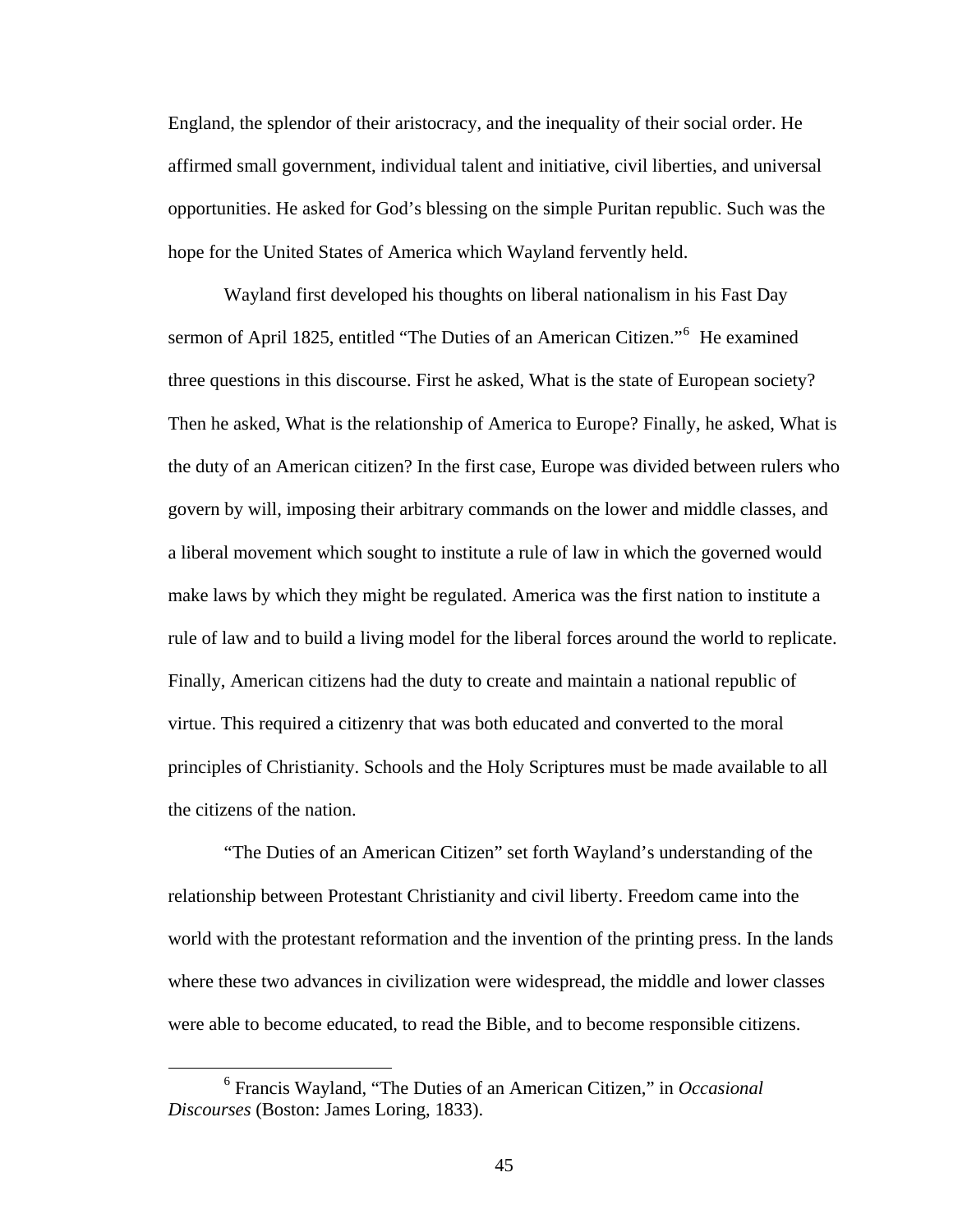England, the splendor of their aristocracy, and the inequality of their social order. He affirmed small government, individual talent and initiative, civil liberties, and universal opportunities. He asked for God's blessing on the simple Puritan republic. Such was the hope for the United States of America which Wayland fervently held.

Wayland first developed his thoughts on liberal nationalism in his Fast Day sermon of April 1825, entitled "The Duties of an American Citizen."[6] He examined three questions in this discourse. First he asked, What is the state of European society? Then he asked, What is the relationship of America to Europe? Finally, he asked, What is the duty of an American citizen? In the first case, Europe was divided between rulers who govern by will, imposing their arbitrary commands on the lower and middle classes, and a liberal movement which sought to institute a rule of law in which the governed would make laws by which they might be regulated. America was the first nation to institute a rule of law and to build a living model for the liberal forces around the world to replicate. Finally, American citizens had the duty to create and maintain a national republic of virtue. This required a citizenry that was both educated and converted to the moral principles of Christianity. Schools and the Holy Scriptures must be made available to all the citizens of the nation.

"The Duties of an American Citizen" set forth Wayland's understanding of the relationship between Protestant Christianity and civil liberty. Freedom came into the world with the protestant reformation and the invention of the printing press. In the lands where these two advances in civilization were widespread, the middle and lower classes were able to become educated, to read the Bible, and to become responsible citizens.

---

[6] Francis Wayland, "The Duties of an American Citizen," in *Occasional Discourses* (Boston: James Loring, 1833).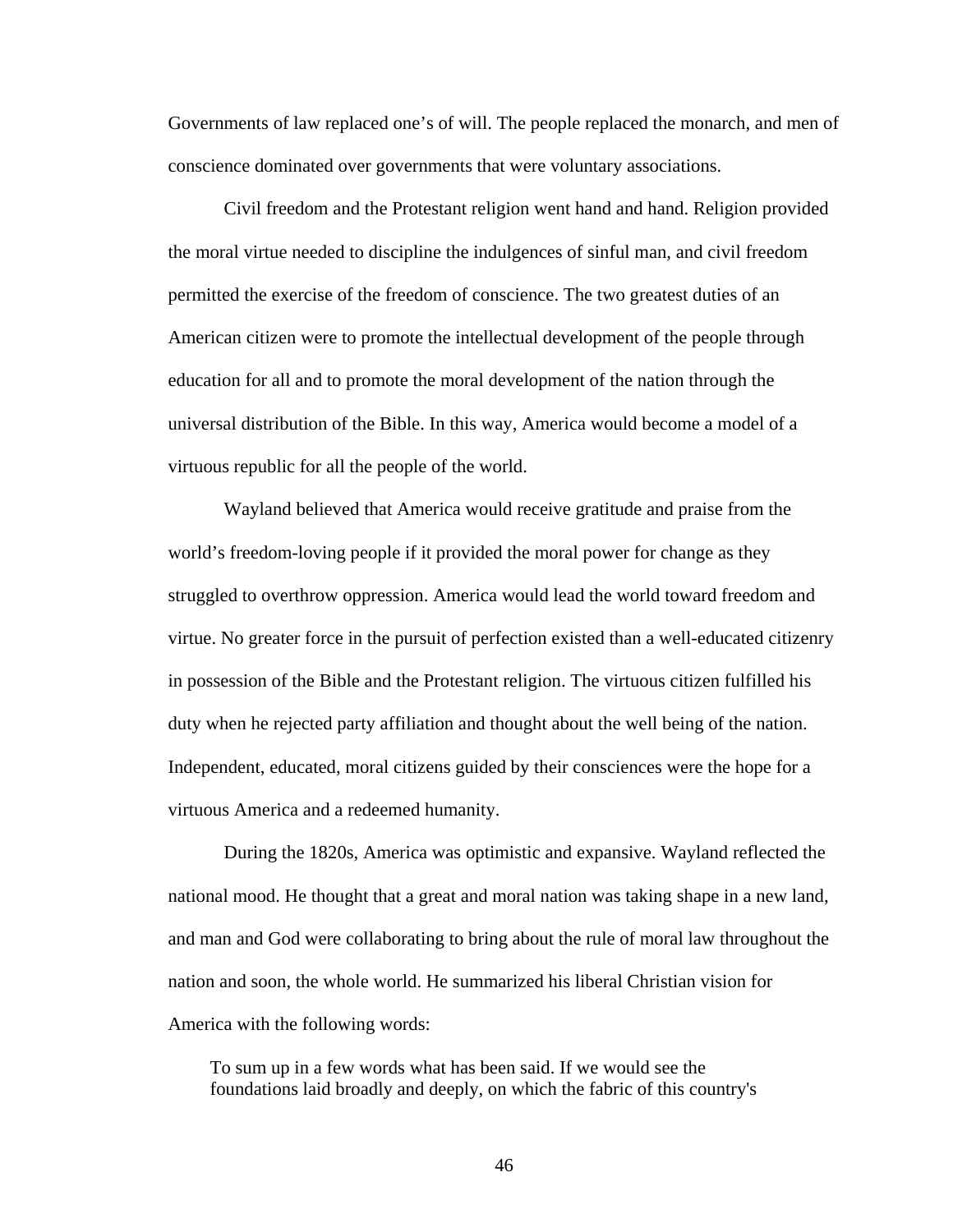Governments of law replaced one's of will. The people replaced the monarch, and men of conscience dominated over governments that were voluntary associations.

Civil freedom and the Protestant religion went hand and hand. Religion provided the moral virtue needed to discipline the indulgences of sinful man, and civil freedom permitted the exercise of the freedom of conscience. The two greatest duties of an American citizen were to promote the intellectual development of the people through education for all and to promote the moral development of the nation through the universal distribution of the Bible. In this way, America would become a model of a virtuous republic for all the people of the world.

Wayland believed that America would receive gratitude and praise from the world's freedom-loving people if it provided the moral power for change as they struggled to overthrow oppression. America would lead the world toward freedom and virtue. No greater force in the pursuit of perfection existed than a well-educated citizenry in possession of the Bible and the Protestant religion. The virtuous citizen fulfilled his duty when he rejected party affiliation and thought about the well being of the nation. Independent, educated, moral citizens guided by their consciences were the hope for a virtuous America and a redeemed humanity.

During the 1820s, America was optimistic and expansive. Wayland reflected the national mood. He thought that a great and moral nation was taking shape in a new land, and man and God were collaborating to bring about the rule of moral law throughout the nation and soon, the whole world. He summarized his liberal Christian vision for America with the following words:

> To sum up in a few words what has been said. If we would see the foundations laid broadly and deeply, on which the fabric of this country's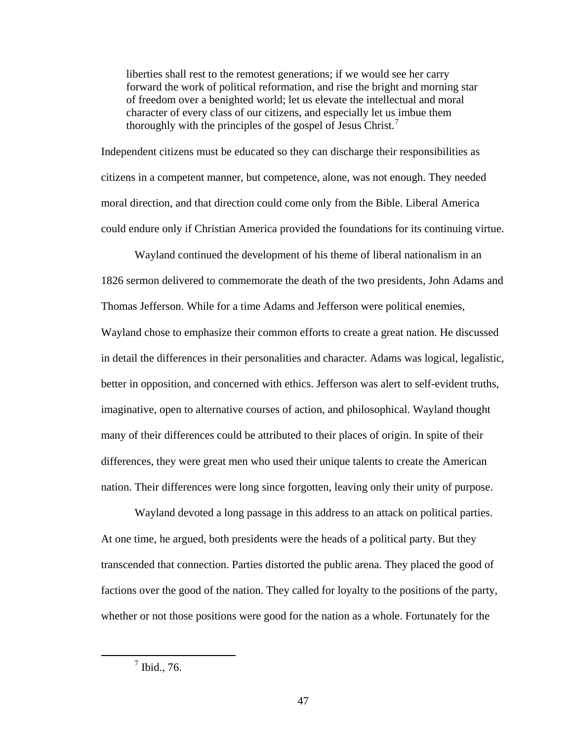> liberties shall rest to the remotest generations; if we would see her carry forward the work of political reformation, and rise the bright and morning star of freedom over a benighted world; let us elevate the intellectual and moral character of every class of our citizens, and especially let us imbue them thoroughly with the principles of the gospel of Jesus Christ.[7]

Independent citizens must be educated so they can discharge their responsibilities as citizens in a competent manner, but competence, alone, was not enough. They needed moral direction, and that direction could come only from the Bible. Liberal America could endure only if Christian America provided the foundations for its continuing virtue.

Wayland continued the development of his theme of liberal nationalism in an 1826 sermon delivered to commemorate the death of the two presidents, John Adams and Thomas Jefferson. While for a time Adams and Jefferson were political enemies, Wayland chose to emphasize their common efforts to create a great nation. He discussed in detail the differences in their personalities and character. Adams was logical, legalistic, better in opposition, and concerned with ethics. Jefferson was alert to self-evident truths, imaginative, open to alternative courses of action, and philosophical. Wayland thought many of their differences could be attributed to their places of origin. In spite of their differences, they were great men who used their unique talents to create the American nation. Their differences were long since forgotten, leaving only their unity of purpose.

Wayland devoted a long passage in this address to an attack on political parties. At one time, he argued, both presidents were the heads of a political party. But they transcended that connection. Parties distorted the public arena. They placed the good of factions over the good of the nation. They called for loyalty to the positions of the party, whether or not those positions were good for the nation as a whole. Fortunately for the

---

[7] Ibid., 76.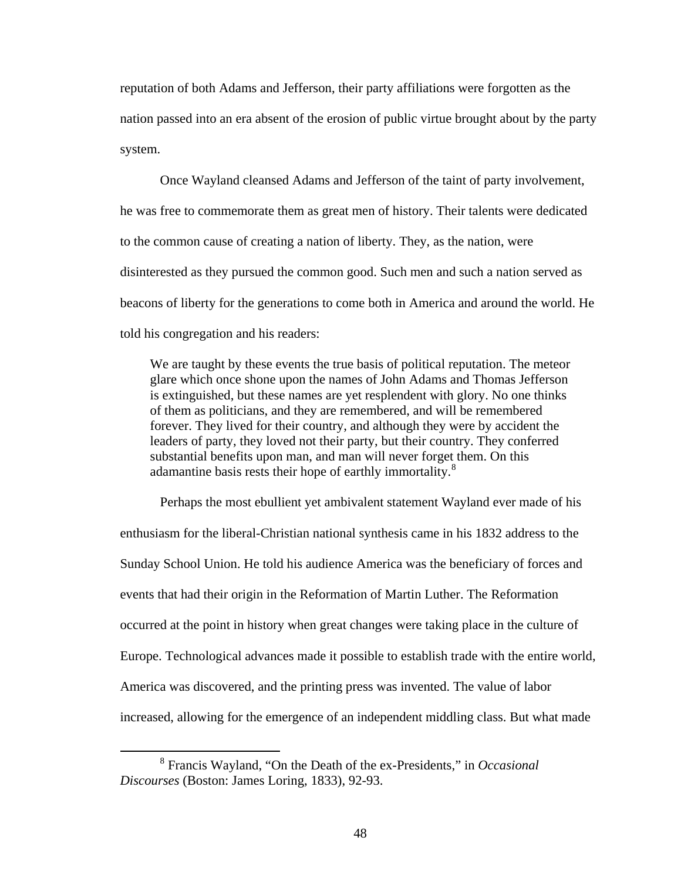reputation of both Adams and Jefferson, their party affiliations were forgotten as the nation passed into an era absent of the erosion of public virtue brought about by the party system.

Once Wayland cleansed Adams and Jefferson of the taint of party involvement, he was free to commemorate them as great men of history. Their talents were dedicated to the common cause of creating a nation of liberty. They, as the nation, were disinterested as they pursued the common good. Such men and such a nation served as beacons of liberty for the generations to come both in America and around the world. He told his congregation and his readers:

> We are taught by these events the true basis of political reputation. The meteor glare which once shone upon the names of John Adams and Thomas Jefferson is extinguished, but these names are yet resplendent with glory. No one thinks of them as politicians, and they are remembered, and will be remembered forever. They lived for their country, and although they were by accident the leaders of party, they loved not their party, but their country. They conferred substantial benefits upon man, and man will never forget them. On this adamantine basis rests their hope of earthly immortality.[8]

Perhaps the most ebullient yet ambivalent statement Wayland ever made of his enthusiasm for the liberal-Christian national synthesis came in his 1832 address to the Sunday School Union. He told his audience America was the beneficiary of forces and events that had their origin in the Reformation of Martin Luther. The Reformation occurred at the point in history when great changes were taking place in the culture of Europe. Technological advances made it possible to establish trade with the entire world, America was discovered, and the printing press was invented. The value of labor increased, allowing for the emergence of an independent middling class. But what made

---

[8] Francis Wayland, "On the Death of the ex-Presidents," in *Occasional Discourses* (Boston: James Loring, 1833), 92-93.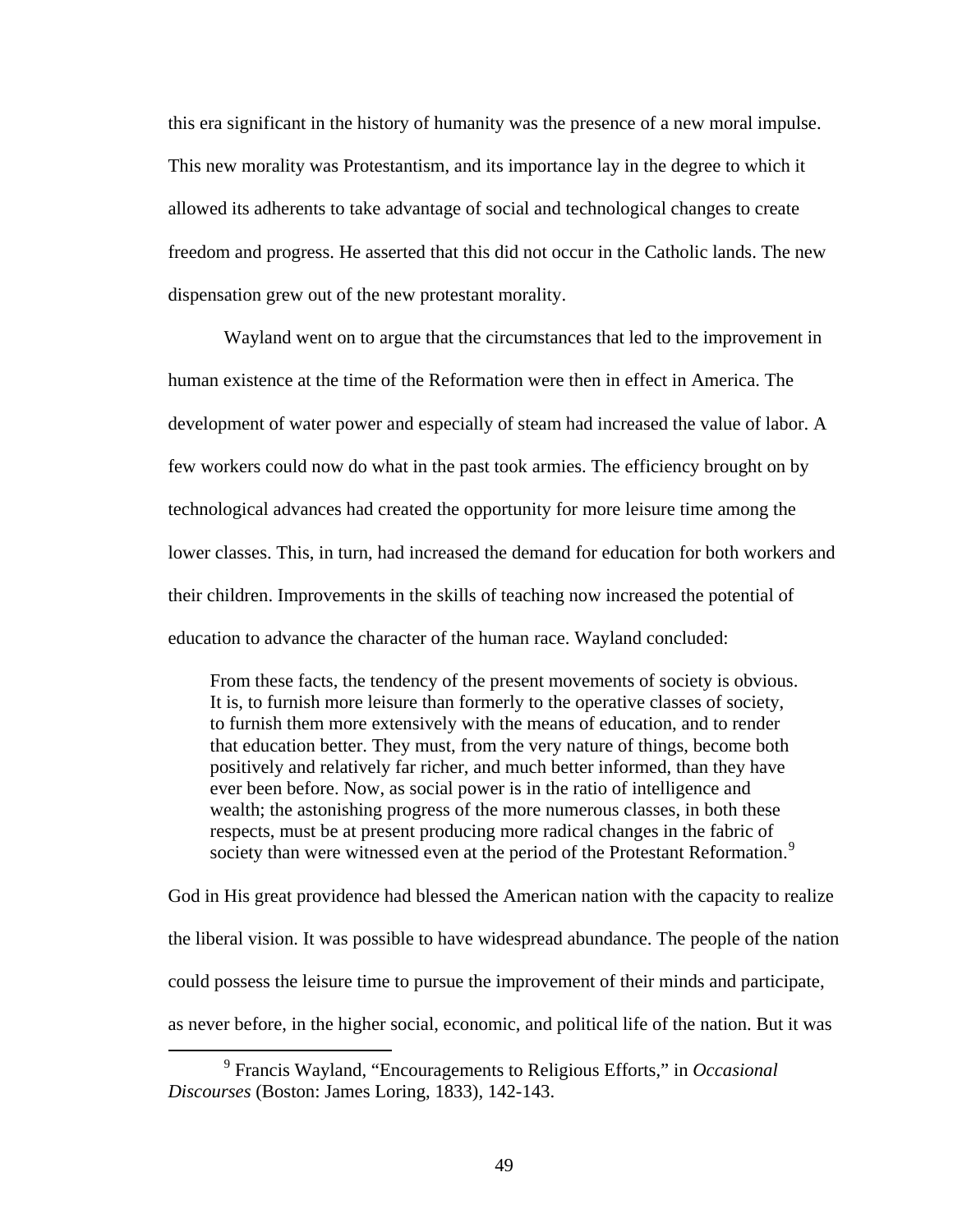this era significant in the history of humanity was the presence of a new moral impulse. This new morality was Protestantism, and its importance lay in the degree to which it allowed its adherents to take advantage of social and technological changes to create freedom and progress. He asserted that this did not occur in the Catholic lands. The new dispensation grew out of the new protestant morality.

Wayland went on to argue that the circumstances that led to the improvement in human existence at the time of the Reformation were then in effect in America. The development of water power and especially of steam had increased the value of labor. A few workers could now do what in the past took armies. The efficiency brought on by technological advances had created the opportunity for more leisure time among the lower classes. This, in turn, had increased the demand for education for both workers and their children. Improvements in the skills of teaching now increased the potential of education to advance the character of the human race. Wayland concluded:

> From these facts, the tendency of the present movements of society is obvious. It is, to furnish more leisure than formerly to the operative classes of society, to furnish them more extensively with the means of education, and to render that education better. They must, from the very nature of things, become both positively and relatively far richer, and much better informed, than they have ever been before. Now, as social power is in the ratio of intelligence and wealth; the astonishing progress of the more numerous classes, in both these respects, must be at present producing more radical changes in the fabric of society than were witnessed even at the period of the Protestant Reformation.[9]

God in His great providence had blessed the American nation with the capacity to realize the liberal vision. It was possible to have widespread abundance. The people of the nation could possess the leisure time to pursue the improvement of their minds and participate, as never before, in the higher social, economic, and political life of the nation. But it was

[9] Francis Wayland, "Encouragements to Religious Efforts," in *Occasional Discourses* (Boston: James Loring, 1833), 142-143.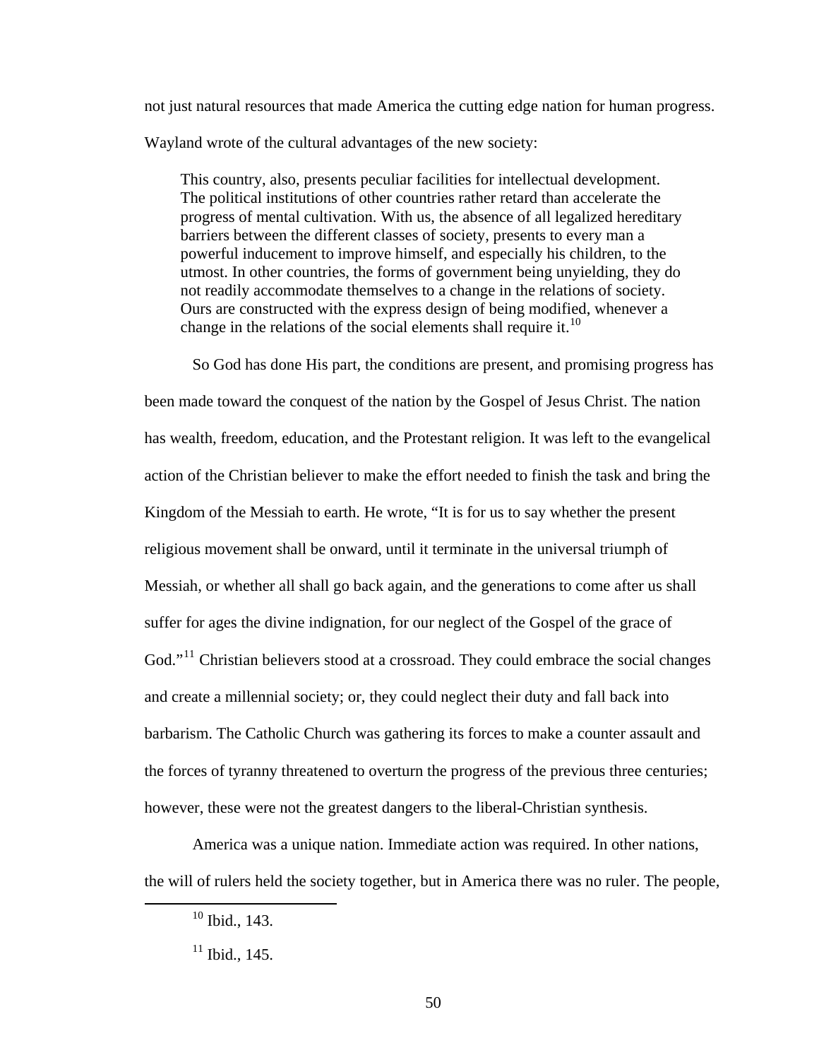not just natural resources that made America the cutting edge nation for human progress. Wayland wrote of the cultural advantages of the new society:

> This country, also, presents peculiar facilities for intellectual development. The political institutions of other countries rather retard than accelerate the progress of mental cultivation. With us, the absence of all legalized hereditary barriers between the different classes of society, presents to every man a powerful inducement to improve himself, and especially his children, to the utmost. In other countries, the forms of government being unyielding, they do not readily accommodate themselves to a change in the relations of society. Ours are constructed with the express design of being modified, whenever a change in the relations of the social elements shall require it.[10]

So God has done His part, the conditions are present, and promising progress has been made toward the conquest of the nation by the Gospel of Jesus Christ. The nation has wealth, freedom, education, and the Protestant religion. It was left to the evangelical action of the Christian believer to make the effort needed to finish the task and bring the Kingdom of the Messiah to earth. He wrote, "It is for us to say whether the present religious movement shall be onward, until it terminate in the universal triumph of Messiah, or whether all shall go back again, and the generations to come after us shall suffer for ages the divine indignation, for our neglect of the Gospel of the grace of God."[11] Christian believers stood at a crossroad. They could embrace the social changes and create a millennial society; or, they could neglect their duty and fall back into barbarism. The Catholic Church was gathering its forces to make a counter assault and the forces of tyranny threatened to overturn the progress of the previous three centuries; however, these were not the greatest dangers to the liberal-Christian synthesis.

America was a unique nation. Immediate action was required. In other nations, the will of rulers held the society together, but in America there was no ruler. The people,

---

[10] Ibid., 143.

[11] Ibid., 145.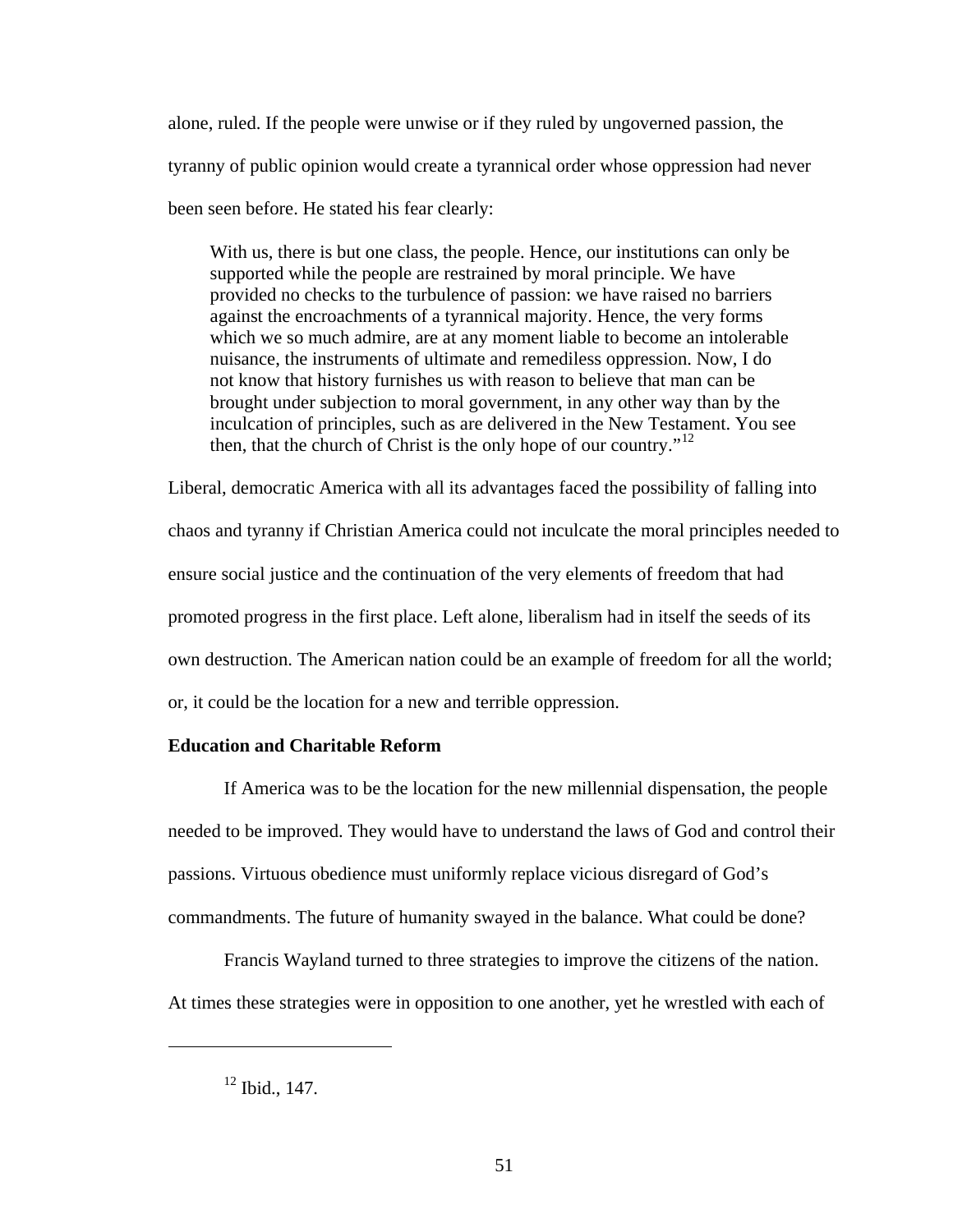alone, ruled. If the people were unwise or if they ruled by ungoverned passion, the tyranny of public opinion would create a tyrannical order whose oppression had never been seen before. He stated his fear clearly:

> With us, there is but one class, the people. Hence, our institutions can only be supported while the people are restrained by moral principle. We have provided no checks to the turbulence of passion: we have raised no barriers against the encroachments of a tyrannical majority. Hence, the very forms which we so much admire, are at any moment liable to become an intolerable nuisance, the instruments of ultimate and remediless oppression. Now, I do not know that history furnishes us with reason to believe that man can be brought under subjection to moral government, in any other way than by the inculcation of principles, such as are delivered in the New Testament. You see then, that the church of Christ is the only hope of our country."[12]

Liberal, democratic America with all its advantages faced the possibility of falling into chaos and tyranny if Christian America could not inculcate the moral principles needed to ensure social justice and the continuation of the very elements of freedom that had promoted progress in the first place. Left alone, liberalism had in itself the seeds of its own destruction. The American nation could be an example of freedom for all the world; or, it could be the location for a new and terrible oppression.

**Education and Charitable Reform**

If America was to be the location for the new millennial dispensation, the people needed to be improved. They would have to understand the laws of God and control their passions. Virtuous obedience must uniformly replace vicious disregard of God's commandments. The future of humanity swayed in the balance. What could be done?

Francis Wayland turned to three strategies to improve the citizens of the nation. At times these strategies were in opposition to one another, yet he wrestled with each of

---

[12] Ibid., 147.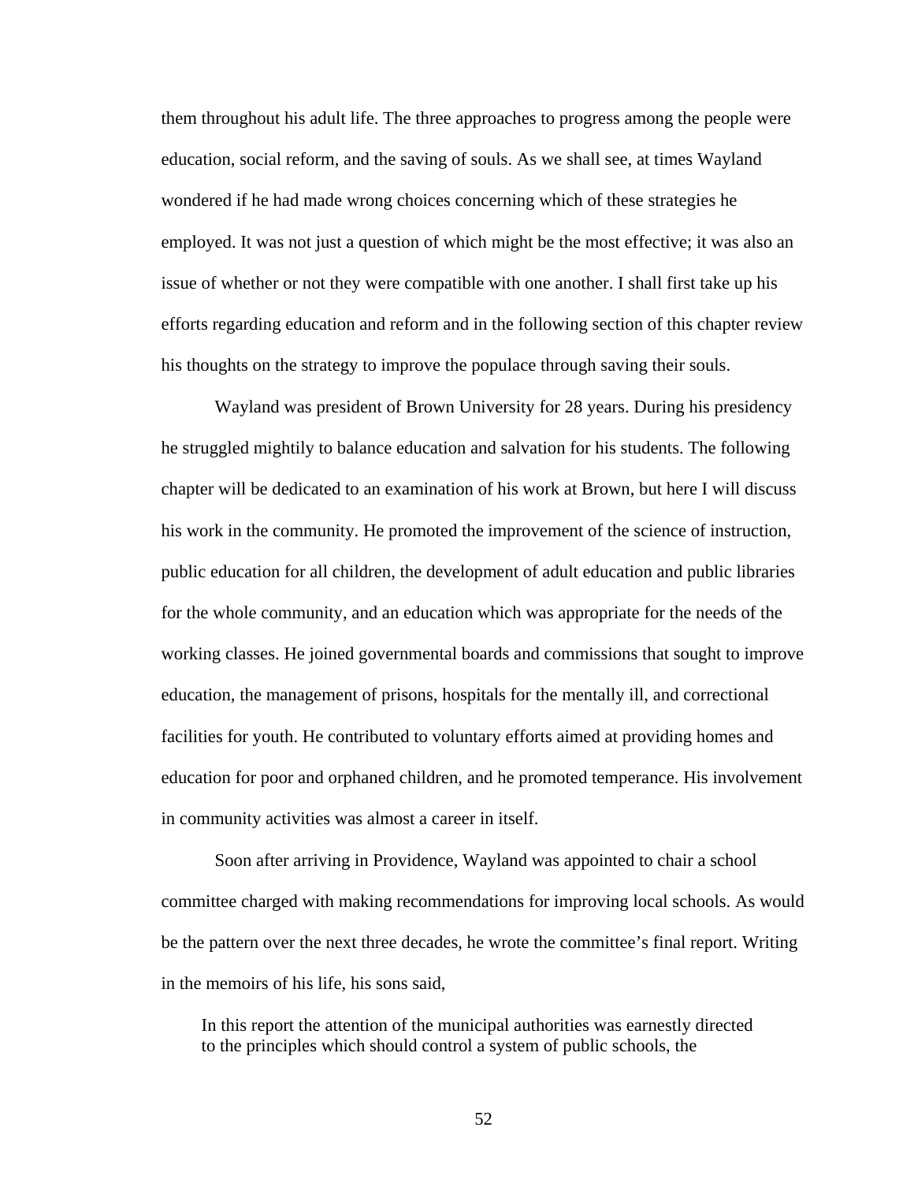them throughout his adult life. The three approaches to progress among the people were education, social reform, and the saving of souls. As we shall see, at times Wayland wondered if he had made wrong choices concerning which of these strategies he employed. It was not just a question of which might be the most effective; it was also an issue of whether or not they were compatible with one another. I shall first take up his efforts regarding education and reform and in the following section of this chapter review his thoughts on the strategy to improve the populace through saving their souls.

Wayland was president of Brown University for 28 years. During his presidency he struggled mightily to balance education and salvation for his students. The following chapter will be dedicated to an examination of his work at Brown, but here I will discuss his work in the community. He promoted the improvement of the science of instruction, public education for all children, the development of adult education and public libraries for the whole community, and an education which was appropriate for the needs of the working classes. He joined governmental boards and commissions that sought to improve education, the management of prisons, hospitals for the mentally ill, and correctional facilities for youth. He contributed to voluntary efforts aimed at providing homes and education for poor and orphaned children, and he promoted temperance. His involvement in community activities was almost a career in itself.

Soon after arriving in Providence, Wayland was appointed to chair a school committee charged with making recommendations for improving local schools. As would be the pattern over the next three decades, he wrote the committee's final report. Writing in the memoirs of his life, his sons said,

> In this report the attention of the municipal authorities was earnestly directed to the principles which should control a system of public schools, the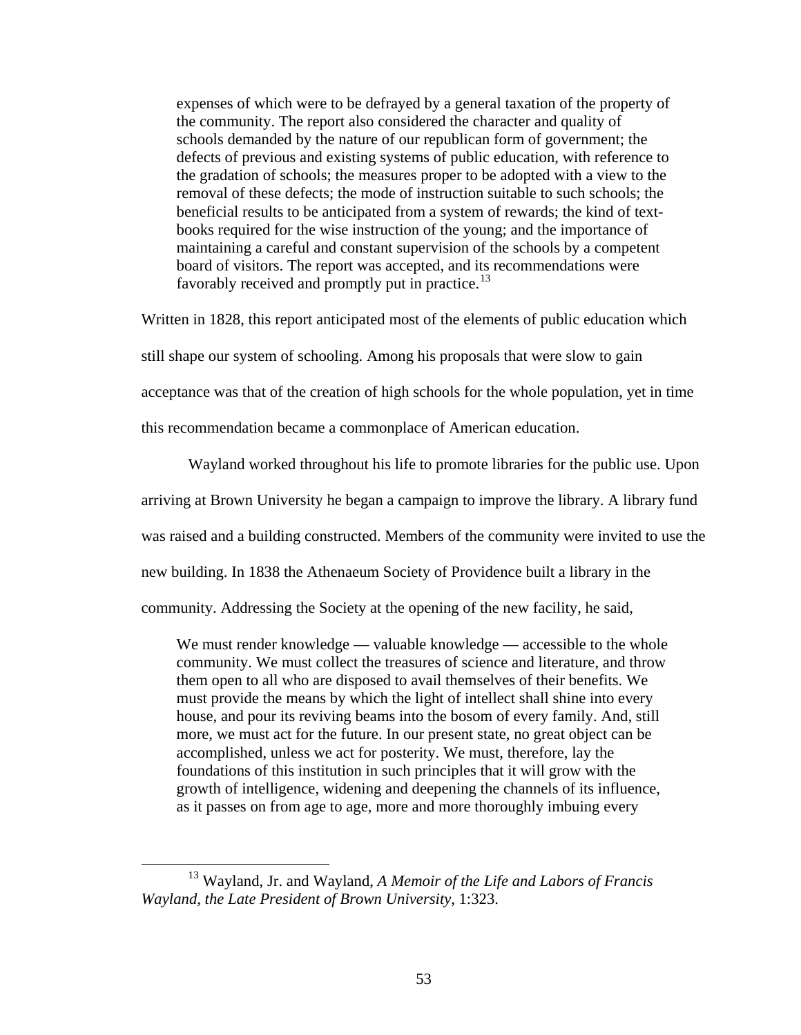> expenses of which were to be defrayed by a general taxation of the property of the community. The report also considered the character and quality of schools demanded by the nature of our republican form of government; the defects of previous and existing systems of public education, with reference to the gradation of schools; the measures proper to be adopted with a view to the removal of these defects; the mode of instruction suitable to such schools; the beneficial results to be anticipated from a system of rewards; the kind of text-books required for the wise instruction of the young; and the importance of maintaining a careful and constant supervision of the schools by a competent board of visitors. The report was accepted, and its recommendations were favorably received and promptly put in practice.[13]

Written in 1828, this report anticipated most of the elements of public education which still shape our system of schooling. Among his proposals that were slow to gain acceptance was that of the creation of high schools for the whole population, yet in time this recommendation became a commonplace of American education.

Wayland worked throughout his life to promote libraries for the public use. Upon arriving at Brown University he began a campaign to improve the library. A library fund was raised and a building constructed. Members of the community were invited to use the new building. In 1838 the Athenaeum Society of Providence built a library in the community. Addressing the Society at the opening of the new facility, he said,

> We must render knowledge — valuable knowledge — accessible to the whole community. We must collect the treasures of science and literature, and throw them open to all who are disposed to avail themselves of their benefits. We must provide the means by which the light of intellect shall shine into every house, and pour its reviving beams into the bosom of every family. And, still more, we must act for the future. In our present state, no great object can be accomplished, unless we act for posterity. We must, therefore, lay the foundations of this institution in such principles that it will grow with the growth of intelligence, widening and deepening the channels of its influence, as it passes on from age to age, more and more thoroughly imbuing every

[13] Wayland, Jr. and Wayland, *A Memoir of the Life and Labors of Francis Wayland, the Late President of Brown University*, 1:323.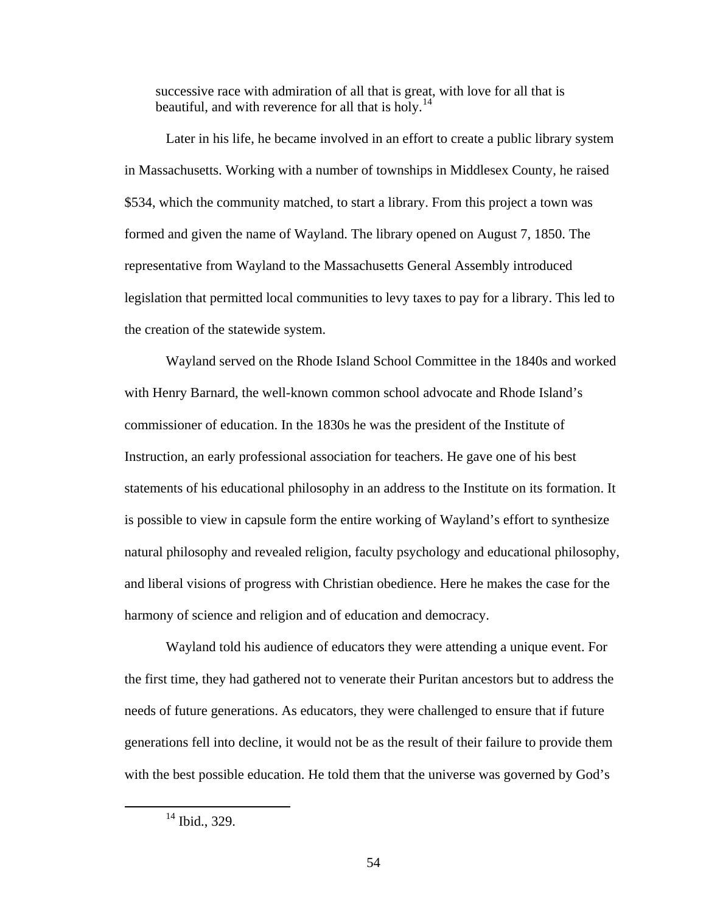> successive race with admiration of all that is great, with love for all that is beautiful, and with reverence for all that is holy.[14]

Later in his life, he became involved in an effort to create a public library system in Massachusetts. Working with a number of townships in Middlesex County, he raised $534, which the community matched, to start a library. From this project a town was formed and given the name of Wayland. The library opened on August 7, 1850. The representative from Wayland to the Massachusetts General Assembly introduced legislation that permitted local communities to levy taxes to pay for a library. This led to the creation of the statewide system.

Wayland served on the Rhode Island School Committee in the 1840s and worked with Henry Barnard, the well-known common school advocate and Rhode Island's commissioner of education. In the 1830s he was the president of the Institute of Instruction, an early professional association for teachers. He gave one of his best statements of his educational philosophy in an address to the Institute on its formation. It is possible to view in capsule form the entire working of Wayland's effort to synthesize natural philosophy and revealed religion, faculty psychology and educational philosophy, and liberal visions of progress with Christian obedience. Here he makes the case for the harmony of science and religion and of education and democracy.

Wayland told his audience of educators they were attending a unique event. For the first time, they had gathered not to venerate their Puritan ancestors but to address the needs of future generations. As educators, they were challenged to ensure that if future generations fell into decline, it would not be as the result of their failure to provide them with the best possible education. He told them that the universe was governed by God's

---

[14] Ibid., 329.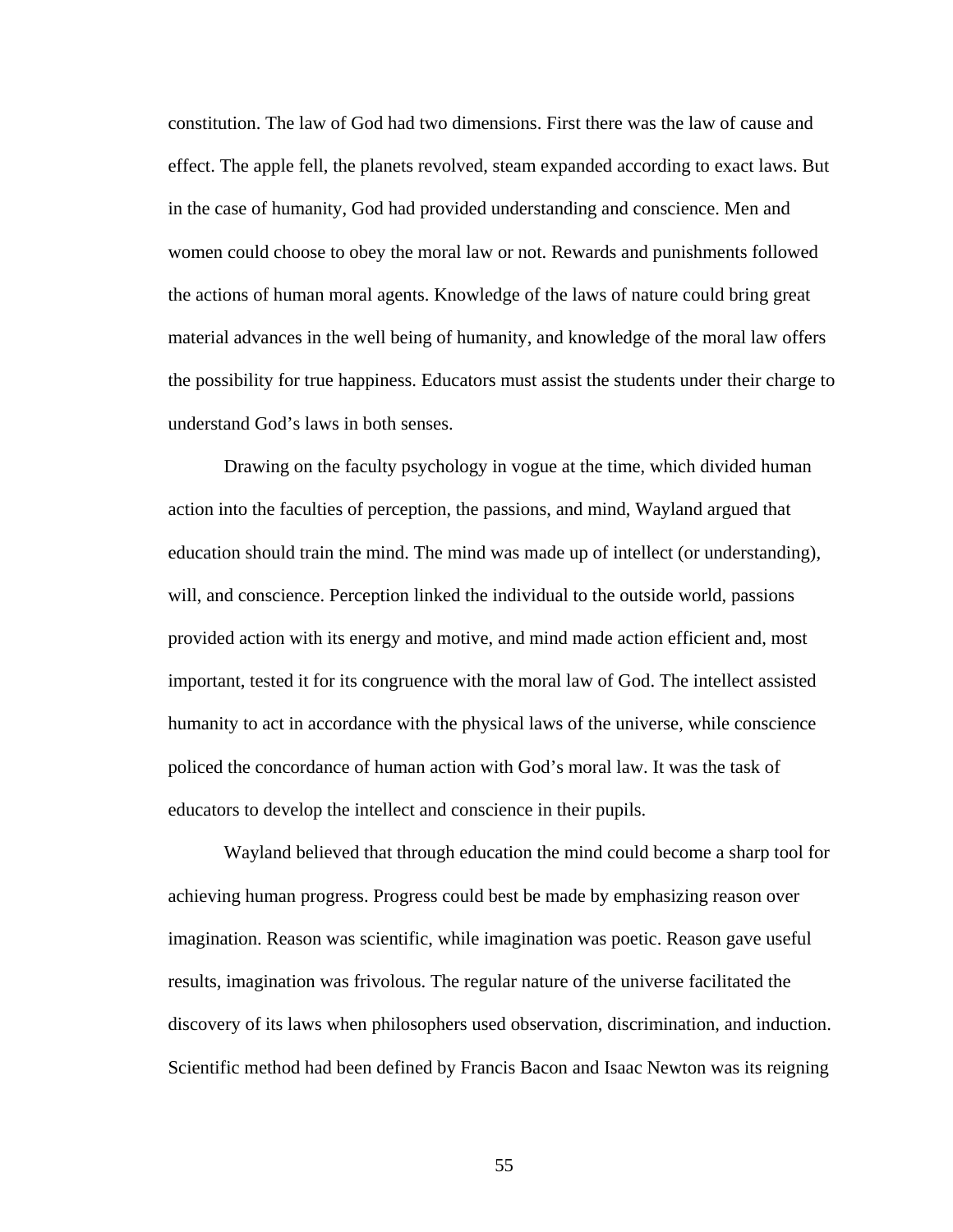constitution. The law of God had two dimensions. First there was the law of cause and effect. The apple fell, the planets revolved, steam expanded according to exact laws. But in the case of humanity, God had provided understanding and conscience. Men and women could choose to obey the moral law or not. Rewards and punishments followed the actions of human moral agents. Knowledge of the laws of nature could bring great material advances in the well being of humanity, and knowledge of the moral law offers the possibility for true happiness. Educators must assist the students under their charge to understand God's laws in both senses.

Drawing on the faculty psychology in vogue at the time, which divided human action into the faculties of perception, the passions, and mind, Wayland argued that education should train the mind. The mind was made up of intellect (or understanding), will, and conscience. Perception linked the individual to the outside world, passions provided action with its energy and motive, and mind made action efficient and, most important, tested it for its congruence with the moral law of God. The intellect assisted humanity to act in accordance with the physical laws of the universe, while conscience policed the concordance of human action with God's moral law. It was the task of educators to develop the intellect and conscience in their pupils.

Wayland believed that through education the mind could become a sharp tool for achieving human progress. Progress could best be made by emphasizing reason over imagination. Reason was scientific, while imagination was poetic. Reason gave useful results, imagination was frivolous. The regular nature of the universe facilitated the discovery of its laws when philosophers used observation, discrimination, and induction. Scientific method had been defined by Francis Bacon and Isaac Newton was its reigning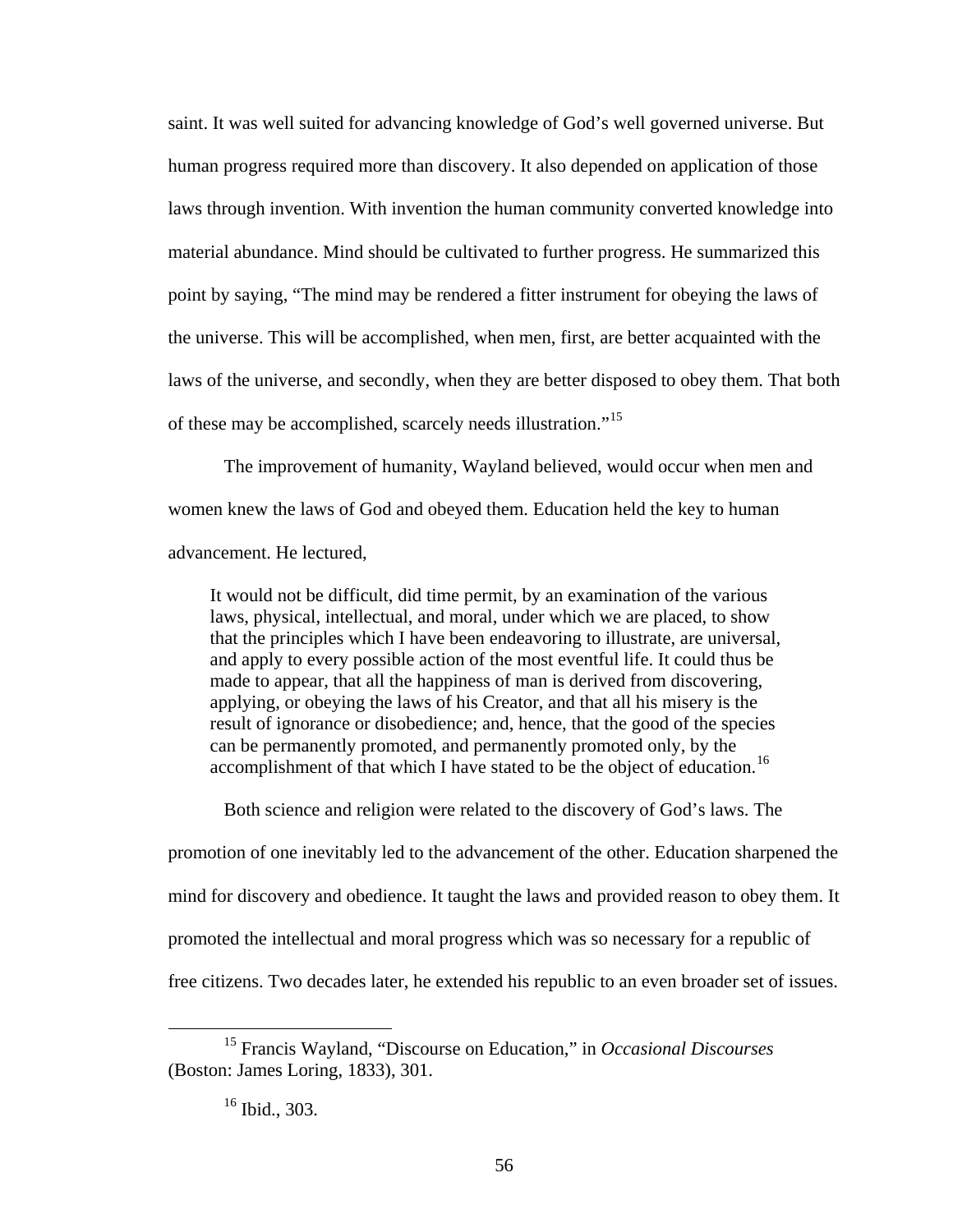saint. It was well suited for advancing knowledge of God's well governed universe. But human progress required more than discovery. It also depended on application of those laws through invention. With invention the human community converted knowledge into material abundance. Mind should be cultivated to further progress. He summarized this point by saying, "The mind may be rendered a fitter instrument for obeying the laws of the universe. This will be accomplished, when men, first, are better acquainted with the laws of the universe, and secondly, when they are better disposed to obey them. That both of these may be accomplished, scarcely needs illustration."[15]

The improvement of humanity, Wayland believed, would occur when men and women knew the laws of God and obeyed them. Education held the key to human advancement. He lectured,

> It would not be difficult, did time permit, by an examination of the various laws, physical, intellectual, and moral, under which we are placed, to show that the principles which I have been endeavoring to illustrate, are universal, and apply to every possible action of the most eventful life. It could thus be made to appear, that all the happiness of man is derived from discovering, applying, or obeying the laws of his Creator, and that all his misery is the result of ignorance or disobedience; and, hence, that the good of the species can be permanently promoted, and permanently promoted only, by the accomplishment of that which I have stated to be the object of education.[16]

Both science and religion were related to the discovery of God's laws. The promotion of one inevitably led to the advancement of the other. Education sharpened the mind for discovery and obedience. It taught the laws and provided reason to obey them. It promoted the intellectual and moral progress which was so necessary for a republic of free citizens. Two decades later, he extended his republic to an even broader set of issues.

---

[15] Francis Wayland, "Discourse on Education," in *Occasional Discourses* (Boston: James Loring, 1833), 301.

[16] Ibid., 303.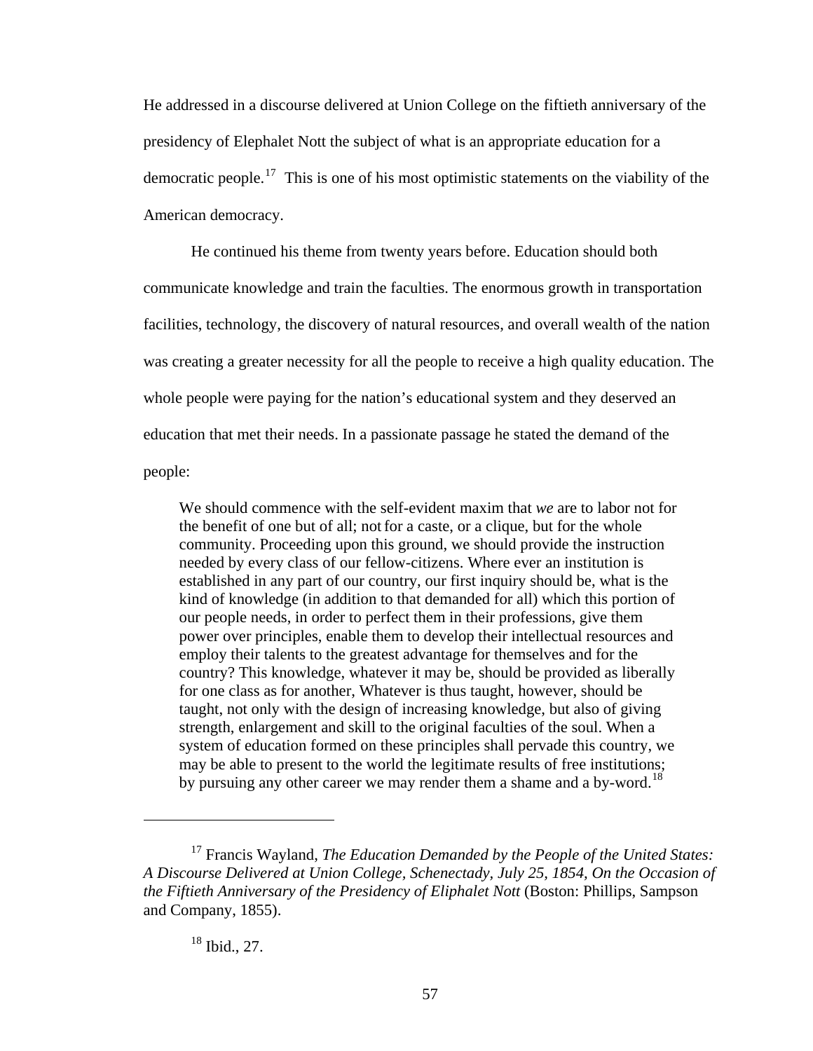He addressed in a discourse delivered at Union College on the fiftieth anniversary of the presidency of Elephalet Nott the subject of what is an appropriate education for a democratic people.[17] This is one of his most optimistic statements on the viability of the American democracy.

He continued his theme from twenty years before. Education should both communicate knowledge and train the faculties. The enormous growth in transportation facilities, technology, the discovery of natural resources, and overall wealth of the nation was creating a greater necessity for all the people to receive a high quality education. The whole people were paying for the nation's educational system and they deserved an education that met their needs. In a passionate passage he stated the demand of the people:

> We should commence with the self-evident maxim that *we* are to labor not for the benefit of one but of all; not for a caste, or a clique, but for the whole community. Proceeding upon this ground, we should provide the instruction needed by every class of our fellow-citizens. Where ever an institution is established in any part of our country, our first inquiry should be, what is the kind of knowledge (in addition to that demanded for all) which this portion of our people needs, in order to perfect them in their professions, give them power over principles, enable them to develop their intellectual resources and employ their talents to the greatest advantage for themselves and for the country? This knowledge, whatever it may be, should be provided as liberally for one class as for another, Whatever is thus taught, however, should be taught, not only with the design of increasing knowledge, but also of giving strength, enlargement and skill to the original faculties of the soul. When a system of education formed on these principles shall pervade this country, we may be able to present to the world the legitimate results of free institutions; by pursuing any other career we may render them a shame and a by-word.[18]

---

[17] Francis Wayland, *The Education Demanded by the People of the United States: A Discourse Delivered at Union College, Schenectady, July 25, 1854, On the Occasion of the Fiftieth Anniversary of the Presidency of Eliphalet Nott* (Boston: Phillips, Sampson and Company, 1855).

[18] Ibid., 27.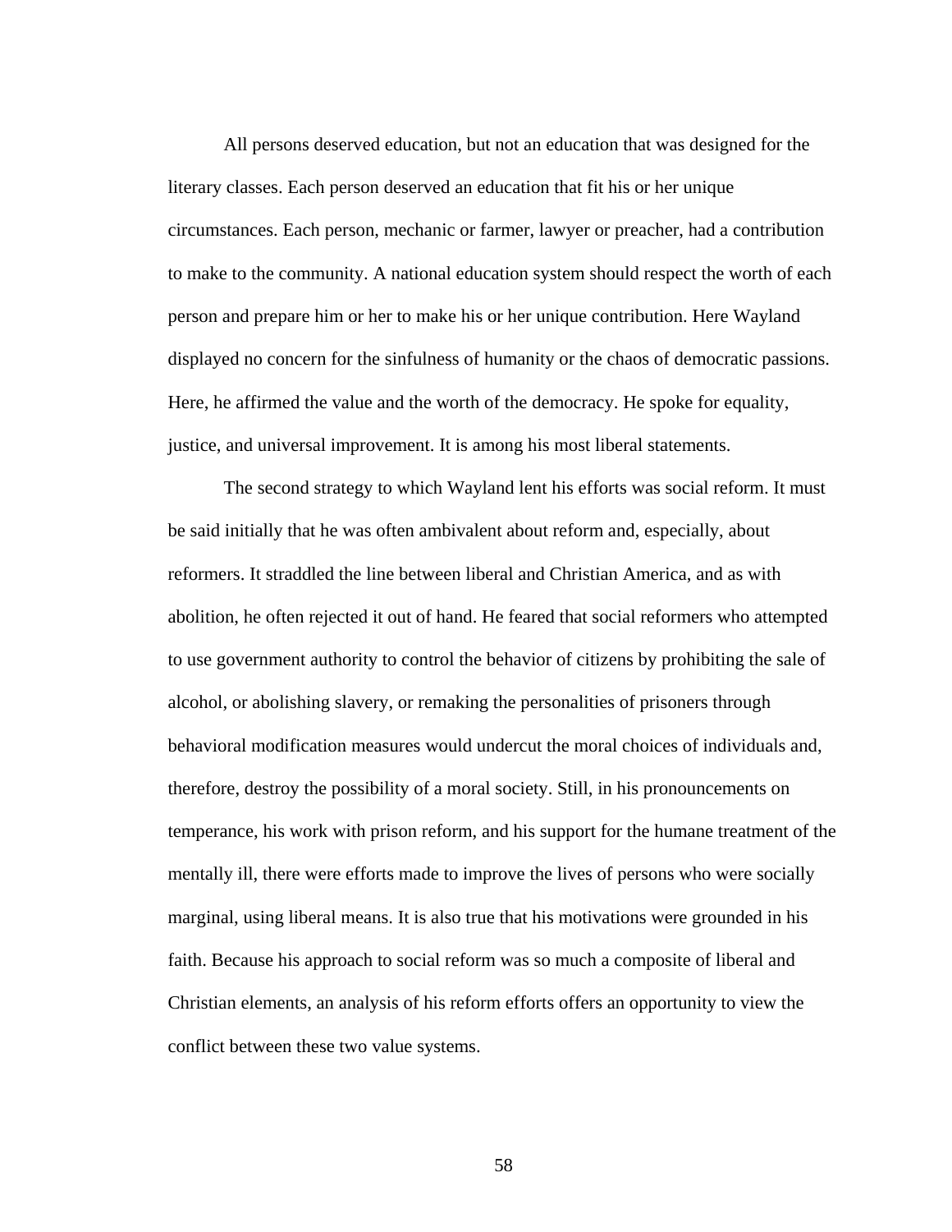All persons deserved education, but not an education that was designed for the literary classes. Each person deserved an education that fit his or her unique circumstances. Each person, mechanic or farmer, lawyer or preacher, had a contribution to make to the community. A national education system should respect the worth of each person and prepare him or her to make his or her unique contribution. Here Wayland displayed no concern for the sinfulness of humanity or the chaos of democratic passions. Here, he affirmed the value and the worth of the democracy. He spoke for equality, justice, and universal improvement. It is among his most liberal statements.

The second strategy to which Wayland lent his efforts was social reform. It must be said initially that he was often ambivalent about reform and, especially, about reformers. It straddled the line between liberal and Christian America, and as with abolition, he often rejected it out of hand. He feared that social reformers who attempted to use government authority to control the behavior of citizens by prohibiting the sale of alcohol, or abolishing slavery, or remaking the personalities of prisoners through behavioral modification measures would undercut the moral choices of individuals and, therefore, destroy the possibility of a moral society. Still, in his pronouncements on temperance, his work with prison reform, and his support for the humane treatment of the mentally ill, there were efforts made to improve the lives of persons who were socially marginal, using liberal means. It is also true that his motivations were grounded in his faith. Because his approach to social reform was so much a composite of liberal and Christian elements, an analysis of his reform efforts offers an opportunity to view the conflict between these two value systems.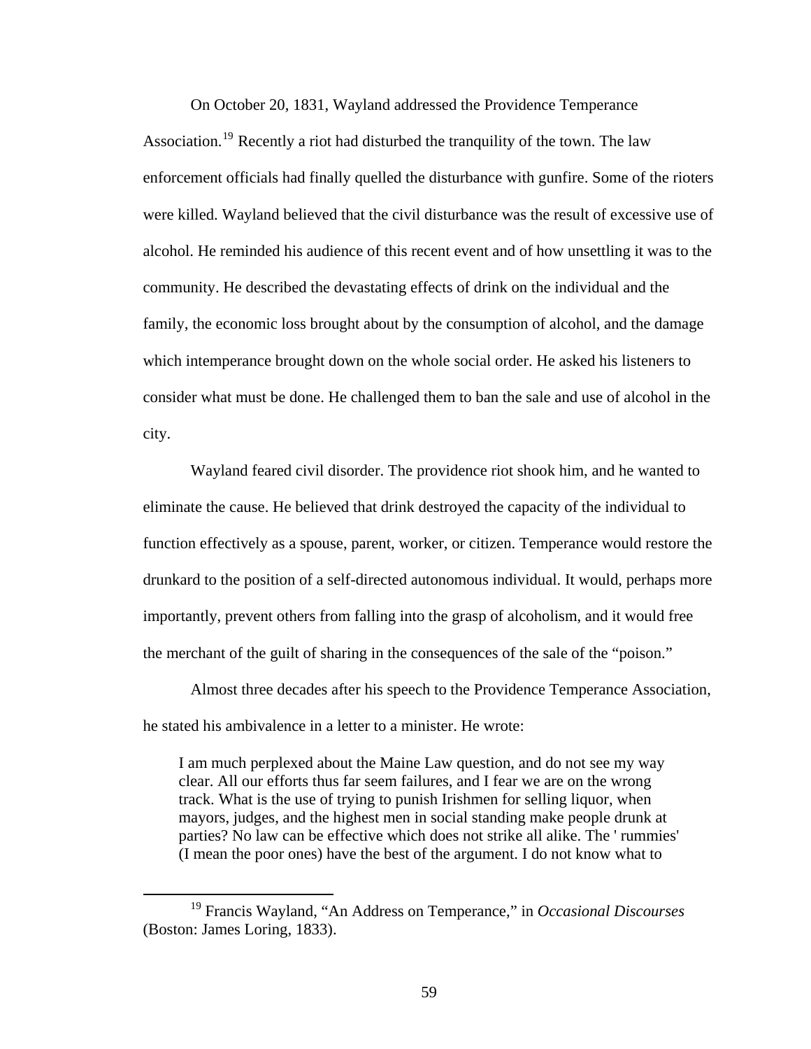On October 20, 1831, Wayland addressed the Providence Temperance Association.[19] Recently a riot had disturbed the tranquility of the town. The law enforcement officials had finally quelled the disturbance with gunfire. Some of the rioters were killed. Wayland believed that the civil disturbance was the result of excessive use of alcohol. He reminded his audience of this recent event and of how unsettling it was to the community. He described the devastating effects of drink on the individual and the family, the economic loss brought about by the consumption of alcohol, and the damage which intemperance brought down on the whole social order. He asked his listeners to consider what must be done. He challenged them to ban the sale and use of alcohol in the city.

Wayland feared civil disorder. The providence riot shook him, and he wanted to eliminate the cause. He believed that drink destroyed the capacity of the individual to function effectively as a spouse, parent, worker, or citizen. Temperance would restore the drunkard to the position of a self-directed autonomous individual. It would, perhaps more importantly, prevent others from falling into the grasp of alcoholism, and it would free the merchant of the guilt of sharing in the consequences of the sale of the "poison."

Almost three decades after his speech to the Providence Temperance Association, he stated his ambivalence in a letter to a minister. He wrote:

> I am much perplexed about the Maine Law question, and do not see my way clear. All our efforts thus far seem failures, and I fear we are on the wrong track. What is the use of trying to punish Irishmen for selling liquor, when mayors, judges, and the highest men in social standing make people drunk at parties? No law can be effective which does not strike all alike. The ' rummies' (I mean the poor ones) have the best of the argument. I do not know what to

[19] Francis Wayland, "An Address on Temperance," in *Occasional Discourses* (Boston: James Loring, 1833).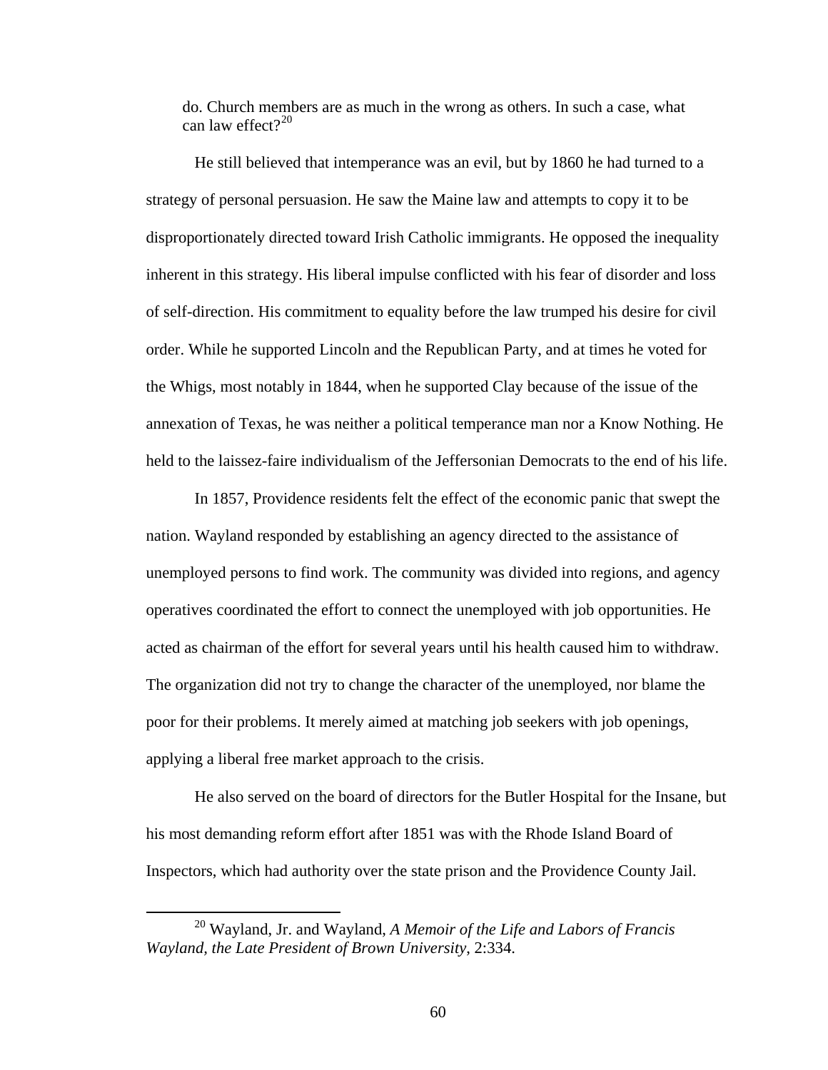> do. Church members are as much in the wrong as others. In such a case, what can law effect?[20]

He still believed that intemperance was an evil, but by 1860 he had turned to a strategy of personal persuasion. He saw the Maine law and attempts to copy it to be disproportionately directed toward Irish Catholic immigrants. He opposed the inequality inherent in this strategy. His liberal impulse conflicted with his fear of disorder and loss of self-direction. His commitment to equality before the law trumped his desire for civil order. While he supported Lincoln and the Republican Party, and at times he voted for the Whigs, most notably in 1844, when he supported Clay because of the issue of the annexation of Texas, he was neither a political temperance man nor a Know Nothing. He held to the laissez-faire individualism of the Jeffersonian Democrats to the end of his life.

In 1857, Providence residents felt the effect of the economic panic that swept the nation. Wayland responded by establishing an agency directed to the assistance of unemployed persons to find work. The community was divided into regions, and agency operatives coordinated the effort to connect the unemployed with job opportunities. He acted as chairman of the effort for several years until his health caused him to withdraw. The organization did not try to change the character of the unemployed, nor blame the poor for their problems. It merely aimed at matching job seekers with job openings, applying a liberal free market approach to the crisis.

He also served on the board of directors for the Butler Hospital for the Insane, but his most demanding reform effort after 1851 was with the Rhode Island Board of Inspectors, which had authority over the state prison and the Providence County Jail.

---

[20] Wayland, Jr. and Wayland, *A Memoir of the Life and Labors of Francis Wayland, the Late President of Brown University*, 2:334.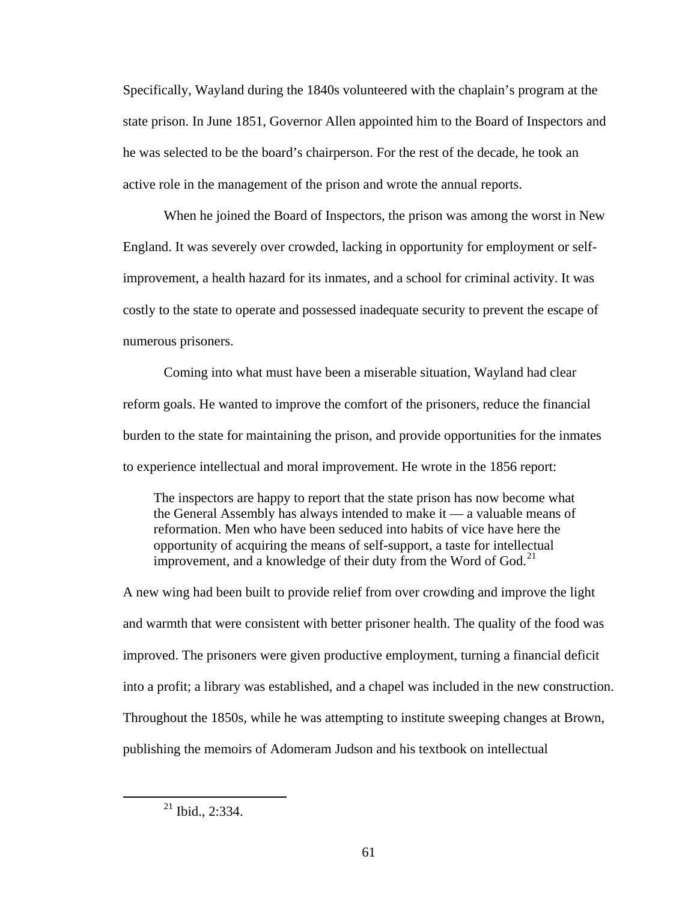Specifically, Wayland during the 1840s volunteered with the chaplain's program at the state prison. In June 1851, Governor Allen appointed him to the Board of Inspectors and he was selected to be the board's chairperson. For the rest of the decade, he took an active role in the management of the prison and wrote the annual reports.

When he joined the Board of Inspectors, the prison was among the worst in New England. It was severely over crowded, lacking in opportunity for employment or self-improvement, a health hazard for its inmates, and a school for criminal activity. It was costly to the state to operate and possessed inadequate security to prevent the escape of numerous prisoners.

Coming into what must have been a miserable situation, Wayland had clear reform goals. He wanted to improve the comfort of the prisoners, reduce the financial burden to the state for maintaining the prison, and provide opportunities for the inmates to experience intellectual and moral improvement. He wrote in the 1856 report:

> The inspectors are happy to report that the state prison has now become what the General Assembly has always intended to make it — a valuable means of reformation. Men who have been seduced into habits of vice have here the opportunity of acquiring the means of self-support, a taste for intellectual improvement, and a knowledge of their duty from the Word of God.[21]

A new wing had been built to provide relief from over crowding and improve the light and warmth that were consistent with better prisoner health. The quality of the food was improved. The prisoners were given productive employment, turning a financial deficit into a profit; a library was established, and a chapel was included in the new construction. Throughout the 1850s, while he was attempting to institute sweeping changes at Brown, publishing the memoirs of Adomeram Judson and his textbook on intellectual

---

[21] Ibid., 2:334.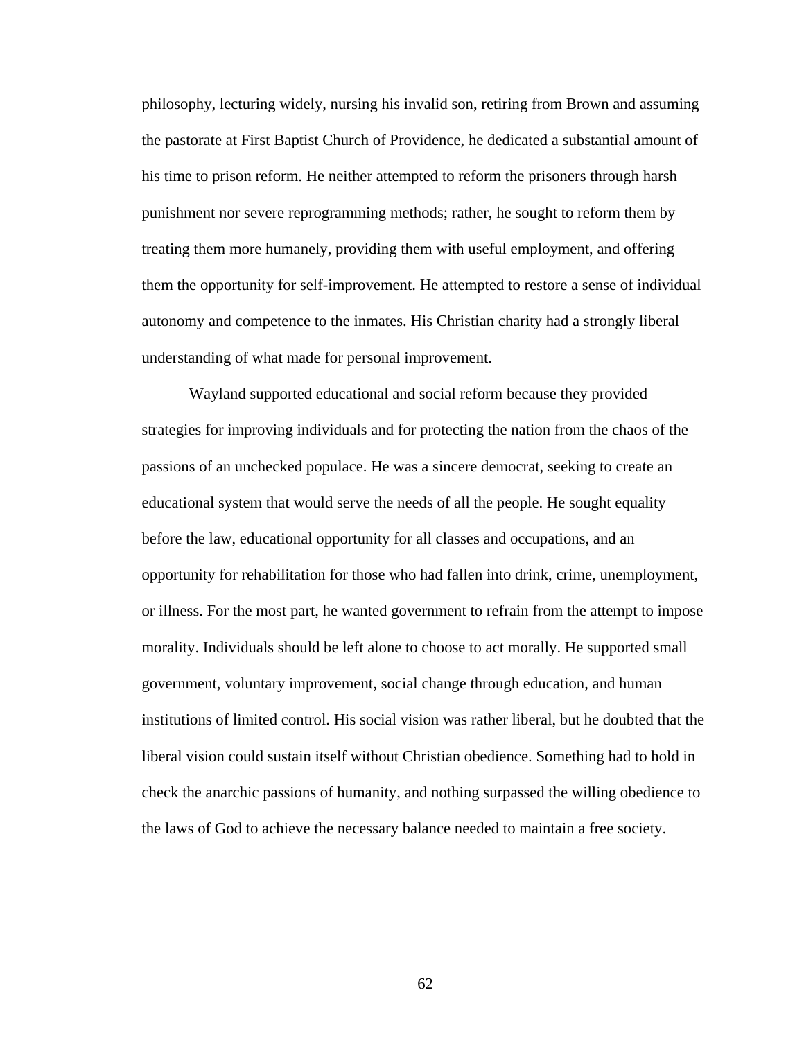philosophy, lecturing widely, nursing his invalid son, retiring from Brown and assuming the pastorate at First Baptist Church of Providence, he dedicated a substantial amount of his time to prison reform. He neither attempted to reform the prisoners through harsh punishment nor severe reprogramming methods; rather, he sought to reform them by treating them more humanely, providing them with useful employment, and offering them the opportunity for self-improvement. He attempted to restore a sense of individual autonomy and competence to the inmates. His Christian charity had a strongly liberal understanding of what made for personal improvement.

Wayland supported educational and social reform because they provided strategies for improving individuals and for protecting the nation from the chaos of the passions of an unchecked populace. He was a sincere democrat, seeking to create an educational system that would serve the needs of all the people. He sought equality before the law, educational opportunity for all classes and occupations, and an opportunity for rehabilitation for those who had fallen into drink, crime, unemployment, or illness. For the most part, he wanted government to refrain from the attempt to impose morality. Individuals should be left alone to choose to act morally. He supported small government, voluntary improvement, social change through education, and human institutions of limited control. His social vision was rather liberal, but he doubted that the liberal vision could sustain itself without Christian obedience. Something had to hold in check the anarchic passions of humanity, and nothing surpassed the willing obedience to the laws of God to achieve the necessary balance needed to maintain a free society.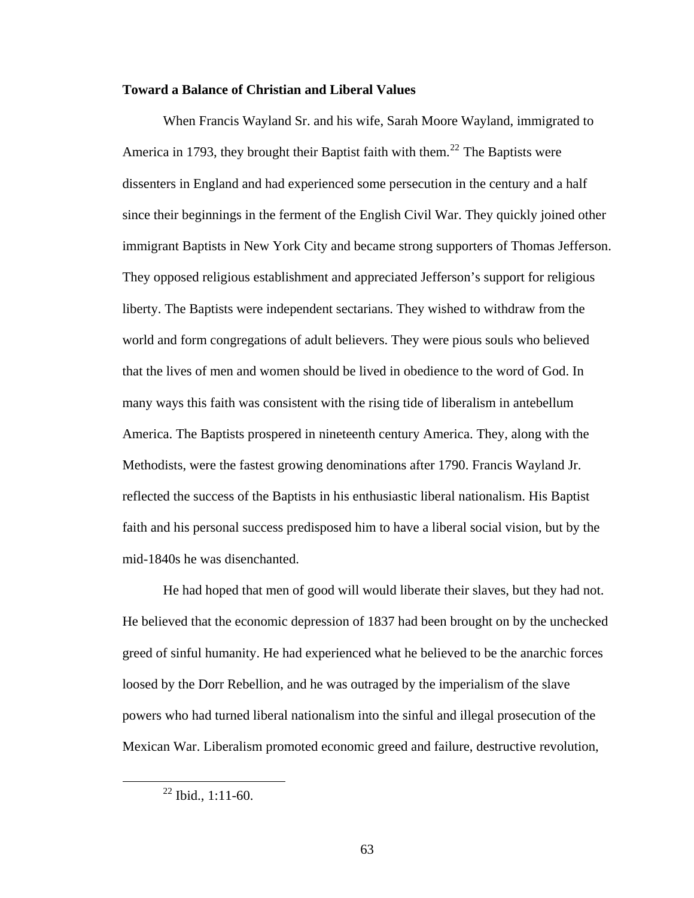**Toward a Balance of Christian and Liberal Values**

When Francis Wayland Sr. and his wife, Sarah Moore Wayland, immigrated to America in 1793, they brought their Baptist faith with them.[22] The Baptists were dissenters in England and had experienced some persecution in the century and a half since their beginnings in the ferment of the English Civil War. They quickly joined other immigrant Baptists in New York City and became strong supporters of Thomas Jefferson. They opposed religious establishment and appreciated Jefferson's support for religious liberty. The Baptists were independent sectarians. They wished to withdraw from the world and form congregations of adult believers. They were pious souls who believed that the lives of men and women should be lived in obedience to the word of God. In many ways this faith was consistent with the rising tide of liberalism in antebellum America. The Baptists prospered in nineteenth century America. They, along with the Methodists, were the fastest growing denominations after 1790. Francis Wayland Jr. reflected the success of the Baptists in his enthusiastic liberal nationalism. His Baptist faith and his personal success predisposed him to have a liberal social vision, but by the mid-1840s he was disenchanted.

He had hoped that men of good will would liberate their slaves, but they had not. He believed that the economic depression of 1837 had been brought on by the unchecked greed of sinful humanity. He had experienced what he believed to be the anarchic forces loosed by the Dorr Rebellion, and he was outraged by the imperialism of the slave powers who had turned liberal nationalism into the sinful and illegal prosecution of the Mexican War. Liberalism promoted economic greed and failure, destructive revolution,

[22] Ibid., 1:11-60.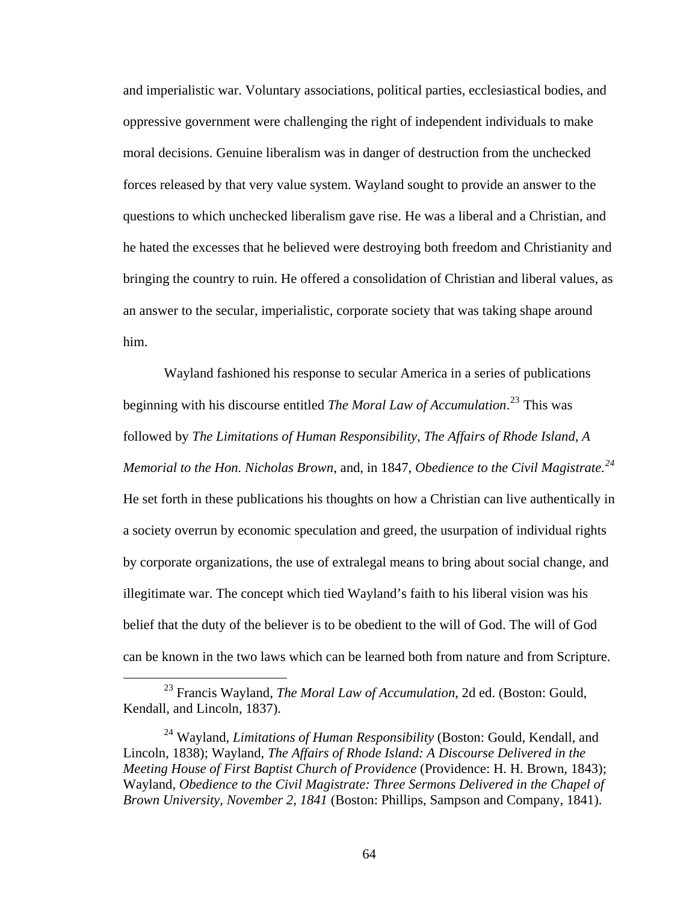and imperialistic war. Voluntary associations, political parties, ecclesiastical bodies, and oppressive government were challenging the right of independent individuals to make moral decisions. Genuine liberalism was in danger of destruction from the unchecked forces released by that very value system. Wayland sought to provide an answer to the questions to which unchecked liberalism gave rise. He was a liberal and a Christian, and he hated the excesses that he believed were destroying both freedom and Christianity and bringing the country to ruin. He offered a consolidation of Christian and liberal values, as an answer to the secular, imperialistic, corporate society that was taking shape around him.

Wayland fashioned his response to secular America in a series of publications beginning with his discourse entitled *The Moral Law of Accumulation*.[23] This was followed by *The Limitations of Human Responsibility*, *The Affairs of Rhode Island*, *A Memorial to the Hon. Nicholas Brown*, and, in 1847, *Obedience to the Civil Magistrate.*[24] He set forth in these publications his thoughts on how a Christian can live authentically in a society overrun by economic speculation and greed, the usurpation of individual rights by corporate organizations, the use of extralegal means to bring about social change, and illegitimate war. The concept which tied Wayland's faith to his liberal vision was his belief that the duty of the believer is to be obedient to the will of God. The will of God can be known in the two laws which can be learned both from nature and from Scripture.

---

[23] Francis Wayland, *The Moral Law of Accumulation*, 2d ed. (Boston: Gould, Kendall, and Lincoln, 1837).

[24] Wayland, *Limitations of Human Responsibility* (Boston: Gould, Kendall, and Lincoln, 1838); Wayland, *The Affairs of Rhode Island: A Discourse Delivered in the Meeting House of First Baptist Church of Providence* (Providence: H. H. Brown, 1843); Wayland, *Obedience to the Civil Magistrate: Three Sermons Delivered in the Chapel of Brown University, November 2, 1841* (Boston: Phillips, Sampson and Company, 1841).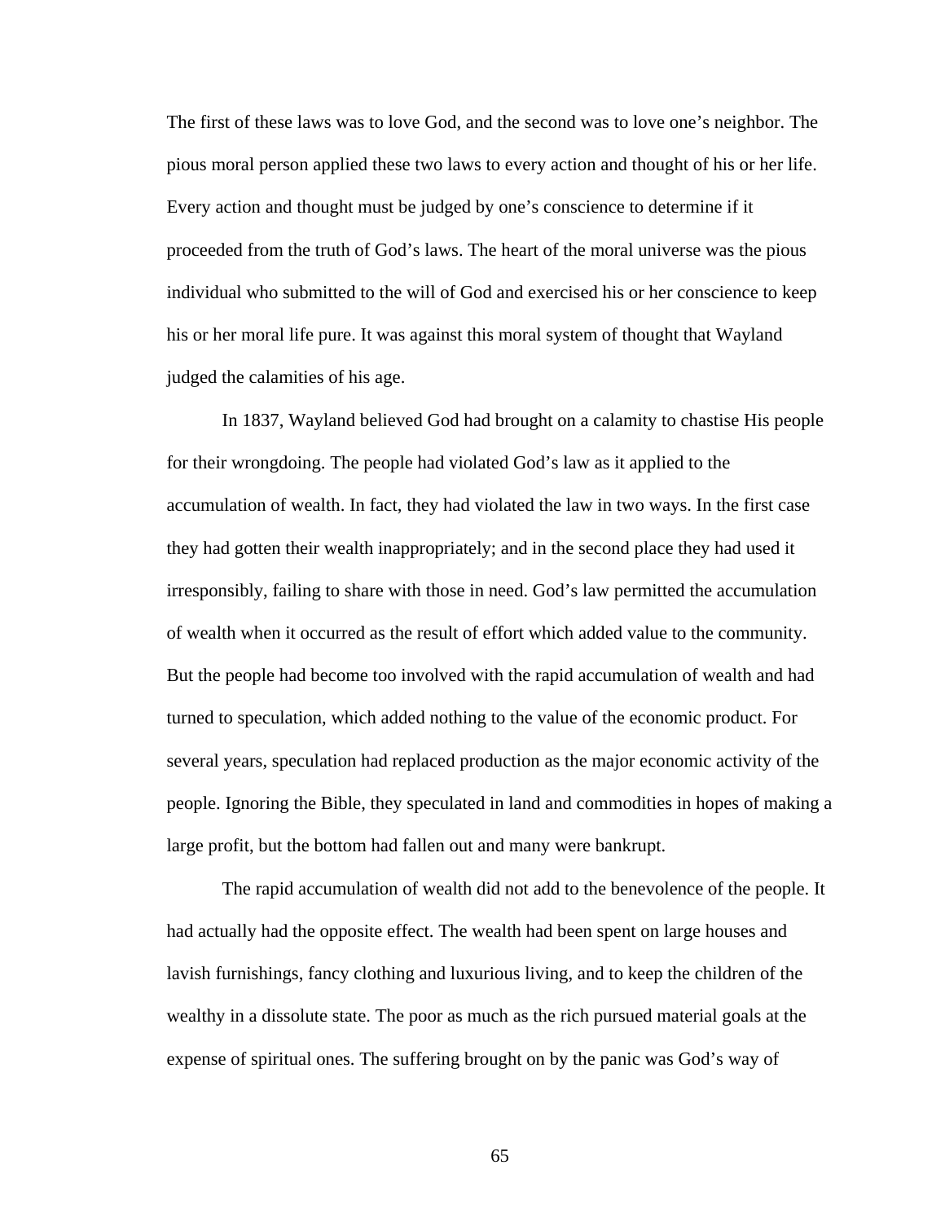The first of these laws was to love God, and the second was to love one's neighbor. The pious moral person applied these two laws to every action and thought of his or her life. Every action and thought must be judged by one's conscience to determine if it proceeded from the truth of God's laws. The heart of the moral universe was the pious individual who submitted to the will of God and exercised his or her conscience to keep his or her moral life pure. It was against this moral system of thought that Wayland judged the calamities of his age.

In 1837, Wayland believed God had brought on a calamity to chastise His people for their wrongdoing. The people had violated God's law as it applied to the accumulation of wealth. In fact, they had violated the law in two ways. In the first case they had gotten their wealth inappropriately; and in the second place they had used it irresponsibly, failing to share with those in need. God's law permitted the accumulation of wealth when it occurred as the result of effort which added value to the community. But the people had become too involved with the rapid accumulation of wealth and had turned to speculation, which added nothing to the value of the economic product. For several years, speculation had replaced production as the major economic activity of the people. Ignoring the Bible, they speculated in land and commodities in hopes of making a large profit, but the bottom had fallen out and many were bankrupt.

The rapid accumulation of wealth did not add to the benevolence of the people. It had actually had the opposite effect. The wealth had been spent on large houses and lavish furnishings, fancy clothing and luxurious living, and to keep the children of the wealthy in a dissolute state. The poor as much as the rich pursued material goals at the expense of spiritual ones. The suffering brought on by the panic was God's way of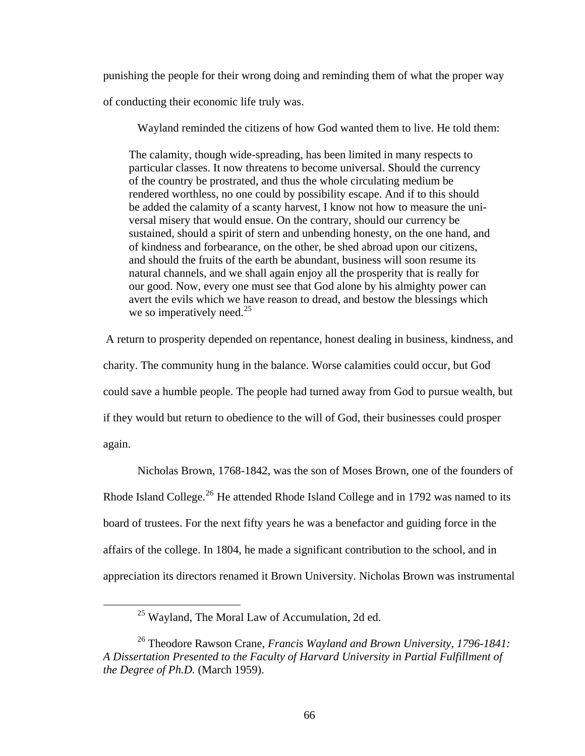punishing the people for their wrong doing and reminding them of what the proper way of conducting their economic life truly was.

Wayland reminded the citizens of how God wanted them to live. He told them:

> The calamity, though wide-spreading, has been limited in many respects to particular classes. It now threatens to become universal. Should the currency of the country be prostrated, and thus the whole circulating medium be rendered worthless, no one could by possibility escape. And if to this should be added the calamity of a scanty harvest, I know not how to measure the universal misery that would ensue. On the contrary, should our currency be sustained, should a spirit of stern and unbending honesty, on the one hand, and of kindness and forbearance, on the other, be shed abroad upon our citizens, and should the fruits of the earth be abundant, business will soon resume its natural channels, and we shall again enjoy all the prosperity that is really for our good. Now, every one must see that God alone by his almighty power can avert the evils which we have reason to dread, and bestow the blessings which we so imperatively need.[25]

A return to prosperity depended on repentance, honest dealing in business, kindness, and charity. The community hung in the balance. Worse calamities could occur, but God could save a humble people. The people had turned away from God to pursue wealth, but if they would but return to obedience to the will of God, their businesses could prosper again.

Nicholas Brown, 1768-1842, was the son of Moses Brown, one of the founders of Rhode Island College.[26] He attended Rhode Island College and in 1792 was named to its board of trustees. For the next fifty years he was a benefactor and guiding force in the affairs of the college. In 1804, he made a significant contribution to the school, and in appreciation its directors renamed it Brown University. Nicholas Brown was instrumental

---

[25] Wayland, The Moral Law of Accumulation, 2d ed.

[26] Theodore Rawson Crane, *Francis Wayland and Brown University, 1796-1841: A Dissertation Presented to the Faculty of Harvard University in Partial Fulfillment of the Degree of Ph.D.* (March 1959).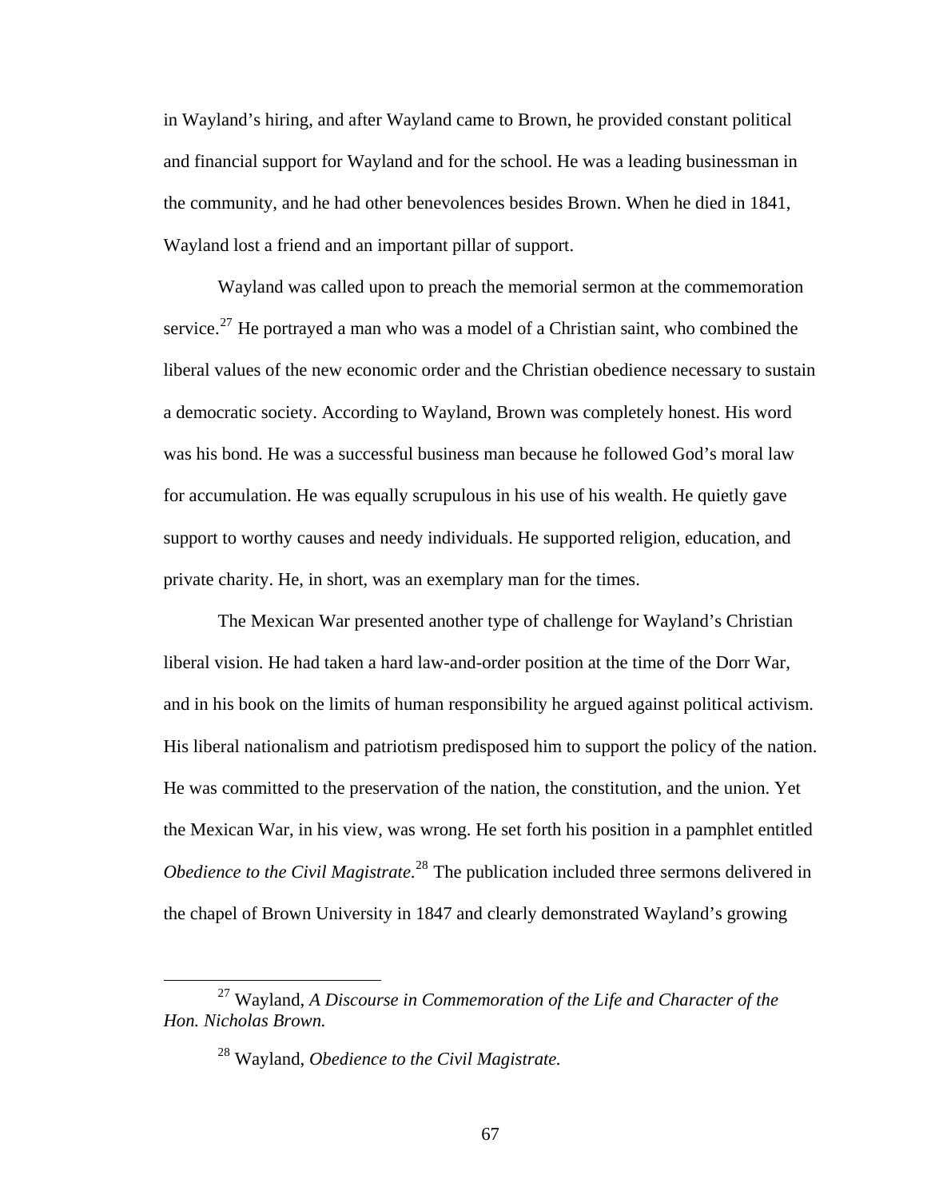in Wayland's hiring, and after Wayland came to Brown, he provided constant political and financial support for Wayland and for the school. He was a leading businessman in the community, and he had other benevolences besides Brown. When he died in 1841, Wayland lost a friend and an important pillar of support.

Wayland was called upon to preach the memorial sermon at the commemoration service.[27] He portrayed a man who was a model of a Christian saint, who combined the liberal values of the new economic order and the Christian obedience necessary to sustain a democratic society. According to Wayland, Brown was completely honest. His word was his bond. He was a successful business man because he followed God's moral law for accumulation. He was equally scrupulous in his use of his wealth. He quietly gave support to worthy causes and needy individuals. He supported religion, education, and private charity. He, in short, was an exemplary man for the times.

The Mexican War presented another type of challenge for Wayland's Christian liberal vision. He had taken a hard law-and-order position at the time of the Dorr War, and in his book on the limits of human responsibility he argued against political activism. His liberal nationalism and patriotism predisposed him to support the policy of the nation. He was committed to the preservation of the nation, the constitution, and the union. Yet the Mexican War, in his view, was wrong. He set forth his position in a pamphlet entitled *Obedience to the Civil Magistrate*.[28] The publication included three sermons delivered in the chapel of Brown University in 1847 and clearly demonstrated Wayland's growing

[27] Wayland, *A Discourse in Commemoration of the Life and Character of the Hon. Nicholas Brown.*

[28] Wayland, *Obedience to the Civil Magistrate.*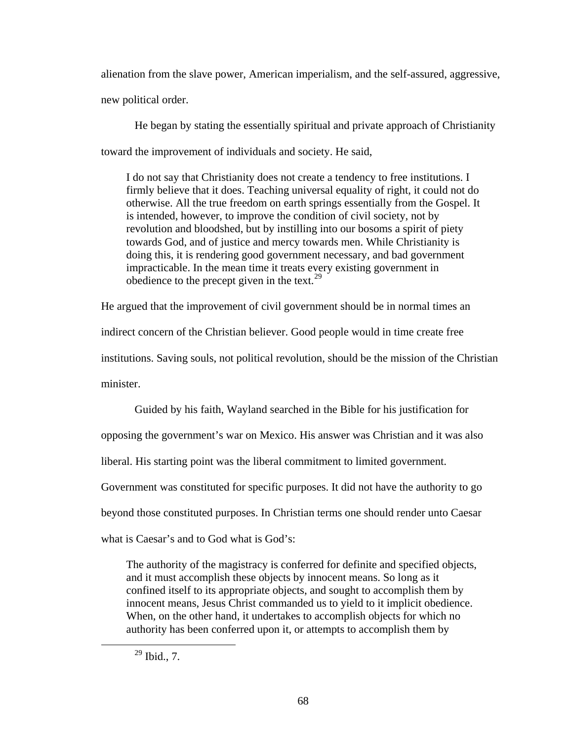alienation from the slave power, American imperialism, and the self-assured, aggressive, new political order.

He began by stating the essentially spiritual and private approach of Christianity toward the improvement of individuals and society. He said,

> I do not say that Christianity does not create a tendency to free institutions. I firmly believe that it does. Teaching universal equality of right, it could not do otherwise. All the true freedom on earth springs essentially from the Gospel. It is intended, however, to improve the condition of civil society, not by revolution and bloodshed, but by instilling into our bosoms a spirit of piety towards God, and of justice and mercy towards men. While Christianity is doing this, it is rendering good government necessary, and bad government impracticable. In the mean time it treats every existing government in obedience to the precept given in the text.[29]

He argued that the improvement of civil government should be in normal times an indirect concern of the Christian believer. Good people would in time create free institutions. Saving souls, not political revolution, should be the mission of the Christian minister.

Guided by his faith, Wayland searched in the Bible for his justification for opposing the government's war on Mexico. His answer was Christian and it was also liberal. His starting point was the liberal commitment to limited government. Government was constituted for specific purposes. It did not have the authority to go beyond those constituted purposes. In Christian terms one should render unto Caesar what is Caesar's and to God what is God's:

> The authority of the magistracy is conferred for definite and specified objects, and it must accomplish these objects by innocent means. So long as it confined itself to its appropriate objects, and sought to accomplish them by innocent means, Jesus Christ commanded us to yield to it implicit obedience. When, on the other hand, it undertakes to accomplish objects for which no authority has been conferred upon it, or attempts to accomplish them by

[29] Ibid., 7.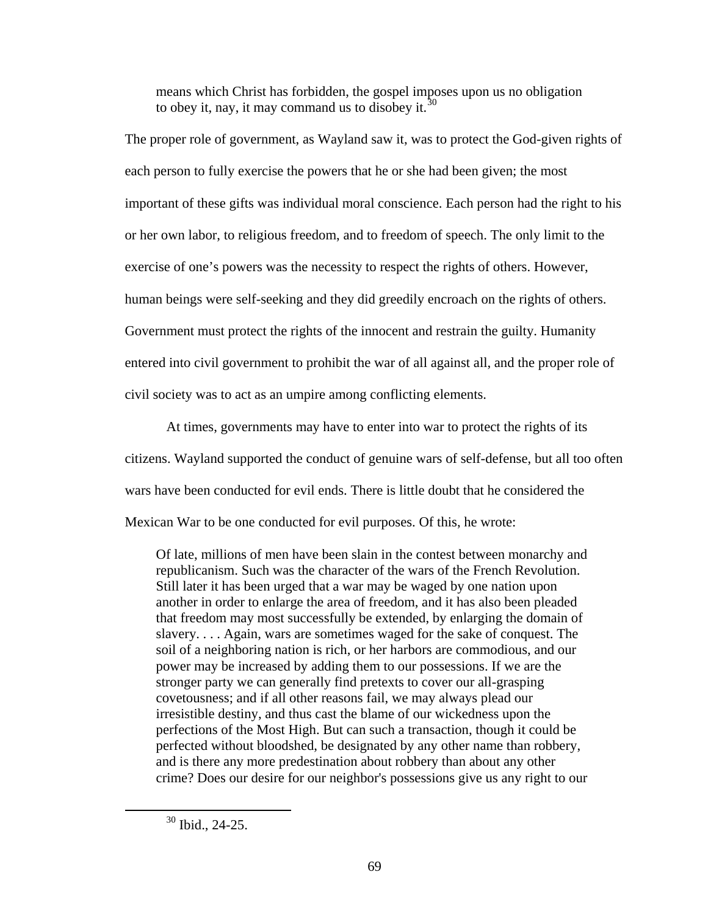> means which Christ has forbidden, the gospel imposes upon us no obligation to obey it, nay, it may command us to disobey it.[30]

The proper role of government, as Wayland saw it, was to protect the God-given rights of each person to fully exercise the powers that he or she had been given; the most important of these gifts was individual moral conscience. Each person had the right to his or her own labor, to religious freedom, and to freedom of speech. The only limit to the exercise of one's powers was the necessity to respect the rights of others. However, human beings were self-seeking and they did greedily encroach on the rights of others. Government must protect the rights of the innocent and restrain the guilty. Humanity entered into civil government to prohibit the war of all against all, and the proper role of civil society was to act as an umpire among conflicting elements.

At times, governments may have to enter into war to protect the rights of its citizens. Wayland supported the conduct of genuine wars of self-defense, but all too often wars have been conducted for evil ends. There is little doubt that he considered the Mexican War to be one conducted for evil purposes. Of this, he wrote:

> Of late, millions of men have been slain in the contest between monarchy and republicanism. Such was the character of the wars of the French Revolution. Still later it has been urged that a war may be waged by one nation upon another in order to enlarge the area of freedom, and it has also been pleaded that freedom may most successfully be extended, by enlarging the domain of slavery. . . . Again, wars are sometimes waged for the sake of conquest. The soil of a neighboring nation is rich, or her harbors are commodious, and our power may be increased by adding them to our possessions. If we are the stronger party we can generally find pretexts to cover our all-grasping covetousness; and if all other reasons fail, we may always plead our irresistible destiny, and thus cast the blame of our wickedness upon the perfections of the Most High. But can such a transaction, though it could be perfected without bloodshed, be designated by any other name than robbery, and is there any more predestination about robbery than about any other crime? Does our desire for our neighbor's possessions give us any right to our

[30] Ibid., 24-25.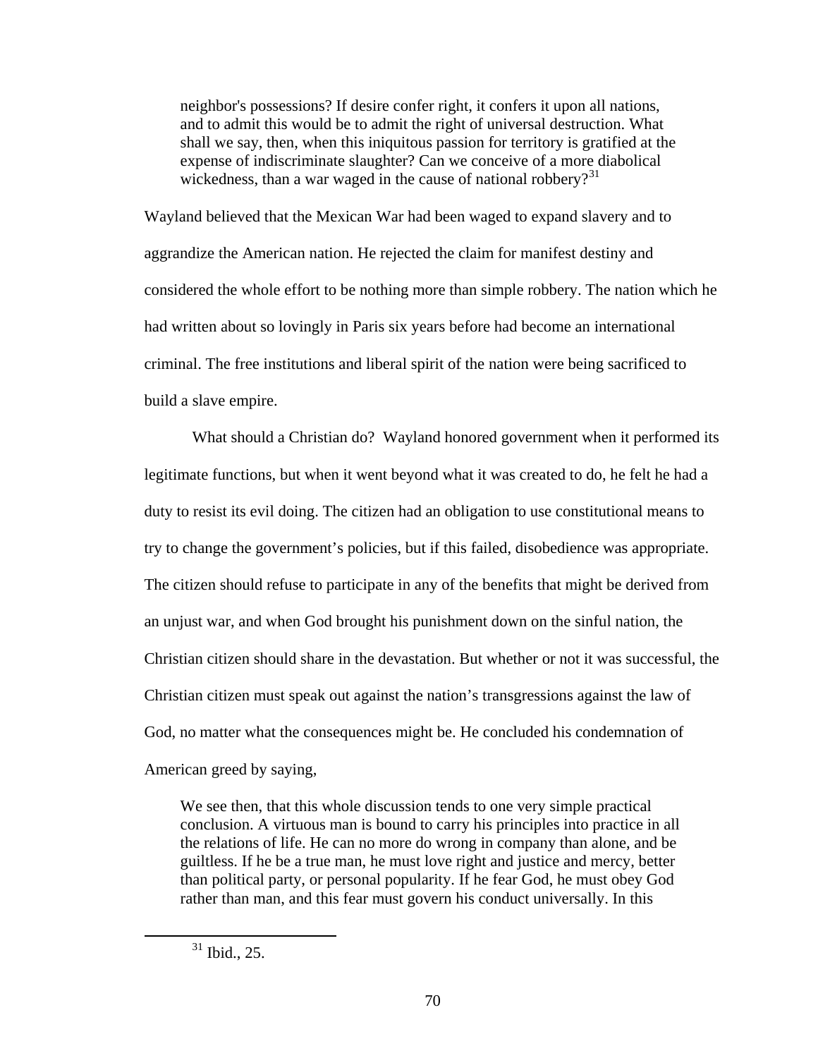> neighbor's possessions? If desire confer right, it confers it upon all nations, and to admit this would be to admit the right of universal destruction. What shall we say, then, when this iniquitous passion for territory is gratified at the expense of indiscriminate slaughter? Can we conceive of a more diabolical wickedness, than a war waged in the cause of national robbery?[31]

Wayland believed that the Mexican War had been waged to expand slavery and to aggrandize the American nation. He rejected the claim for manifest destiny and considered the whole effort to be nothing more than simple robbery. The nation which he had written about so lovingly in Paris six years before had become an international criminal. The free institutions and liberal spirit of the nation were being sacrificed to build a slave empire.

What should a Christian do? Wayland honored government when it performed its legitimate functions, but when it went beyond what it was created to do, he felt he had a duty to resist its evil doing. The citizen had an obligation to use constitutional means to try to change the government's policies, but if this failed, disobedience was appropriate. The citizen should refuse to participate in any of the benefits that might be derived from an unjust war, and when God brought his punishment down on the sinful nation, the Christian citizen should share in the devastation. But whether or not it was successful, the Christian citizen must speak out against the nation's transgressions against the law of God, no matter what the consequences might be. He concluded his condemnation of American greed by saying,

> We see then, that this whole discussion tends to one very simple practical conclusion. A virtuous man is bound to carry his principles into practice in all the relations of life. He can no more do wrong in company than alone, and be guiltless. If he be a true man, he must love right and justice and mercy, better than political party, or personal popularity. If he fear God, he must obey God rather than man, and this fear must govern his conduct universally. In this

[31] Ibid., 25.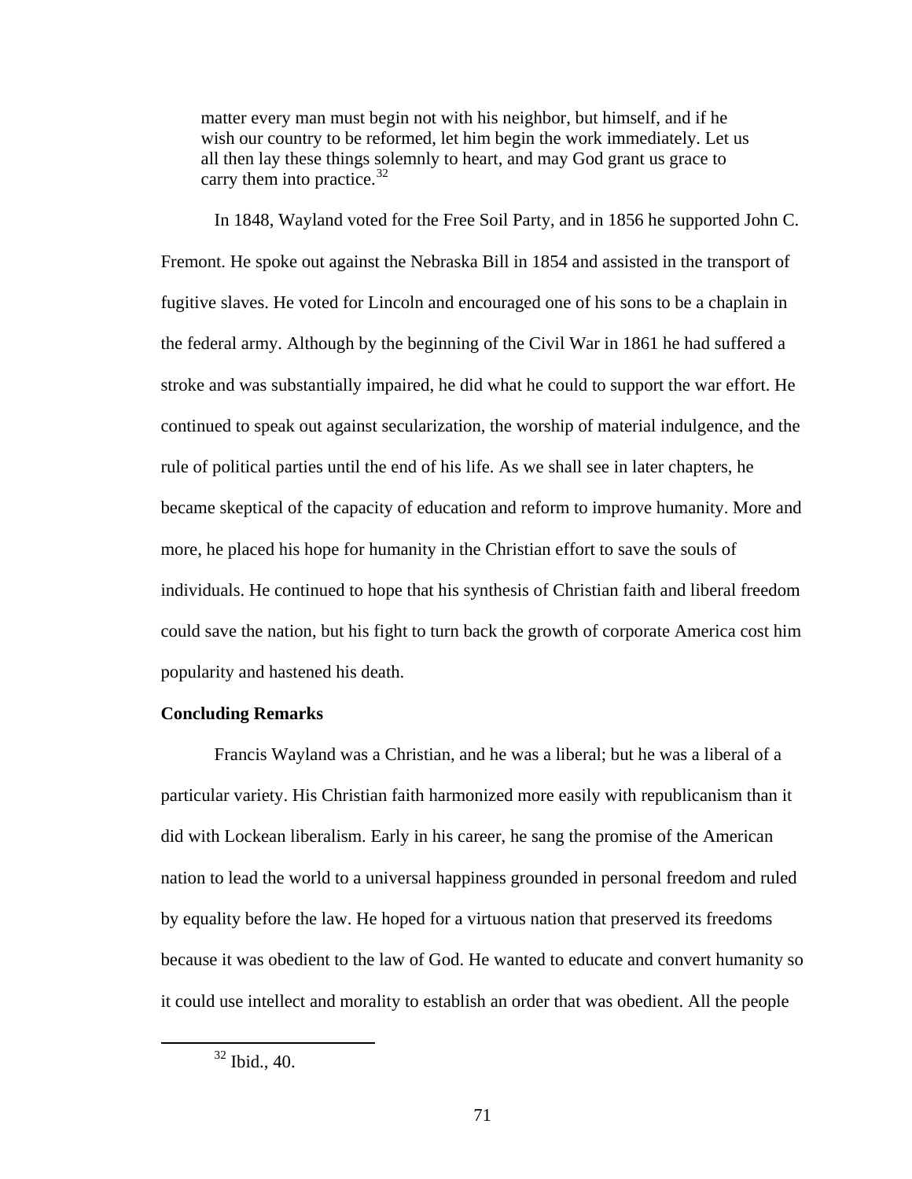> matter every man must begin not with his neighbor, but himself, and if he wish our country to be reformed, let him begin the work immediately. Let us all then lay these things solemnly to heart, and may God grant us grace to carry them into practice.[32]

In 1848, Wayland voted for the Free Soil Party, and in 1856 he supported John C. Fremont. He spoke out against the Nebraska Bill in 1854 and assisted in the transport of fugitive slaves. He voted for Lincoln and encouraged one of his sons to be a chaplain in the federal army. Although by the beginning of the Civil War in 1861 he had suffered a stroke and was substantially impaired, he did what he could to support the war effort. He continued to speak out against secularization, the worship of material indulgence, and the rule of political parties until the end of his life. As we shall see in later chapters, he became skeptical of the capacity of education and reform to improve humanity. More and more, he placed his hope for humanity in the Christian effort to save the souls of individuals. He continued to hope that his synthesis of Christian faith and liberal freedom could save the nation, but his fight to turn back the growth of corporate America cost him popularity and hastened his death.

**Concluding Remarks**

Francis Wayland was a Christian, and he was a liberal; but he was a liberal of a particular variety. His Christian faith harmonized more easily with republicanism than it did with Lockean liberalism. Early in his career, he sang the promise of the American nation to lead the world to a universal happiness grounded in personal freedom and ruled by equality before the law. He hoped for a virtuous nation that preserved its freedoms because it was obedient to the law of God. He wanted to educate and convert humanity so it could use intellect and morality to establish an order that was obedient. All the people

[32] Ibid., 40.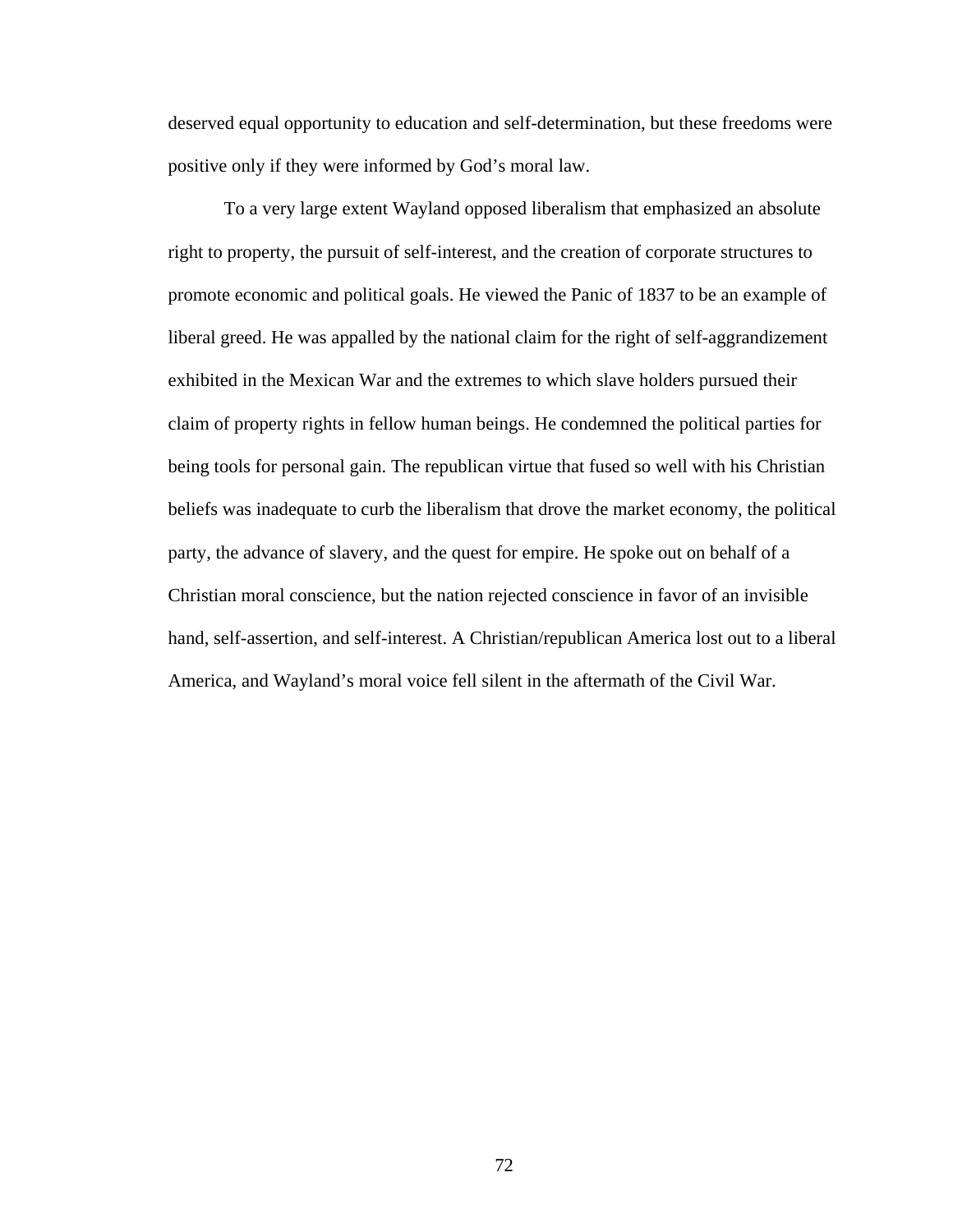deserved equal opportunity to education and self-determination, but these freedoms were positive only if they were informed by God's moral law.

To a very large extent Wayland opposed liberalism that emphasized an absolute right to property, the pursuit of self-interest, and the creation of corporate structures to promote economic and political goals. He viewed the Panic of 1837 to be an example of liberal greed. He was appalled by the national claim for the right of self-aggrandizement exhibited in the Mexican War and the extremes to which slave holders pursued their claim of property rights in fellow human beings. He condemned the political parties for being tools for personal gain. The republican virtue that fused so well with his Christian beliefs was inadequate to curb the liberalism that drove the market economy, the political party, the advance of slavery, and the quest for empire. He spoke out on behalf of a Christian moral conscience, but the nation rejected conscience in favor of an invisible hand, self-assertion, and self-interest. A Christian/republican America lost out to a liberal America, and Wayland's moral voice fell silent in the aftermath of the Civil War.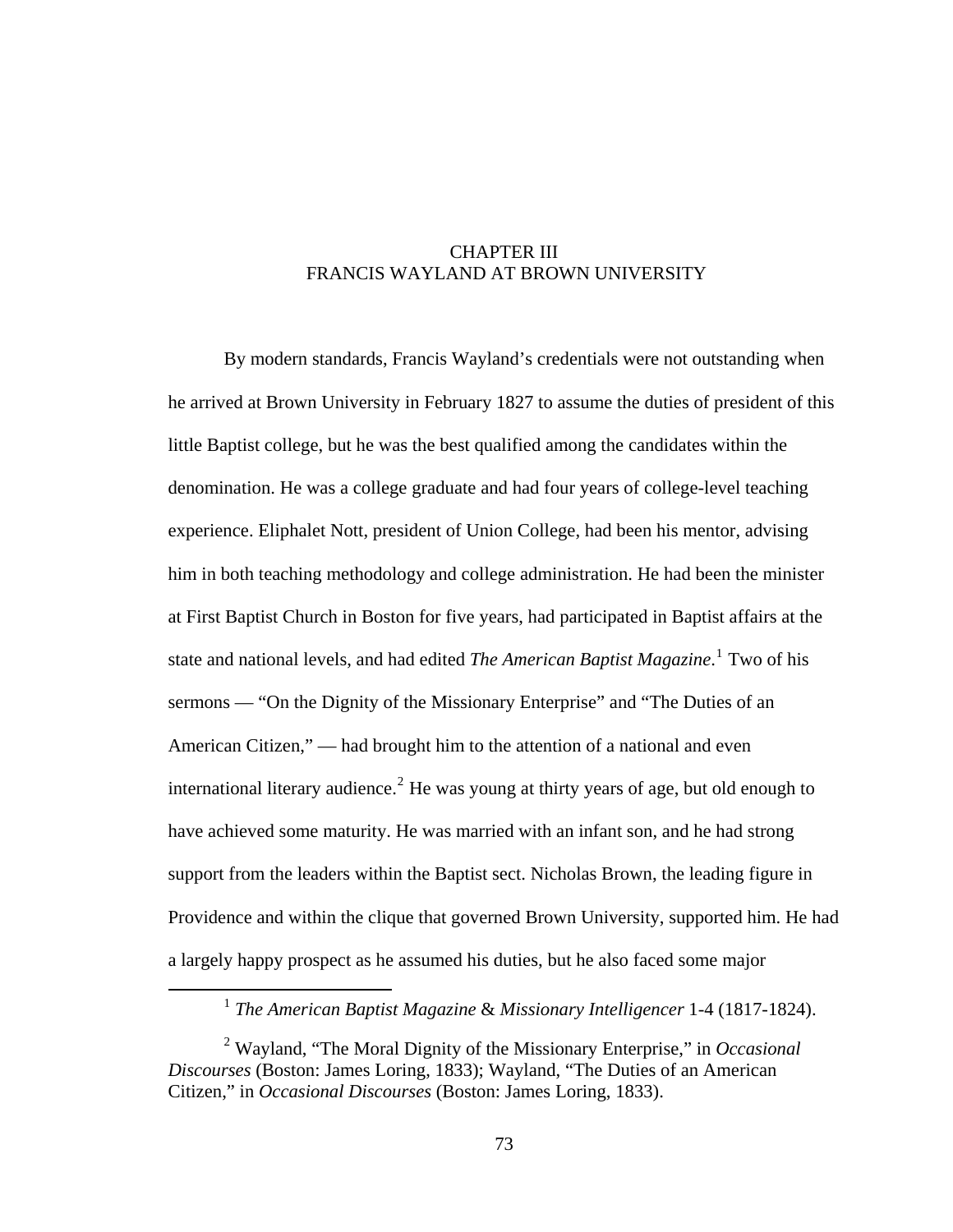# CHAPTER III
# FRANCIS WAYLAND AT BROWN UNIVERSITY

By modern standards, Francis Wayland's credentials were not outstanding when he arrived at Brown University in February 1827 to assume the duties of president of this little Baptist college, but he was the best qualified among the candidates within the denomination. He was a college graduate and had four years of college-level teaching experience. Eliphalet Nott, president of Union College, had been his mentor, advising him in both teaching methodology and college administration. He had been the minister at First Baptist Church in Boston for five years, had participated in Baptist affairs at the state and national levels, and had edited *The American Baptist Magazine*.[1] Two of his sermons — "On the Dignity of the Missionary Enterprise" and "The Duties of an American Citizen," — had brought him to the attention of a national and even international literary audience.[2] He was young at thirty years of age, but old enough to have achieved some maturity. He was married with an infant son, and he had strong support from the leaders within the Baptist sect. Nicholas Brown, the leading figure in Providence and within the clique that governed Brown University, supported him. He had a largely happy prospect as he assumed his duties, but he also faced some major

---

[1] *The American Baptist Magazine* & *Missionary Intelligencer* 1-4 (1817-1824).

[2] Wayland, "The Moral Dignity of the Missionary Enterprise," in *Occasional Discourses* (Boston: James Loring, 1833); Wayland, "The Duties of an American Citizen," in *Occasional Discourses* (Boston: James Loring, 1833).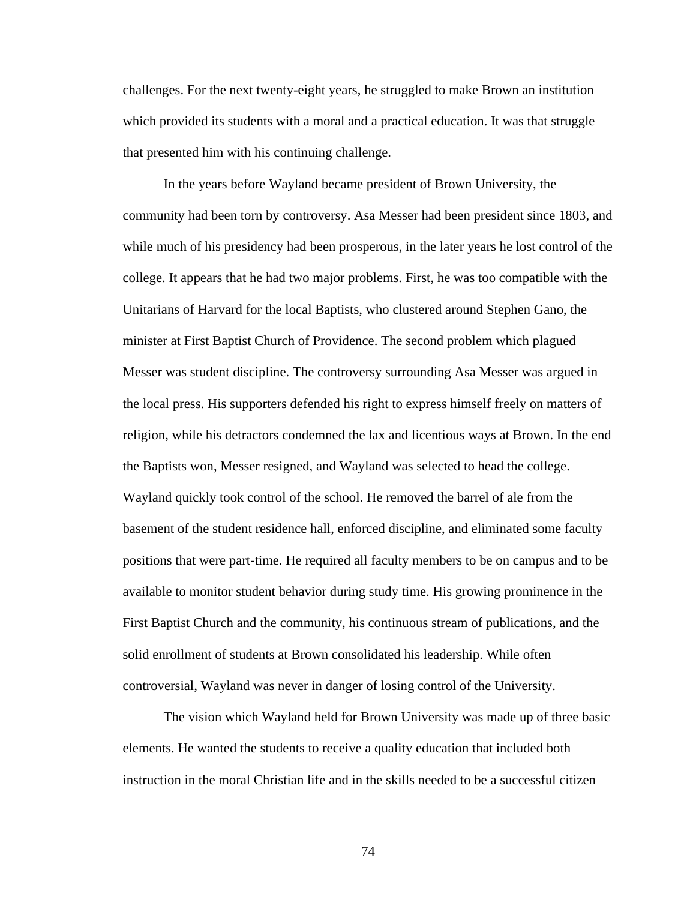challenges. For the next twenty-eight years, he struggled to make Brown an institution which provided its students with a moral and a practical education. It was that struggle that presented him with his continuing challenge.

In the years before Wayland became president of Brown University, the community had been torn by controversy. Asa Messer had been president since 1803, and while much of his presidency had been prosperous, in the later years he lost control of the college. It appears that he had two major problems. First, he was too compatible with the Unitarians of Harvard for the local Baptists, who clustered around Stephen Gano, the minister at First Baptist Church of Providence. The second problem which plagued Messer was student discipline. The controversy surrounding Asa Messer was argued in the local press. His supporters defended his right to express himself freely on matters of religion, while his detractors condemned the lax and licentious ways at Brown. In the end the Baptists won, Messer resigned, and Wayland was selected to head the college. Wayland quickly took control of the school. He removed the barrel of ale from the basement of the student residence hall, enforced discipline, and eliminated some faculty positions that were part-time. He required all faculty members to be on campus and to be available to monitor student behavior during study time. His growing prominence in the First Baptist Church and the community, his continuous stream of publications, and the solid enrollment of students at Brown consolidated his leadership. While often controversial, Wayland was never in danger of losing control of the University.

The vision which Wayland held for Brown University was made up of three basic elements. He wanted the students to receive a quality education that included both instruction in the moral Christian life and in the skills needed to be a successful citizen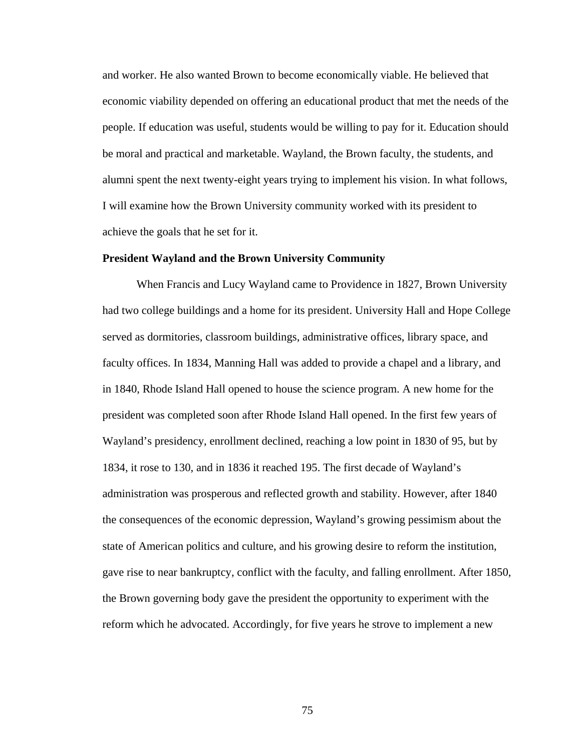and worker. He also wanted Brown to become economically viable. He believed that economic viability depended on offering an educational product that met the needs of the people. If education was useful, students would be willing to pay for it. Education should be moral and practical and marketable. Wayland, the Brown faculty, the students, and alumni spent the next twenty-eight years trying to implement his vision. In what follows, I will examine how the Brown University community worked with its president to achieve the goals that he set for it.

**President Wayland and the Brown University Community**

When Francis and Lucy Wayland came to Providence in 1827, Brown University had two college buildings and a home for its president. University Hall and Hope College served as dormitories, classroom buildings, administrative offices, library space, and faculty offices. In 1834, Manning Hall was added to provide a chapel and a library, and in 1840, Rhode Island Hall opened to house the science program. A new home for the president was completed soon after Rhode Island Hall opened. In the first few years of Wayland's presidency, enrollment declined, reaching a low point in 1830 of 95, but by 1834, it rose to 130, and in 1836 it reached 195. The first decade of Wayland's administration was prosperous and reflected growth and stability. However, after 1840 the consequences of the economic depression, Wayland's growing pessimism about the state of American politics and culture, and his growing desire to reform the institution, gave rise to near bankruptcy, conflict with the faculty, and falling enrollment. After 1850, the Brown governing body gave the president the opportunity to experiment with the reform which he advocated. Accordingly, for five years he strove to implement a new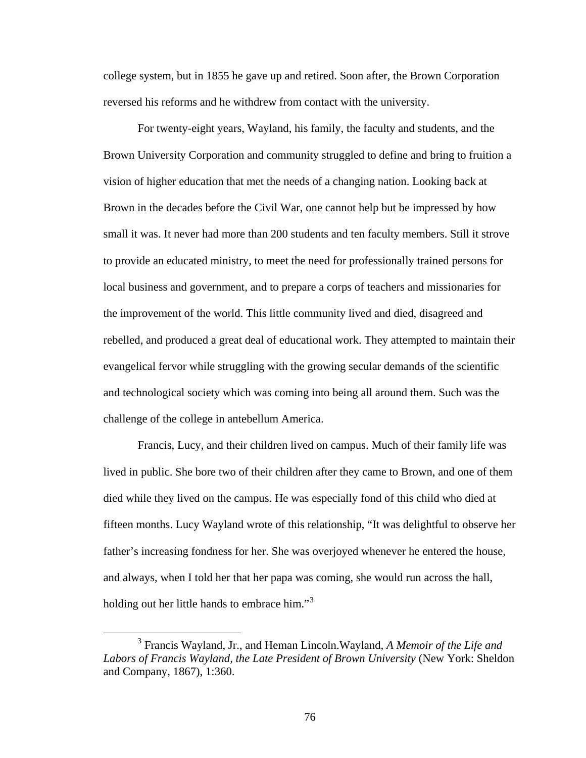college system, but in 1855 he gave up and retired. Soon after, the Brown Corporation reversed his reforms and he withdrew from contact with the university.

For twenty-eight years, Wayland, his family, the faculty and students, and the Brown University Corporation and community struggled to define and bring to fruition a vision of higher education that met the needs of a changing nation. Looking back at Brown in the decades before the Civil War, one cannot help but be impressed by how small it was. It never had more than 200 students and ten faculty members. Still it strove to provide an educated ministry, to meet the need for professionally trained persons for local business and government, and to prepare a corps of teachers and missionaries for the improvement of the world. This little community lived and died, disagreed and rebelled, and produced a great deal of educational work. They attempted to maintain their evangelical fervor while struggling with the growing secular demands of the scientific and technological society which was coming into being all around them. Such was the challenge of the college in antebellum America.

Francis, Lucy, and their children lived on campus. Much of their family life was lived in public. She bore two of their children after they came to Brown, and one of them died while they lived on the campus. He was especially fond of this child who died at fifteen months. Lucy Wayland wrote of this relationship, "It was delightful to observe her father's increasing fondness for her. She was overjoyed whenever he entered the house, and always, when I told her that her papa was coming, she would run across the hall, holding out her little hands to embrace him."[3]

---

[3] Francis Wayland, Jr., and Heman Lincoln.Wayland, *A Memoir of the Life and Labors of Francis Wayland, the Late President of Brown University* (New York: Sheldon and Company, 1867), 1:360.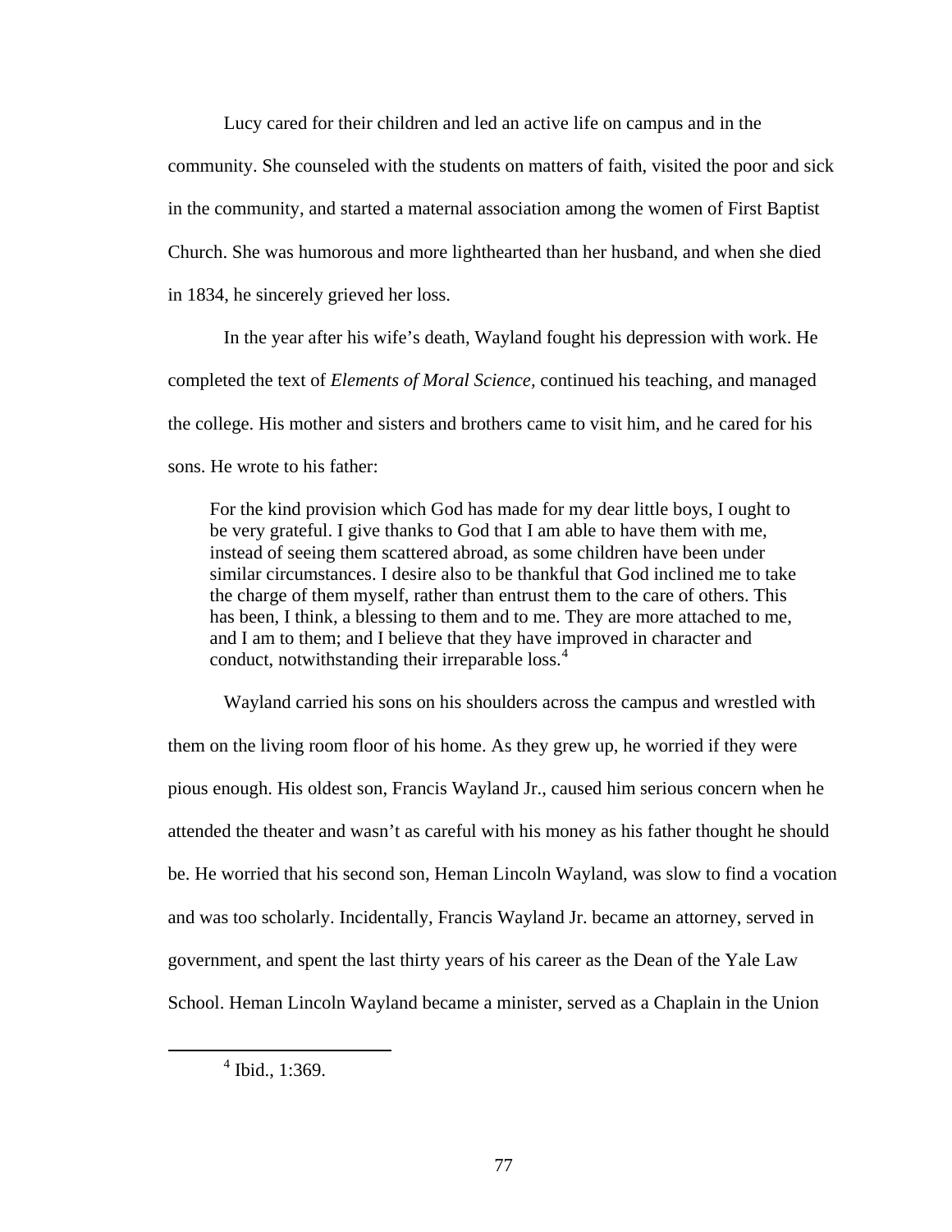Lucy cared for their children and led an active life on campus and in the community. She counseled with the students on matters of faith, visited the poor and sick in the community, and started a maternal association among the women of First Baptist Church. She was humorous and more lighthearted than her husband, and when she died in 1834, he sincerely grieved her loss.

In the year after his wife's death, Wayland fought his depression with work. He completed the text of *Elements of Moral Science,* continued his teaching, and managed the college. His mother and sisters and brothers came to visit him, and he cared for his sons. He wrote to his father:

> For the kind provision which God has made for my dear little boys, I ought to be very grateful. I give thanks to God that I am able to have them with me, instead of seeing them scattered abroad, as some children have been under similar circumstances. I desire also to be thankful that God inclined me to take the charge of them myself, rather than entrust them to the care of others. This has been, I think, a blessing to them and to me. They are more attached to me, and I am to them; and I believe that they have improved in character and conduct, notwithstanding their irreparable loss.[4]

Wayland carried his sons on his shoulders across the campus and wrestled with them on the living room floor of his home. As they grew up, he worried if they were pious enough. His oldest son, Francis Wayland Jr., caused him serious concern when he attended the theater and wasn't as careful with his money as his father thought he should be. He worried that his second son, Heman Lincoln Wayland, was slow to find a vocation and was too scholarly. Incidentally, Francis Wayland Jr. became an attorney, served in government, and spent the last thirty years of his career as the Dean of the Yale Law School. Heman Lincoln Wayland became a minister, served as a Chaplain in the Union

---

[4] Ibid., 1:369.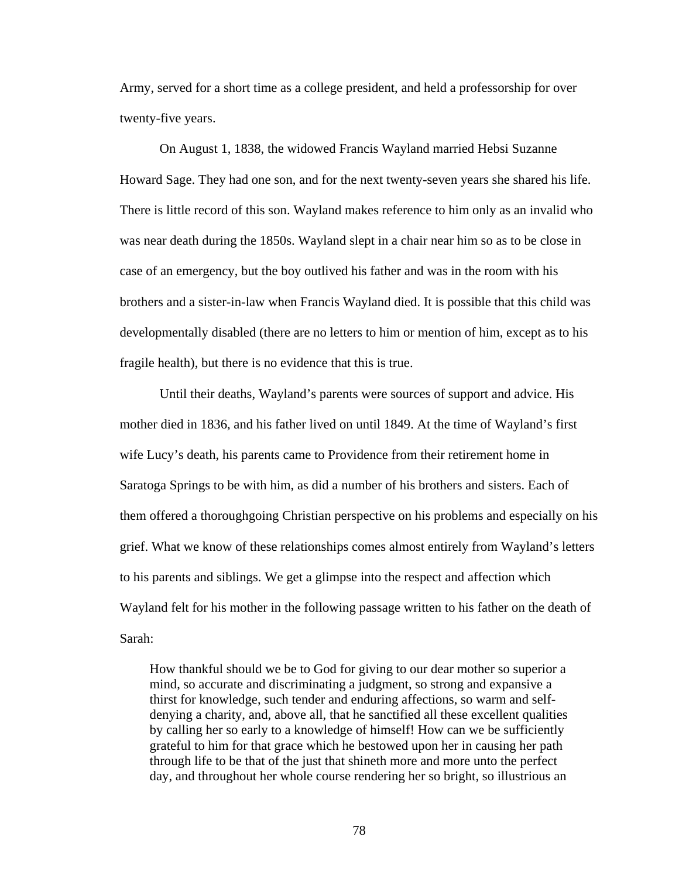Army, served for a short time as a college president, and held a professorship for over twenty-five years.

On August 1, 1838, the widowed Francis Wayland married Hebsi Suzanne Howard Sage. They had one son, and for the next twenty-seven years she shared his life. There is little record of this son. Wayland makes reference to him only as an invalid who was near death during the 1850s. Wayland slept in a chair near him so as to be close in case of an emergency, but the boy outlived his father and was in the room with his brothers and a sister-in-law when Francis Wayland died. It is possible that this child was developmentally disabled (there are no letters to him or mention of him, except as to his fragile health), but there is no evidence that this is true.

Until their deaths, Wayland's parents were sources of support and advice. His mother died in 1836, and his father lived on until 1849. At the time of Wayland's first wife Lucy's death, his parents came to Providence from their retirement home in Saratoga Springs to be with him, as did a number of his brothers and sisters. Each of them offered a thoroughgoing Christian perspective on his problems and especially on his grief. What we know of these relationships comes almost entirely from Wayland's letters to his parents and siblings. We get a glimpse into the respect and affection which Wayland felt for his mother in the following passage written to his father on the death of Sarah:

> How thankful should we be to God for giving to our dear mother so superior a mind, so accurate and discriminating a judgment, so strong and expansive a thirst for knowledge, such tender and enduring affections, so warm and self-denying a charity, and, above all, that he sanctified all these excellent qualities by calling her so early to a knowledge of himself! How can we be sufficiently grateful to him for that grace which he bestowed upon her in causing her path through life to be that of the just that shineth more and more unto the perfect day, and throughout her whole course rendering her so bright, so illustrious an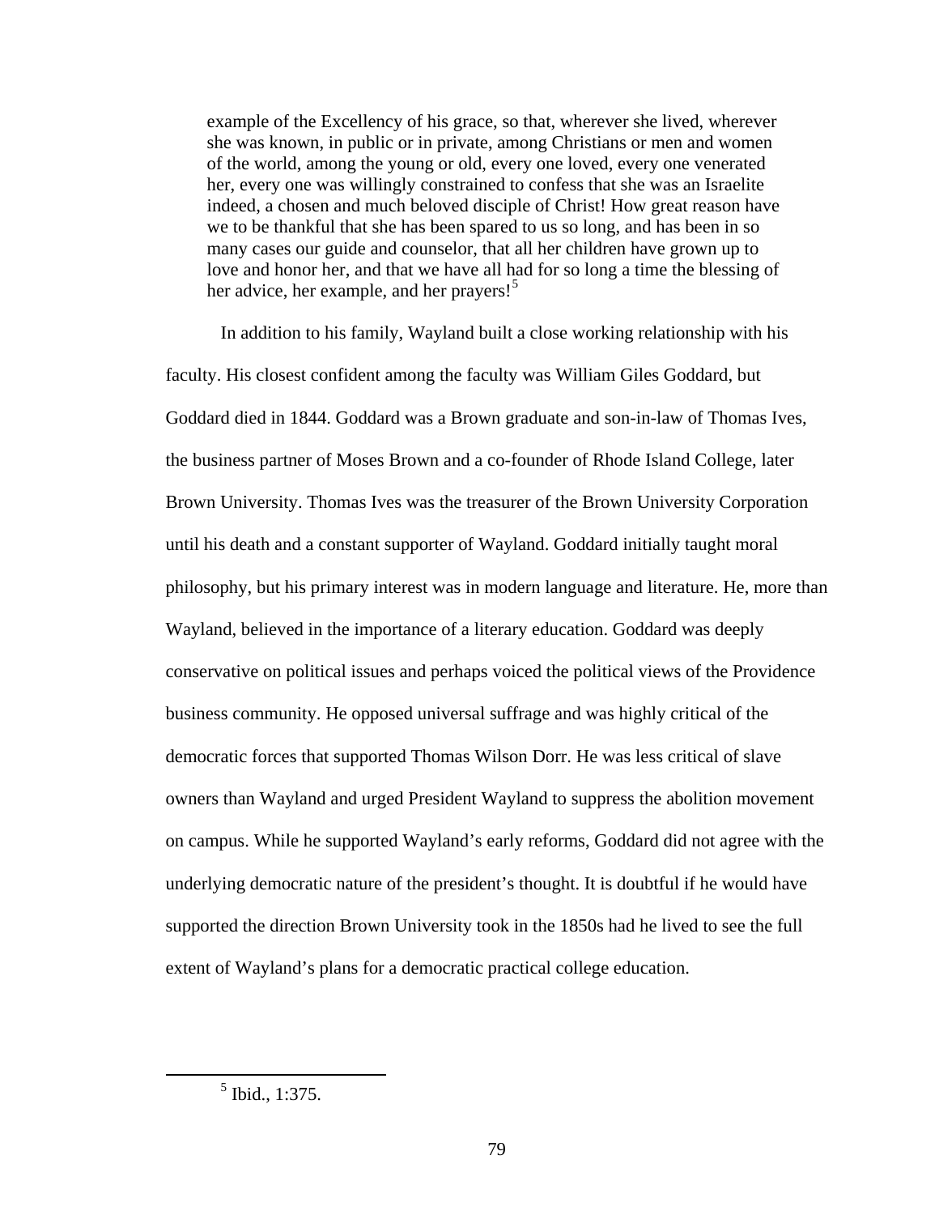> example of the Excellency of his grace, so that, wherever she lived, wherever she was known, in public or in private, among Christians or men and women of the world, among the young or old, every one loved, every one venerated her, every one was willingly constrained to confess that she was an Israelite indeed, a chosen and much beloved disciple of Christ! How great reason have we to be thankful that she has been spared to us so long, and has been in so many cases our guide and counselor, that all her children have grown up to love and honor her, and that we have all had for so long a time the blessing of her advice, her example, and her prayers![5]

In addition to his family, Wayland built a close working relationship with his faculty. His closest confident among the faculty was William Giles Goddard, but Goddard died in 1844. Goddard was a Brown graduate and son-in-law of Thomas Ives, the business partner of Moses Brown and a co-founder of Rhode Island College, later Brown University. Thomas Ives was the treasurer of the Brown University Corporation until his death and a constant supporter of Wayland. Goddard initially taught moral philosophy, but his primary interest was in modern language and literature. He, more than Wayland, believed in the importance of a literary education. Goddard was deeply conservative on political issues and perhaps voiced the political views of the Providence business community. He opposed universal suffrage and was highly critical of the democratic forces that supported Thomas Wilson Dorr. He was less critical of slave owners than Wayland and urged President Wayland to suppress the abolition movement on campus. While he supported Wayland's early reforms, Goddard did not agree with the underlying democratic nature of the president's thought. It is doubtful if he would have supported the direction Brown University took in the 1850s had he lived to see the full extent of Wayland's plans for a democratic practical college education.

[5] Ibid., 1:375.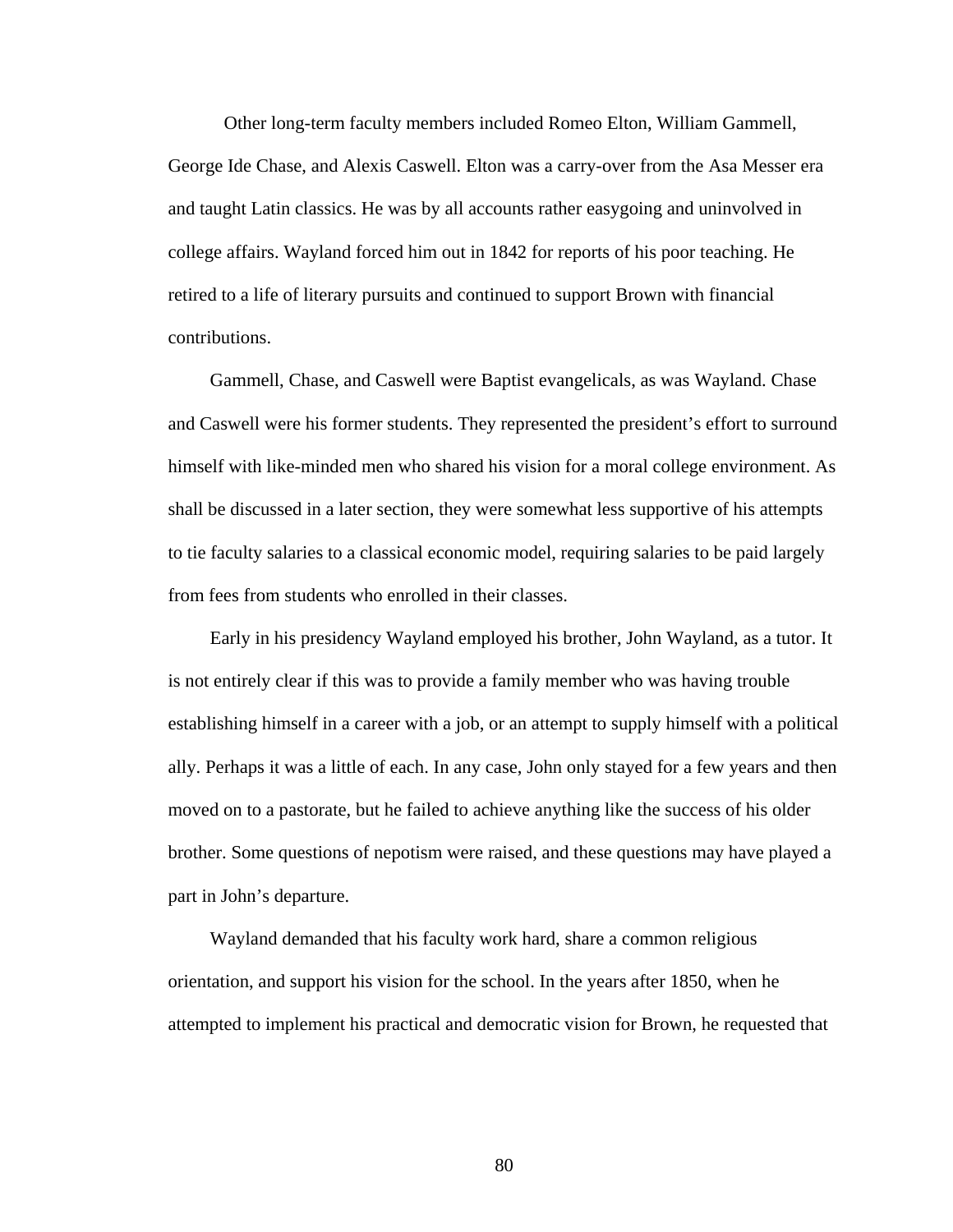Other long-term faculty members included Romeo Elton, William Gammell, George Ide Chase, and Alexis Caswell. Elton was a carry-over from the Asa Messer era and taught Latin classics. He was by all accounts rather easygoing and uninvolved in college affairs. Wayland forced him out in 1842 for reports of his poor teaching. He retired to a life of literary pursuits and continued to support Brown with financial contributions.

Gammell, Chase, and Caswell were Baptist evangelicals, as was Wayland. Chase and Caswell were his former students. They represented the president's effort to surround himself with like-minded men who shared his vision for a moral college environment. As shall be discussed in a later section, they were somewhat less supportive of his attempts to tie faculty salaries to a classical economic model, requiring salaries to be paid largely from fees from students who enrolled in their classes.

Early in his presidency Wayland employed his brother, John Wayland, as a tutor. It is not entirely clear if this was to provide a family member who was having trouble establishing himself in a career with a job, or an attempt to supply himself with a political ally. Perhaps it was a little of each. In any case, John only stayed for a few years and then moved on to a pastorate, but he failed to achieve anything like the success of his older brother. Some questions of nepotism were raised, and these questions may have played a part in John's departure.

Wayland demanded that his faculty work hard, share a common religious orientation, and support his vision for the school. In the years after 1850, when he attempted to implement his practical and democratic vision for Brown, he requested that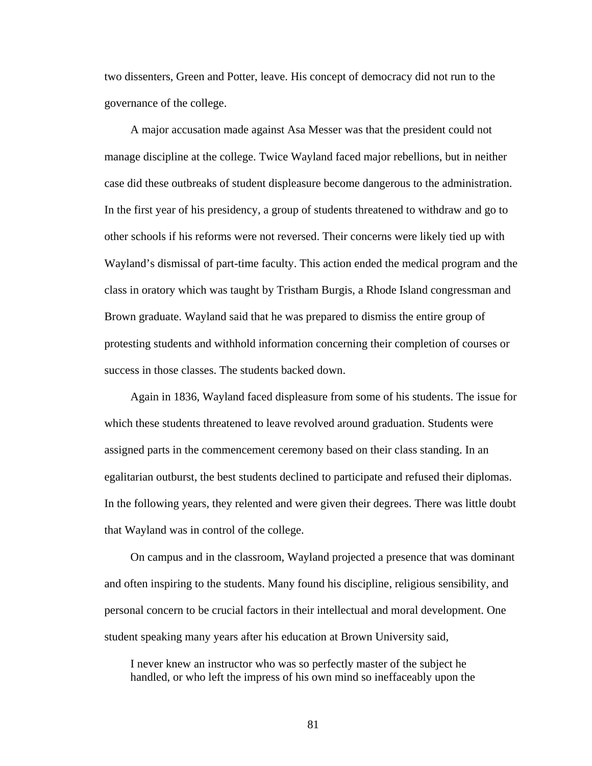two dissenters, Green and Potter, leave. His concept of democracy did not run to the governance of the college.

A major accusation made against Asa Messer was that the president could not manage discipline at the college. Twice Wayland faced major rebellions, but in neither case did these outbreaks of student displeasure become dangerous to the administration. In the first year of his presidency, a group of students threatened to withdraw and go to other schools if his reforms were not reversed. Their concerns were likely tied up with Wayland's dismissal of part-time faculty. This action ended the medical program and the class in oratory which was taught by Tristham Burgis, a Rhode Island congressman and Brown graduate. Wayland said that he was prepared to dismiss the entire group of protesting students and withhold information concerning their completion of courses or success in those classes. The students backed down.

Again in 1836, Wayland faced displeasure from some of his students. The issue for which these students threatened to leave revolved around graduation. Students were assigned parts in the commencement ceremony based on their class standing. In an egalitarian outburst, the best students declined to participate and refused their diplomas. In the following years, they relented and were given their degrees. There was little doubt that Wayland was in control of the college.

On campus and in the classroom, Wayland projected a presence that was dominant and often inspiring to the students. Many found his discipline, religious sensibility, and personal concern to be crucial factors in their intellectual and moral development. One student speaking many years after his education at Brown University said,

> I never knew an instructor who was so perfectly master of the subject he handled, or who left the impress of his own mind so ineffaceably upon the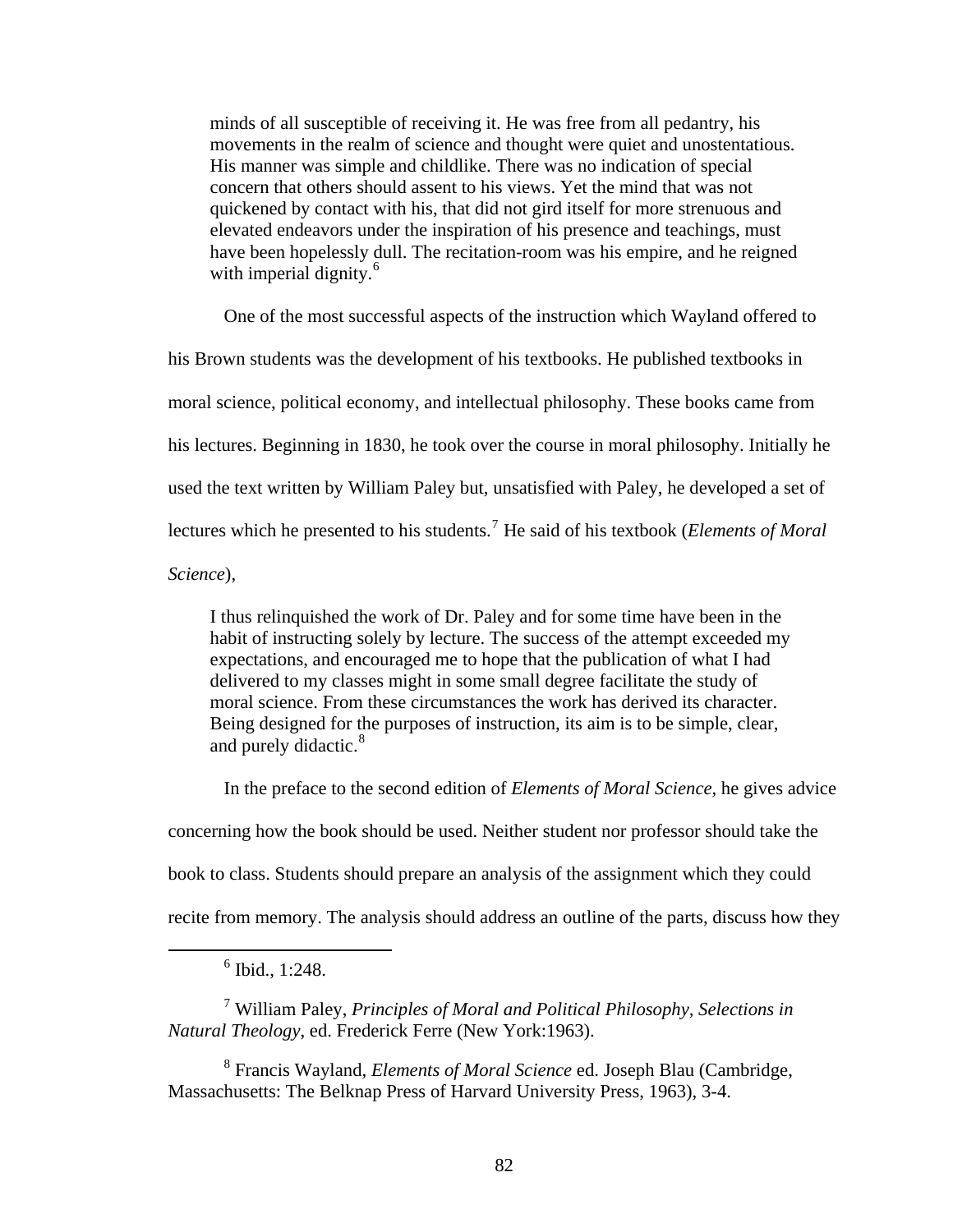> minds of all susceptible of receiving it. He was free from all pedantry, his movements in the realm of science and thought were quiet and unostentatious. His manner was simple and childlike. There was no indication of special concern that others should assent to his views. Yet the mind that was not quickened by contact with his, that did not gird itself for more strenuous and elevated endeavors under the inspiration of his presence and teachings, must have been hopelessly dull. The recitation-room was his empire, and he reigned with imperial dignity.[6]

One of the most successful aspects of the instruction which Wayland offered to his Brown students was the development of his textbooks. He published textbooks in moral science, political economy, and intellectual philosophy. These books came from his lectures. Beginning in 1830, he took over the course in moral philosophy. Initially he used the text written by William Paley but, unsatisfied with Paley, he developed a set of lectures which he presented to his students.[7] He said of his textbook (*Elements of Moral Science*),

> I thus relinquished the work of Dr. Paley and for some time have been in the habit of instructing solely by lecture. The success of the attempt exceeded my expectations, and encouraged me to hope that the publication of what I had delivered to my classes might in some small degree facilitate the study of moral science. From these circumstances the work has derived its character. Being designed for the purposes of instruction, its aim is to be simple, clear, and purely didactic.[8]

In the preface to the second edition of *Elements of Moral Science*, he gives advice concerning how the book should be used. Neither student nor professor should take the book to class. Students should prepare an analysis of the assignment which they could recite from memory. The analysis should address an outline of the parts, discuss how they

---

[6] Ibid., 1:248.

[7] William Paley, *Principles of Moral and Political Philosophy, Selections in Natural Theology*, ed. Frederick Ferre (New York:1963).

[8] Francis Wayland, *Elements of Moral Science* ed. Joseph Blau (Cambridge, Massachusetts: The Belknap Press of Harvard University Press, 1963), 3-4.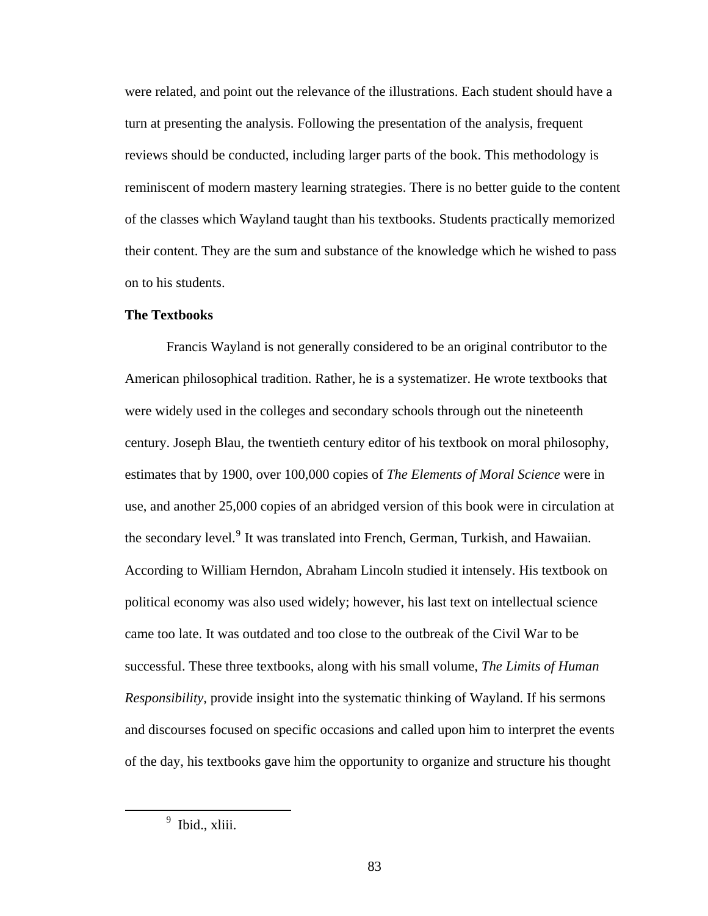were related, and point out the relevance of the illustrations. Each student should have a turn at presenting the analysis. Following the presentation of the analysis, frequent reviews should be conducted, including larger parts of the book. This methodology is reminiscent of modern mastery learning strategies. There is no better guide to the content of the classes which Wayland taught than his textbooks. Students practically memorized their content. They are the sum and substance of the knowledge which he wished to pass on to his students.

**The Textbooks**

Francis Wayland is not generally considered to be an original contributor to the American philosophical tradition. Rather, he is a systematizer. He wrote textbooks that were widely used in the colleges and secondary schools through out the nineteenth century. Joseph Blau, the twentieth century editor of his textbook on moral philosophy, estimates that by 1900, over 100,000 copies of *The Elements of Moral Science* were in use, and another 25,000 copies of an abridged version of this book were in circulation at the secondary level.[9] It was translated into French, German, Turkish, and Hawaiian. According to William Herndon, Abraham Lincoln studied it intensely. His textbook on political economy was also used widely; however, his last text on intellectual science came too late. It was outdated and too close to the outbreak of the Civil War to be successful. These three textbooks, along with his small volume, *The Limits of Human Responsibility,* provide insight into the systematic thinking of Wayland. If his sermons and discourses focused on specific occasions and called upon him to interpret the events of the day, his textbooks gave him the opportunity to organize and structure his thought

[9] Ibid., xliii.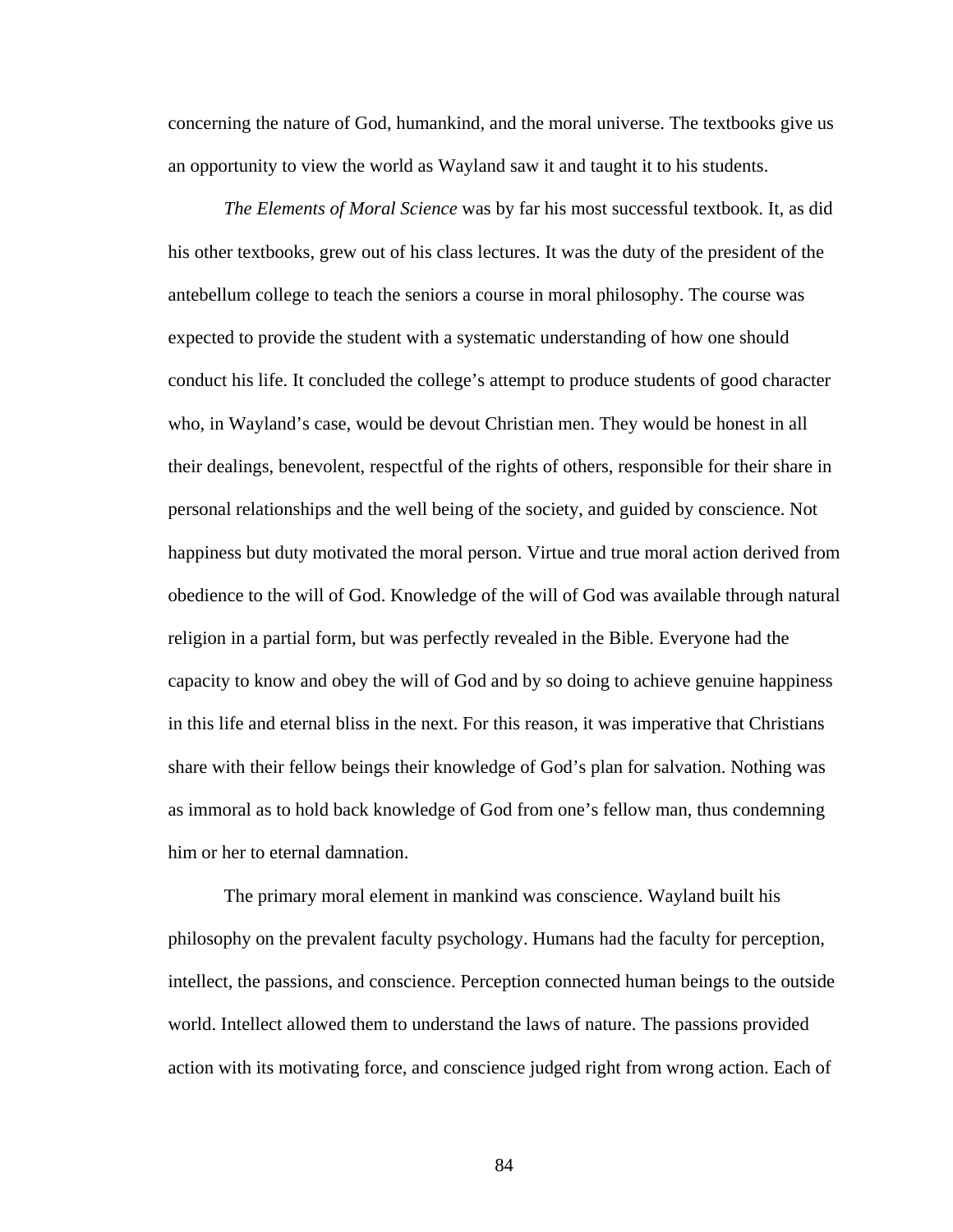concerning the nature of God, humankind, and the moral universe. The textbooks give us an opportunity to view the world as Wayland saw it and taught it to his students.

*The Elements of Moral Science* was by far his most successful textbook. It, as did his other textbooks, grew out of his class lectures. It was the duty of the president of the antebellum college to teach the seniors a course in moral philosophy. The course was expected to provide the student with a systematic understanding of how one should conduct his life. It concluded the college's attempt to produce students of good character who, in Wayland's case, would be devout Christian men. They would be honest in all their dealings, benevolent, respectful of the rights of others, responsible for their share in personal relationships and the well being of the society, and guided by conscience. Not happiness but duty motivated the moral person. Virtue and true moral action derived from obedience to the will of God. Knowledge of the will of God was available through natural religion in a partial form, but was perfectly revealed in the Bible. Everyone had the capacity to know and obey the will of God and by so doing to achieve genuine happiness in this life and eternal bliss in the next. For this reason, it was imperative that Christians share with their fellow beings their knowledge of God's plan for salvation. Nothing was as immoral as to hold back knowledge of God from one's fellow man, thus condemning him or her to eternal damnation.

The primary moral element in mankind was conscience. Wayland built his philosophy on the prevalent faculty psychology. Humans had the faculty for perception, intellect, the passions, and conscience. Perception connected human beings to the outside world. Intellect allowed them to understand the laws of nature. The passions provided action with its motivating force, and conscience judged right from wrong action. Each of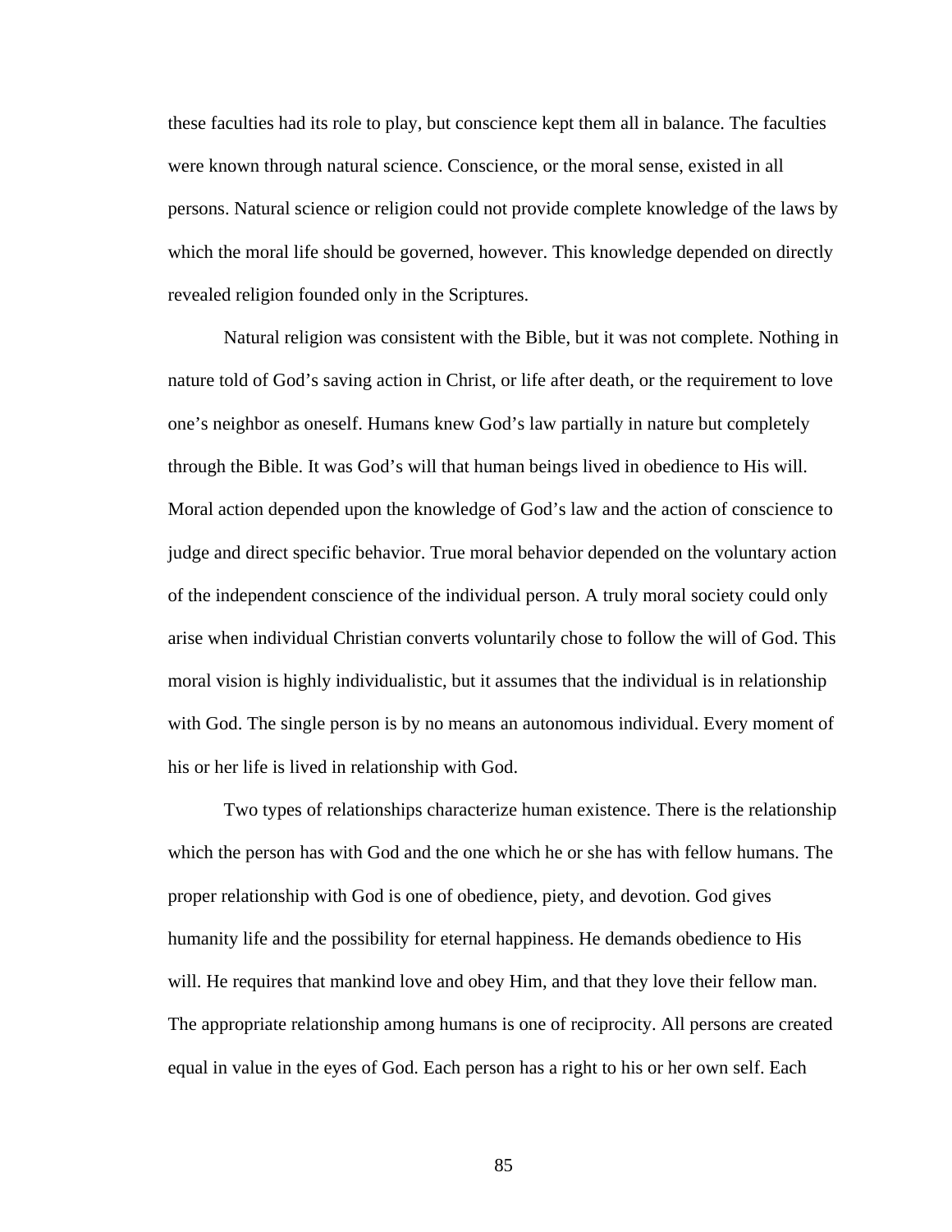these faculties had its role to play, but conscience kept them all in balance. The faculties were known through natural science. Conscience, or the moral sense, existed in all persons. Natural science or religion could not provide complete knowledge of the laws by which the moral life should be governed, however. This knowledge depended on directly revealed religion founded only in the Scriptures.

Natural religion was consistent with the Bible, but it was not complete. Nothing in nature told of God's saving action in Christ, or life after death, or the requirement to love one's neighbor as oneself. Humans knew God's law partially in nature but completely through the Bible. It was God's will that human beings lived in obedience to His will. Moral action depended upon the knowledge of God's law and the action of conscience to judge and direct specific behavior. True moral behavior depended on the voluntary action of the independent conscience of the individual person. A truly moral society could only arise when individual Christian converts voluntarily chose to follow the will of God. This moral vision is highly individualistic, but it assumes that the individual is in relationship with God. The single person is by no means an autonomous individual. Every moment of his or her life is lived in relationship with God.

Two types of relationships characterize human existence. There is the relationship which the person has with God and the one which he or she has with fellow humans. The proper relationship with God is one of obedience, piety, and devotion. God gives humanity life and the possibility for eternal happiness. He demands obedience to His will. He requires that mankind love and obey Him, and that they love their fellow man. The appropriate relationship among humans is one of reciprocity. All persons are created equal in value in the eyes of God. Each person has a right to his or her own self. Each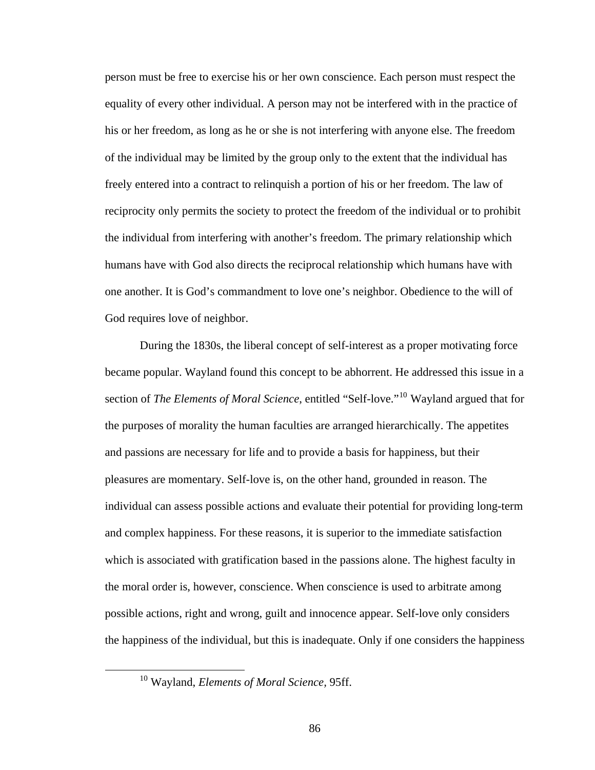person must be free to exercise his or her own conscience. Each person must respect the equality of every other individual. A person may not be interfered with in the practice of his or her freedom, as long as he or she is not interfering with anyone else. The freedom of the individual may be limited by the group only to the extent that the individual has freely entered into a contract to relinquish a portion of his or her freedom. The law of reciprocity only permits the society to protect the freedom of the individual or to prohibit the individual from interfering with another's freedom. The primary relationship which humans have with God also directs the reciprocal relationship which humans have with one another. It is God's commandment to love one's neighbor. Obedience to the will of God requires love of neighbor.

During the 1830s, the liberal concept of self-interest as a proper motivating force became popular. Wayland found this concept to be abhorrent. He addressed this issue in a section of *The Elements of Moral Science*, entitled "Self-love."[10] Wayland argued that for the purposes of morality the human faculties are arranged hierarchically. The appetites and passions are necessary for life and to provide a basis for happiness, but their pleasures are momentary. Self-love is, on the other hand, grounded in reason. The individual can assess possible actions and evaluate their potential for providing long-term and complex happiness. For these reasons, it is superior to the immediate satisfaction which is associated with gratification based in the passions alone. The highest faculty in the moral order is, however, conscience. When conscience is used to arbitrate among possible actions, right and wrong, guilt and innocence appear. Self-love only considers the happiness of the individual, but this is inadequate. Only if one considers the happiness

---

[10] Wayland, *Elements of Moral Science*, 95ff.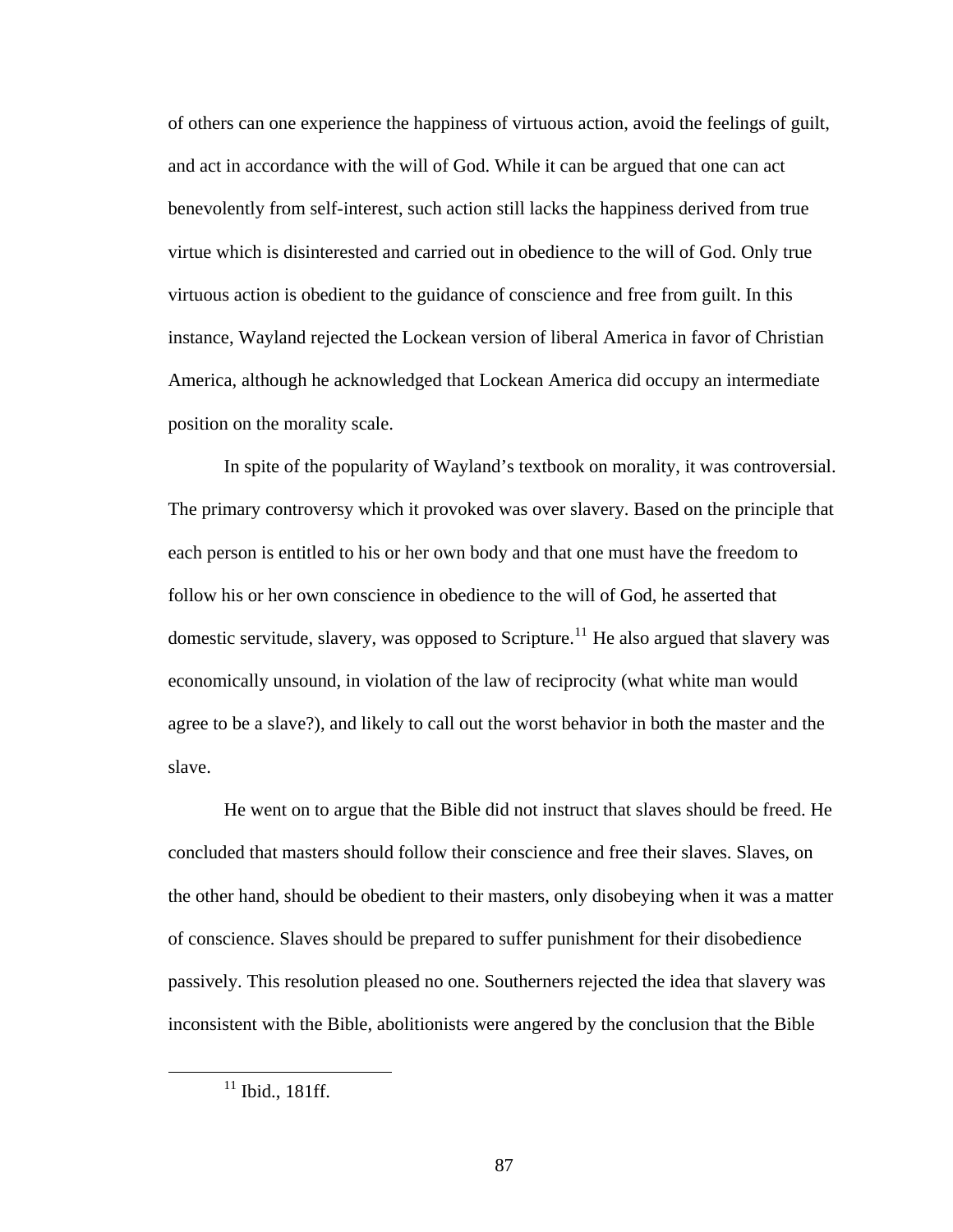of others can one experience the happiness of virtuous action, avoid the feelings of guilt, and act in accordance with the will of God. While it can be argued that one can act benevolently from self-interest, such action still lacks the happiness derived from true virtue which is disinterested and carried out in obedience to the will of God. Only true virtuous action is obedient to the guidance of conscience and free from guilt. In this instance, Wayland rejected the Lockean version of liberal America in favor of Christian America, although he acknowledged that Lockean America did occupy an intermediate position on the morality scale.

In spite of the popularity of Wayland's textbook on morality, it was controversial. The primary controversy which it provoked was over slavery. Based on the principle that each person is entitled to his or her own body and that one must have the freedom to follow his or her own conscience in obedience to the will of God, he asserted that domestic servitude, slavery, was opposed to Scripture.[11] He also argued that slavery was economically unsound, in violation of the law of reciprocity (what white man would agree to be a slave?), and likely to call out the worst behavior in both the master and the slave.

He went on to argue that the Bible did not instruct that slaves should be freed. He concluded that masters should follow their conscience and free their slaves. Slaves, on the other hand, should be obedient to their masters, only disobeying when it was a matter of conscience. Slaves should be prepared to suffer punishment for their disobedience passively. This resolution pleased no one. Southerners rejected the idea that slavery was inconsistent with the Bible, abolitionists were angered by the conclusion that the Bible

[11] Ibid., 181ff.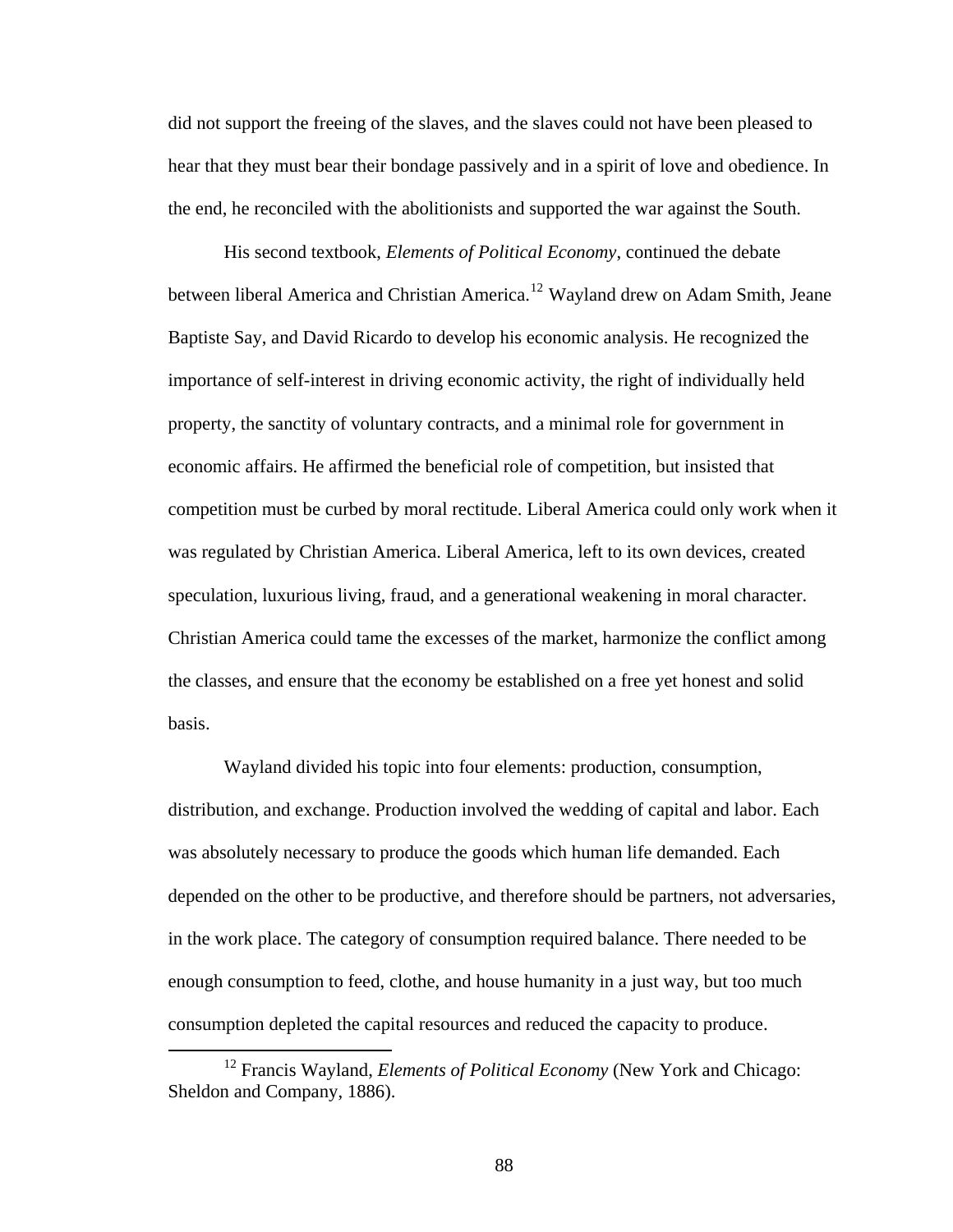did not support the freeing of the slaves, and the slaves could not have been pleased to hear that they must bear their bondage passively and in a spirit of love and obedience. In the end, he reconciled with the abolitionists and supported the war against the South.

His second textbook, *Elements of Political Economy*, continued the debate between liberal America and Christian America.[12] Wayland drew on Adam Smith, Jeane Baptiste Say, and David Ricardo to develop his economic analysis. He recognized the importance of self-interest in driving economic activity, the right of individually held property, the sanctity of voluntary contracts, and a minimal role for government in economic affairs. He affirmed the beneficial role of competition, but insisted that competition must be curbed by moral rectitude. Liberal America could only work when it was regulated by Christian America. Liberal America, left to its own devices, created speculation, luxurious living, fraud, and a generational weakening in moral character. Christian America could tame the excesses of the market, harmonize the conflict among the classes, and ensure that the economy be established on a free yet honest and solid basis.

Wayland divided his topic into four elements: production, consumption, distribution, and exchange. Production involved the wedding of capital and labor. Each was absolutely necessary to produce the goods which human life demanded. Each depended on the other to be productive, and therefore should be partners, not adversaries, in the work place. The category of consumption required balance. There needed to be enough consumption to feed, clothe, and house humanity in a just way, but too much consumption depleted the capital resources and reduced the capacity to produce.

---

[12] Francis Wayland, *Elements of Political Economy* (New York and Chicago: Sheldon and Company, 1886).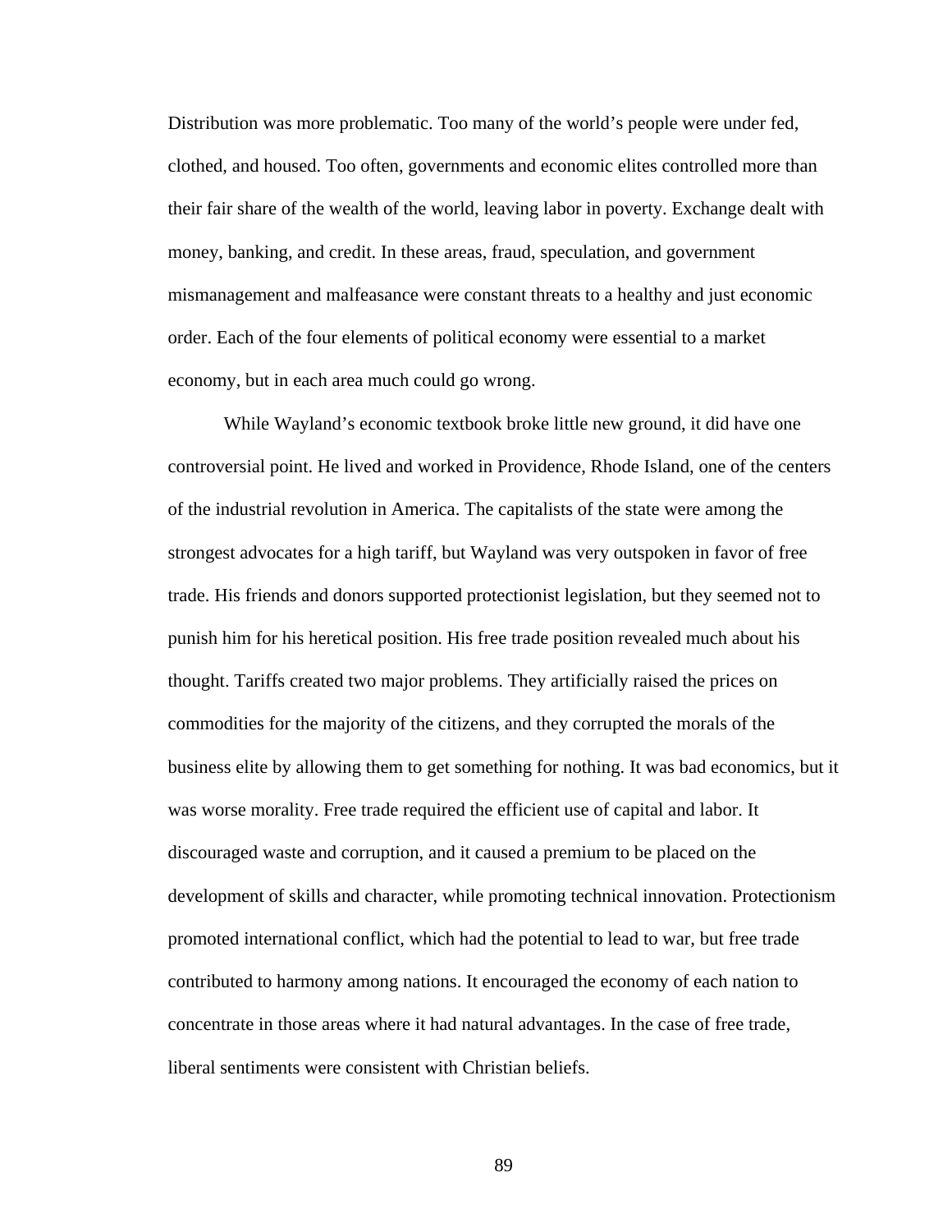Distribution was more problematic. Too many of the world's people were under fed, clothed, and housed. Too often, governments and economic elites controlled more than their fair share of the wealth of the world, leaving labor in poverty. Exchange dealt with money, banking, and credit. In these areas, fraud, speculation, and government mismanagement and malfeasance were constant threats to a healthy and just economic order. Each of the four elements of political economy were essential to a market economy, but in each area much could go wrong.

While Wayland's economic textbook broke little new ground, it did have one controversial point. He lived and worked in Providence, Rhode Island, one of the centers of the industrial revolution in America. The capitalists of the state were among the strongest advocates for a high tariff, but Wayland was very outspoken in favor of free trade. His friends and donors supported protectionist legislation, but they seemed not to punish him for his heretical position. His free trade position revealed much about his thought. Tariffs created two major problems. They artificially raised the prices on commodities for the majority of the citizens, and they corrupted the morals of the business elite by allowing them to get something for nothing. It was bad economics, but it was worse morality. Free trade required the efficient use of capital and labor. It discouraged waste and corruption, and it caused a premium to be placed on the development of skills and character, while promoting technical innovation. Protectionism promoted international conflict, which had the potential to lead to war, but free trade contributed to harmony among nations. It encouraged the economy of each nation to concentrate in those areas where it had natural advantages. In the case of free trade, liberal sentiments were consistent with Christian beliefs.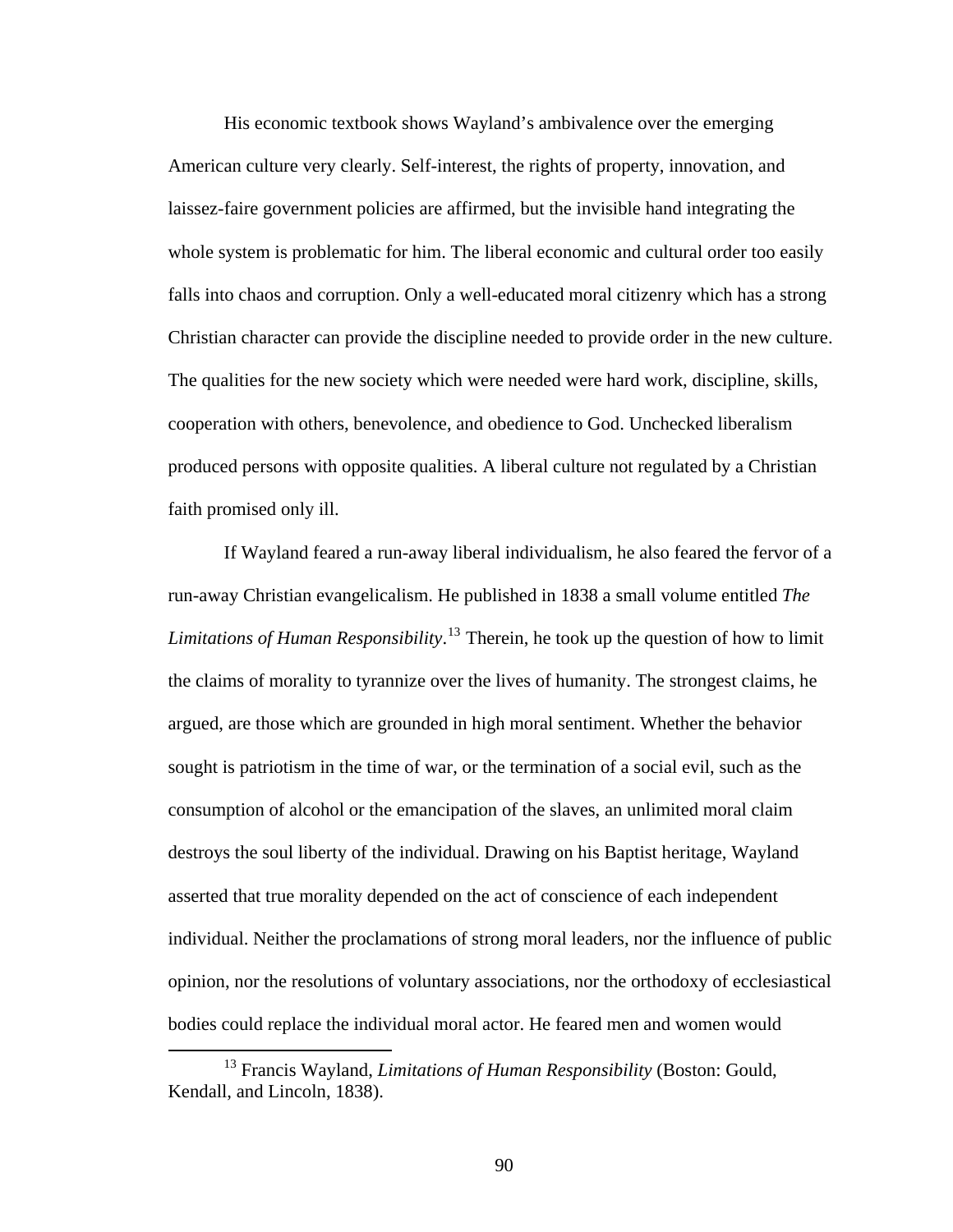His economic textbook shows Wayland's ambivalence over the emerging American culture very clearly. Self-interest, the rights of property, innovation, and laissez-faire government policies are affirmed, but the invisible hand integrating the whole system is problematic for him. The liberal economic and cultural order too easily falls into chaos and corruption. Only a well-educated moral citizenry which has a strong Christian character can provide the discipline needed to provide order in the new culture. The qualities for the new society which were needed were hard work, discipline, skills, cooperation with others, benevolence, and obedience to God. Unchecked liberalism produced persons with opposite qualities. A liberal culture not regulated by a Christian faith promised only ill.

If Wayland feared a run-away liberal individualism, he also feared the fervor of a run-away Christian evangelicalism. He published in 1838 a small volume entitled *The Limitations of Human Responsibility*.[13] Therein, he took up the question of how to limit the claims of morality to tyrannize over the lives of humanity. The strongest claims, he argued, are those which are grounded in high moral sentiment. Whether the behavior sought is patriotism in the time of war, or the termination of a social evil, such as the consumption of alcohol or the emancipation of the slaves, an unlimited moral claim destroys the soul liberty of the individual. Drawing on his Baptist heritage, Wayland asserted that true morality depended on the act of conscience of each independent individual. Neither the proclamations of strong moral leaders, nor the influence of public opinion, nor the resolutions of voluntary associations, nor the orthodoxy of ecclesiastical bodies could replace the individual moral actor. He feared men and women would

[13] Francis Wayland, *Limitations of Human Responsibility* (Boston: Gould, Kendall, and Lincoln, 1838).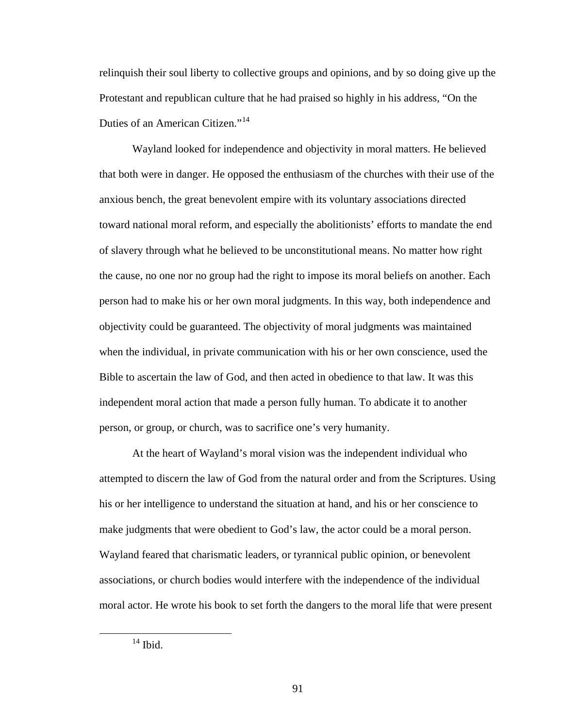relinquish their soul liberty to collective groups and opinions, and by so doing give up the Protestant and republican culture that he had praised so highly in his address, "On the Duties of an American Citizen."[14]

Wayland looked for independence and objectivity in moral matters. He believed that both were in danger. He opposed the enthusiasm of the churches with their use of the anxious bench, the great benevolent empire with its voluntary associations directed toward national moral reform, and especially the abolitionists' efforts to mandate the end of slavery through what he believed to be unconstitutional means. No matter how right the cause, no one nor no group had the right to impose its moral beliefs on another. Each person had to make his or her own moral judgments. In this way, both independence and objectivity could be guaranteed. The objectivity of moral judgments was maintained when the individual, in private communication with his or her own conscience, used the Bible to ascertain the law of God, and then acted in obedience to that law. It was this independent moral action that made a person fully human. To abdicate it to another person, or group, or church, was to sacrifice one's very humanity.

At the heart of Wayland's moral vision was the independent individual who attempted to discern the law of God from the natural order and from the Scriptures. Using his or her intelligence to understand the situation at hand, and his or her conscience to make judgments that were obedient to God's law, the actor could be a moral person. Wayland feared that charismatic leaders, or tyrannical public opinion, or benevolent associations, or church bodies would interfere with the independence of the individual moral actor. He wrote his book to set forth the dangers to the moral life that were present

---

[14] Ibid.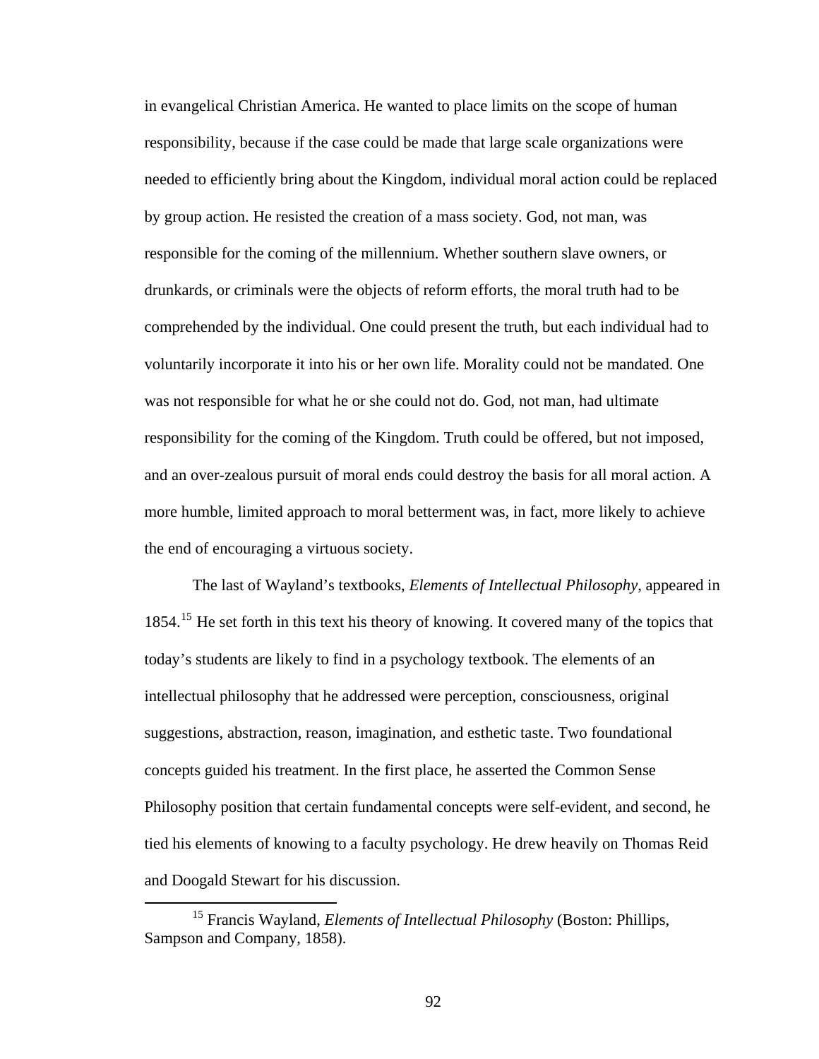in evangelical Christian America. He wanted to place limits on the scope of human responsibility, because if the case could be made that large scale organizations were needed to efficiently bring about the Kingdom, individual moral action could be replaced by group action. He resisted the creation of a mass society. God, not man, was responsible for the coming of the millennium. Whether southern slave owners, or drunkards, or criminals were the objects of reform efforts, the moral truth had to be comprehended by the individual. One could present the truth, but each individual had to voluntarily incorporate it into his or her own life. Morality could not be mandated. One was not responsible for what he or she could not do. God, not man, had ultimate responsibility for the coming of the Kingdom. Truth could be offered, but not imposed, and an over-zealous pursuit of moral ends could destroy the basis for all moral action. A more humble, limited approach to moral betterment was, in fact, more likely to achieve the end of encouraging a virtuous society.

The last of Wayland's textbooks, *Elements of Intellectual Philosophy*, appeared in 1854.[15] He set forth in this text his theory of knowing. It covered many of the topics that today's students are likely to find in a psychology textbook. The elements of an intellectual philosophy that he addressed were perception, consciousness, original suggestions, abstraction, reason, imagination, and esthetic taste. Two foundational concepts guided his treatment. In the first place, he asserted the Common Sense Philosophy position that certain fundamental concepts were self-evident, and second, he tied his elements of knowing to a faculty psychology. He drew heavily on Thomas Reid and Doogald Stewart for his discussion.

---

[15] Francis Wayland, *Elements of Intellectual Philosophy* (Boston: Phillips, Sampson and Company, 1858).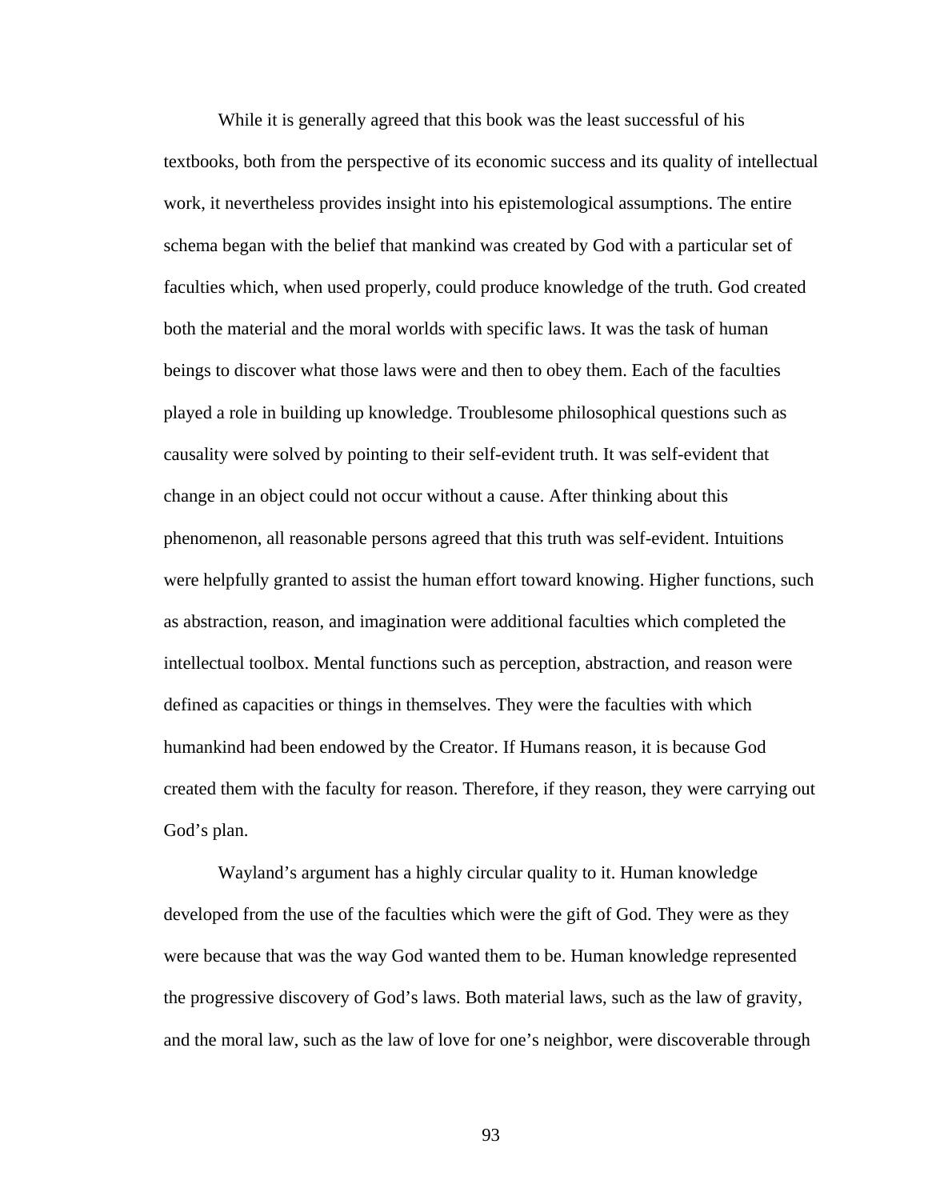While it is generally agreed that this book was the least successful of his textbooks, both from the perspective of its economic success and its quality of intellectual work, it nevertheless provides insight into his epistemological assumptions. The entire schema began with the belief that mankind was created by God with a particular set of faculties which, when used properly, could produce knowledge of the truth. God created both the material and the moral worlds with specific laws. It was the task of human beings to discover what those laws were and then to obey them. Each of the faculties played a role in building up knowledge. Troublesome philosophical questions such as causality were solved by pointing to their self-evident truth. It was self-evident that change in an object could not occur without a cause. After thinking about this phenomenon, all reasonable persons agreed that this truth was self-evident. Intuitions were helpfully granted to assist the human effort toward knowing. Higher functions, such as abstraction, reason, and imagination were additional faculties which completed the intellectual toolbox. Mental functions such as perception, abstraction, and reason were defined as capacities or things in themselves. They were the faculties with which humankind had been endowed by the Creator. If Humans reason, it is because God created them with the faculty for reason. Therefore, if they reason, they were carrying out God's plan.

Wayland's argument has a highly circular quality to it. Human knowledge developed from the use of the faculties which were the gift of God. They were as they were because that was the way God wanted them to be. Human knowledge represented the progressive discovery of God's laws. Both material laws, such as the law of gravity, and the moral law, such as the law of love for one's neighbor, were discoverable through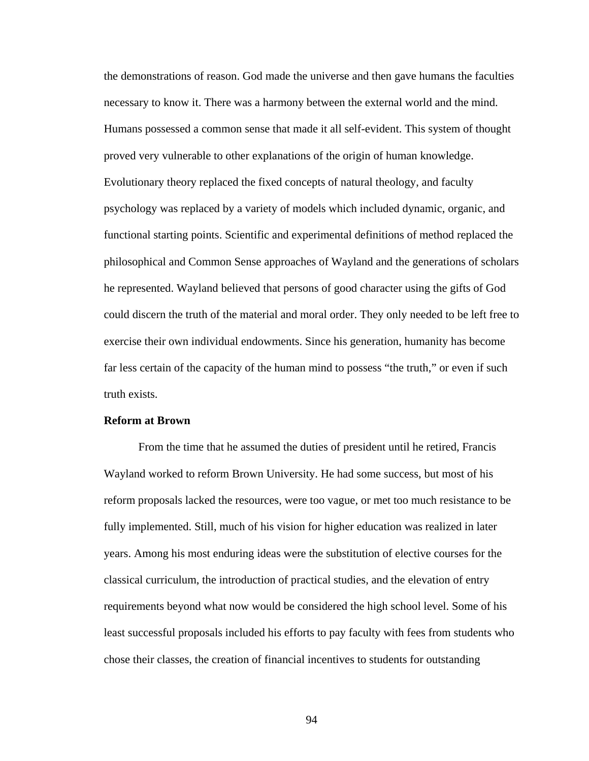the demonstrations of reason. God made the universe and then gave humans the faculties necessary to know it. There was a harmony between the external world and the mind. Humans possessed a common sense that made it all self-evident. This system of thought proved very vulnerable to other explanations of the origin of human knowledge. Evolutionary theory replaced the fixed concepts of natural theology, and faculty psychology was replaced by a variety of models which included dynamic, organic, and functional starting points. Scientific and experimental definitions of method replaced the philosophical and Common Sense approaches of Wayland and the generations of scholars he represented. Wayland believed that persons of good character using the gifts of God could discern the truth of the material and moral order. They only needed to be left free to exercise their own individual endowments. Since his generation, humanity has become far less certain of the capacity of the human mind to possess "the truth," or even if such truth exists.

**Reform at Brown**

From the time that he assumed the duties of president until he retired, Francis Wayland worked to reform Brown University. He had some success, but most of his reform proposals lacked the resources, were too vague, or met too much resistance to be fully implemented. Still, much of his vision for higher education was realized in later years. Among his most enduring ideas were the substitution of elective courses for the classical curriculum, the introduction of practical studies, and the elevation of entry requirements beyond what now would be considered the high school level. Some of his least successful proposals included his efforts to pay faculty with fees from students who chose their classes, the creation of financial incentives to students for outstanding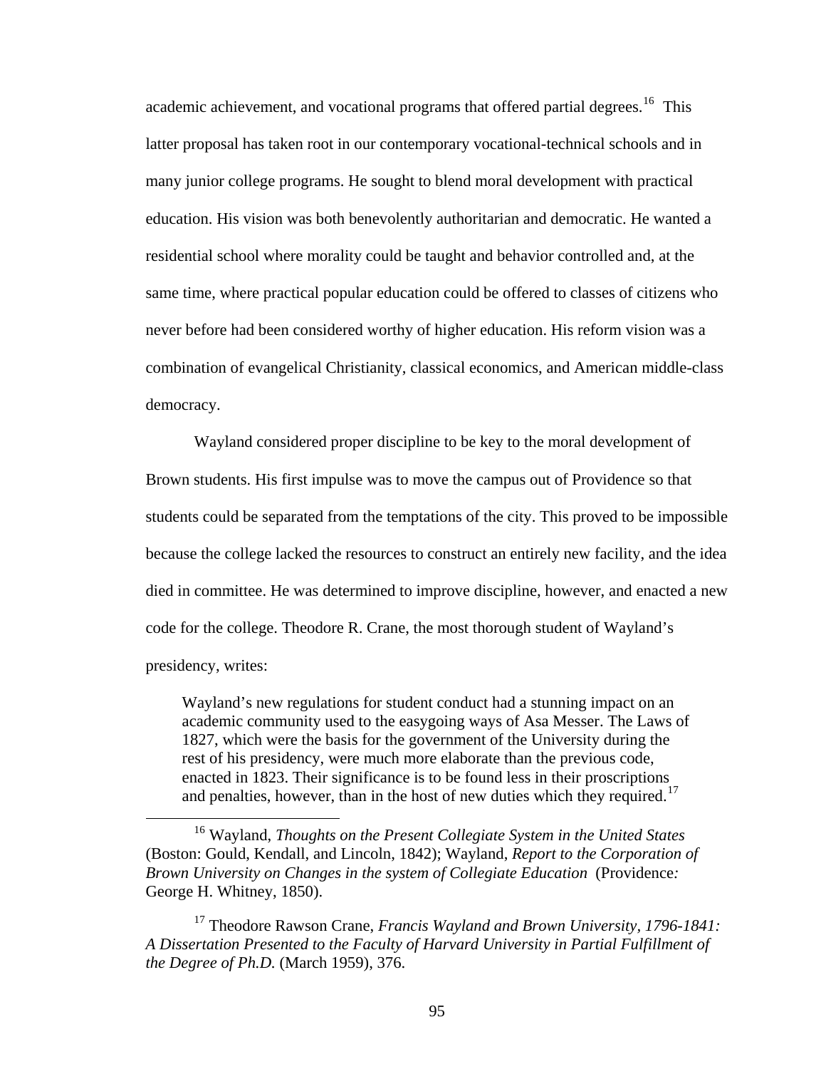academic achievement, and vocational programs that offered partial degrees.[16] This latter proposal has taken root in our contemporary vocational-technical schools and in many junior college programs. He sought to blend moral development with practical education. His vision was both benevolently authoritarian and democratic. He wanted a residential school where morality could be taught and behavior controlled and, at the same time, where practical popular education could be offered to classes of citizens who never before had been considered worthy of higher education. His reform vision was a combination of evangelical Christianity, classical economics, and American middle-class democracy.

Wayland considered proper discipline to be key to the moral development of Brown students. His first impulse was to move the campus out of Providence so that students could be separated from the temptations of the city. This proved to be impossible because the college lacked the resources to construct an entirely new facility, and the idea died in committee. He was determined to improve discipline, however, and enacted a new code for the college. Theodore R. Crane, the most thorough student of Wayland's presidency, writes:

> Wayland's new regulations for student conduct had a stunning impact on an academic community used to the easygoing ways of Asa Messer. The Laws of 1827, which were the basis for the government of the University during the rest of his presidency, were much more elaborate than the previous code, enacted in 1823. Their significance is to be found less in their proscriptions and penalties, however, than in the host of new duties which they required.[17]

---

[16] Wayland, *Thoughts on the Present Collegiate System in the United States* (Boston: Gould, Kendall, and Lincoln, 1842); Wayland, *Report to the Corporation of Brown University on Changes in the system of Collegiate Education* (Providence*:* George H. Whitney, 1850).

[17] Theodore Rawson Crane, *Francis Wayland and Brown University, 1796-1841: A Dissertation Presented to the Faculty of Harvard University in Partial Fulfillment of the Degree of Ph.D.* (March 1959), 376.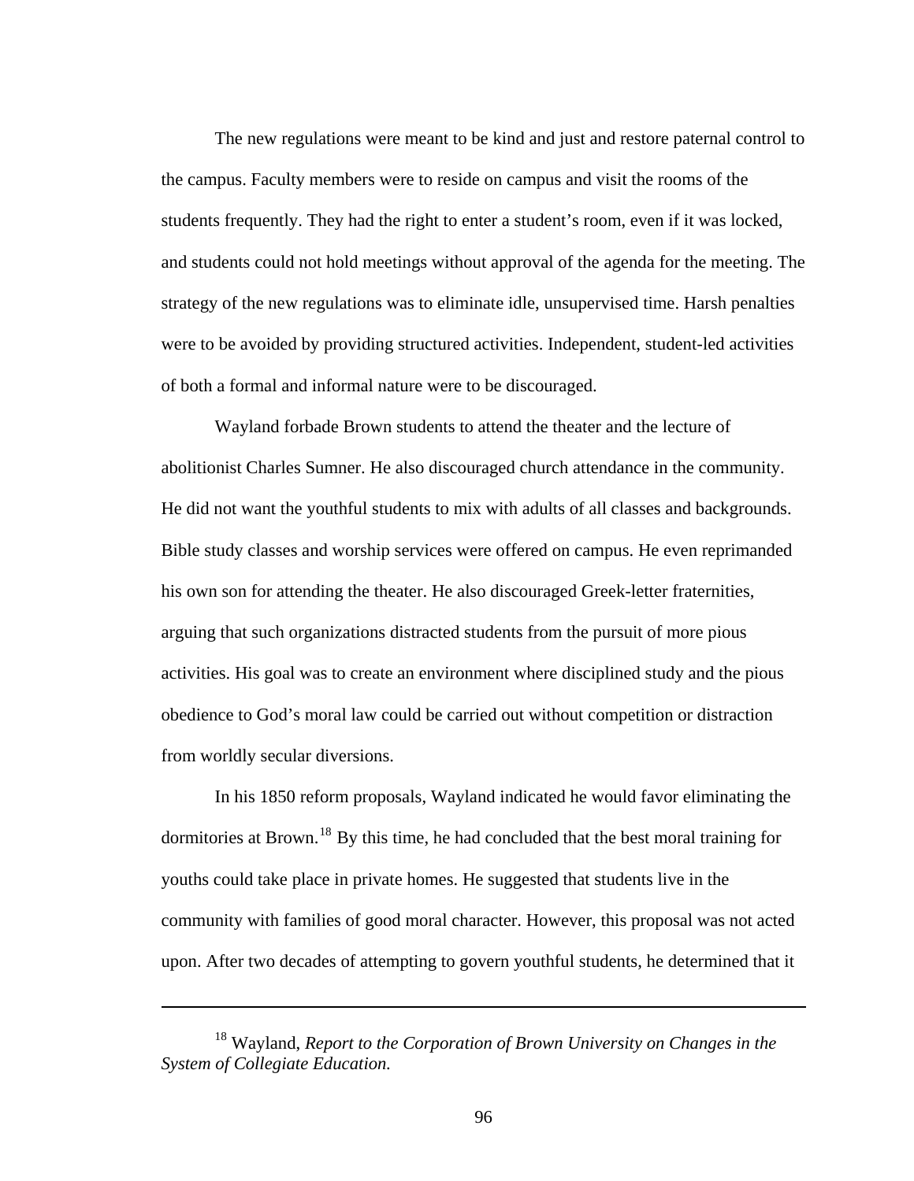The new regulations were meant to be kind and just and restore paternal control to the campus. Faculty members were to reside on campus and visit the rooms of the students frequently. They had the right to enter a student's room, even if it was locked, and students could not hold meetings without approval of the agenda for the meeting. The strategy of the new regulations was to eliminate idle, unsupervised time. Harsh penalties were to be avoided by providing structured activities. Independent, student-led activities of both a formal and informal nature were to be discouraged.

Wayland forbade Brown students to attend the theater and the lecture of abolitionist Charles Sumner. He also discouraged church attendance in the community. He did not want the youthful students to mix with adults of all classes and backgrounds. Bible study classes and worship services were offered on campus. He even reprimanded his own son for attending the theater. He also discouraged Greek-letter fraternities, arguing that such organizations distracted students from the pursuit of more pious activities. His goal was to create an environment where disciplined study and the pious obedience to God's moral law could be carried out without competition or distraction from worldly secular diversions.

In his 1850 reform proposals, Wayland indicated he would favor eliminating the dormitories at Brown.[18] By this time, he had concluded that the best moral training for youths could take place in private homes. He suggested that students live in the community with families of good moral character. However, this proposal was not acted upon. After two decades of attempting to govern youthful students, he determined that it

---

[18] Wayland, *Report to the Corporation of Brown University on Changes in the System of Collegiate Education.*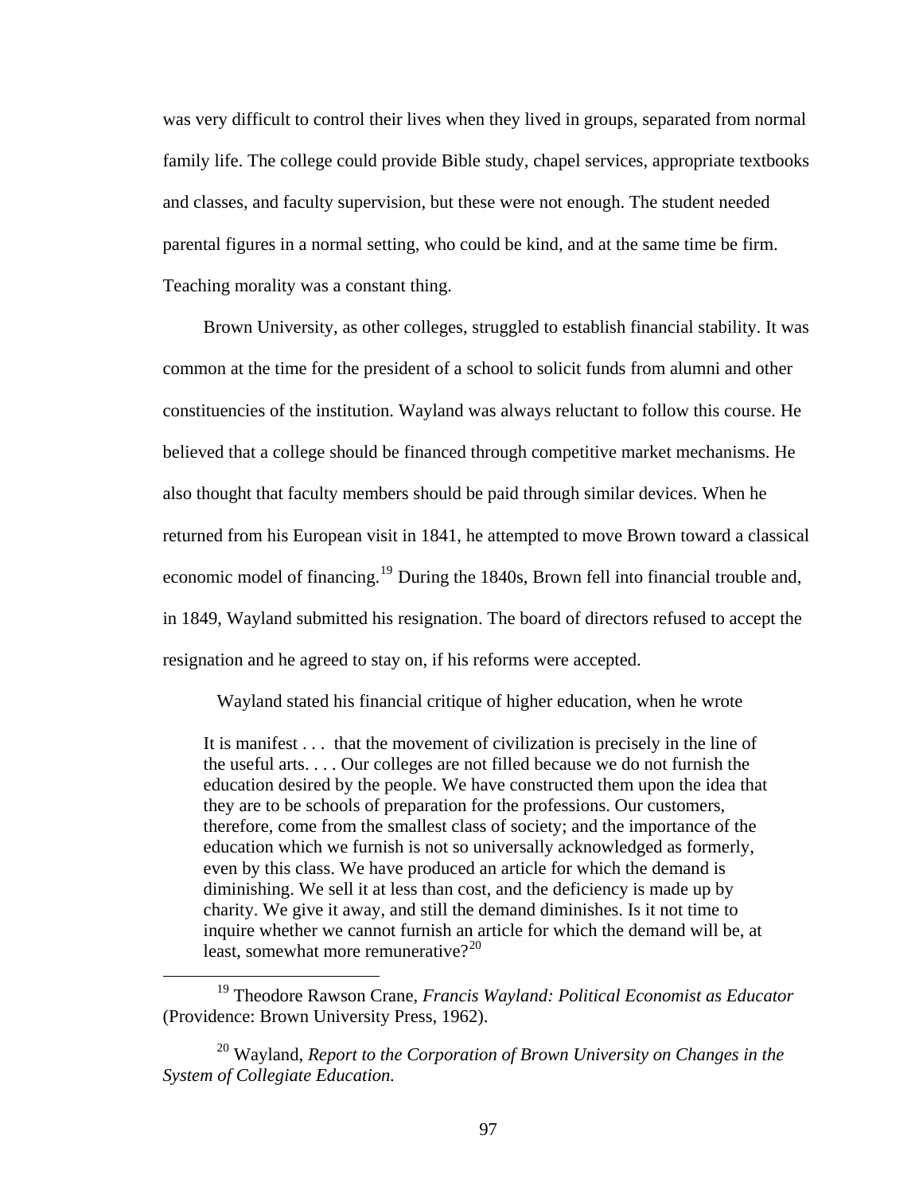was very difficult to control their lives when they lived in groups, separated from normal family life. The college could provide Bible study, chapel services, appropriate textbooks and classes, and faculty supervision, but these were not enough. The student needed parental figures in a normal setting, who could be kind, and at the same time be firm. Teaching morality was a constant thing.

Brown University, as other colleges, struggled to establish financial stability. It was common at the time for the president of a school to solicit funds from alumni and other constituencies of the institution. Wayland was always reluctant to follow this course. He believed that a college should be financed through competitive market mechanisms. He also thought that faculty members should be paid through similar devices. When he returned from his European visit in 1841, he attempted to move Brown toward a classical economic model of financing.[19] During the 1840s, Brown fell into financial trouble and, in 1849, Wayland submitted his resignation. The board of directors refused to accept the resignation and he agreed to stay on, if his reforms were accepted.

Wayland stated his financial critique of higher education, when he wrote

> It is manifest . . . that the movement of civilization is precisely in the line of the useful arts. . . . Our colleges are not filled because we do not furnish the education desired by the people. We have constructed them upon the idea that they are to be schools of preparation for the professions. Our customers, therefore, come from the smallest class of society; and the importance of the education which we furnish is not so universally acknowledged as formerly, even by this class. We have produced an article for which the demand is diminishing. We sell it at less than cost, and the deficiency is made up by charity. We give it away, and still the demand diminishes. Is it not time to inquire whether we cannot furnish an article for which the demand will be, at least, somewhat more remunerative?[20]

---

[19] Theodore Rawson Crane, *Francis Wayland: Political Economist as Educator* (Providence: Brown University Press, 1962).

[20] Wayland, *Report to the Corporation of Brown University on Changes in the System of Collegiate Education.*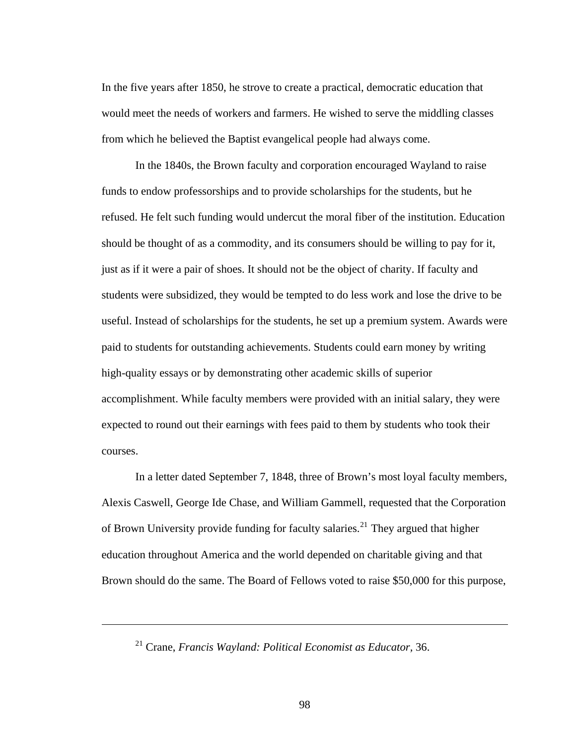In the five years after 1850, he strove to create a practical, democratic education that would meet the needs of workers and farmers. He wished to serve the middling classes from which he believed the Baptist evangelical people had always come.

In the 1840s, the Brown faculty and corporation encouraged Wayland to raise funds to endow professorships and to provide scholarships for the students, but he refused. He felt such funding would undercut the moral fiber of the institution. Education should be thought of as a commodity, and its consumers should be willing to pay for it, just as if it were a pair of shoes. It should not be the object of charity. If faculty and students were subsidized, they would be tempted to do less work and lose the drive to be useful. Instead of scholarships for the students, he set up a premium system. Awards were paid to students for outstanding achievements. Students could earn money by writing high-quality essays or by demonstrating other academic skills of superior accomplishment. While faculty members were provided with an initial salary, they were expected to round out their earnings with fees paid to them by students who took their courses.

In a letter dated September 7, 1848, three of Brown's most loyal faculty members, Alexis Caswell, George Ide Chase, and William Gammell, requested that the Corporation of Brown University provide funding for faculty salaries.[21] They argued that higher education throughout America and the world depended on charitable giving and that Brown should do the same. The Board of Fellows voted to raise $50,000 for this purpose,

---

[21] Crane, *Francis Wayland: Political Economist as Educator*, 36.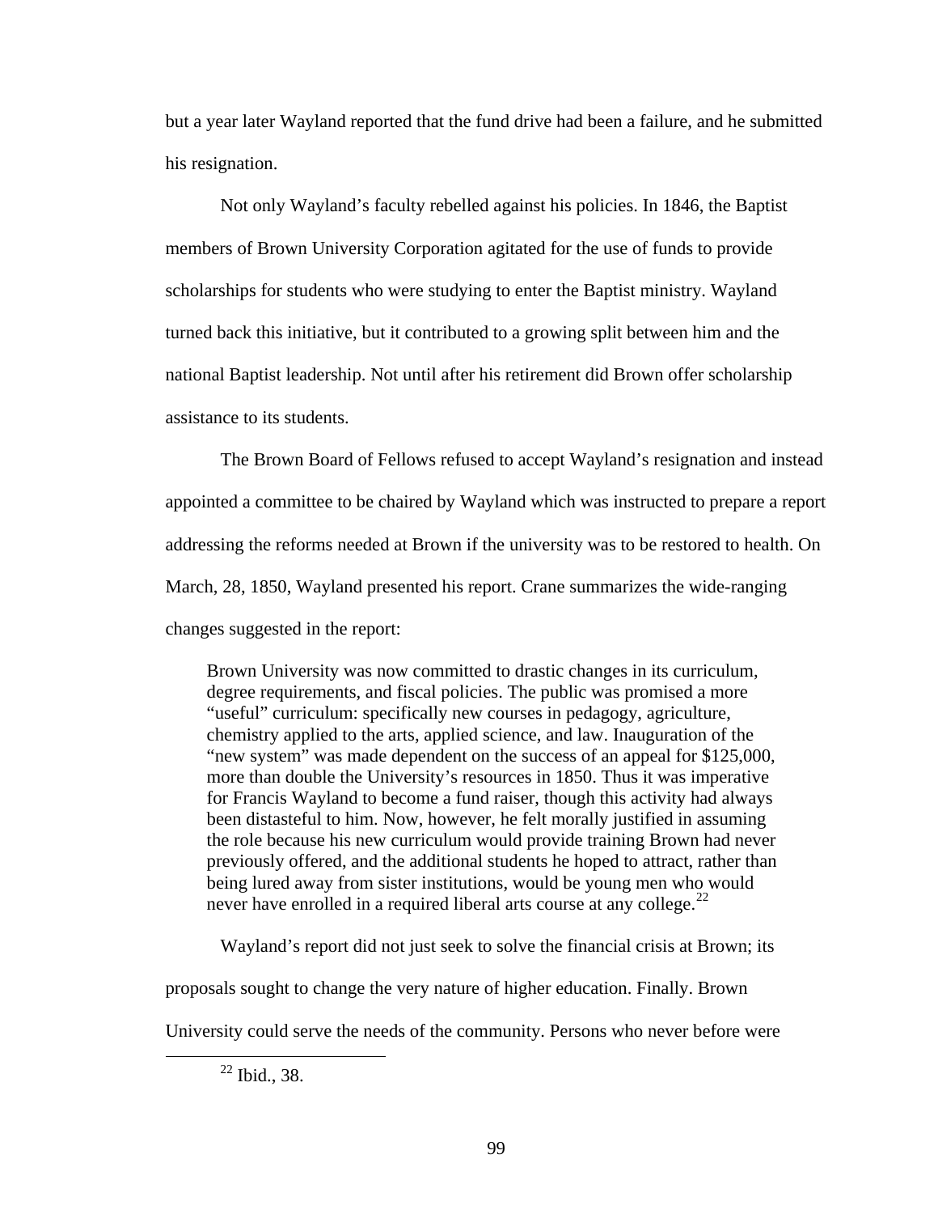but a year later Wayland reported that the fund drive had been a failure, and he submitted his resignation.

Not only Wayland's faculty rebelled against his policies. In 1846, the Baptist members of Brown University Corporation agitated for the use of funds to provide scholarships for students who were studying to enter the Baptist ministry. Wayland turned back this initiative, but it contributed to a growing split between him and the national Baptist leadership. Not until after his retirement did Brown offer scholarship assistance to its students.

The Brown Board of Fellows refused to accept Wayland's resignation and instead appointed a committee to be chaired by Wayland which was instructed to prepare a report addressing the reforms needed at Brown if the university was to be restored to health. On March, 28, 1850, Wayland presented his report. Crane summarizes the wide-ranging changes suggested in the report:

> Brown University was now committed to drastic changes in its curriculum, degree requirements, and fiscal policies. The public was promised a more "useful" curriculum: specifically new courses in pedagogy, agriculture, chemistry applied to the arts, applied science, and law. Inauguration of the "new system" was made dependent on the success of an appeal for $125,000, more than double the University's resources in 1850. Thus it was imperative for Francis Wayland to become a fund raiser, though this activity had always been distasteful to him. Now, however, he felt morally justified in assuming the role because his new curriculum would provide training Brown had never previously offered, and the additional students he hoped to attract, rather than being lured away from sister institutions, would be young men who would never have enrolled in a required liberal arts course at any college.[22]

Wayland's report did not just seek to solve the financial crisis at Brown; its proposals sought to change the very nature of higher education. Finally. Brown University could serve the needs of the community. Persons who never before were

[22] Ibid., 38.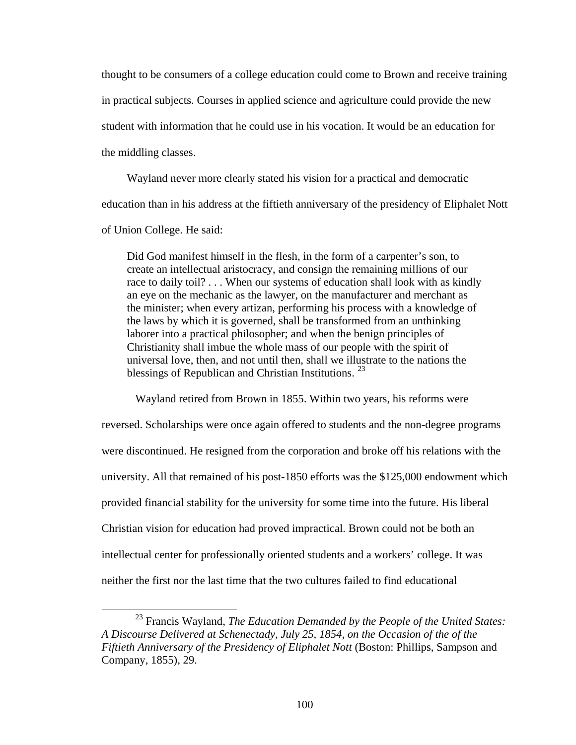thought to be consumers of a college education could come to Brown and receive training in practical subjects. Courses in applied science and agriculture could provide the new student with information that he could use in his vocation. It would be an education for the middling classes.

Wayland never more clearly stated his vision for a practical and democratic education than in his address at the fiftieth anniversary of the presidency of Eliphalet Nott of Union College. He said:

> Did God manifest himself in the flesh, in the form of a carpenter's son, to create an intellectual aristocracy, and consign the remaining millions of our race to daily toil? . . . When our systems of education shall look with as kindly an eye on the mechanic as the lawyer, on the manufacturer and merchant as the minister; when every artizan, performing his process with a knowledge of the laws by which it is governed, shall be transformed from an unthinking laborer into a practical philosopher; and when the benign principles of Christianity shall imbue the whole mass of our people with the spirit of universal love, then, and not until then, shall we illustrate to the nations the blessings of Republican and Christian Institutions. [23]

Wayland retired from Brown in 1855. Within two years, his reforms were reversed. Scholarships were once again offered to students and the non-degree programs were discontinued. He resigned from the corporation and broke off his relations with the university. All that remained of his post-1850 efforts was the $125,000 endowment which provided financial stability for the university for some time into the future. His liberal Christian vision for education had proved impractical. Brown could not be both an intellectual center for professionally oriented students and a workers' college. It was neither the first nor the last time that the two cultures failed to find educational

[23] Francis Wayland, *The Education Demanded by the People of the United States: A Discourse Delivered at Schenectady, July 25, 1854, on the Occasion of the of the Fiftieth Anniversary of the Presidency of Eliphalet Nott* (Boston: Phillips, Sampson and Company, 1855), 29.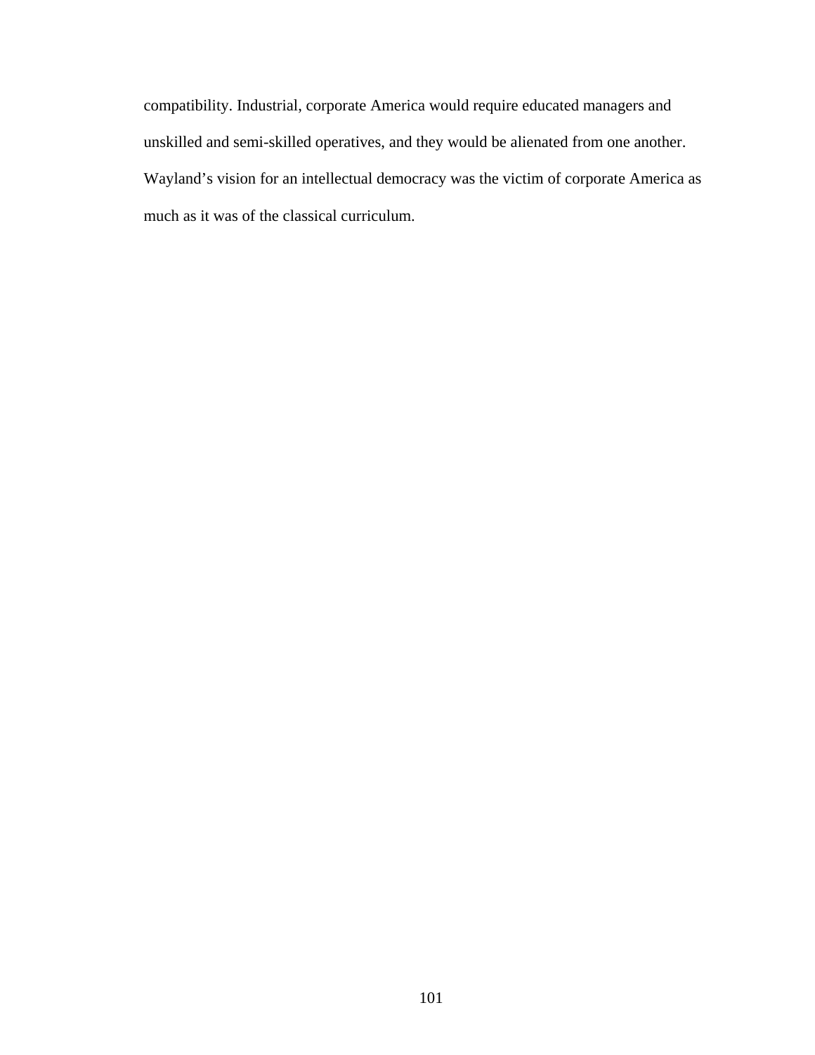compatibility. Industrial, corporate America would require educated managers and unskilled and semi-skilled operatives, and they would be alienated from one another. Wayland's vision for an intellectual democracy was the victim of corporate America as much as it was of the classical curriculum.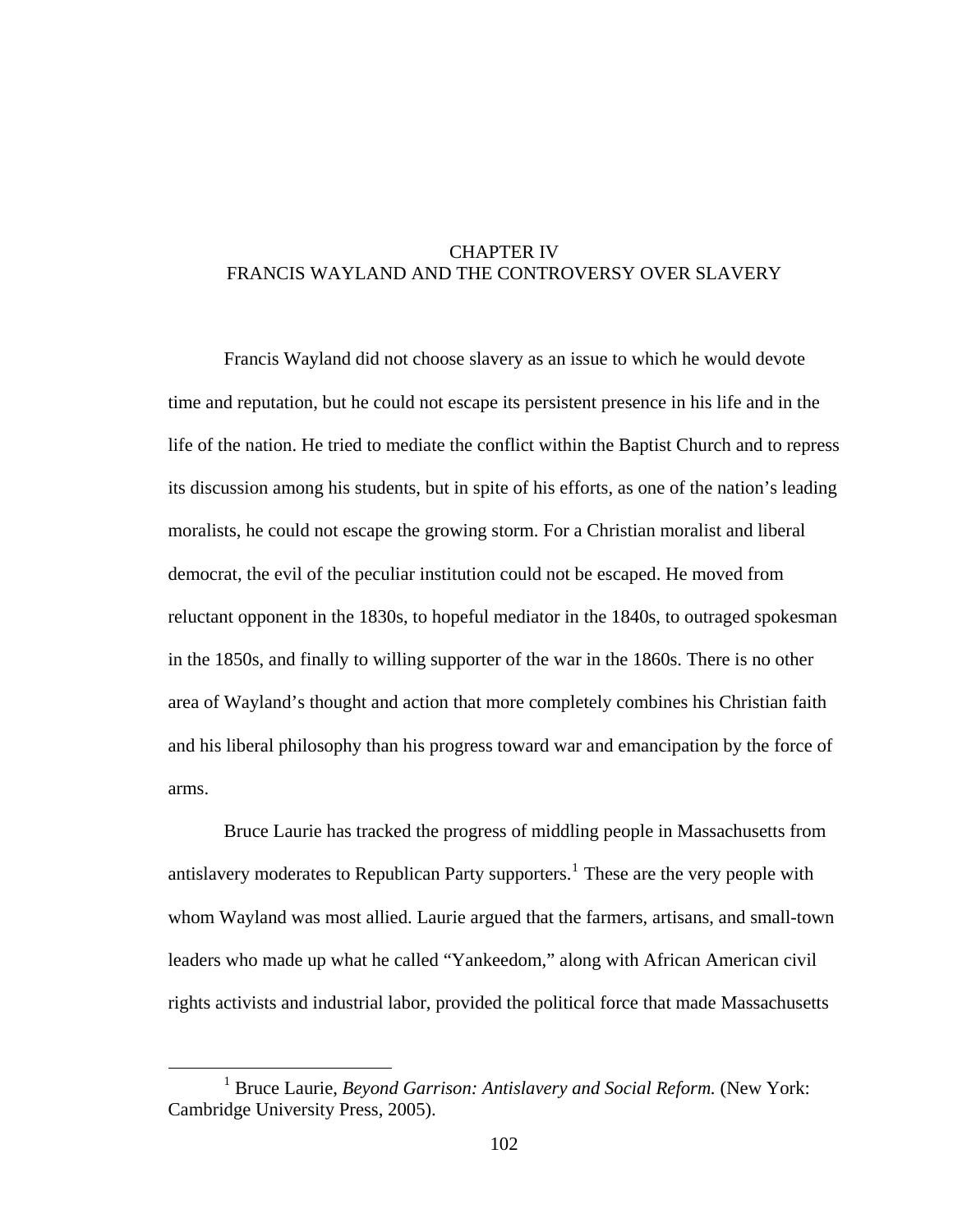# CHAPTER IV
# FRANCIS WAYLAND AND THE CONTROVERSY OVER SLAVERY

Francis Wayland did not choose slavery as an issue to which he would devote time and reputation, but he could not escape its persistent presence in his life and in the life of the nation. He tried to mediate the conflict within the Baptist Church and to repress its discussion among his students, but in spite of his efforts, as one of the nation's leading moralists, he could not escape the growing storm. For a Christian moralist and liberal democrat, the evil of the peculiar institution could not be escaped. He moved from reluctant opponent in the 1830s, to hopeful mediator in the 1840s, to outraged spokesman in the 1850s, and finally to willing supporter of the war in the 1860s. There is no other area of Wayland's thought and action that more completely combines his Christian faith and his liberal philosophy than his progress toward war and emancipation by the force of arms.

Bruce Laurie has tracked the progress of middling people in Massachusetts from antislavery moderates to Republican Party supporters.[1] These are the very people with whom Wayland was most allied. Laurie argued that the farmers, artisans, and small-town leaders who made up what he called "Yankeedom," along with African American civil rights activists and industrial labor, provided the political force that made Massachusetts

[1] Bruce Laurie, *Beyond Garrison: Antislavery and Social Reform.* (New York: Cambridge University Press, 2005).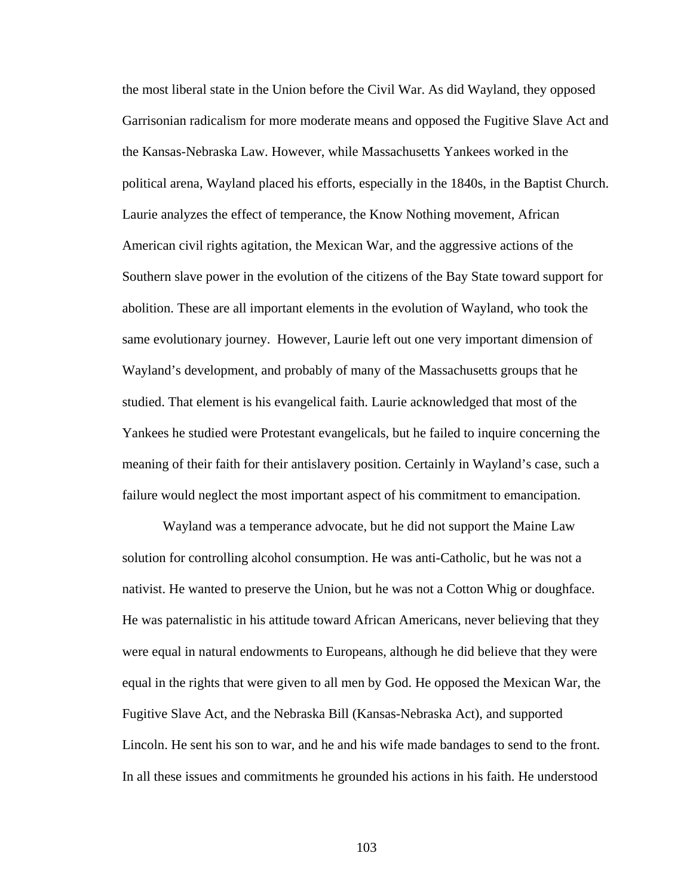the most liberal state in the Union before the Civil War. As did Wayland, they opposed Garrisonian radicalism for more moderate means and opposed the Fugitive Slave Act and the Kansas-Nebraska Law. However, while Massachusetts Yankees worked in the political arena, Wayland placed his efforts, especially in the 1840s, in the Baptist Church. Laurie analyzes the effect of temperance, the Know Nothing movement, African American civil rights agitation, the Mexican War, and the aggressive actions of the Southern slave power in the evolution of the citizens of the Bay State toward support for abolition. These are all important elements in the evolution of Wayland, who took the same evolutionary journey.  However, Laurie left out one very important dimension of Wayland's development, and probably of many of the Massachusetts groups that he studied. That element is his evangelical faith. Laurie acknowledged that most of the Yankees he studied were Protestant evangelicals, but he failed to inquire concerning the meaning of their faith for their antislavery position. Certainly in Wayland's case, such a failure would neglect the most important aspect of his commitment to emancipation.

Wayland was a temperance advocate, but he did not support the Maine Law solution for controlling alcohol consumption. He was anti-Catholic, but he was not a nativist. He wanted to preserve the Union, but he was not a Cotton Whig or doughface. He was paternalistic in his attitude toward African Americans, never believing that they were equal in natural endowments to Europeans, although he did believe that they were equal in the rights that were given to all men by God. He opposed the Mexican War, the Fugitive Slave Act, and the Nebraska Bill (Kansas-Nebraska Act), and supported Lincoln. He sent his son to war, and he and his wife made bandages to send to the front. In all these issues and commitments he grounded his actions in his faith. He understood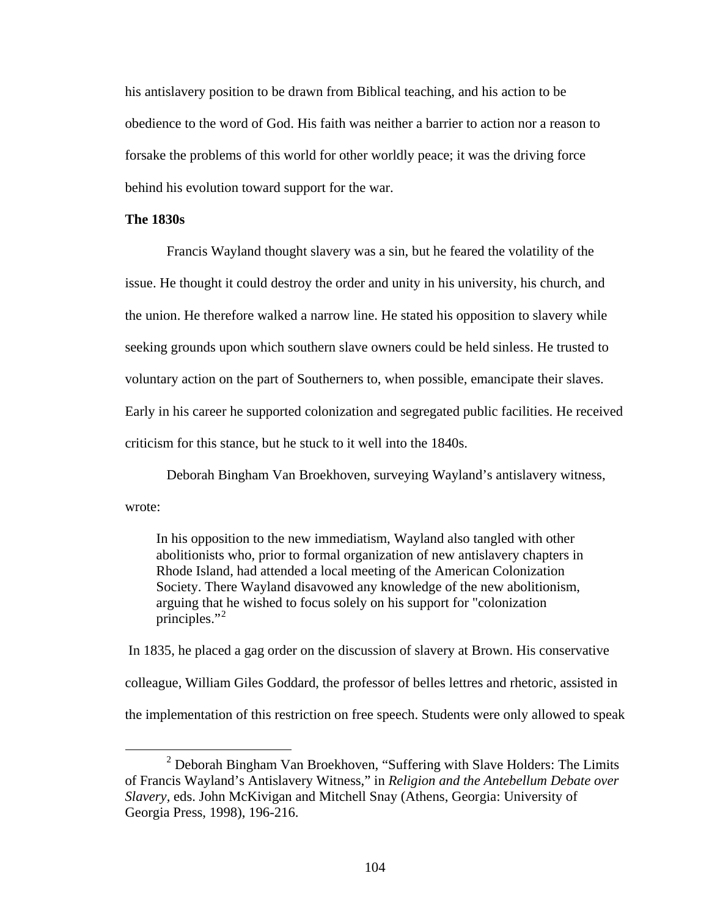his antislavery position to be drawn from Biblical teaching, and his action to be obedience to the word of God. His faith was neither a barrier to action nor a reason to forsake the problems of this world for other worldly peace; it was the driving force behind his evolution toward support for the war.

**The 1830s**

Francis Wayland thought slavery was a sin, but he feared the volatility of the issue. He thought it could destroy the order and unity in his university, his church, and the union. He therefore walked a narrow line. He stated his opposition to slavery while seeking grounds upon which southern slave owners could be held sinless. He trusted to voluntary action on the part of Southerners to, when possible, emancipate their slaves. Early in his career he supported colonization and segregated public facilities. He received criticism for this stance, but he stuck to it well into the 1840s.

Deborah Bingham Van Broekhoven, surveying Wayland's antislavery witness, wrote:

> In his opposition to the new immediatism, Wayland also tangled with other abolitionists who, prior to formal organization of new antislavery chapters in Rhode Island, had attended a local meeting of the American Colonization Society. There Wayland disavowed any knowledge of the new abolitionism, arguing that he wished to focus solely on his support for "colonization principles."[2]

In 1835, he placed a gag order on the discussion of slavery at Brown. His conservative colleague, William Giles Goddard, the professor of belles lettres and rhetoric, assisted in the implementation of this restriction on free speech. Students were only allowed to speak

---

[2] Deborah Bingham Van Broekhoven, "Suffering with Slave Holders: The Limits of Francis Wayland's Antislavery Witness," in *Religion and the Antebellum Debate over Slavery*, eds. John McKivigan and Mitchell Snay (Athens, Georgia: University of Georgia Press, 1998), 196-216.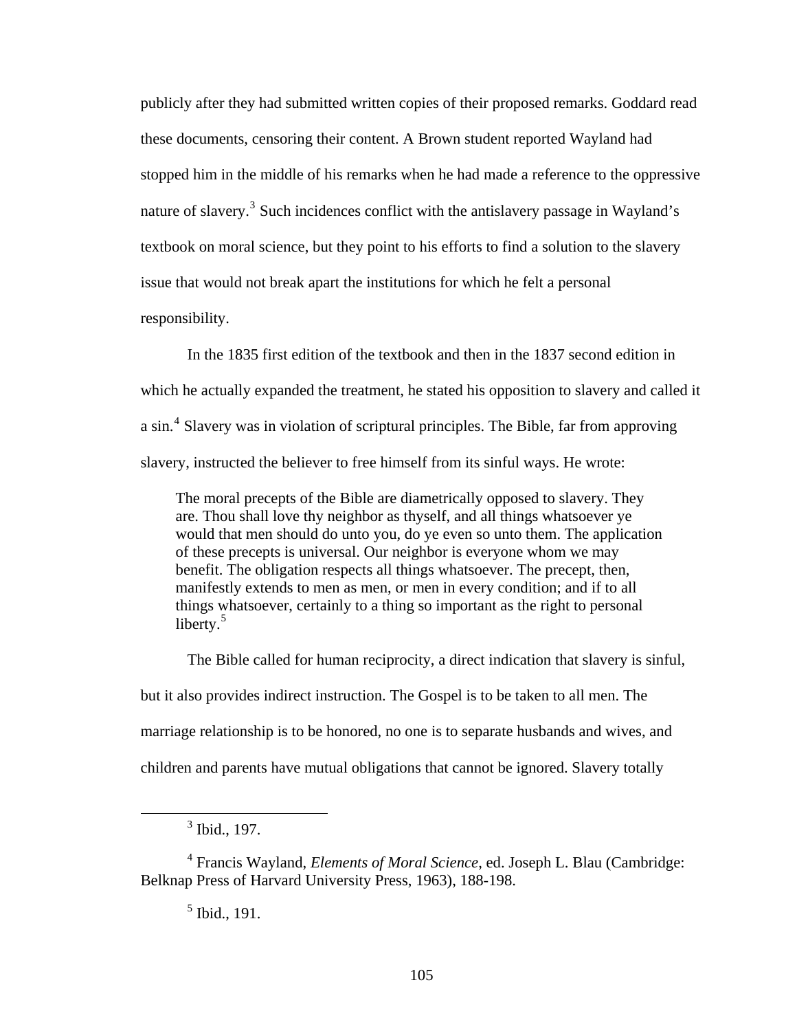publicly after they had submitted written copies of their proposed remarks. Goddard read these documents, censoring their content. A Brown student reported Wayland had stopped him in the middle of his remarks when he had made a reference to the oppressive nature of slavery.[3] Such incidences conflict with the antislavery passage in Wayland's textbook on moral science, but they point to his efforts to find a solution to the slavery issue that would not break apart the institutions for which he felt a personal responsibility.

In the 1835 first edition of the textbook and then in the 1837 second edition in which he actually expanded the treatment, he stated his opposition to slavery and called it a sin.[4] Slavery was in violation of scriptural principles. The Bible, far from approving slavery, instructed the believer to free himself from its sinful ways. He wrote:

> The moral precepts of the Bible are diametrically opposed to slavery. They are. Thou shall love thy neighbor as thyself, and all things whatsoever ye would that men should do unto you, do ye even so unto them. The application of these precepts is universal. Our neighbor is everyone whom we may benefit. The obligation respects all things whatsoever. The precept, then, manifestly extends to men as men, or men in every condition; and if to all things whatsoever, certainly to a thing so important as the right to personal liberty.[5]

The Bible called for human reciprocity, a direct indication that slavery is sinful, but it also provides indirect instruction. The Gospel is to be taken to all men. The marriage relationship is to be honored, no one is to separate husbands and wives, and children and parents have mutual obligations that cannot be ignored. Slavery totally

---

[3] Ibid., 197.

[4] Francis Wayland, *Elements of Moral Science*, ed. Joseph L. Blau (Cambridge: Belknap Press of Harvard University Press, 1963), 188-198.

[5] Ibid., 191.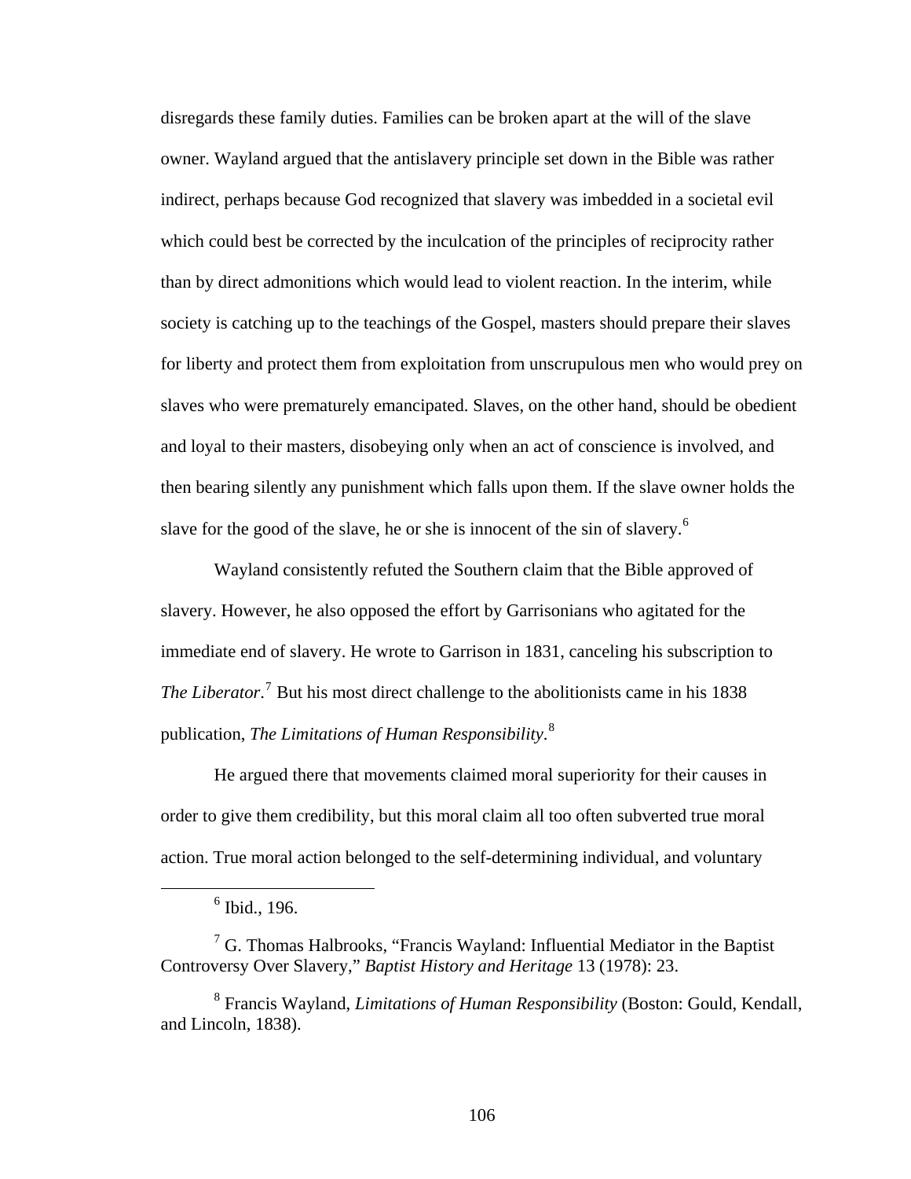disregards these family duties. Families can be broken apart at the will of the slave owner. Wayland argued that the antislavery principle set down in the Bible was rather indirect, perhaps because God recognized that slavery was imbedded in a societal evil which could best be corrected by the inculcation of the principles of reciprocity rather than by direct admonitions which would lead to violent reaction. In the interim, while society is catching up to the teachings of the Gospel, masters should prepare their slaves for liberty and protect them from exploitation from unscrupulous men who would prey on slaves who were prematurely emancipated. Slaves, on the other hand, should be obedient and loyal to their masters, disobeying only when an act of conscience is involved, and then bearing silently any punishment which falls upon them. If the slave owner holds the slave for the good of the slave, he or she is innocent of the sin of slavery.[6]

Wayland consistently refuted the Southern claim that the Bible approved of slavery. However, he also opposed the effort by Garrisonians who agitated for the immediate end of slavery. He wrote to Garrison in 1831, canceling his subscription to *The Liberator*.[7] But his most direct challenge to the abolitionists came in his 1838 publication, *The Limitations of Human Responsibility*.[8]

He argued there that movements claimed moral superiority for their causes in order to give them credibility, but this moral claim all too often subverted true moral action. True moral action belonged to the self-determining individual, and voluntary

---

[6] Ibid., 196.

[7] G. Thomas Halbrooks, "Francis Wayland: Influential Mediator in the Baptist Controversy Over Slavery," *Baptist History and Heritage* 13 (1978): 23.

[8] Francis Wayland, *Limitations of Human Responsibility* (Boston: Gould, Kendall, and Lincoln, 1838).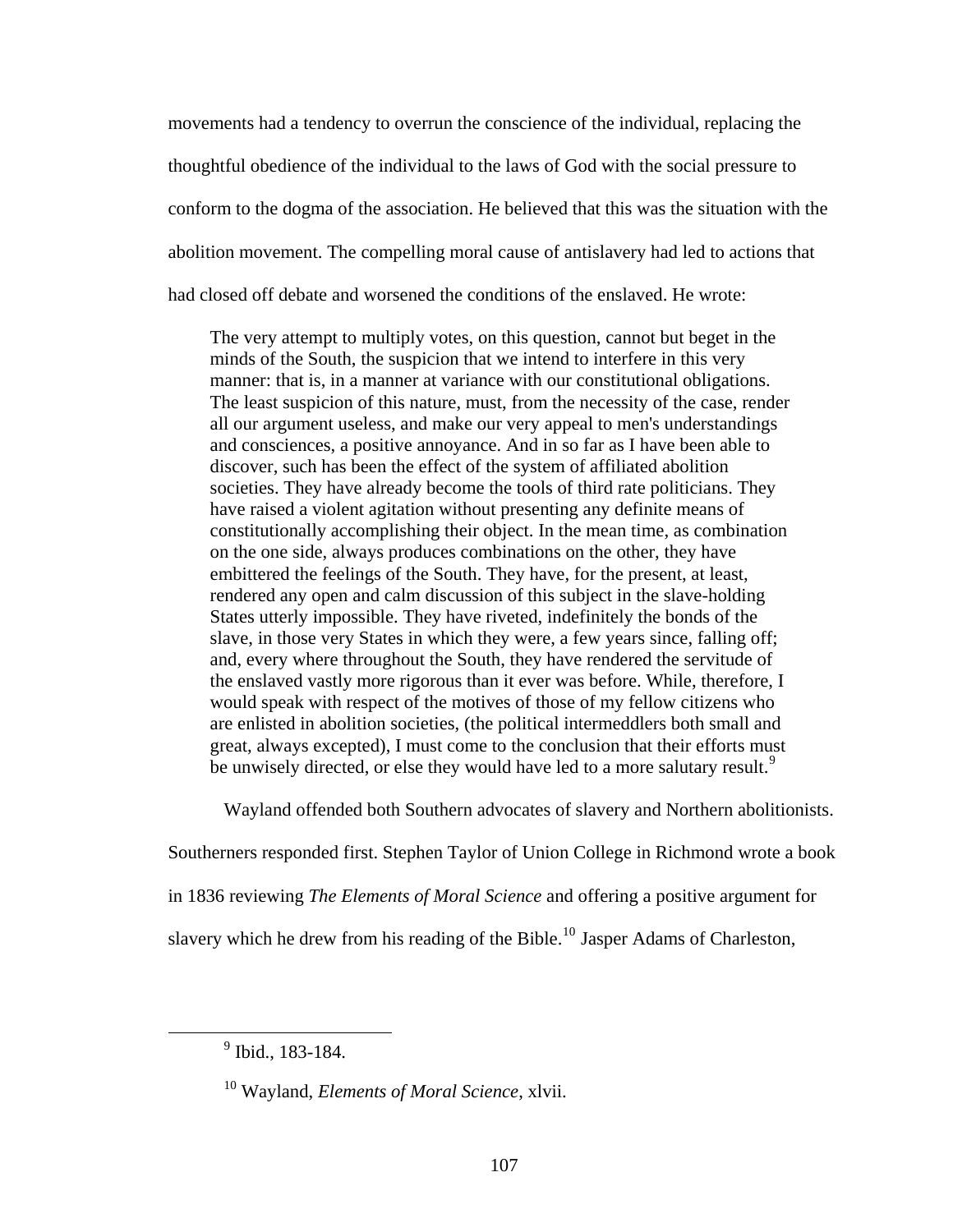movements had a tendency to overrun the conscience of the individual, replacing the thoughtful obedience of the individual to the laws of God with the social pressure to conform to the dogma of the association. He believed that this was the situation with the abolition movement. The compelling moral cause of antislavery had led to actions that had closed off debate and worsened the conditions of the enslaved. He wrote:

> The very attempt to multiply votes, on this question, cannot but beget in the minds of the South, the suspicion that we intend to interfere in this very manner: that is, in a manner at variance with our constitutional obligations. The least suspicion of this nature, must, from the necessity of the case, render all our argument useless, and make our very appeal to men's understandings and consciences, a positive annoyance. And in so far as I have been able to discover, such has been the effect of the system of affiliated abolition societies. They have already become the tools of third rate politicians. They have raised a violent agitation without presenting any definite means of constitutionally accomplishing their object. In the mean time, as combination on the one side, always produces combinations on the other, they have embittered the feelings of the South. They have, for the present, at least, rendered any open and calm discussion of this subject in the slave-holding States utterly impossible. They have riveted, indefinitely the bonds of the slave, in those very States in which they were, a few years since, falling off; and, every where throughout the South, they have rendered the servitude of the enslaved vastly more rigorous than it ever was before. While, therefore, I would speak with respect of the motives of those of my fellow citizens who are enlisted in abolition societies, (the political intermeddlers both small and great, always excepted), I must come to the conclusion that their efforts must be unwisely directed, or else they would have led to a more salutary result.[9]

Wayland offended both Southern advocates of slavery and Northern abolitionists. Southerners responded first. Stephen Taylor of Union College in Richmond wrote a book in 1836 reviewing *The Elements of Moral Science* and offering a positive argument for slavery which he drew from his reading of the Bible.[10] Jasper Adams of Charleston,

---

[9] Ibid., 183-184.

[10] Wayland, *Elements of Moral Science*, xlvii.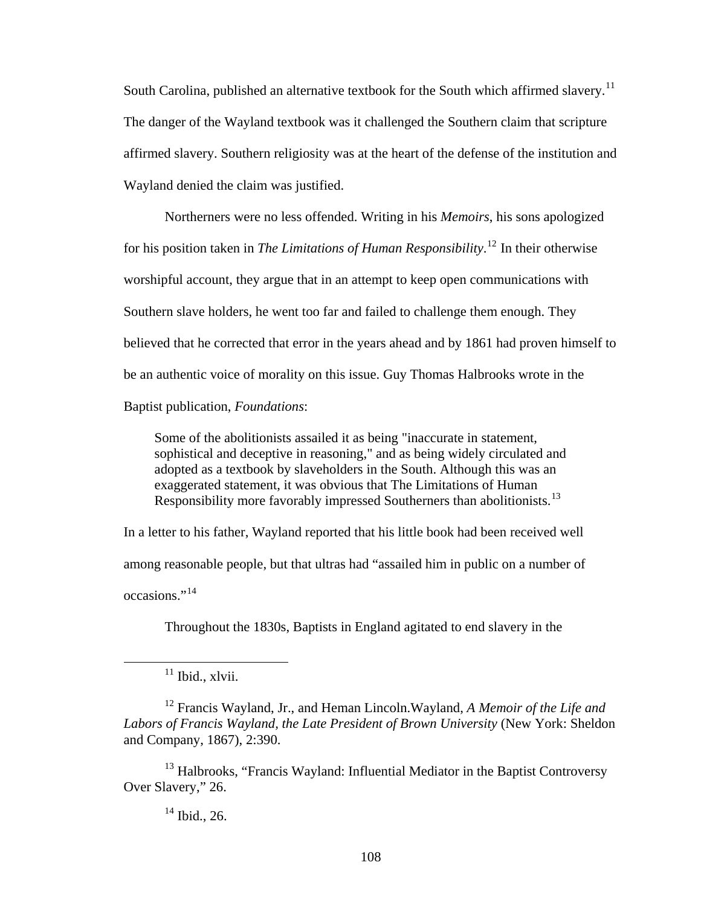South Carolina, published an alternative textbook for the South which affirmed slavery.[11] The danger of the Wayland textbook was it challenged the Southern claim that scripture affirmed slavery. Southern religiosity was at the heart of the defense of the institution and Wayland denied the claim was justified.

Northerners were no less offended. Writing in his *Memoirs*, his sons apologized for his position taken in *The Limitations of Human Responsibility*.[12] In their otherwise worshipful account, they argue that in an attempt to keep open communications with Southern slave holders, he went too far and failed to challenge them enough. They believed that he corrected that error in the years ahead and by 1861 had proven himself to be an authentic voice of morality on this issue. Guy Thomas Halbrooks wrote in the Baptist publication, *Foundations*:

> Some of the abolitionists assailed it as being "inaccurate in statement, sophistical and deceptive in reasoning," and as being widely circulated and adopted as a textbook by slaveholders in the South. Although this was an exaggerated statement, it was obvious that The Limitations of Human Responsibility more favorably impressed Southerners than abolitionists.[13]

In a letter to his father, Wayland reported that his little book had been received well among reasonable people, but that ultras had "assailed him in public on a number of occasions."[14]

Throughout the 1830s, Baptists in England agitated to end slavery in the

---

[11] Ibid., xlvii.

[12] Francis Wayland, Jr., and Heman Lincoln.Wayland, *A Memoir of the Life and Labors of Francis Wayland, the Late President of Brown University* (New York: Sheldon and Company, 1867), 2:390.

[13] Halbrooks, "Francis Wayland: Influential Mediator in the Baptist Controversy Over Slavery," 26.

[14] Ibid., 26.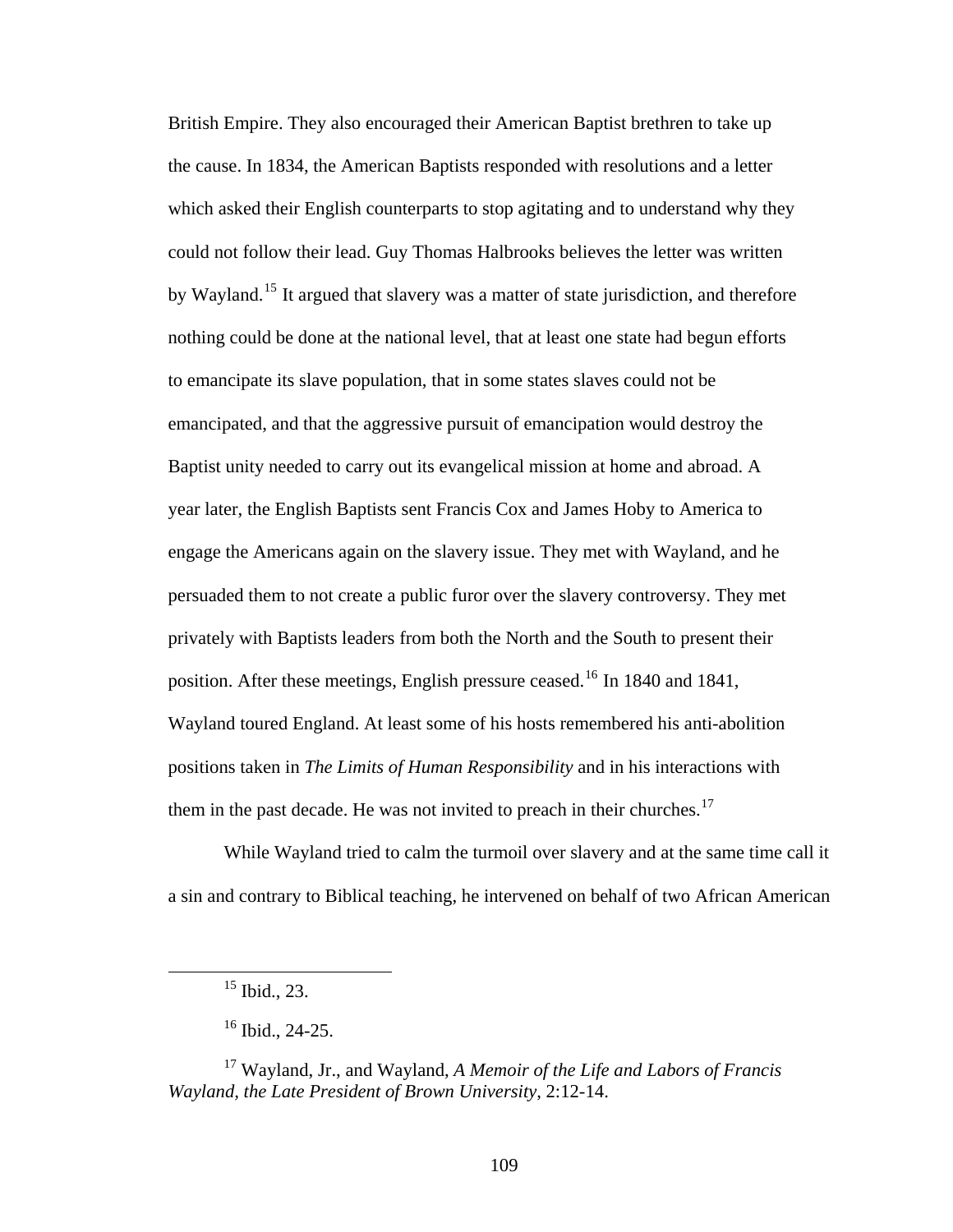British Empire. They also encouraged their American Baptist brethren to take up the cause. In 1834, the American Baptists responded with resolutions and a letter which asked their English counterparts to stop agitating and to understand why they could not follow their lead. Guy Thomas Halbrooks believes the letter was written by Wayland.[15] It argued that slavery was a matter of state jurisdiction, and therefore nothing could be done at the national level, that at least one state had begun efforts to emancipate its slave population, that in some states slaves could not be emancipated, and that the aggressive pursuit of emancipation would destroy the Baptist unity needed to carry out its evangelical mission at home and abroad. A year later, the English Baptists sent Francis Cox and James Hoby to America to engage the Americans again on the slavery issue. They met with Wayland, and he persuaded them to not create a public furor over the slavery controversy. They met privately with Baptists leaders from both the North and the South to present their position. After these meetings, English pressure ceased.[16] In 1840 and 1841, Wayland toured England. At least some of his hosts remembered his anti-abolition positions taken in *The Limits of Human Responsibility* and in his interactions with them in the past decade. He was not invited to preach in their churches.[17]

While Wayland tried to calm the turmoil over slavery and at the same time call it a sin and contrary to Biblical teaching, he intervened on behalf of two African American

---

[15] Ibid., 23.

[16] Ibid., 24-25.

[17] Wayland, Jr., and Wayland, *A Memoir of the Life and Labors of Francis Wayland, the Late President of Brown University*, 2:12-14.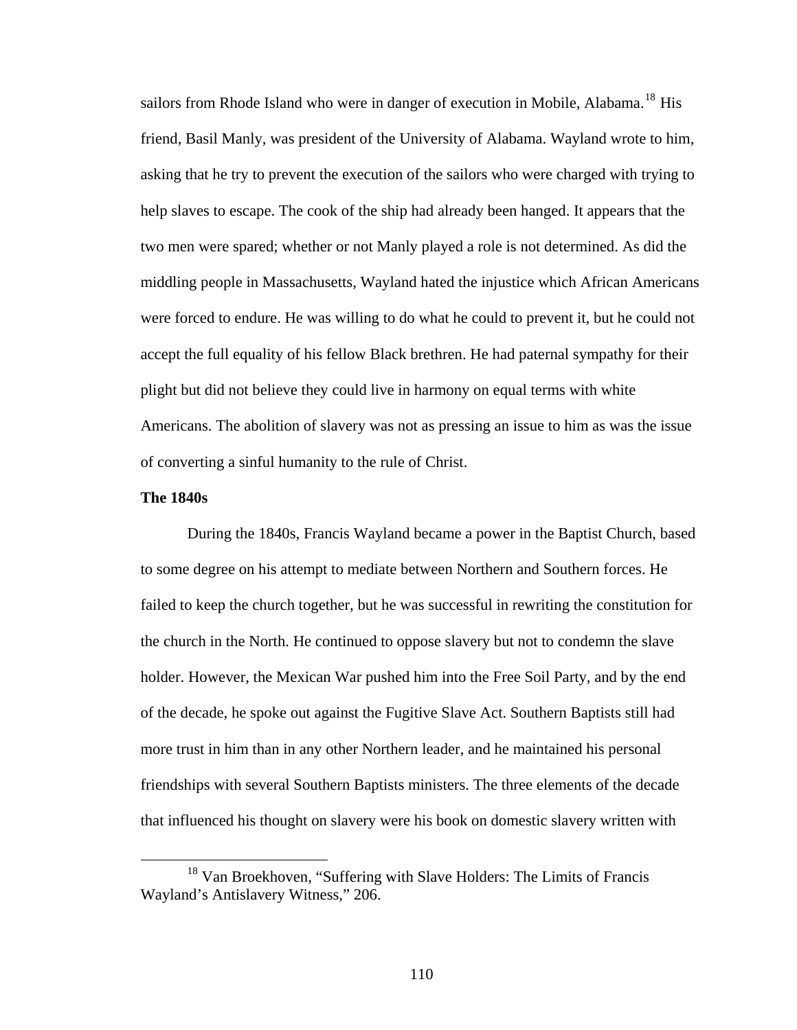sailors from Rhode Island who were in danger of execution in Mobile, Alabama.[18] His friend, Basil Manly, was president of the University of Alabama. Wayland wrote to him, asking that he try to prevent the execution of the sailors who were charged with trying to help slaves to escape. The cook of the ship had already been hanged. It appears that the two men were spared; whether or not Manly played a role is not determined. As did the middling people in Massachusetts, Wayland hated the injustice which African Americans were forced to endure. He was willing to do what he could to prevent it, but he could not accept the full equality of his fellow Black brethren. He had paternal sympathy for their plight but did not believe they could live in harmony on equal terms with white Americans. The abolition of slavery was not as pressing an issue to him as was the issue of converting a sinful humanity to the rule of Christ.

**The 1840s**

During the 1840s, Francis Wayland became a power in the Baptist Church, based to some degree on his attempt to mediate between Northern and Southern forces. He failed to keep the church together, but he was successful in rewriting the constitution for the church in the North. He continued to oppose slavery but not to condemn the slave holder. However, the Mexican War pushed him into the Free Soil Party, and by the end of the decade, he spoke out against the Fugitive Slave Act. Southern Baptists still had more trust in him than in any other Northern leader, and he maintained his personal friendships with several Southern Baptists ministers. The three elements of the decade that influenced his thought on slavery were his book on domestic slavery written with

[18] Van Broekhoven, "Suffering with Slave Holders: The Limits of Francis Wayland's Antislavery Witness," 206.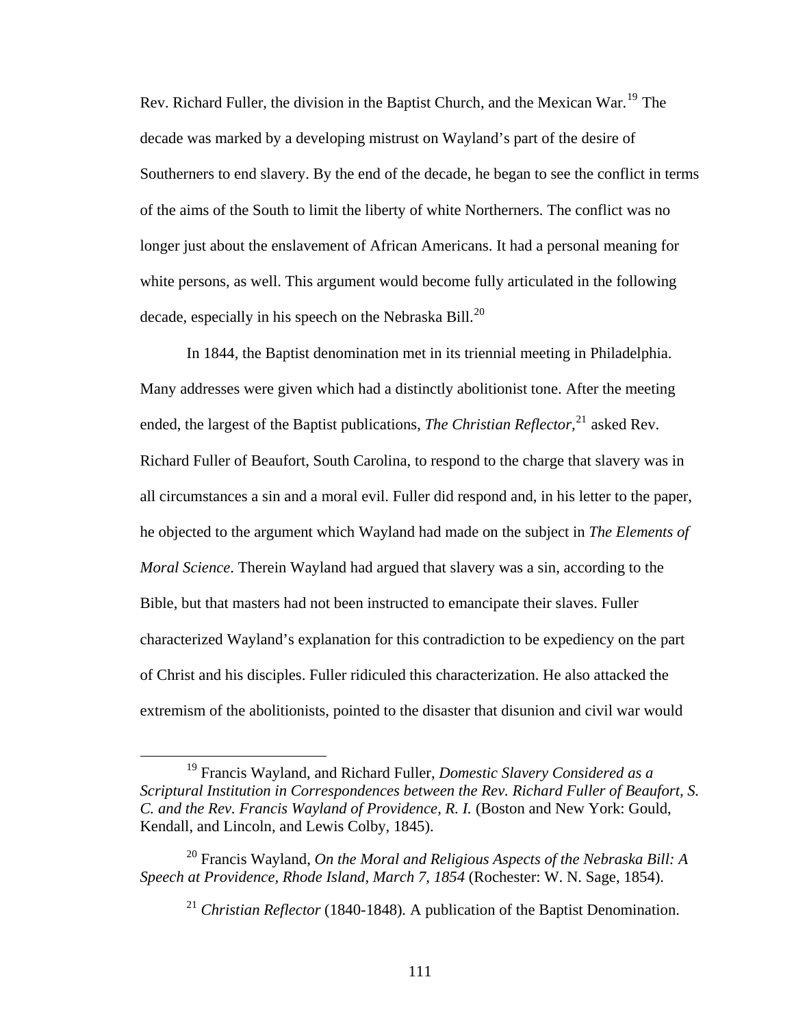Rev. Richard Fuller, the division in the Baptist Church, and the Mexican War.[19] The decade was marked by a developing mistrust on Wayland's part of the desire of Southerners to end slavery. By the end of the decade, he began to see the conflict in terms of the aims of the South to limit the liberty of white Northerners. The conflict was no longer just about the enslavement of African Americans. It had a personal meaning for white persons, as well. This argument would become fully articulated in the following decade, especially in his speech on the Nebraska Bill.[20]

In 1844, the Baptist denomination met in its triennial meeting in Philadelphia. Many addresses were given which had a distinctly abolitionist tone. After the meeting ended, the largest of the Baptist publications, *The Christian Reflector*,[21] asked Rev. Richard Fuller of Beaufort, South Carolina, to respond to the charge that slavery was in all circumstances a sin and a moral evil. Fuller did respond and, in his letter to the paper, he objected to the argument which Wayland had made on the subject in *The Elements of Moral Science*. Therein Wayland had argued that slavery was a sin, according to the Bible, but that masters had not been instructed to emancipate their slaves. Fuller characterized Wayland's explanation for this contradiction to be expediency on the part of Christ and his disciples. Fuller ridiculed this characterization. He also attacked the extremism of the abolitionists, pointed to the disaster that disunion and civil war would

---

[19] Francis Wayland, and Richard Fuller, *Domestic Slavery Considered as a Scriptural Institution in Correspondences between the Rev. Richard Fuller of Beaufort, S. C. and the Rev. Francis Wayland of Providence, R. I.* (Boston and New York: Gould, Kendall, and Lincoln, and Lewis Colby, 1845).

[20] Francis Wayland, *On the Moral and Religious Aspects of the Nebraska Bill: A Speech at Providence, Rhode Island, March 7, 1854* (Rochester: W. N. Sage, 1854).

[21] *Christian Reflector* (1840-1848). A publication of the Baptist Denomination.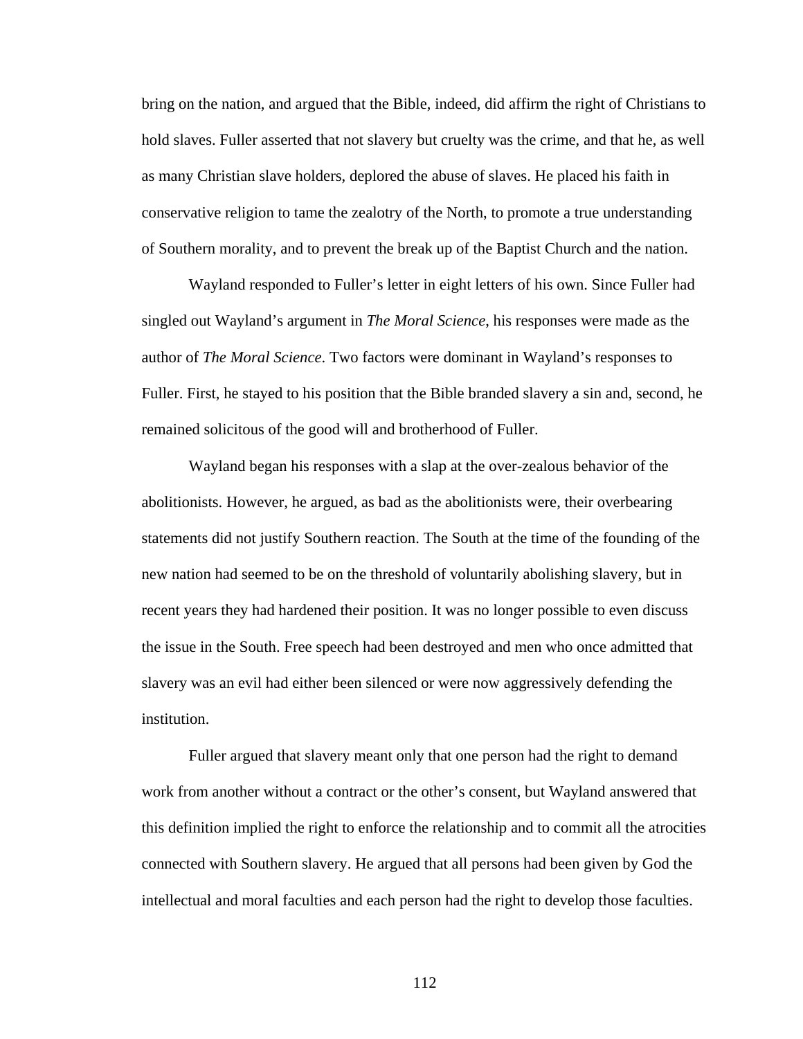bring on the nation, and argued that the Bible, indeed, did affirm the right of Christians to hold slaves. Fuller asserted that not slavery but cruelty was the crime, and that he, as well as many Christian slave holders, deplored the abuse of slaves. He placed his faith in conservative religion to tame the zealotry of the North, to promote a true understanding of Southern morality, and to prevent the break up of the Baptist Church and the nation.

Wayland responded to Fuller's letter in eight letters of his own. Since Fuller had singled out Wayland's argument in *The Moral Science*, his responses were made as the author of *The Moral Science*. Two factors were dominant in Wayland's responses to Fuller. First, he stayed to his position that the Bible branded slavery a sin and, second, he remained solicitous of the good will and brotherhood of Fuller.

Wayland began his responses with a slap at the over-zealous behavior of the abolitionists. However, he argued, as bad as the abolitionists were, their overbearing statements did not justify Southern reaction. The South at the time of the founding of the new nation had seemed to be on the threshold of voluntarily abolishing slavery, but in recent years they had hardened their position. It was no longer possible to even discuss the issue in the South. Free speech had been destroyed and men who once admitted that slavery was an evil had either been silenced or were now aggressively defending the institution.

Fuller argued that slavery meant only that one person had the right to demand work from another without a contract or the other's consent, but Wayland answered that this definition implied the right to enforce the relationship and to commit all the atrocities connected with Southern slavery. He argued that all persons had been given by God the intellectual and moral faculties and each person had the right to develop those faculties.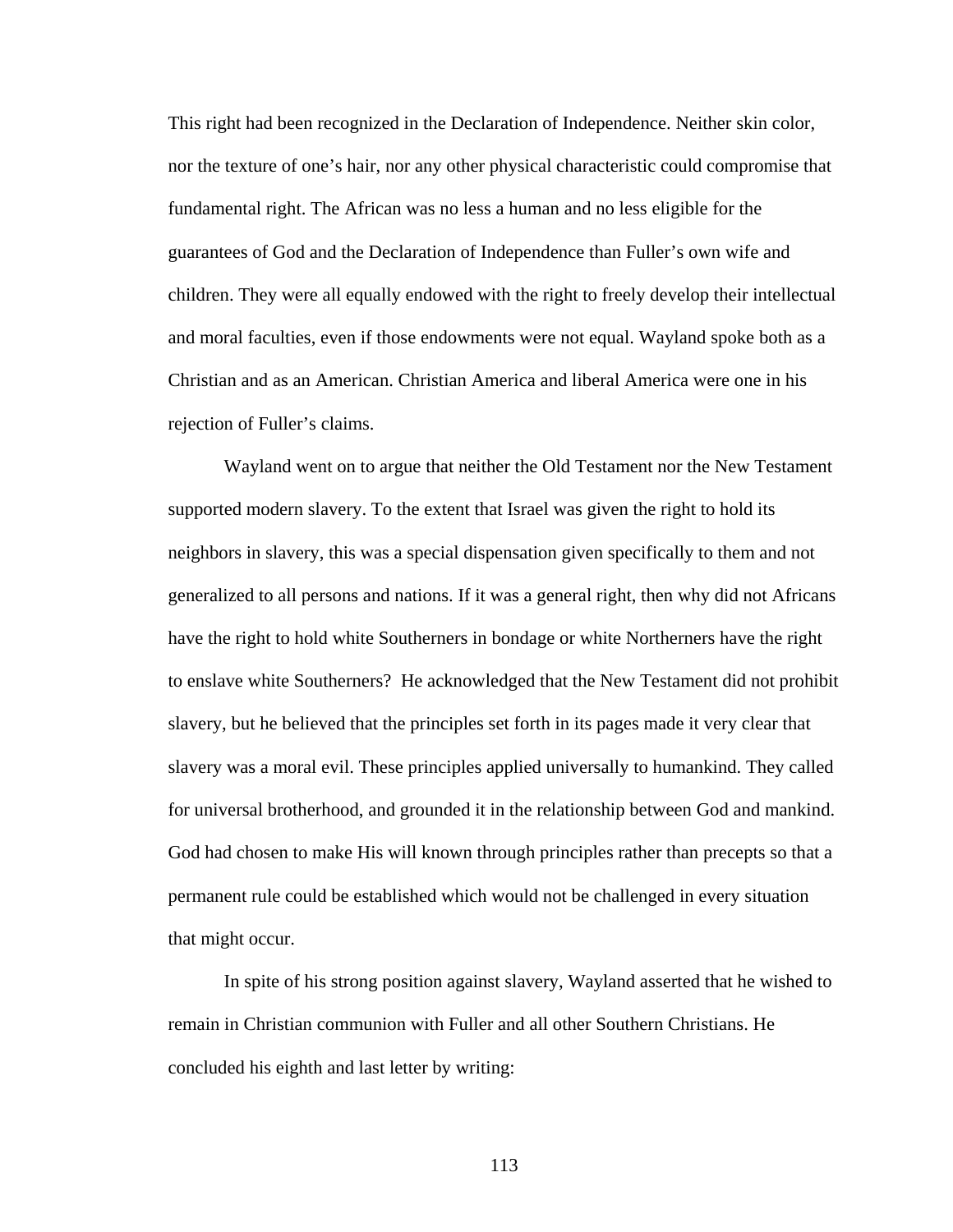This right had been recognized in the Declaration of Independence. Neither skin color, nor the texture of one's hair, nor any other physical characteristic could compromise that fundamental right. The African was no less a human and no less eligible for the guarantees of God and the Declaration of Independence than Fuller's own wife and children. They were all equally endowed with the right to freely develop their intellectual and moral faculties, even if those endowments were not equal. Wayland spoke both as a Christian and as an American. Christian America and liberal America were one in his rejection of Fuller's claims.

Wayland went on to argue that neither the Old Testament nor the New Testament supported modern slavery. To the extent that Israel was given the right to hold its neighbors in slavery, this was a special dispensation given specifically to them and not generalized to all persons and nations. If it was a general right, then why did not Africans have the right to hold white Southerners in bondage or white Northerners have the right to enslave white Southerners? He acknowledged that the New Testament did not prohibit slavery, but he believed that the principles set forth in its pages made it very clear that slavery was a moral evil. These principles applied universally to humankind. They called for universal brotherhood, and grounded it in the relationship between God and mankind. God had chosen to make His will known through principles rather than precepts so that a permanent rule could be established which would not be challenged in every situation that might occur.

In spite of his strong position against slavery, Wayland asserted that he wished to remain in Christian communion with Fuller and all other Southern Christians. He concluded his eighth and last letter by writing: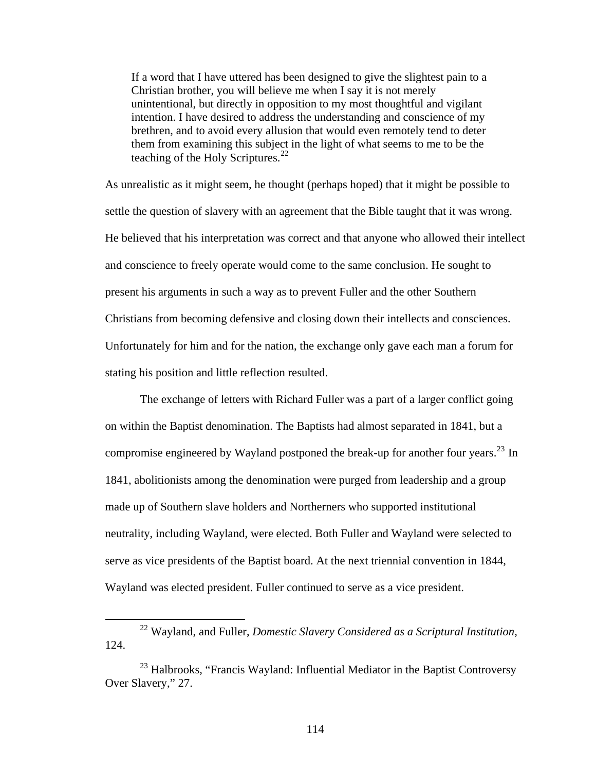> If a word that I have uttered has been designed to give the slightest pain to a Christian brother, you will believe me when I say it is not merely unintentional, but directly in opposition to my most thoughtful and vigilant intention. I have desired to address the understanding and conscience of my brethren, and to avoid every allusion that would even remotely tend to deter them from examining this subject in the light of what seems to me to be the teaching of the Holy Scriptures.[22]

As unrealistic as it might seem, he thought (perhaps hoped) that it might be possible to settle the question of slavery with an agreement that the Bible taught that it was wrong. He believed that his interpretation was correct and that anyone who allowed their intellect and conscience to freely operate would come to the same conclusion. He sought to present his arguments in such a way as to prevent Fuller and the other Southern Christians from becoming defensive and closing down their intellects and consciences. Unfortunately for him and for the nation, the exchange only gave each man a forum for stating his position and little reflection resulted.

The exchange of letters with Richard Fuller was a part of a larger conflict going on within the Baptist denomination. The Baptists had almost separated in 1841, but a compromise engineered by Wayland postponed the break-up for another four years.[23] In 1841, abolitionists among the denomination were purged from leadership and a group made up of Southern slave holders and Northerners who supported institutional neutrality, including Wayland, were elected. Both Fuller and Wayland were selected to serve as vice presidents of the Baptist board. At the next triennial convention in 1844, Wayland was elected president. Fuller continued to serve as a vice president.

---

[22] Wayland, and Fuller, *Domestic Slavery Considered as a Scriptural Institution,* 124.

[23] Halbrooks, "Francis Wayland: Influential Mediator in the Baptist Controversy Over Slavery," 27.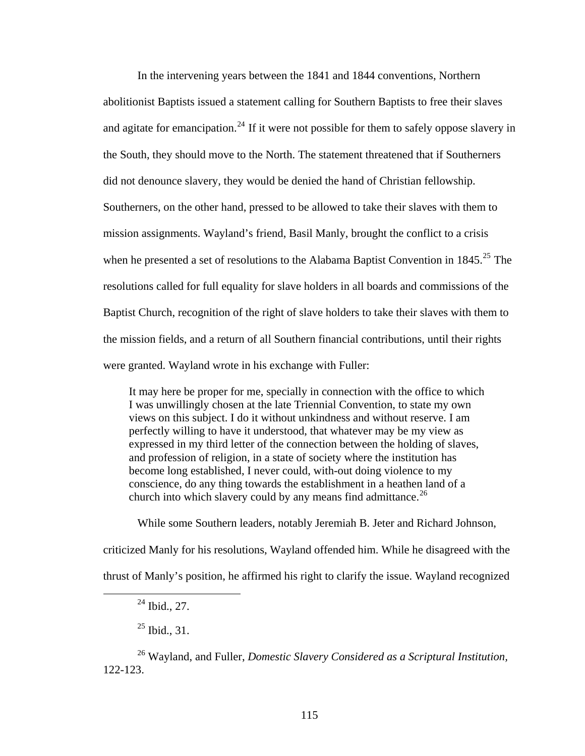In the intervening years between the 1841 and 1844 conventions, Northern abolitionist Baptists issued a statement calling for Southern Baptists to free their slaves and agitate for emancipation.[24] If it were not possible for them to safely oppose slavery in the South, they should move to the North. The statement threatened that if Southerners did not denounce slavery, they would be denied the hand of Christian fellowship. Southerners, on the other hand, pressed to be allowed to take their slaves with them to mission assignments. Wayland's friend, Basil Manly, brought the conflict to a crisis when he presented a set of resolutions to the Alabama Baptist Convention in 1845.[25] The resolutions called for full equality for slave holders in all boards and commissions of the Baptist Church, recognition of the right of slave holders to take their slaves with them to the mission fields, and a return of all Southern financial contributions, until their rights were granted. Wayland wrote in his exchange with Fuller:

> It may here be proper for me, specially in connection with the office to which I was unwillingly chosen at the late Triennial Convention, to state my own views on this subject. I do it without unkindness and without reserve. I am perfectly willing to have it understood, that whatever may be my view as expressed in my third letter of the connection between the holding of slaves, and profession of religion, in a state of society where the institution has become long established, I never could, with-out doing violence to my conscience, do any thing towards the establishment in a heathen land of a church into which slavery could by any means find admittance.[26]

While some Southern leaders, notably Jeremiah B. Jeter and Richard Johnson, criticized Manly for his resolutions, Wayland offended him. While he disagreed with the thrust of Manly's position, he affirmed his right to clarify the issue. Wayland recognized

---

[24] Ibid., 27.

[25] Ibid., 31.

[26] Wayland, and Fuller, *Domestic Slavery Considered as a Scriptural Institution*, 122-123.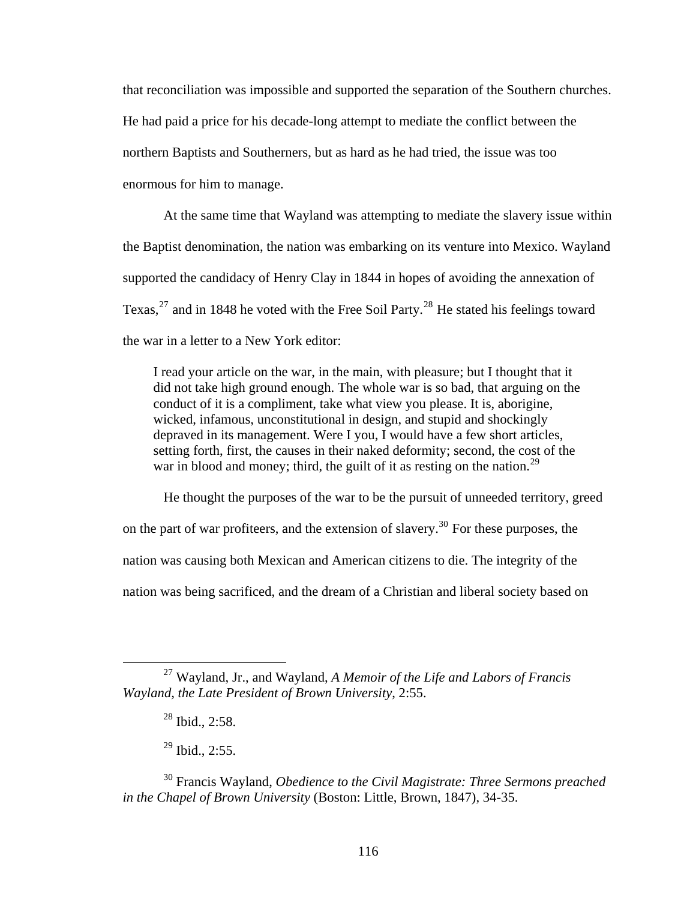that reconciliation was impossible and supported the separation of the Southern churches. He had paid a price for his decade-long attempt to mediate the conflict between the northern Baptists and Southerners, but as hard as he had tried, the issue was too enormous for him to manage.

At the same time that Wayland was attempting to mediate the slavery issue within the Baptist denomination, the nation was embarking on its venture into Mexico. Wayland supported the candidacy of Henry Clay in 1844 in hopes of avoiding the annexation of Texas,[27] and in 1848 he voted with the Free Soil Party.[28] He stated his feelings toward the war in a letter to a New York editor:

> I read your article on the war, in the main, with pleasure; but I thought that it did not take high ground enough. The whole war is so bad, that arguing on the conduct of it is a compliment, take what view you please. It is, aborigine, wicked, infamous, unconstitutional in design, and stupid and shockingly depraved in its management. Were I you, I would have a few short articles, setting forth, first, the causes in their naked deformity; second, the cost of the war in blood and money; third, the guilt of it as resting on the nation.[29]

He thought the purposes of the war to be the pursuit of unneeded territory, greed on the part of war profiteers, and the extension of slavery.[30] For these purposes, the nation was causing both Mexican and American citizens to die. The integrity of the nation was being sacrificed, and the dream of a Christian and liberal society based on

---

[27] Wayland, Jr., and Wayland, *A Memoir of the Life and Labors of Francis Wayland, the Late President of Brown University*, 2:55.

[28] Ibid., 2:58.

[29] Ibid., 2:55.

[30] Francis Wayland, *Obedience to the Civil Magistrate: Three Sermons preached in the Chapel of Brown University* (Boston: Little, Brown, 1847), 34-35.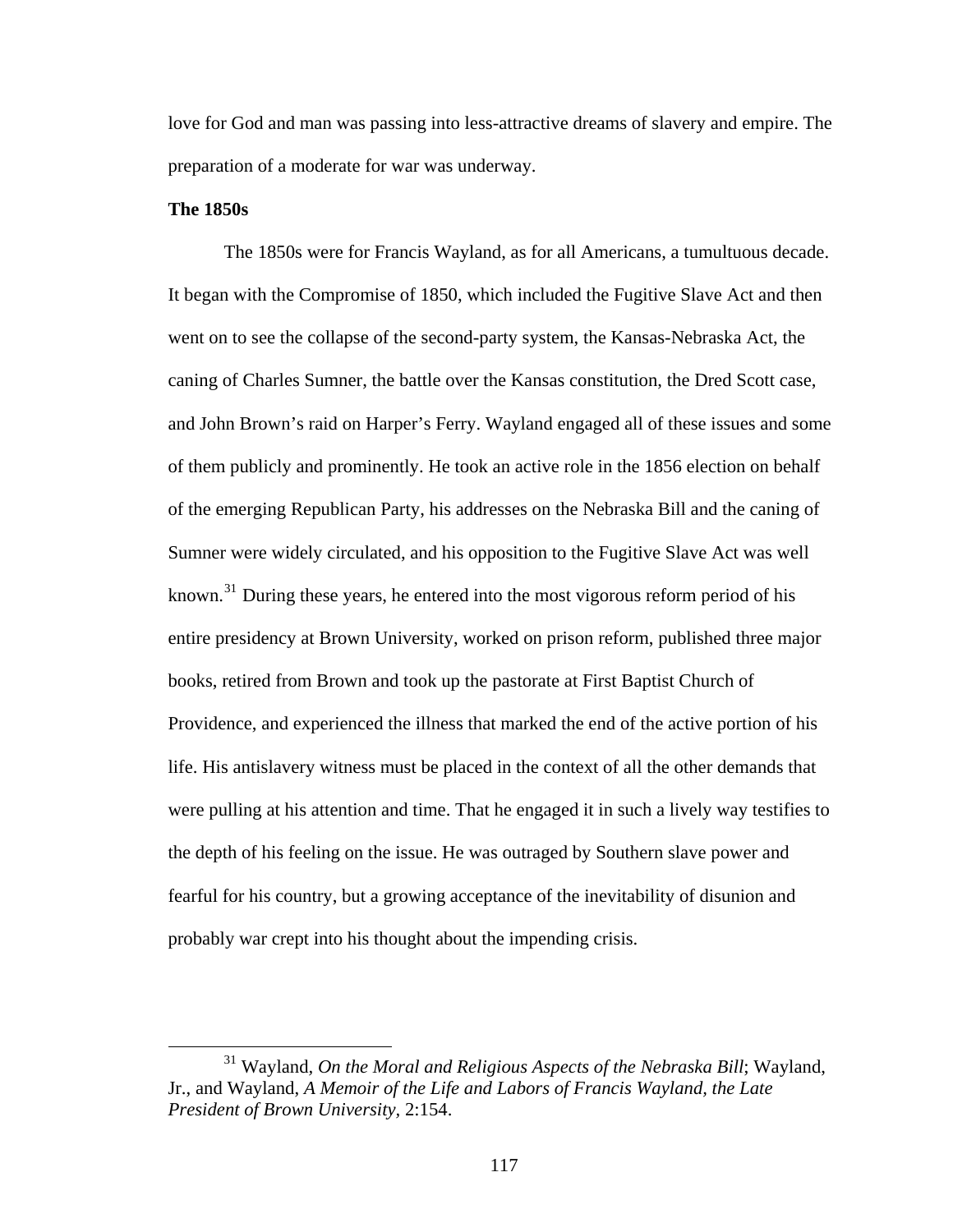love for God and man was passing into less-attractive dreams of slavery and empire. The preparation of a moderate for war was underway.

**The 1850s**

The 1850s were for Francis Wayland, as for all Americans, a tumultuous decade. It began with the Compromise of 1850, which included the Fugitive Slave Act and then went on to see the collapse of the second-party system, the Kansas-Nebraska Act, the caning of Charles Sumner, the battle over the Kansas constitution, the Dred Scott case, and John Brown's raid on Harper's Ferry. Wayland engaged all of these issues and some of them publicly and prominently. He took an active role in the 1856 election on behalf of the emerging Republican Party, his addresses on the Nebraska Bill and the caning of Sumner were widely circulated, and his opposition to the Fugitive Slave Act was well known.[31] During these years, he entered into the most vigorous reform period of his entire presidency at Brown University, worked on prison reform, published three major books, retired from Brown and took up the pastorate at First Baptist Church of Providence, and experienced the illness that marked the end of the active portion of his life. His antislavery witness must be placed in the context of all the other demands that were pulling at his attention and time. That he engaged it in such a lively way testifies to the depth of his feeling on the issue. He was outraged by Southern slave power and fearful for his country, but a growing acceptance of the inevitability of disunion and probably war crept into his thought about the impending crisis.

---

[31] Wayland, *On the Moral and Religious Aspects of the Nebraska Bill*; Wayland, Jr., and Wayland, *A Memoir of the Life and Labors of Francis Wayland, the Late President of Brown University,* 2:154.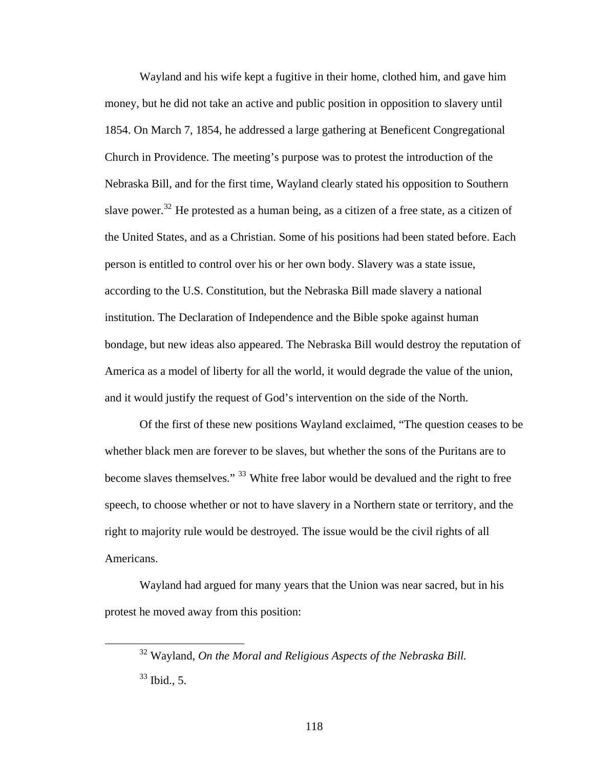Wayland and his wife kept a fugitive in their home, clothed him, and gave him money, but he did not take an active and public position in opposition to slavery until 1854. On March 7, 1854, he addressed a large gathering at Beneficent Congregational Church in Providence. The meeting's purpose was to protest the introduction of the Nebraska Bill, and for the first time, Wayland clearly stated his opposition to Southern slave power.[32] He protested as a human being, as a citizen of a free state, as a citizen of the United States, and as a Christian. Some of his positions had been stated before. Each person is entitled to control over his or her own body. Slavery was a state issue, according to the U.S. Constitution, but the Nebraska Bill made slavery a national institution. The Declaration of Independence and the Bible spoke against human bondage, but new ideas also appeared. The Nebraska Bill would destroy the reputation of America as a model of liberty for all the world, it would degrade the value of the union, and it would justify the request of God's intervention on the side of the North.

Of the first of these new positions Wayland exclaimed, "The question ceases to be whether black men are forever to be slaves, but whether the sons of the Puritans are to become slaves themselves." [33] White free labor would be devalued and the right to free speech, to choose whether or not to have slavery in a Northern state or territory, and the right to majority rule would be destroyed. The issue would be the civil rights of all Americans.

Wayland had argued for many years that the Union was near sacred, but in his protest he moved away from this position:

---

[32] Wayland, *On the Moral and Religious Aspects of the Nebraska Bill.*

[33] Ibid., 5.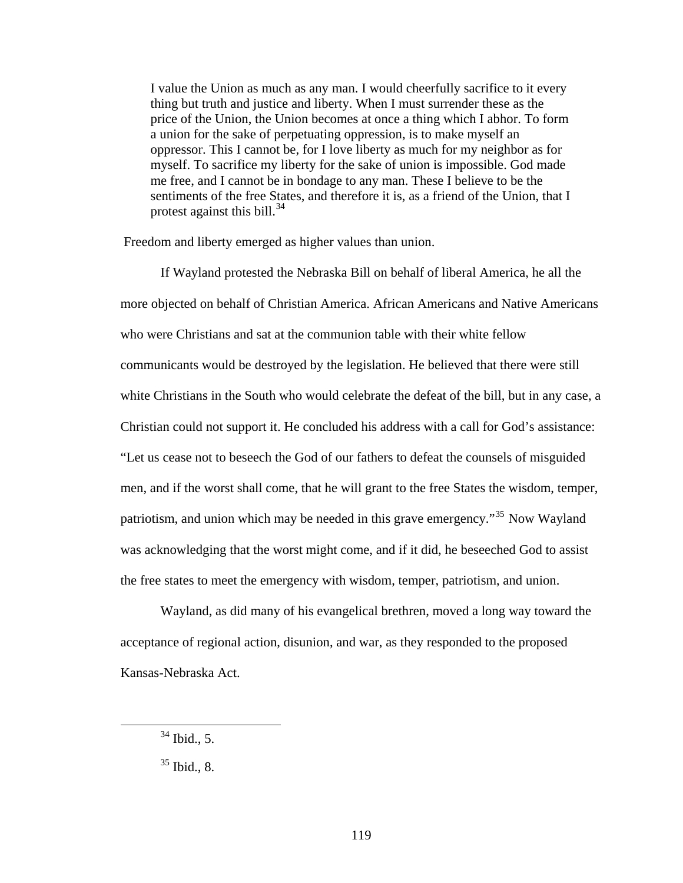> I value the Union as much as any man. I would cheerfully sacrifice to it every thing but truth and justice and liberty. When I must surrender these as the price of the Union, the Union becomes at once a thing which I abhor. To form a union for the sake of perpetuating oppression, is to make myself an oppressor. This I cannot be, for I love liberty as much for my neighbor as for myself. To sacrifice my liberty for the sake of union is impossible. God made me free, and I cannot be in bondage to any man. These I believe to be the sentiments of the free States, and therefore it is, as a friend of the Union, that I protest against this bill.[34]

Freedom and liberty emerged as higher values than union.

If Wayland protested the Nebraska Bill on behalf of liberal America, he all the more objected on behalf of Christian America. African Americans and Native Americans who were Christians and sat at the communion table with their white fellow communicants would be destroyed by the legislation. He believed that there were still white Christians in the South who would celebrate the defeat of the bill, but in any case, a Christian could not support it. He concluded his address with a call for God's assistance: "Let us cease not to beseech the God of our fathers to defeat the counsels of misguided men, and if the worst shall come, that he will grant to the free States the wisdom, temper, patriotism, and union which may be needed in this grave emergency."[35] Now Wayland was acknowledging that the worst might come, and if it did, he beseeched God to assist the free states to meet the emergency with wisdom, temper, patriotism, and union.

Wayland, as did many of his evangelical brethren, moved a long way toward the acceptance of regional action, disunion, and war, as they responded to the proposed Kansas-Nebraska Act.

---

[34] Ibid., 5.

[35] Ibid., 8.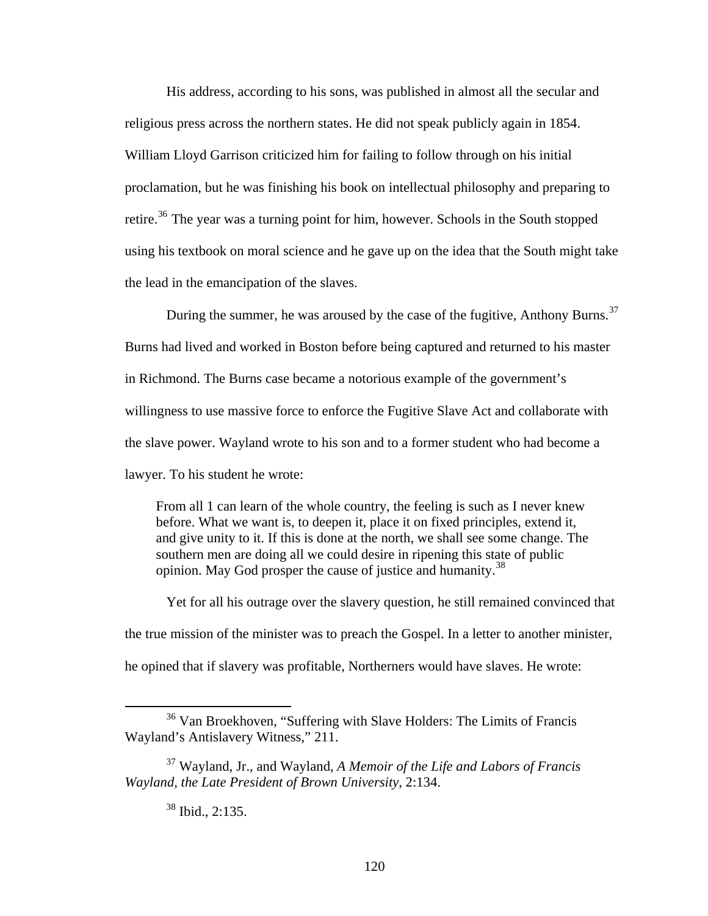His address, according to his sons, was published in almost all the secular and religious press across the northern states. He did not speak publicly again in 1854. William Lloyd Garrison criticized him for failing to follow through on his initial proclamation, but he was finishing his book on intellectual philosophy and preparing to retire.[36] The year was a turning point for him, however. Schools in the South stopped using his textbook on moral science and he gave up on the idea that the South might take the lead in the emancipation of the slaves.

During the summer, he was aroused by the case of the fugitive, Anthony Burns.[37] Burns had lived and worked in Boston before being captured and returned to his master in Richmond. The Burns case became a notorious example of the government's willingness to use massive force to enforce the Fugitive Slave Act and collaborate with the slave power. Wayland wrote to his son and to a former student who had become a lawyer. To his student he wrote:

> From all 1 can learn of the whole country, the feeling is such as I never knew before. What we want is, to deepen it, place it on fixed principles, extend it, and give unity to it. If this is done at the north, we shall see some change. The southern men are doing all we could desire in ripening this state of public opinion. May God prosper the cause of justice and humanity.[38]

Yet for all his outrage over the slavery question, he still remained convinced that the true mission of the minister was to preach the Gospel. In a letter to another minister, he opined that if slavery was profitable, Northerners would have slaves. He wrote:

---

[36] Van Broekhoven, "Suffering with Slave Holders: The Limits of Francis Wayland's Antislavery Witness," 211.

[37] Wayland, Jr., and Wayland, *A Memoir of the Life and Labors of Francis Wayland, the Late President of Brown University*, 2:134.

[38] Ibid., 2:135.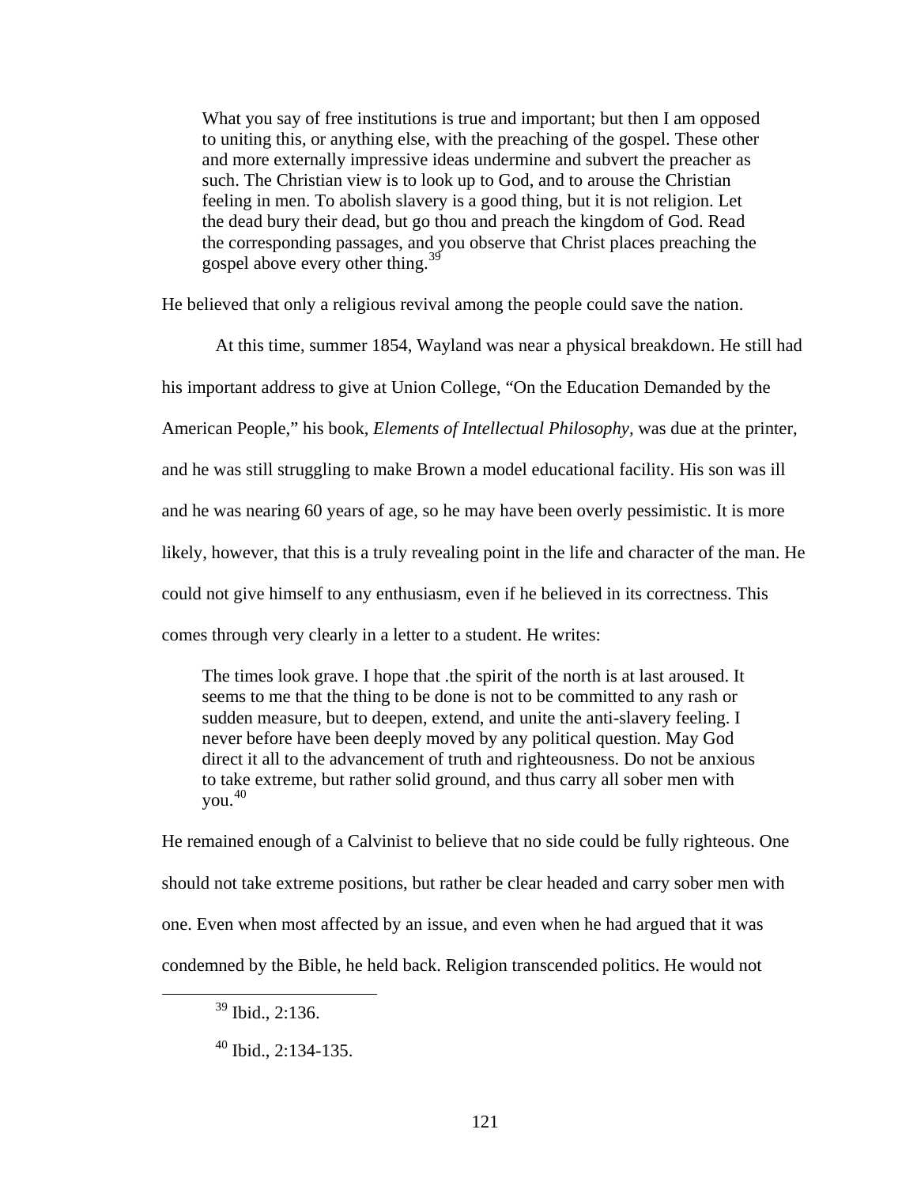> What you say of free institutions is true and important; but then I am opposed to uniting this, or anything else, with the preaching of the gospel. These other and more externally impressive ideas undermine and subvert the preacher as such. The Christian view is to look up to God, and to arouse the Christian feeling in men. To abolish slavery is a good thing, but it is not religion. Let the dead bury their dead, but go thou and preach the kingdom of God. Read the corresponding passages, and you observe that Christ places preaching the gospel above every other thing.[39]

He believed that only a religious revival among the people could save the nation.

At this time, summer 1854, Wayland was near a physical breakdown. He still had his important address to give at Union College, "On the Education Demanded by the American People," his book, *Elements of Intellectual Philosophy*, was due at the printer, and he was still struggling to make Brown a model educational facility. His son was ill and he was nearing 60 years of age, so he may have been overly pessimistic. It is more likely, however, that this is a truly revealing point in the life and character of the man. He could not give himself to any enthusiasm, even if he believed in its correctness. This comes through very clearly in a letter to a student. He writes:

> The times look grave. I hope that .the spirit of the north is at last aroused. It seems to me that the thing to be done is not to be committed to any rash or sudden measure, but to deepen, extend, and unite the anti-slavery feeling. I never before have been deeply moved by any political question. May God direct it all to the advancement of truth and righteousness. Do not be anxious to take extreme, but rather solid ground, and thus carry all sober men with you.[40]

He remained enough of a Calvinist to believe that no side could be fully righteous. One should not take extreme positions, but rather be clear headed and carry sober men with one. Even when most affected by an issue, and even when he had argued that it was condemned by the Bible, he held back. Religion transcended politics. He would not

---

[39] Ibid., 2:136.

[40] Ibid., 2:134-135.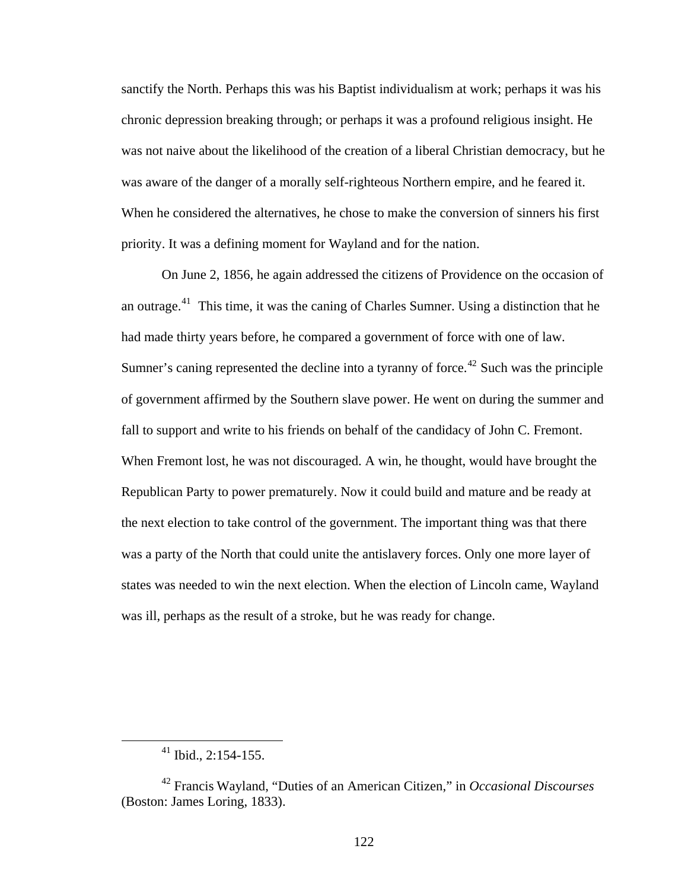sanctify the North. Perhaps this was his Baptist individualism at work; perhaps it was his chronic depression breaking through; or perhaps it was a profound religious insight. He was not naive about the likelihood of the creation of a liberal Christian democracy, but he was aware of the danger of a morally self-righteous Northern empire, and he feared it. When he considered the alternatives, he chose to make the conversion of sinners his first priority. It was a defining moment for Wayland and for the nation.

On June 2, 1856, he again addressed the citizens of Providence on the occasion of an outrage.[41] This time, it was the caning of Charles Sumner. Using a distinction that he had made thirty years before, he compared a government of force with one of law. Sumner's caning represented the decline into a tyranny of force.[42] Such was the principle of government affirmed by the Southern slave power. He went on during the summer and fall to support and write to his friends on behalf of the candidacy of John C. Fremont. When Fremont lost, he was not discouraged. A win, he thought, would have brought the Republican Party to power prematurely. Now it could build and mature and be ready at the next election to take control of the government. The important thing was that there was a party of the North that could unite the antislavery forces. Only one more layer of states was needed to win the next election. When the election of Lincoln came, Wayland was ill, perhaps as the result of a stroke, but he was ready for change.

---

[41] Ibid., 2:154-155.

[42] Francis Wayland, "Duties of an American Citizen," in *Occasional Discourses* (Boston: James Loring, 1833).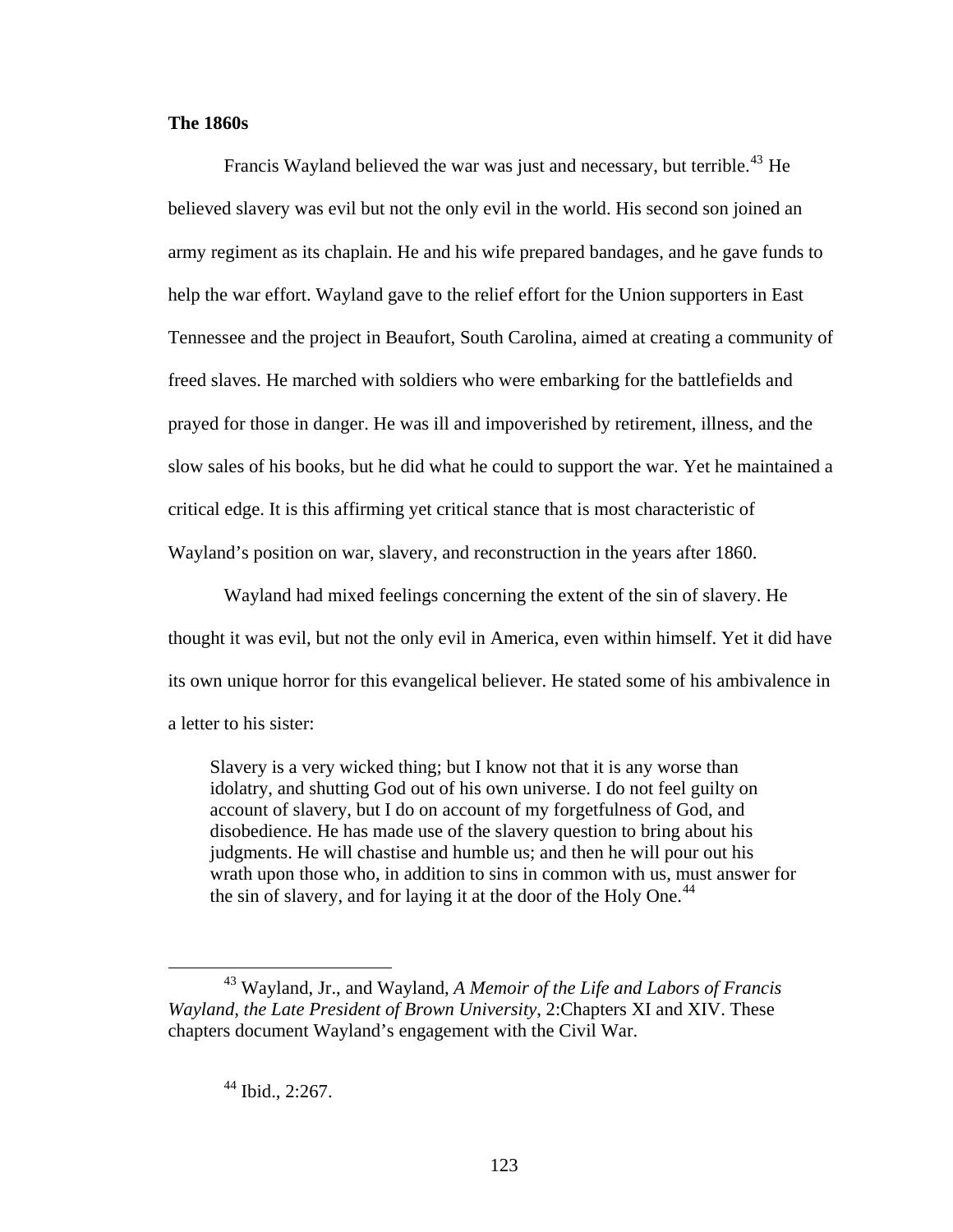**The 1860s**

Francis Wayland believed the war was just and necessary, but terrible.[43] He believed slavery was evil but not the only evil in the world. His second son joined an army regiment as its chaplain. He and his wife prepared bandages, and he gave funds to help the war effort. Wayland gave to the relief effort for the Union supporters in East Tennessee and the project in Beaufort, South Carolina, aimed at creating a community of freed slaves. He marched with soldiers who were embarking for the battlefields and prayed for those in danger. He was ill and impoverished by retirement, illness, and the slow sales of his books, but he did what he could to support the war. Yet he maintained a critical edge. It is this affirming yet critical stance that is most characteristic of Wayland's position on war, slavery, and reconstruction in the years after 1860.

Wayland had mixed feelings concerning the extent of the sin of slavery. He thought it was evil, but not the only evil in America, even within himself. Yet it did have its own unique horror for this evangelical believer. He stated some of his ambivalence in a letter to his sister:

> Slavery is a very wicked thing; but I know not that it is any worse than idolatry, and shutting God out of his own universe. I do not feel guilty on account of slavery, but I do on account of my forgetfulness of God, and disobedience. He has made use of the slavery question to bring about his judgments. He will chastise and humble us; and then he will pour out his wrath upon those who, in addition to sins in common with us, must answer for the sin of slavery, and for laying it at the door of the Holy One.[44]

---

[43] Wayland, Jr., and Wayland, *A Memoir of the Life and Labors of Francis Wayland, the Late President of Brown University*, 2:Chapters XI and XIV. These chapters document Wayland's engagement with the Civil War.

[44] Ibid., 2:267.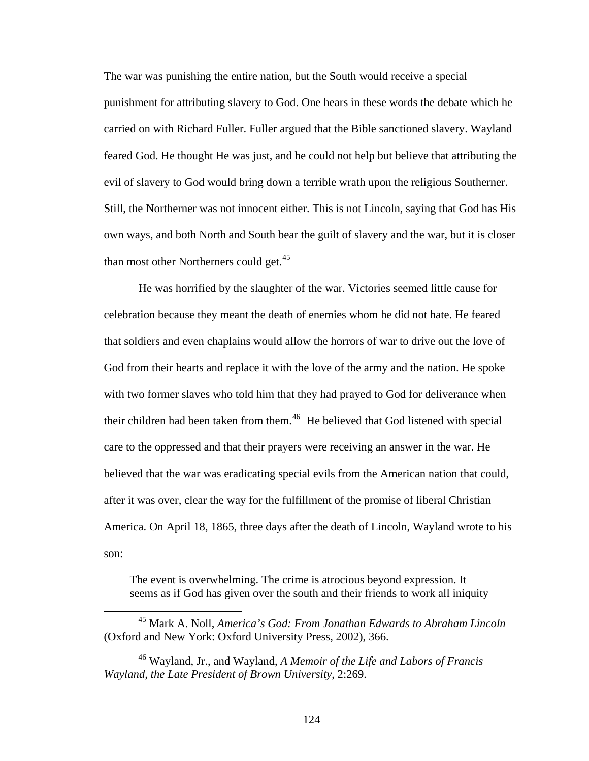The war was punishing the entire nation, but the South would receive a special punishment for attributing slavery to God. One hears in these words the debate which he carried on with Richard Fuller. Fuller argued that the Bible sanctioned slavery. Wayland feared God. He thought He was just, and he could not help but believe that attributing the evil of slavery to God would bring down a terrible wrath upon the religious Southerner. Still, the Northerner was not innocent either. This is not Lincoln, saying that God has His own ways, and both North and South bear the guilt of slavery and the war, but it is closer than most other Northerners could get.[45]

He was horrified by the slaughter of the war. Victories seemed little cause for celebration because they meant the death of enemies whom he did not hate. He feared that soldiers and even chaplains would allow the horrors of war to drive out the love of God from their hearts and replace it with the love of the army and the nation. He spoke with two former slaves who told him that they had prayed to God for deliverance when their children had been taken from them.[46] He believed that God listened with special care to the oppressed and that their prayers were receiving an answer in the war. He believed that the war was eradicating special evils from the American nation that could, after it was over, clear the way for the fulfillment of the promise of liberal Christian America. On April 18, 1865, three days after the death of Lincoln, Wayland wrote to his son:

> The event is overwhelming. The crime is atrocious beyond expression. It seems as if God has given over the south and their friends to work all iniquity

---

[45] Mark A. Noll, *America's God: From Jonathan Edwards to Abraham Lincoln* (Oxford and New York: Oxford University Press, 2002), 366.

[46] Wayland, Jr., and Wayland, *A Memoir of the Life and Labors of Francis Wayland, the Late President of Brown University*, 2:269.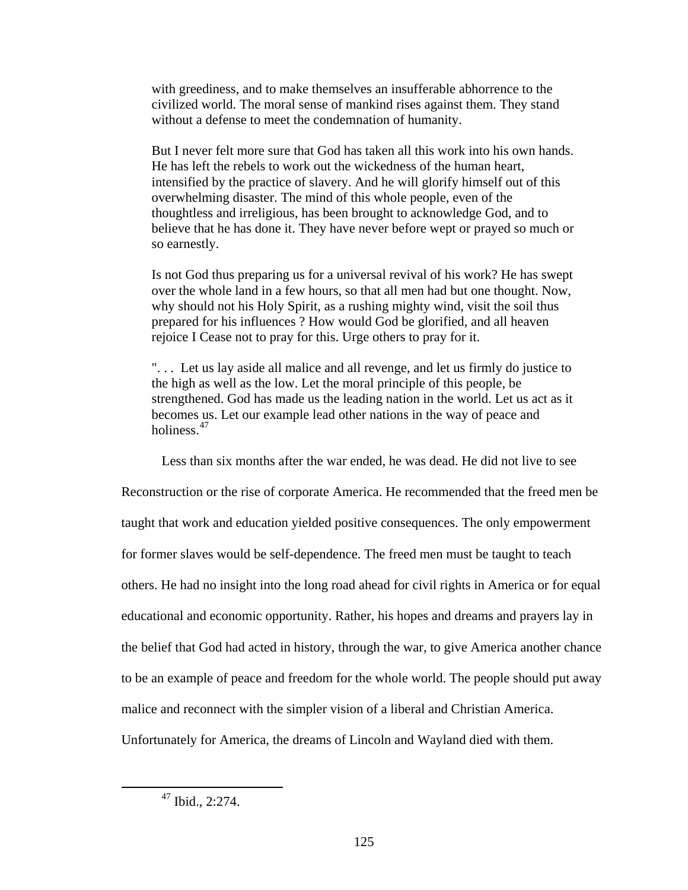> with greediness, and to make themselves an insufferable abhorrence to the civilized world. The moral sense of mankind rises against them. They stand without a defense to meet the condemnation of humanity.
>
> But I never felt more sure that God has taken all this work into his own hands. He has left the rebels to work out the wickedness of the human heart, intensified by the practice of slavery. And he will glorify himself out of this overwhelming disaster. The mind of this whole people, even of the thoughtless and irreligious, has been brought to acknowledge God, and to believe that he has done it. They have never before wept or prayed so much or so earnestly.
>
> Is not God thus preparing us for a universal revival of his work? He has swept over the whole land in a few hours, so that all men had but one thought. Now, why should not his Holy Spirit, as a rushing mighty wind, visit the soil thus prepared for his influences ? How would God be glorified, and all heaven rejoice I Cease not to pray for this. Urge others to pray for it.
>
> ". . . Let us lay aside all malice and all revenge, and let us firmly do justice to the high as well as the low. Let the moral principle of this people, be strengthened. God has made us the leading nation in the world. Let us act as it becomes us. Let our example lead other nations in the way of peace and holiness.[47]

Less than six months after the war ended, he was dead. He did not live to see Reconstruction or the rise of corporate America. He recommended that the freed men be taught that work and education yielded positive consequences. The only empowerment for former slaves would be self-dependence. The freed men must be taught to teach others. He had no insight into the long road ahead for civil rights in America or for equal educational and economic opportunity. Rather, his hopes and dreams and prayers lay in the belief that God had acted in history, through the war, to give America another chance to be an example of peace and freedom for the whole world. The people should put away malice and reconnect with the simpler vision of a liberal and Christian America. Unfortunately for America, the dreams of Lincoln and Wayland died with them.

---

[47] Ibid., 2:274.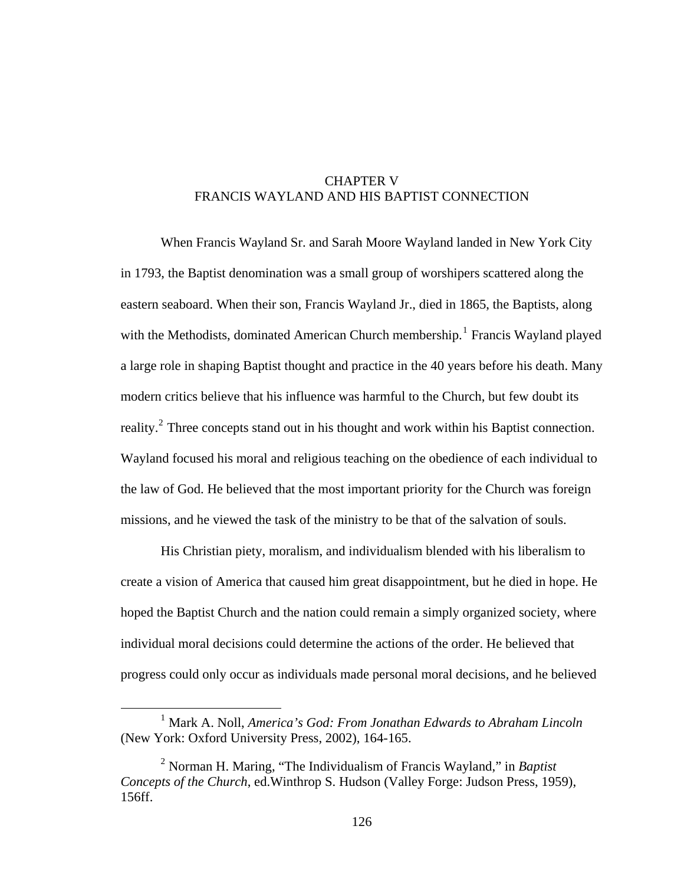# CHAPTER V
# FRANCIS WAYLAND AND HIS BAPTIST CONNECTION

When Francis Wayland Sr. and Sarah Moore Wayland landed in New York City in 1793, the Baptist denomination was a small group of worshipers scattered along the eastern seaboard. When their son, Francis Wayland Jr., died in 1865, the Baptists, along with the Methodists, dominated American Church membership.[1] Francis Wayland played a large role in shaping Baptist thought and practice in the 40 years before his death. Many modern critics believe that his influence was harmful to the Church, but few doubt its reality.[2] Three concepts stand out in his thought and work within his Baptist connection. Wayland focused his moral and religious teaching on the obedience of each individual to the law of God. He believed that the most important priority for the Church was foreign missions, and he viewed the task of the ministry to be that of the salvation of souls.

His Christian piety, moralism, and individualism blended with his liberalism to create a vision of America that caused him great disappointment, but he died in hope. He hoped the Baptist Church and the nation could remain a simply organized society, where individual moral decisions could determine the actions of the order. He believed that progress could only occur as individuals made personal moral decisions, and he believed

---

[1] Mark A. Noll, *America's God: From Jonathan Edwards to Abraham Lincoln* (New York: Oxford University Press, 2002), 164-165.

[2] Norman H. Maring, "The Individualism of Francis Wayland," in *Baptist Concepts of the Church*, ed.Winthrop S. Hudson (Valley Forge: Judson Press, 1959), 156ff.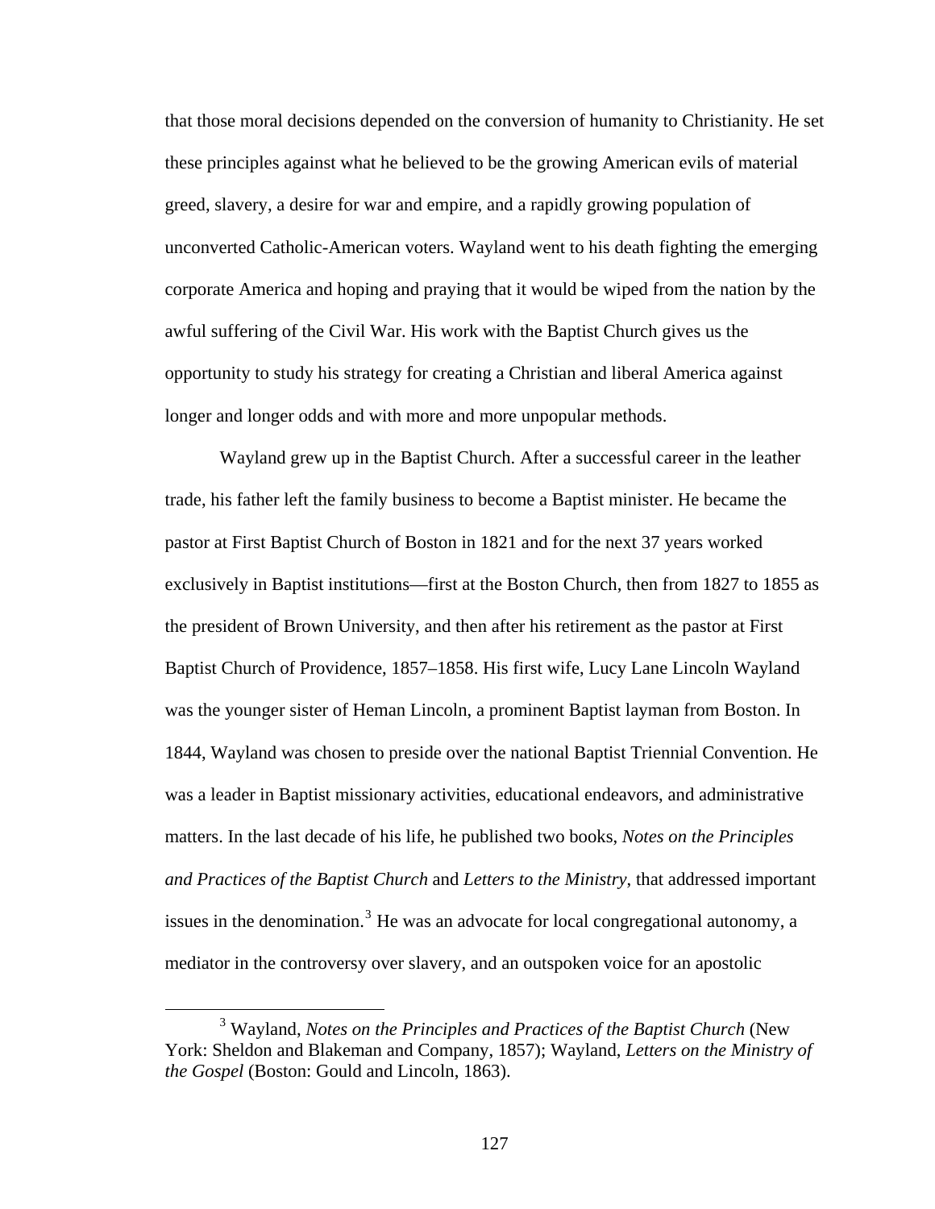that those moral decisions depended on the conversion of humanity to Christianity. He set these principles against what he believed to be the growing American evils of material greed, slavery, a desire for war and empire, and a rapidly growing population of unconverted Catholic-American voters. Wayland went to his death fighting the emerging corporate America and hoping and praying that it would be wiped from the nation by the awful suffering of the Civil War. His work with the Baptist Church gives us the opportunity to study his strategy for creating a Christian and liberal America against longer and longer odds and with more and more unpopular methods.

Wayland grew up in the Baptist Church. After a successful career in the leather trade, his father left the family business to become a Baptist minister. He became the pastor at First Baptist Church of Boston in 1821 and for the next 37 years worked exclusively in Baptist institutions—first at the Boston Church, then from 1827 to 1855 as the president of Brown University, and then after his retirement as the pastor at First Baptist Church of Providence, 1857–1858. His first wife, Lucy Lane Lincoln Wayland was the younger sister of Heman Lincoln, a prominent Baptist layman from Boston. In 1844, Wayland was chosen to preside over the national Baptist Triennial Convention. He was a leader in Baptist missionary activities, educational endeavors, and administrative matters. In the last decade of his life, he published two books, *Notes on the Principles and Practices of the Baptist Church* and *Letters to the Ministry*, that addressed important issues in the denomination.[3] He was an advocate for local congregational autonomy, a mediator in the controversy over slavery, and an outspoken voice for an apostolic

[3] Wayland, *Notes on the Principles and Practices of the Baptist Church* (New York: Sheldon and Blakeman and Company, 1857); Wayland, *Letters on the Ministry of the Gospel* (Boston: Gould and Lincoln, 1863).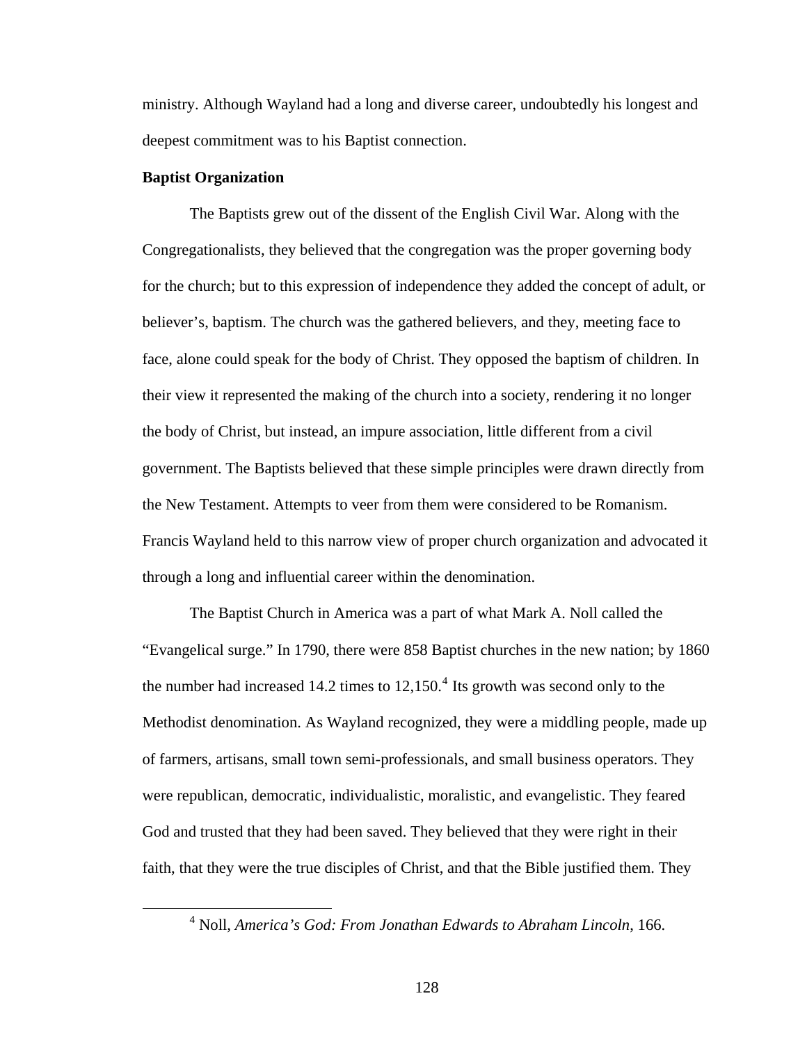ministry. Although Wayland had a long and diverse career, undoubtedly his longest and deepest commitment was to his Baptist connection.

**Baptist Organization**

The Baptists grew out of the dissent of the English Civil War. Along with the Congregationalists, they believed that the congregation was the proper governing body for the church; but to this expression of independence they added the concept of adult, or believer's, baptism. The church was the gathered believers, and they, meeting face to face, alone could speak for the body of Christ. They opposed the baptism of children. In their view it represented the making of the church into a society, rendering it no longer the body of Christ, but instead, an impure association, little different from a civil government. The Baptists believed that these simple principles were drawn directly from the New Testament. Attempts to veer from them were considered to be Romanism. Francis Wayland held to this narrow view of proper church organization and advocated it through a long and influential career within the denomination.

The Baptist Church in America was a part of what Mark A. Noll called the "Evangelical surge." In 1790, there were 858 Baptist churches in the new nation; by 1860 the number had increased 14.2 times to 12,150.[4] Its growth was second only to the Methodist denomination. As Wayland recognized, they were a middling people, made up of farmers, artisans, small town semi-professionals, and small business operators. They were republican, democratic, individualistic, moralistic, and evangelistic. They feared God and trusted that they had been saved. They believed that they were right in their faith, that they were the true disciples of Christ, and that the Bible justified them. They

[4] Noll, *America's God: From Jonathan Edwards to Abraham Lincoln*, 166.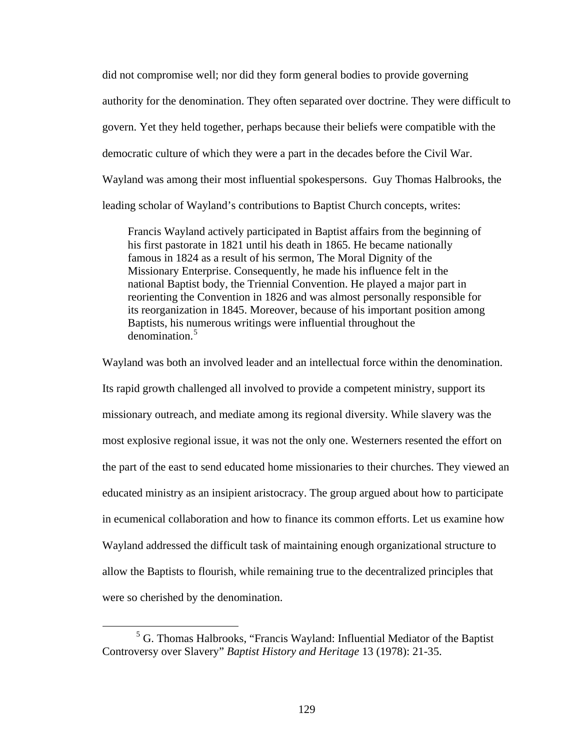did not compromise well; nor did they form general bodies to provide governing authority for the denomination. They often separated over doctrine. They were difficult to govern. Yet they held together, perhaps because their beliefs were compatible with the democratic culture of which they were a part in the decades before the Civil War. Wayland was among their most influential spokespersons.  Guy Thomas Halbrooks, the leading scholar of Wayland's contributions to Baptist Church concepts, writes:

> Francis Wayland actively participated in Baptist affairs from the beginning of his first pastorate in 1821 until his death in 1865. He became nationally famous in 1824 as a result of his sermon, The Moral Dignity of the Missionary Enterprise. Consequently, he made his influence felt in the national Baptist body, the Triennial Convention. He played a major part in reorienting the Convention in 1826 and was almost personally responsible for its reorganization in 1845. Moreover, because of his important position among Baptists, his numerous writings were influential throughout the denomination.[5]

Wayland was both an involved leader and an intellectual force within the denomination. Its rapid growth challenged all involved to provide a competent ministry, support its missionary outreach, and mediate among its regional diversity. While slavery was the most explosive regional issue, it was not the only one. Westerners resented the effort on the part of the east to send educated home missionaries to their churches. They viewed an educated ministry as an insipient aristocracy. The group argued about how to participate in ecumenical collaboration and how to finance its common efforts. Let us examine how Wayland addressed the difficult task of maintaining enough organizational structure to allow the Baptists to flourish, while remaining true to the decentralized principles that were so cherished by the denomination.

---

[5] G. Thomas Halbrooks, "Francis Wayland: Influential Mediator of the Baptist Controversy over Slavery" *Baptist History and Heritage* 13 (1978): 21-35.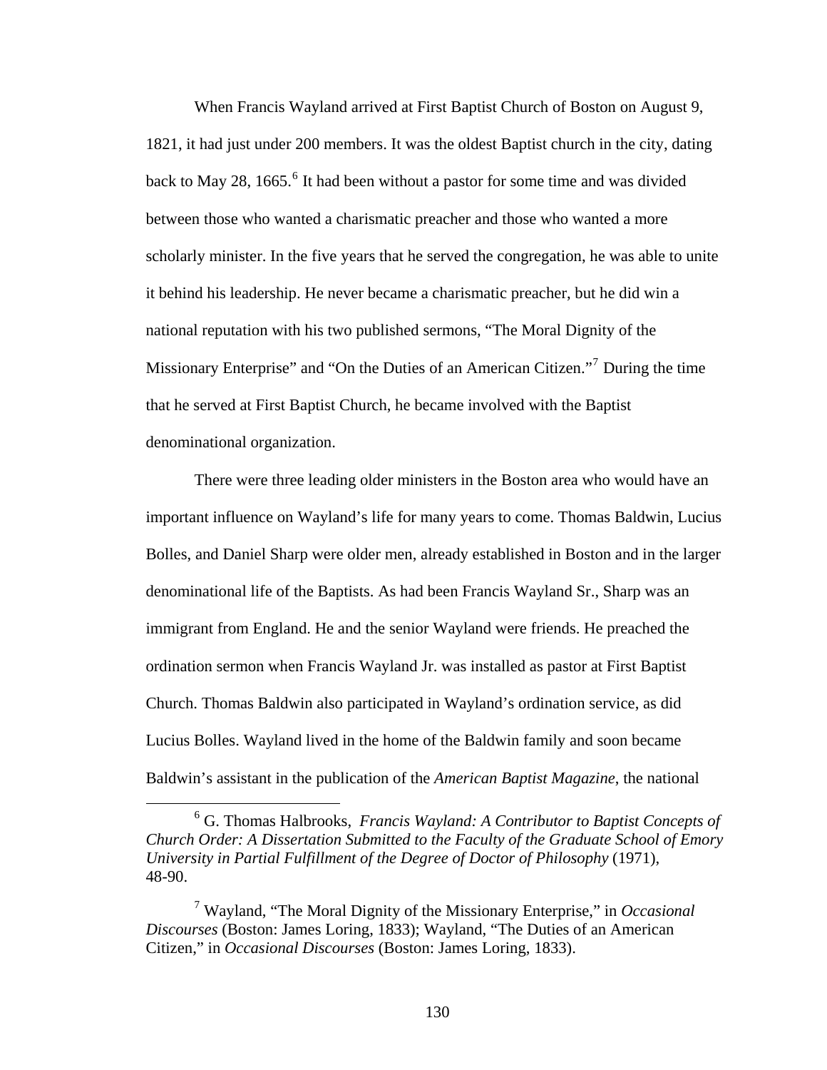When Francis Wayland arrived at First Baptist Church of Boston on August 9, 1821, it had just under 200 members. It was the oldest Baptist church in the city, dating back to May 28, 1665.[6] It had been without a pastor for some time and was divided between those who wanted a charismatic preacher and those who wanted a more scholarly minister. In the five years that he served the congregation, he was able to unite it behind his leadership. He never became a charismatic preacher, but he did win a national reputation with his two published sermons, "The Moral Dignity of the Missionary Enterprise" and "On the Duties of an American Citizen."[7] During the time that he served at First Baptist Church, he became involved with the Baptist denominational organization.

There were three leading older ministers in the Boston area who would have an important influence on Wayland's life for many years to come. Thomas Baldwin, Lucius Bolles, and Daniel Sharp were older men, already established in Boston and in the larger denominational life of the Baptists. As had been Francis Wayland Sr., Sharp was an immigrant from England. He and the senior Wayland were friends. He preached the ordination sermon when Francis Wayland Jr. was installed as pastor at First Baptist Church. Thomas Baldwin also participated in Wayland's ordination service, as did Lucius Bolles. Wayland lived in the home of the Baldwin family and soon became Baldwin's assistant in the publication of the *American Baptist Magazine*, the national

---

[6] G. Thomas Halbrooks, *Francis Wayland: A Contributor to Baptist Concepts of Church Order: A Dissertation Submitted to the Faculty of the Graduate School of Emory University in Partial Fulfillment of the Degree of Doctor of Philosophy* (1971), 48-90.

[7] Wayland, "The Moral Dignity of the Missionary Enterprise," in *Occasional Discourses* (Boston: James Loring, 1833); Wayland, "The Duties of an American Citizen," in *Occasional Discourses* (Boston: James Loring, 1833).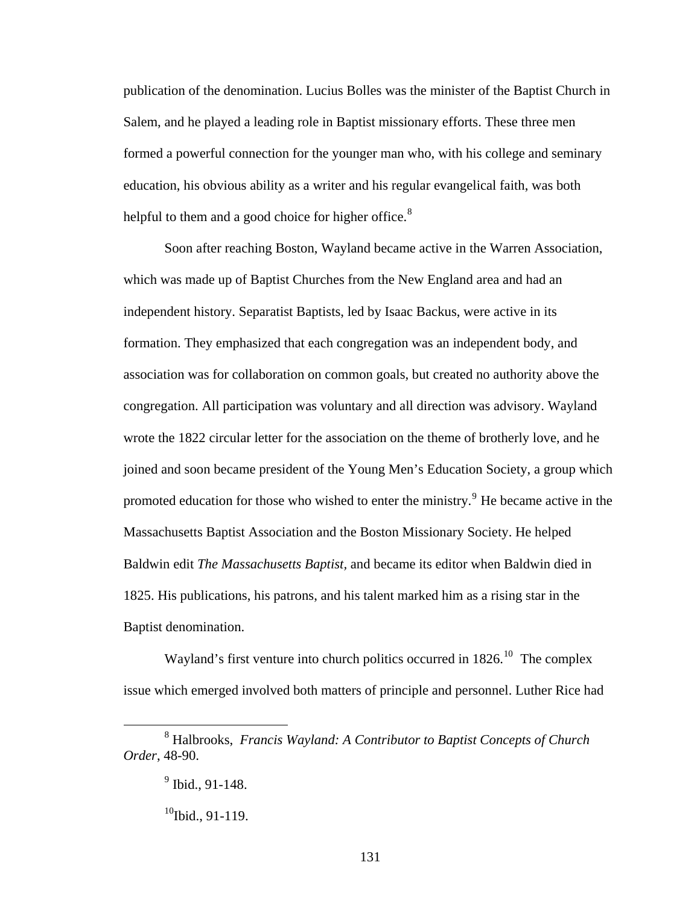publication of the denomination. Lucius Bolles was the minister of the Baptist Church in Salem, and he played a leading role in Baptist missionary efforts. These three men formed a powerful connection for the younger man who, with his college and seminary education, his obvious ability as a writer and his regular evangelical faith, was both helpful to them and a good choice for higher office.[8]

Soon after reaching Boston, Wayland became active in the Warren Association, which was made up of Baptist Churches from the New England area and had an independent history. Separatist Baptists, led by Isaac Backus, were active in its formation. They emphasized that each congregation was an independent body, and association was for collaboration on common goals, but created no authority above the congregation. All participation was voluntary and all direction was advisory. Wayland wrote the 1822 circular letter for the association on the theme of brotherly love, and he joined and soon became president of the Young Men's Education Society, a group which promoted education for those who wished to enter the ministry.[9] He became active in the Massachusetts Baptist Association and the Boston Missionary Society. He helped Baldwin edit *The Massachusetts Baptist*, and became its editor when Baldwin died in 1825. His publications, his patrons, and his talent marked him as a rising star in the Baptist denomination.

Wayland's first venture into church politics occurred in 1826.[10] The complex issue which emerged involved both matters of principle and personnel. Luther Rice had

---

[8] Halbrooks, *Francis Wayland: A Contributor to Baptist Concepts of Church Order*, 48-90.

[9] Ibid., 91-148.

[10] Ibid., 91-119.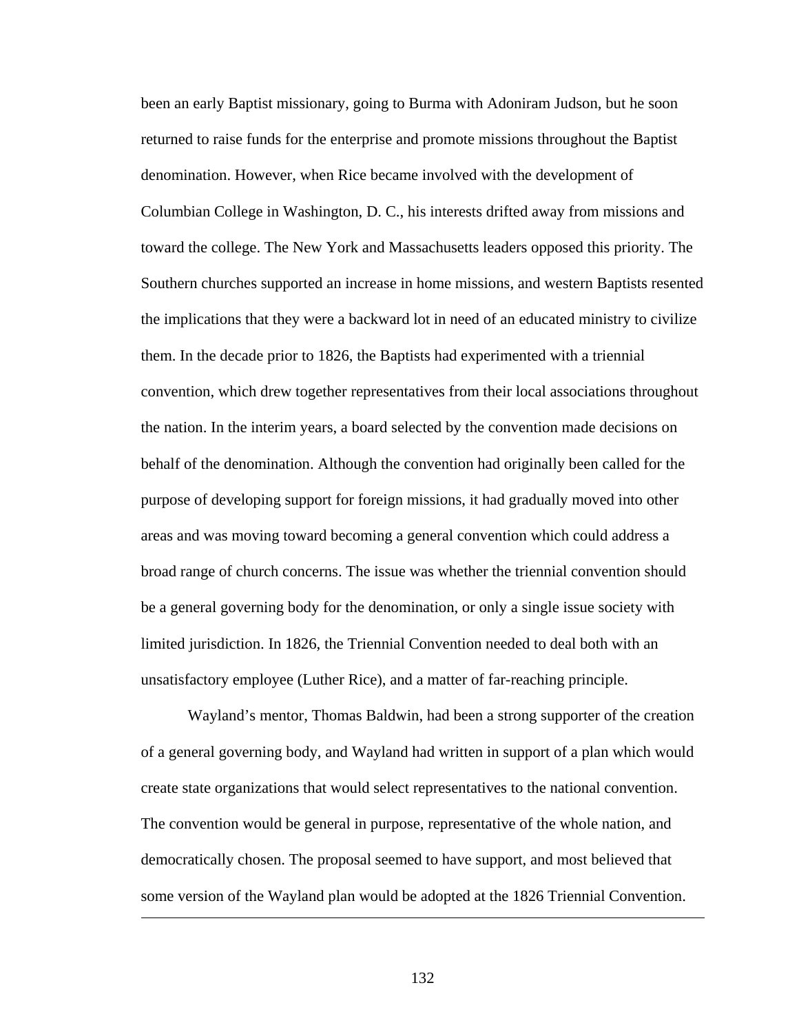been an early Baptist missionary, going to Burma with Adoniram Judson, but he soon returned to raise funds for the enterprise and promote missions throughout the Baptist denomination. However, when Rice became involved with the development of Columbian College in Washington, D. C., his interests drifted away from missions and toward the college. The New York and Massachusetts leaders opposed this priority. The Southern churches supported an increase in home missions, and western Baptists resented the implications that they were a backward lot in need of an educated ministry to civilize them. In the decade prior to 1826, the Baptists had experimented with a triennial convention, which drew together representatives from their local associations throughout the nation. In the interim years, a board selected by the convention made decisions on behalf of the denomination. Although the convention had originally been called for the purpose of developing support for foreign missions, it had gradually moved into other areas and was moving toward becoming a general convention which could address a broad range of church concerns. The issue was whether the triennial convention should be a general governing body for the denomination, or only a single issue society with limited jurisdiction. In 1826, the Triennial Convention needed to deal both with an unsatisfactory employee (Luther Rice), and a matter of far-reaching principle.

Wayland's mentor, Thomas Baldwin, had been a strong supporter of the creation of a general governing body, and Wayland had written in support of a plan which would create state organizations that would select representatives to the national convention. The convention would be general in purpose, representative of the whole nation, and democratically chosen. The proposal seemed to have support, and most believed that some version of the Wayland plan would be adopted at the 1826 Triennial Convention.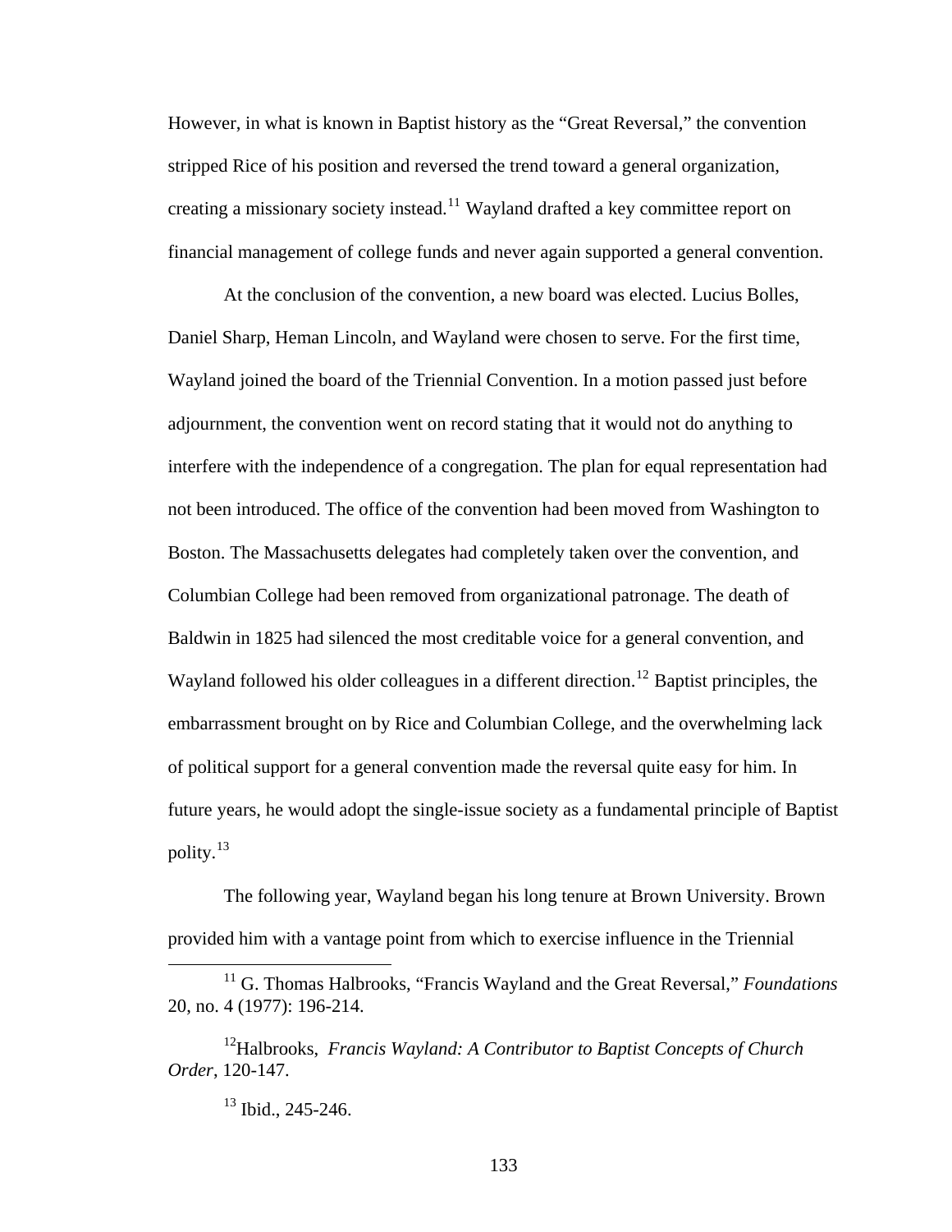However, in what is known in Baptist history as the "Great Reversal," the convention stripped Rice of his position and reversed the trend toward a general organization, creating a missionary society instead.[11] Wayland drafted a key committee report on financial management of college funds and never again supported a general convention.

At the conclusion of the convention, a new board was elected. Lucius Bolles, Daniel Sharp, Heman Lincoln, and Wayland were chosen to serve. For the first time, Wayland joined the board of the Triennial Convention. In a motion passed just before adjournment, the convention went on record stating that it would not do anything to interfere with the independence of a congregation. The plan for equal representation had not been introduced. The office of the convention had been moved from Washington to Boston. The Massachusetts delegates had completely taken over the convention, and Columbian College had been removed from organizational patronage. The death of Baldwin in 1825 had silenced the most creditable voice for a general convention, and Wayland followed his older colleagues in a different direction.[12] Baptist principles, the embarrassment brought on by Rice and Columbian College, and the overwhelming lack of political support for a general convention made the reversal quite easy for him. In future years, he would adopt the single-issue society as a fundamental principle of Baptist polity.[13]

The following year, Wayland began his long tenure at Brown University. Brown provided him with a vantage point from which to exercise influence in the Triennial

---

[11] G. Thomas Halbrooks, "Francis Wayland and the Great Reversal," *Foundations* 20, no. 4 (1977): 196-214.

[12] Halbrooks, *Francis Wayland: A Contributor to Baptist Concepts of Church Order*, 120-147.

[13] Ibid., 245-246.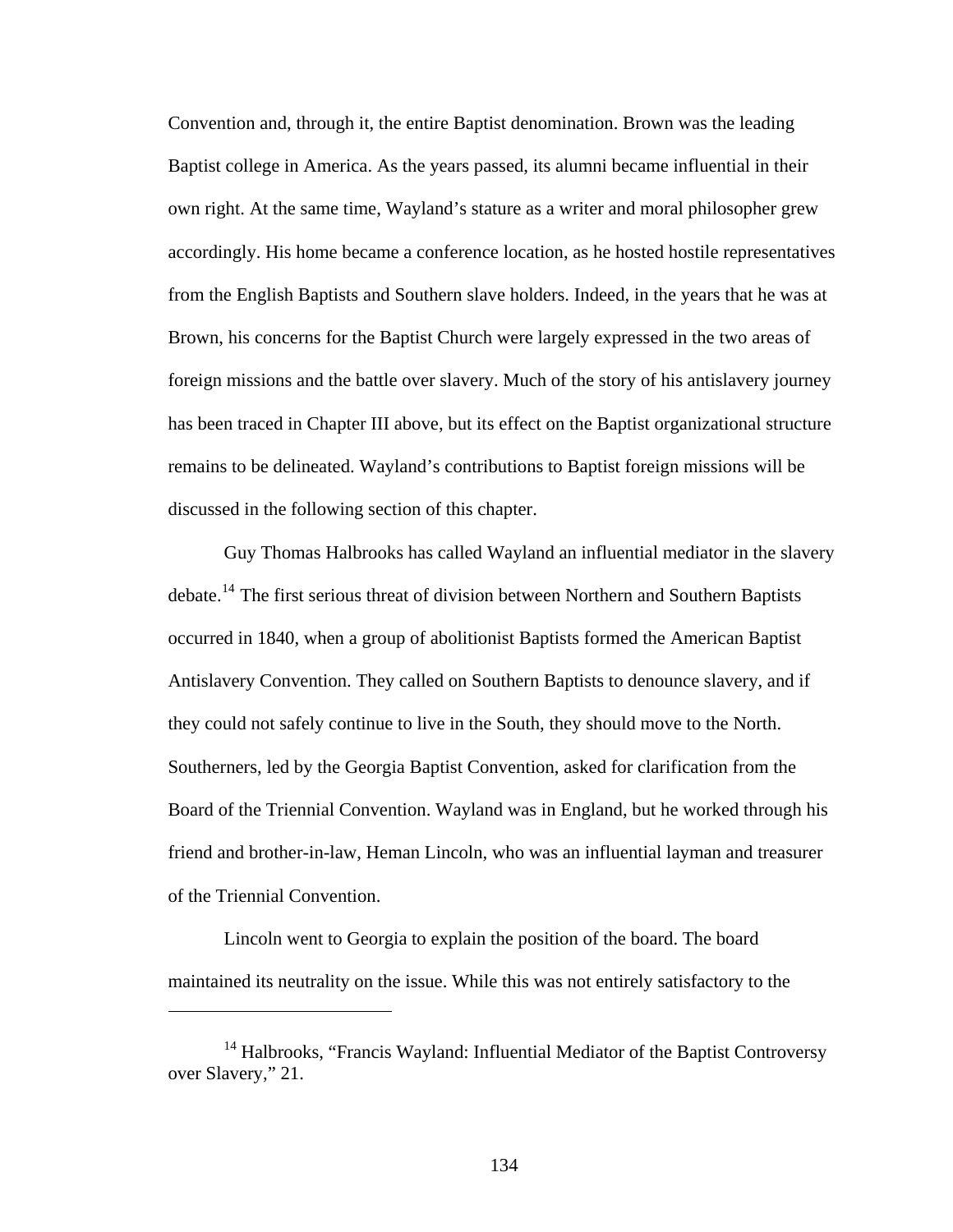Convention and, through it, the entire Baptist denomination. Brown was the leading Baptist college in America. As the years passed, its alumni became influential in their own right. At the same time, Wayland's stature as a writer and moral philosopher grew accordingly. His home became a conference location, as he hosted hostile representatives from the English Baptists and Southern slave holders. Indeed, in the years that he was at Brown, his concerns for the Baptist Church were largely expressed in the two areas of foreign missions and the battle over slavery. Much of the story of his antislavery journey has been traced in Chapter III above, but its effect on the Baptist organizational structure remains to be delineated. Wayland's contributions to Baptist foreign missions will be discussed in the following section of this chapter.

Guy Thomas Halbrooks has called Wayland an influential mediator in the slavery debate.[14] The first serious threat of division between Northern and Southern Baptists occurred in 1840, when a group of abolitionist Baptists formed the American Baptist Antislavery Convention. They called on Southern Baptists to denounce slavery, and if they could not safely continue to live in the South, they should move to the North. Southerners, led by the Georgia Baptist Convention, asked for clarification from the Board of the Triennial Convention. Wayland was in England, but he worked through his friend and brother-in-law, Heman Lincoln, who was an influential layman and treasurer of the Triennial Convention.

Lincoln went to Georgia to explain the position of the board. The board maintained its neutrality on the issue. While this was not entirely satisfactory to the

---

[14] Halbrooks, "Francis Wayland: Influential Mediator of the Baptist Controversy over Slavery," 21.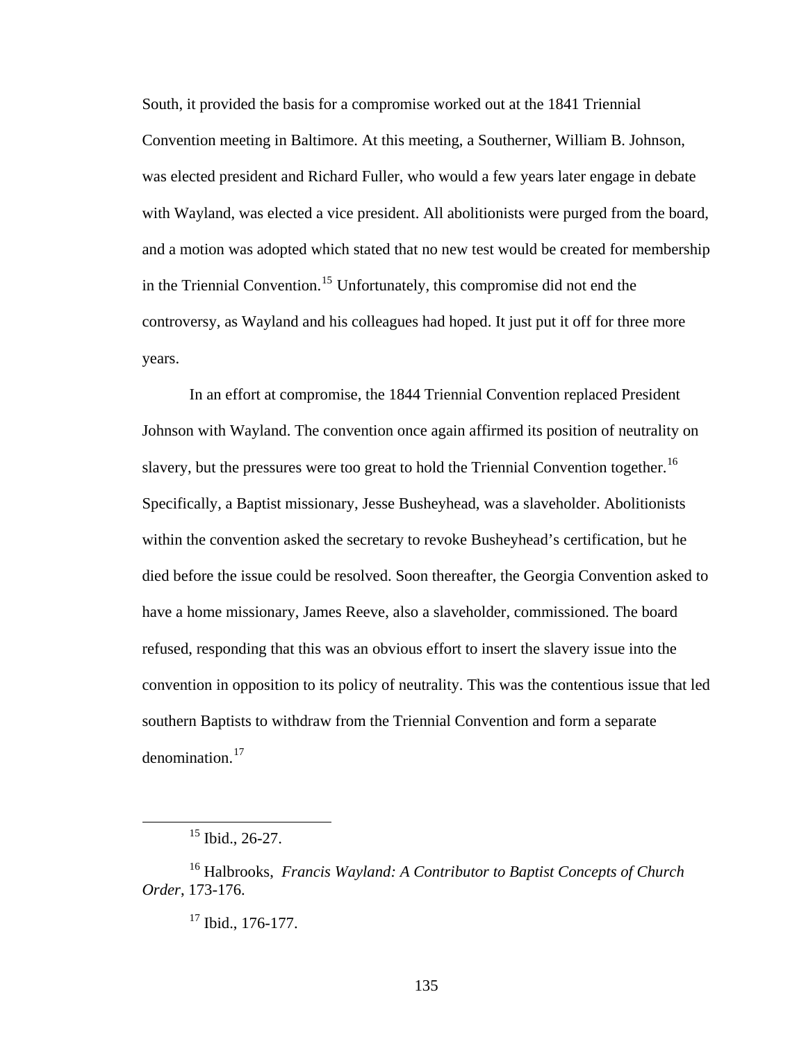South, it provided the basis for a compromise worked out at the 1841 Triennial Convention meeting in Baltimore. At this meeting, a Southerner, William B. Johnson, was elected president and Richard Fuller, who would a few years later engage in debate with Wayland, was elected a vice president. All abolitionists were purged from the board, and a motion was adopted which stated that no new test would be created for membership in the Triennial Convention.[15] Unfortunately, this compromise did not end the controversy, as Wayland and his colleagues had hoped. It just put it off for three more years.

In an effort at compromise, the 1844 Triennial Convention replaced President Johnson with Wayland. The convention once again affirmed its position of neutrality on slavery, but the pressures were too great to hold the Triennial Convention together.[16] Specifically, a Baptist missionary, Jesse Busheyhead, was a slaveholder. Abolitionists within the convention asked the secretary to revoke Busheyhead's certification, but he died before the issue could be resolved. Soon thereafter, the Georgia Convention asked to have a home missionary, James Reeve, also a slaveholder, commissioned. The board refused, responding that this was an obvious effort to insert the slavery issue into the convention in opposition to its policy of neutrality. This was the contentious issue that led southern Baptists to withdraw from the Triennial Convention and form a separate denomination.[17]

---

[15] Ibid., 26-27.

[16] Halbrooks, *Francis Wayland: A Contributor to Baptist Concepts of Church Order*, 173-176.

[17] Ibid., 176-177.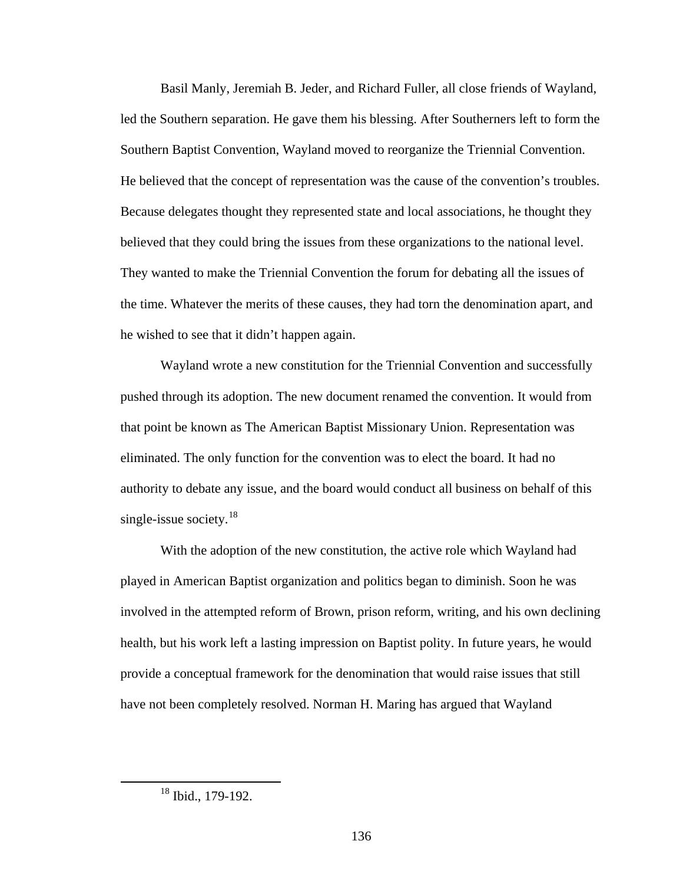Basil Manly, Jeremiah B. Jeder, and Richard Fuller, all close friends of Wayland, led the Southern separation. He gave them his blessing. After Southerners left to form the Southern Baptist Convention, Wayland moved to reorganize the Triennial Convention. He believed that the concept of representation was the cause of the convention's troubles. Because delegates thought they represented state and local associations, he thought they believed that they could bring the issues from these organizations to the national level. They wanted to make the Triennial Convention the forum for debating all the issues of the time. Whatever the merits of these causes, they had torn the denomination apart, and he wished to see that it didn't happen again.

Wayland wrote a new constitution for the Triennial Convention and successfully pushed through its adoption. The new document renamed the convention. It would from that point be known as The American Baptist Missionary Union. Representation was eliminated. The only function for the convention was to elect the board. It had no authority to debate any issue, and the board would conduct all business on behalf of this single-issue society.[18]

With the adoption of the new constitution, the active role which Wayland had played in American Baptist organization and politics began to diminish. Soon he was involved in the attempted reform of Brown, prison reform, writing, and his own declining health, but his work left a lasting impression on Baptist polity. In future years, he would provide a conceptual framework for the denomination that would raise issues that still have not been completely resolved. Norman H. Maring has argued that Wayland

[18] Ibid., 179-192.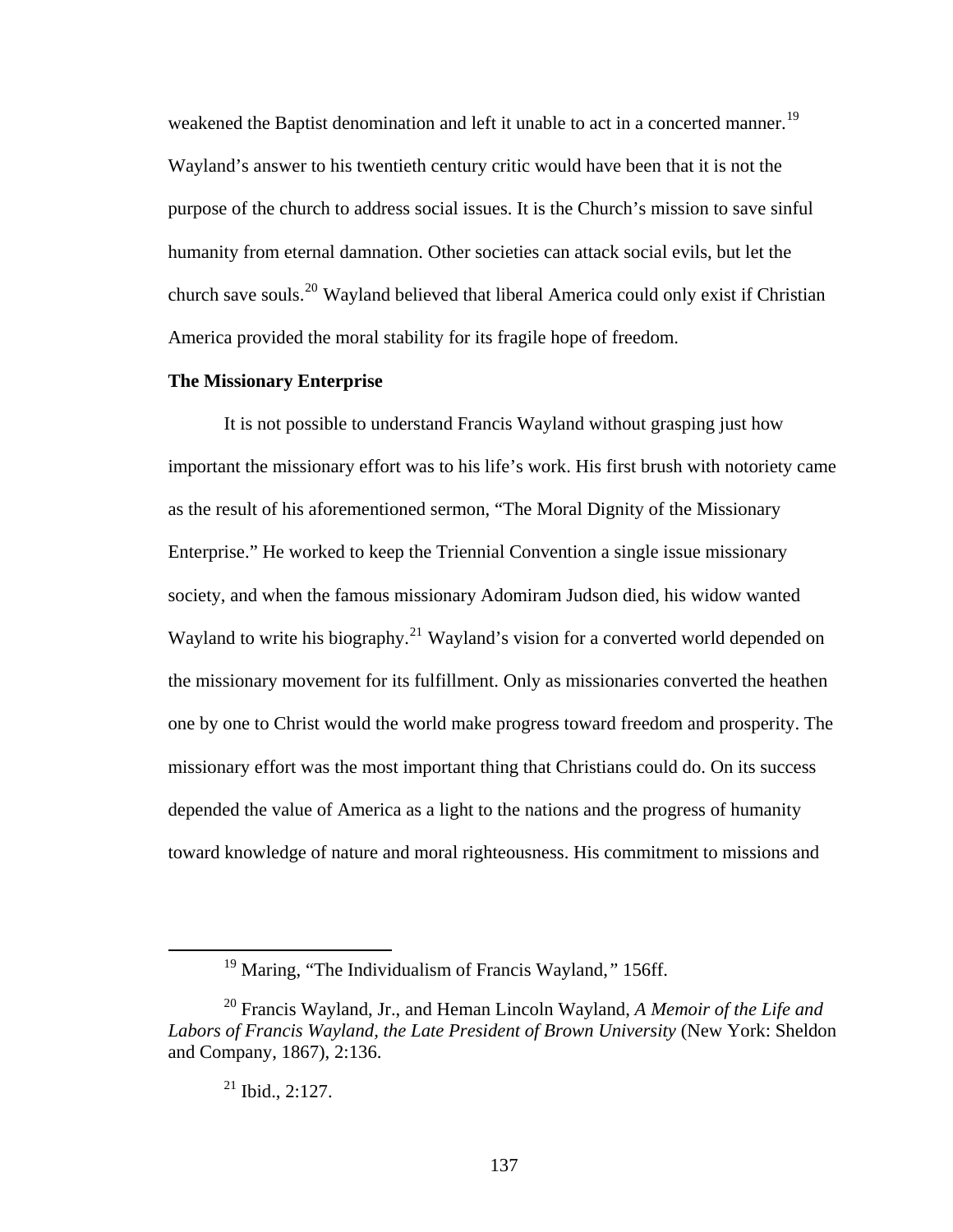weakened the Baptist denomination and left it unable to act in a concerted manner.[19] Wayland's answer to his twentieth century critic would have been that it is not the purpose of the church to address social issues. It is the Church's mission to save sinful humanity from eternal damnation. Other societies can attack social evils, but let the church save souls.[20] Wayland believed that liberal America could only exist if Christian America provided the moral stability for its fragile hope of freedom.

**The Missionary Enterprise**

It is not possible to understand Francis Wayland without grasping just how important the missionary effort was to his life's work. His first brush with notoriety came as the result of his aforementioned sermon, "The Moral Dignity of the Missionary Enterprise." He worked to keep the Triennial Convention a single issue missionary society, and when the famous missionary Adomiram Judson died, his widow wanted Wayland to write his biography.[21] Wayland's vision for a converted world depended on the missionary movement for its fulfillment. Only as missionaries converted the heathen one by one to Christ would the world make progress toward freedom and prosperity. The missionary effort was the most important thing that Christians could do. On its success depended the value of America as a light to the nations and the progress of humanity toward knowledge of nature and moral righteousness. His commitment to missions and

---

[19] Maring, "The Individualism of Francis Wayland," 156ff.

[20] Francis Wayland, Jr., and Heman Lincoln Wayland, *A Memoir of the Life and Labors of Francis Wayland, the Late President of Brown University* (New York: Sheldon and Company, 1867), 2:136.

[21] Ibid., 2:127.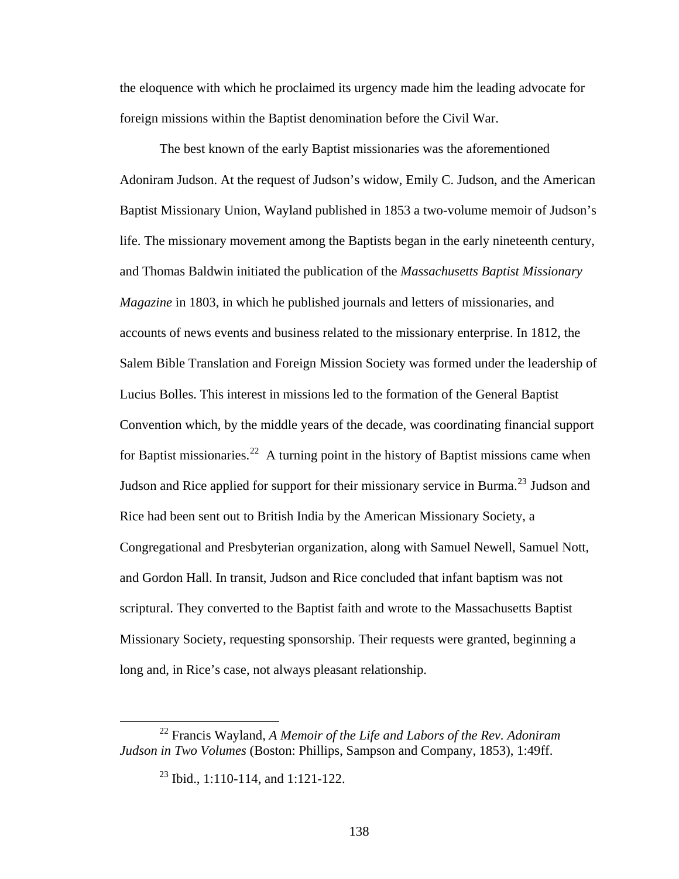the eloquence with which he proclaimed its urgency made him the leading advocate for foreign missions within the Baptist denomination before the Civil War.

The best known of the early Baptist missionaries was the aforementioned Adoniram Judson. At the request of Judson's widow, Emily C. Judson, and the American Baptist Missionary Union, Wayland published in 1853 a two-volume memoir of Judson's life. The missionary movement among the Baptists began in the early nineteenth century, and Thomas Baldwin initiated the publication of the *Massachusetts Baptist Missionary Magazine* in 1803, in which he published journals and letters of missionaries, and accounts of news events and business related to the missionary enterprise. In 1812, the Salem Bible Translation and Foreign Mission Society was formed under the leadership of Lucius Bolles. This interest in missions led to the formation of the General Baptist Convention which, by the middle years of the decade, was coordinating financial support for Baptist missionaries.[22] A turning point in the history of Baptist missions came when Judson and Rice applied for support for their missionary service in Burma.[23] Judson and Rice had been sent out to British India by the American Missionary Society, a Congregational and Presbyterian organization, along with Samuel Newell, Samuel Nott, and Gordon Hall. In transit, Judson and Rice concluded that infant baptism was not scriptural. They converted to the Baptist faith and wrote to the Massachusetts Baptist Missionary Society, requesting sponsorship. Their requests were granted, beginning a long and, in Rice's case, not always pleasant relationship.

---

[22] Francis Wayland, *A Memoir of the Life and Labors of the Rev. Adoniram Judson in Two Volumes* (Boston: Phillips, Sampson and Company, 1853), 1:49ff.

[23] Ibid., 1:110-114, and 1:121-122.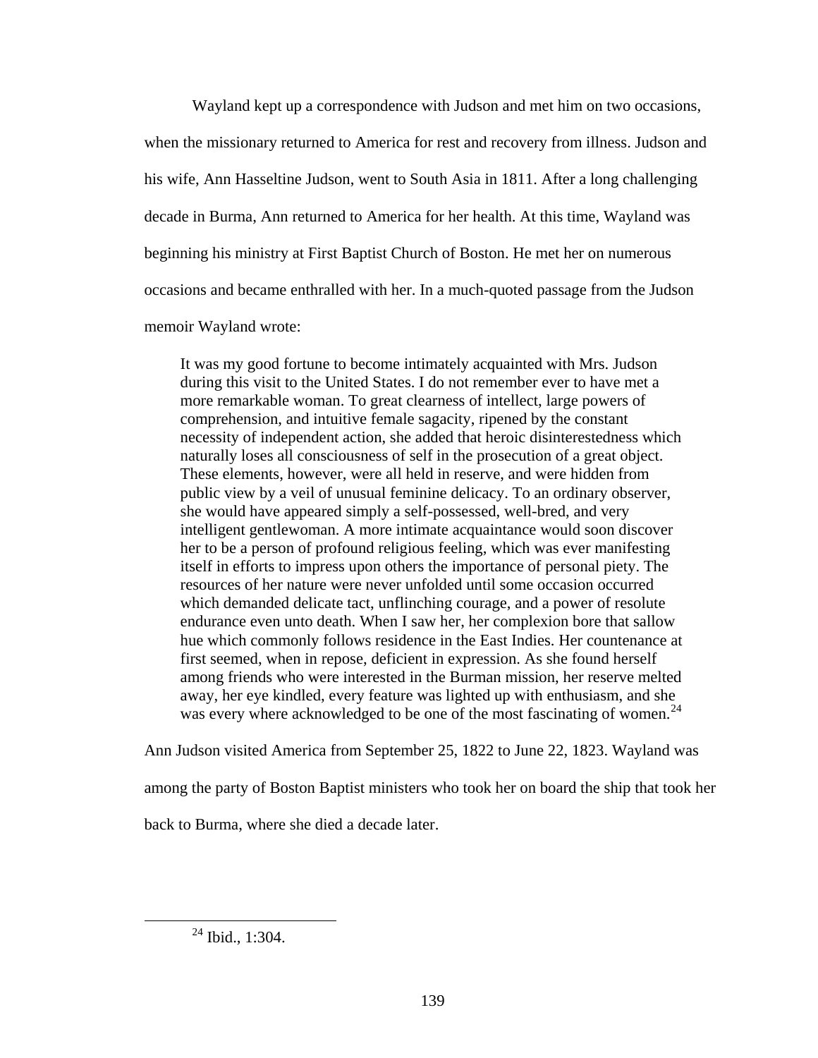Wayland kept up a correspondence with Judson and met him on two occasions, when the missionary returned to America for rest and recovery from illness. Judson and his wife, Ann Hasseltine Judson, went to South Asia in 1811. After a long challenging decade in Burma, Ann returned to America for her health. At this time, Wayland was beginning his ministry at First Baptist Church of Boston. He met her on numerous occasions and became enthralled with her. In a much-quoted passage from the Judson memoir Wayland wrote:

> It was my good fortune to become intimately acquainted with Mrs. Judson during this visit to the United States. I do not remember ever to have met a more remarkable woman. To great clearness of intellect, large powers of comprehension, and intuitive female sagacity, ripened by the constant necessity of independent action, she added that heroic disinterestedness which naturally loses all consciousness of self in the prosecution of a great object. These elements, however, were all held in reserve, and were hidden from public view by a veil of unusual feminine delicacy. To an ordinary observer, she would have appeared simply a self-possessed, well-bred, and very intelligent gentlewoman. A more intimate acquaintance would soon discover her to be a person of profound religious feeling, which was ever manifesting itself in efforts to impress upon others the importance of personal piety. The resources of her nature were never unfolded until some occasion occurred which demanded delicate tact, unflinching courage, and a power of resolute endurance even unto death. When I saw her, her complexion bore that sallow hue which commonly follows residence in the East Indies. Her countenance at first seemed, when in repose, deficient in expression. As she found herself among friends who were interested in the Burman mission, her reserve melted away, her eye kindled, every feature was lighted up with enthusiasm, and she was every where acknowledged to be one of the most fascinating of women.[24]

Ann Judson visited America from September 25, 1822 to June 22, 1823. Wayland was among the party of Boston Baptist ministers who took her on board the ship that took her back to Burma, where she died a decade later.

[24] Ibid., 1:304.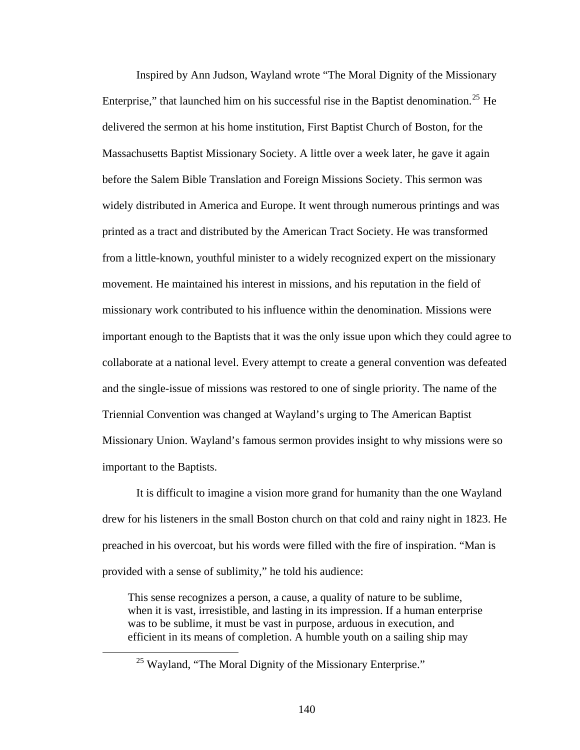Inspired by Ann Judson, Wayland wrote “The Moral Dignity of the Missionary Enterprise,” that launched him on his successful rise in the Baptist denomination.[25] He delivered the sermon at his home institution, First Baptist Church of Boston, for the Massachusetts Baptist Missionary Society. A little over a week later, he gave it again before the Salem Bible Translation and Foreign Missions Society. This sermon was widely distributed in America and Europe. It went through numerous printings and was printed as a tract and distributed by the American Tract Society. He was transformed from a little-known, youthful minister to a widely recognized expert on the missionary movement. He maintained his interest in missions, and his reputation in the field of missionary work contributed to his influence within the denomination. Missions were important enough to the Baptists that it was the only issue upon which they could agree to collaborate at a national level. Every attempt to create a general convention was defeated and the single-issue of missions was restored to one of single priority. The name of the Triennial Convention was changed at Wayland’s urging to The American Baptist Missionary Union. Wayland’s famous sermon provides insight to why missions were so important to the Baptists.

It is difficult to imagine a vision more grand for humanity than the one Wayland drew for his listeners in the small Boston church on that cold and rainy night in 1823. He preached in his overcoat, but his words were filled with the fire of inspiration. “Man is provided with a sense of sublimity,” he told his audience:

> This sense recognizes a person, a cause, a quality of nature to be sublime, when it is vast, irresistible, and lasting in its impression. If a human enterprise was to be sublime, it must be vast in purpose, arduous in execution, and efficient in its means of completion. A humble youth on a sailing ship may

[25] Wayland, “The Moral Dignity of the Missionary Enterprise.”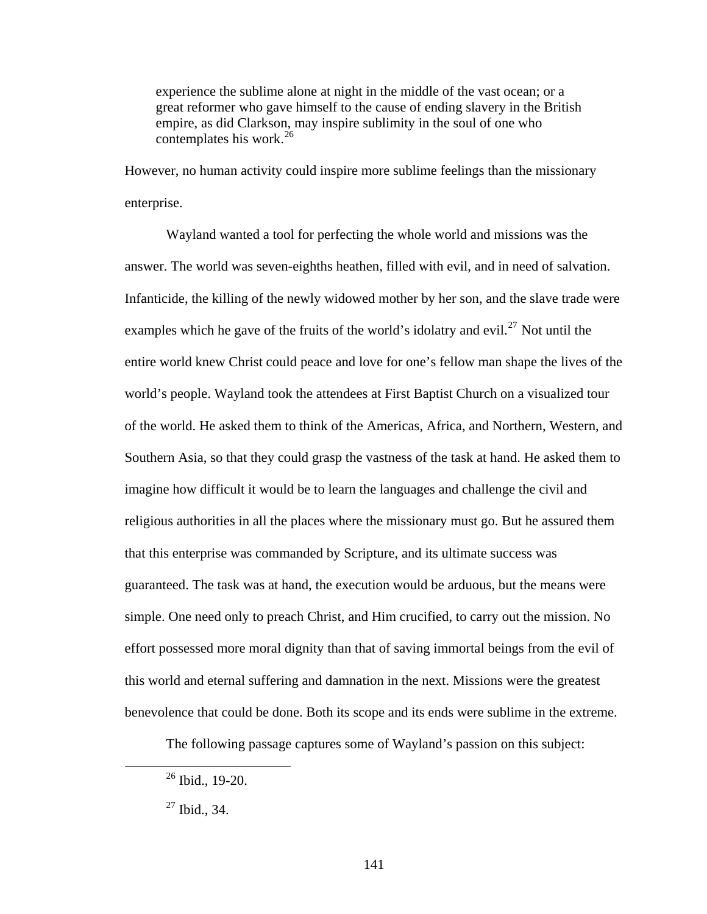> experience the sublime alone at night in the middle of the vast ocean; or a great reformer who gave himself to the cause of ending slavery in the British empire, as did Clarkson, may inspire sublimity in the soul of one who contemplates his work.[26]

However, no human activity could inspire more sublime feelings than the missionary enterprise.

Wayland wanted a tool for perfecting the whole world and missions was the answer. The world was seven-eighths heathen, filled with evil, and in need of salvation. Infanticide, the killing of the newly widowed mother by her son, and the slave trade were examples which he gave of the fruits of the world's idolatry and evil.[27] Not until the entire world knew Christ could peace and love for one's fellow man shape the lives of the world's people. Wayland took the attendees at First Baptist Church on a visualized tour of the world. He asked them to think of the Americas, Africa, and Northern, Western, and Southern Asia, so that they could grasp the vastness of the task at hand. He asked them to imagine how difficult it would be to learn the languages and challenge the civil and religious authorities in all the places where the missionary must go. But he assured them that this enterprise was commanded by Scripture, and its ultimate success was guaranteed. The task was at hand, the execution would be arduous, but the means were simple. One need only to preach Christ, and Him crucified, to carry out the mission. No effort possessed more moral dignity than that of saving immortal beings from the evil of this world and eternal suffering and damnation in the next. Missions were the greatest benevolence that could be done. Both its scope and its ends were sublime in the extreme.

The following passage captures some of Wayland's passion on this subject:

---

[26] Ibid., 19-20.

[27] Ibid., 34.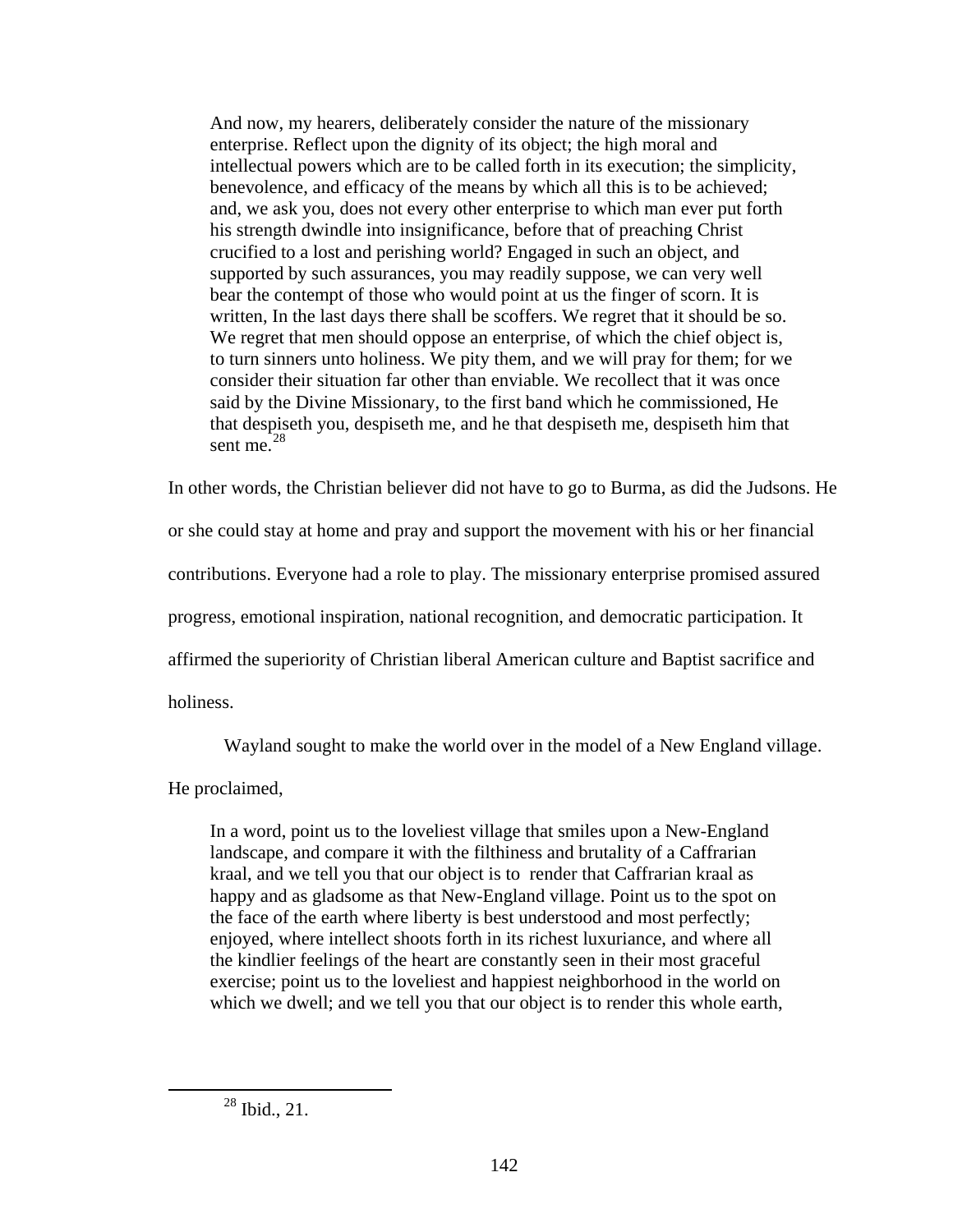> And now, my hearers, deliberately consider the nature of the missionary enterprise. Reflect upon the dignity of its object; the high moral and intellectual powers which are to be called forth in its execution; the simplicity, benevolence, and efficacy of the means by which all this is to be achieved; and, we ask you, does not every other enterprise to which man ever put forth his strength dwindle into insignificance, before that of preaching Christ crucified to a lost and perishing world? Engaged in such an object, and supported by such assurances, you may readily suppose, we can very well bear the contempt of those who would point at us the finger of scorn. It is written, In the last days there shall be scoffers. We regret that it should be so. We regret that men should oppose an enterprise, of which the chief object is, to turn sinners unto holiness. We pity them, and we will pray for them; for we consider their situation far other than enviable. We recollect that it was once said by the Divine Missionary, to the first band which he commissioned, He that despiseth you, despiseth me, and he that despiseth me, despiseth him that sent me.[28]

In other words, the Christian believer did not have to go to Burma, as did the Judsons. He or she could stay at home and pray and support the movement with his or her financial contributions. Everyone had a role to play. The missionary enterprise promised assured progress, emotional inspiration, national recognition, and democratic participation. It affirmed the superiority of Christian liberal American culture and Baptist sacrifice and holiness.

Wayland sought to make the world over in the model of a New England village. He proclaimed,

> In a word, point us to the loveliest village that smiles upon a New-England landscape, and compare it with the filthiness and brutality of a Caffrarian kraal, and we tell you that our object is to render that Caffrarian kraal as happy and as gladsome as that New-England village. Point us to the spot on the face of the earth where liberty is best understood and most perfectly; enjoyed, where intellect shoots forth in its richest luxuriance, and where all the kindlier feelings of the heart are constantly seen in their most graceful exercise; point us to the loveliest and happiest neighborhood in the world on which we dwell; and we tell you that our object is to render this whole earth,

[28] Ibid., 21.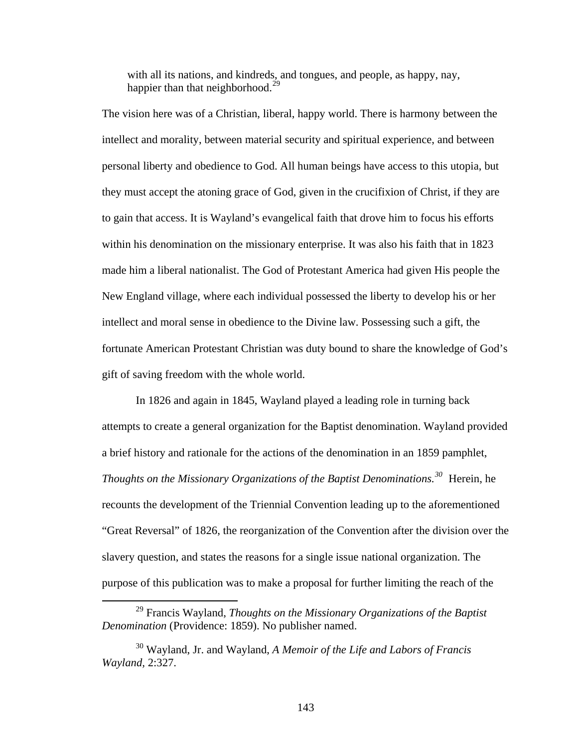> with all its nations, and kindreds, and tongues, and people, as happy, nay, happier than that neighborhood.[29]

The vision here was of a Christian, liberal, happy world. There is harmony between the intellect and morality, between material security and spiritual experience, and between personal liberty and obedience to God. All human beings have access to this utopia, but they must accept the atoning grace of God, given in the crucifixion of Christ, if they are to gain that access. It is Wayland's evangelical faith that drove him to focus his efforts within his denomination on the missionary enterprise. It was also his faith that in 1823 made him a liberal nationalist. The God of Protestant America had given His people the New England village, where each individual possessed the liberty to develop his or her intellect and moral sense in obedience to the Divine law. Possessing such a gift, the fortunate American Protestant Christian was duty bound to share the knowledge of God's gift of saving freedom with the whole world.

In 1826 and again in 1845, Wayland played a leading role in turning back attempts to create a general organization for the Baptist denomination. Wayland provided a brief history and rationale for the actions of the denomination in an 1859 pamphlet, *Thoughts on the Missionary Organizations of the Baptist Denominations.*[30] Herein, he recounts the development of the Triennial Convention leading up to the aforementioned "Great Reversal" of 1826, the reorganization of the Convention after the division over the slavery question, and states the reasons for a single issue national organization. The purpose of this publication was to make a proposal for further limiting the reach of the

---

[29] Francis Wayland, *Thoughts on the Missionary Organizations of the Baptist Denomination* (Providence: 1859). No publisher named.

[30] Wayland, Jr. and Wayland, *A Memoir of the Life and Labors of Francis Wayland*, 2:327.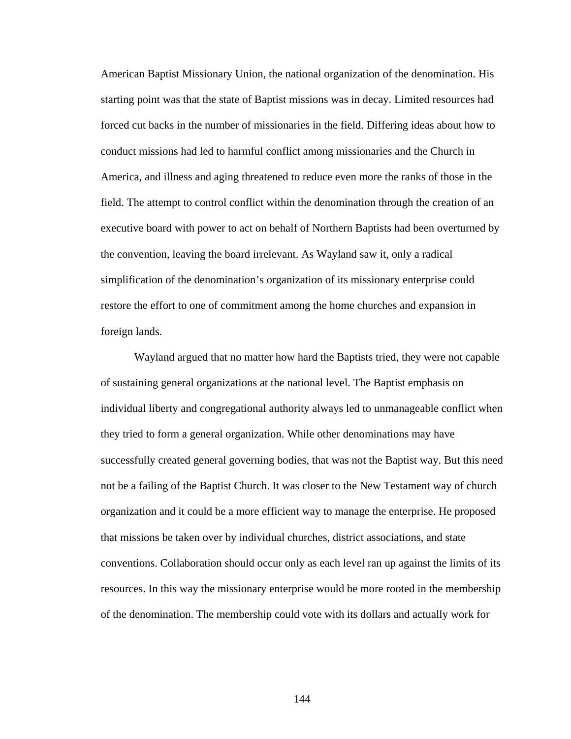American Baptist Missionary Union, the national organization of the denomination. His starting point was that the state of Baptist missions was in decay. Limited resources had forced cut backs in the number of missionaries in the field. Differing ideas about how to conduct missions had led to harmful conflict among missionaries and the Church in America, and illness and aging threatened to reduce even more the ranks of those in the field. The attempt to control conflict within the denomination through the creation of an executive board with power to act on behalf of Northern Baptists had been overturned by the convention, leaving the board irrelevant. As Wayland saw it, only a radical simplification of the denomination's organization of its missionary enterprise could restore the effort to one of commitment among the home churches and expansion in foreign lands.

Wayland argued that no matter how hard the Baptists tried, they were not capable of sustaining general organizations at the national level. The Baptist emphasis on individual liberty and congregational authority always led to unmanageable conflict when they tried to form a general organization. While other denominations may have successfully created general governing bodies, that was not the Baptist way. But this need not be a failing of the Baptist Church. It was closer to the New Testament way of church organization and it could be a more efficient way to manage the enterprise. He proposed that missions be taken over by individual churches, district associations, and state conventions. Collaboration should occur only as each level ran up against the limits of its resources. In this way the missionary enterprise would be more rooted in the membership of the denomination. The membership could vote with its dollars and actually work for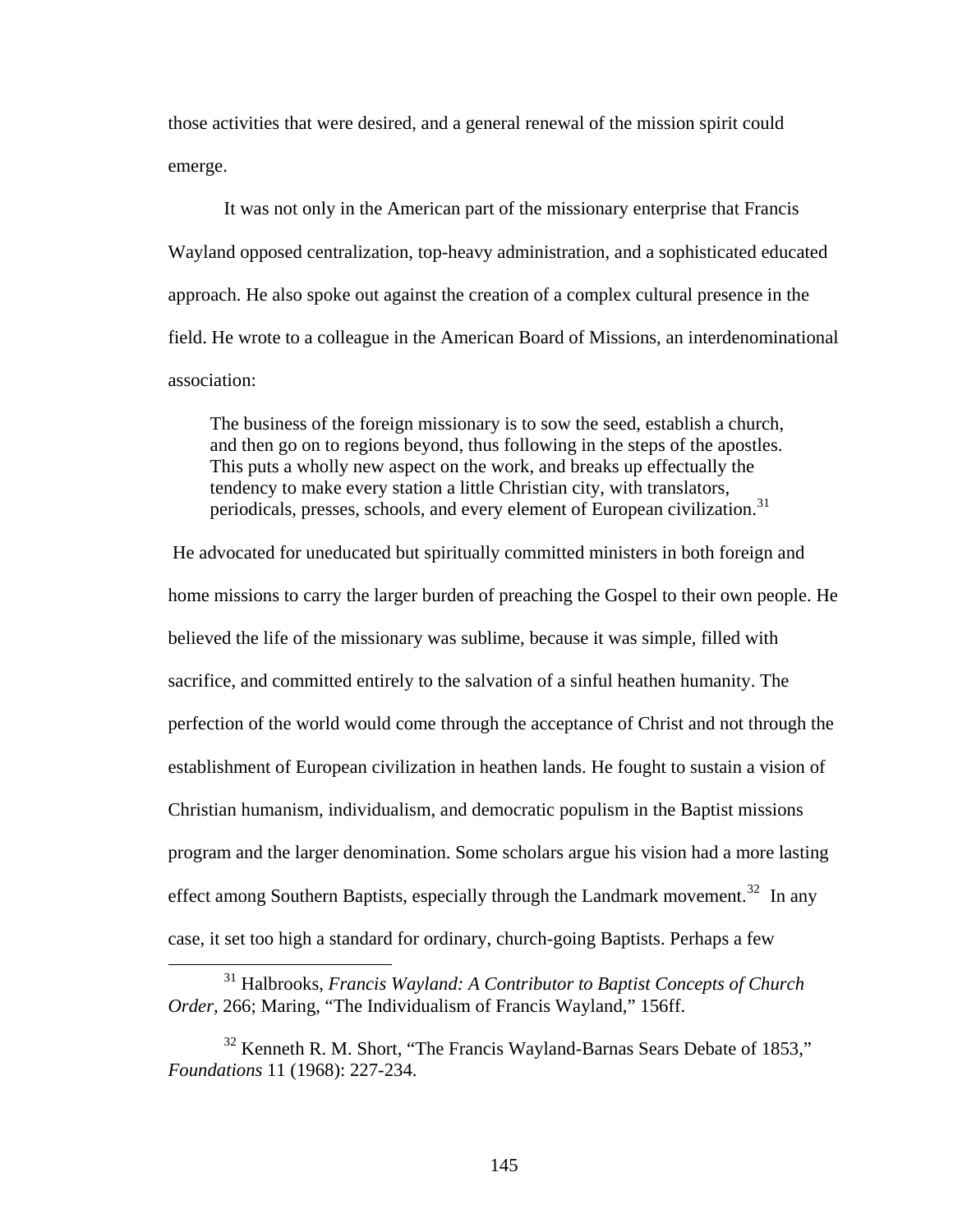those activities that were desired, and a general renewal of the mission spirit could emerge.

It was not only in the American part of the missionary enterprise that Francis Wayland opposed centralization, top-heavy administration, and a sophisticated educated approach. He also spoke out against the creation of a complex cultural presence in the field. He wrote to a colleague in the American Board of Missions, an interdenominational association:

> The business of the foreign missionary is to sow the seed, establish a church, and then go on to regions beyond, thus following in the steps of the apostles. This puts a wholly new aspect on the work, and breaks up effectually the tendency to make every station a little Christian city, with translators, periodicals, presses, schools, and every element of European civilization.[31]

He advocated for uneducated but spiritually committed ministers in both foreign and home missions to carry the larger burden of preaching the Gospel to their own people. He believed the life of the missionary was sublime, because it was simple, filled with sacrifice, and committed entirely to the salvation of a sinful heathen humanity. The perfection of the world would come through the acceptance of Christ and not through the establishment of European civilization in heathen lands. He fought to sustain a vision of Christian humanism, individualism, and democratic populism in the Baptist missions program and the larger denomination. Some scholars argue his vision had a more lasting effect among Southern Baptists, especially through the Landmark movement.[32] In any case, it set too high a standard for ordinary, church-going Baptists. Perhaps a few

---

[31] Halbrooks, *Francis Wayland: A Contributor to Baptist Concepts of Church Order*, 266; Maring, "The Individualism of Francis Wayland," 156ff.

[32] Kenneth R. M. Short, "The Francis Wayland-Barnas Sears Debate of 1853," *Foundations* 11 (1968): 227-234.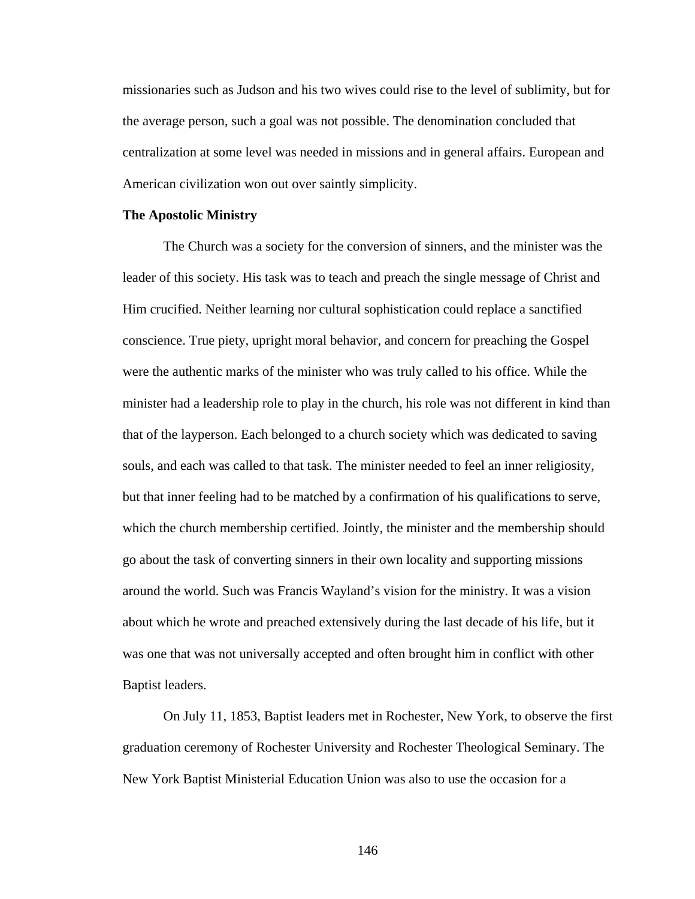missionaries such as Judson and his two wives could rise to the level of sublimity, but for the average person, such a goal was not possible. The denomination concluded that centralization at some level was needed in missions and in general affairs. European and American civilization won out over saintly simplicity.

**The Apostolic Ministry**

The Church was a society for the conversion of sinners, and the minister was the leader of this society. His task was to teach and preach the single message of Christ and Him crucified. Neither learning nor cultural sophistication could replace a sanctified conscience. True piety, upright moral behavior, and concern for preaching the Gospel were the authentic marks of the minister who was truly called to his office. While the minister had a leadership role to play in the church, his role was not different in kind than that of the layperson. Each belonged to a church society which was dedicated to saving souls, and each was called to that task. The minister needed to feel an inner religiosity, but that inner feeling had to be matched by a confirmation of his qualifications to serve, which the church membership certified. Jointly, the minister and the membership should go about the task of converting sinners in their own locality and supporting missions around the world. Such was Francis Wayland's vision for the ministry. It was a vision about which he wrote and preached extensively during the last decade of his life, but it was one that was not universally accepted and often brought him in conflict with other Baptist leaders.

On July 11, 1853, Baptist leaders met in Rochester, New York, to observe the first graduation ceremony of Rochester University and Rochester Theological Seminary. The New York Baptist Ministerial Education Union was also to use the occasion for a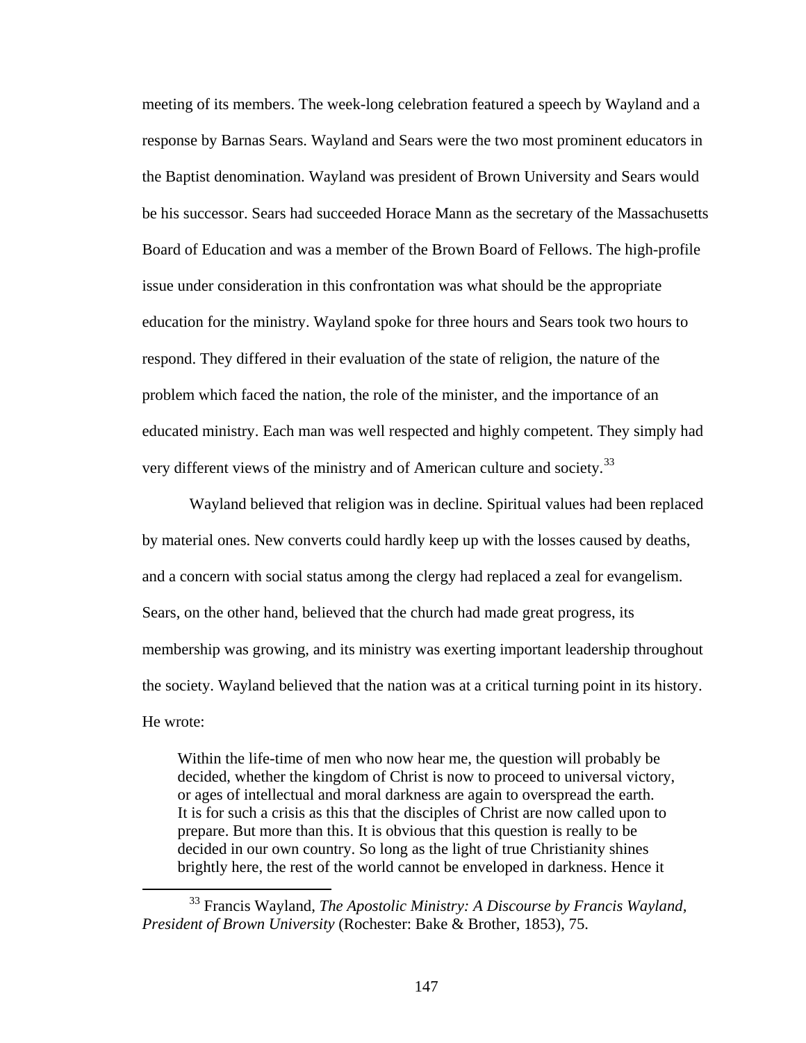meeting of its members. The week-long celebration featured a speech by Wayland and a response by Barnas Sears. Wayland and Sears were the two most prominent educators in the Baptist denomination. Wayland was president of Brown University and Sears would be his successor. Sears had succeeded Horace Mann as the secretary of the Massachusetts Board of Education and was a member of the Brown Board of Fellows. The high-profile issue under consideration in this confrontation was what should be the appropriate education for the ministry. Wayland spoke for three hours and Sears took two hours to respond. They differed in their evaluation of the state of religion, the nature of the problem which faced the nation, the role of the minister, and the importance of an educated ministry. Each man was well respected and highly competent. They simply had very different views of the ministry and of American culture and society.[33]

Wayland believed that religion was in decline. Spiritual values had been replaced by material ones. New converts could hardly keep up with the losses caused by deaths, and a concern with social status among the clergy had replaced a zeal for evangelism. Sears, on the other hand, believed that the church had made great progress, its membership was growing, and its ministry was exerting important leadership throughout the society. Wayland believed that the nation was at a critical turning point in its history. He wrote:

> Within the life-time of men who now hear me, the question will probably be decided, whether the kingdom of Christ is now to proceed to universal victory, or ages of intellectual and moral darkness are again to overspread the earth. It is for such a crisis as this that the disciples of Christ are now called upon to prepare. But more than this. It is obvious that this question is really to be decided in our own country. So long as the light of true Christianity shines brightly here, the rest of the world cannot be enveloped in darkness. Hence it

---

[33] Francis Wayland, *The Apostolic Ministry: A Discourse by Francis Wayland, President of Brown University* (Rochester: Bake & Brother, 1853), 75.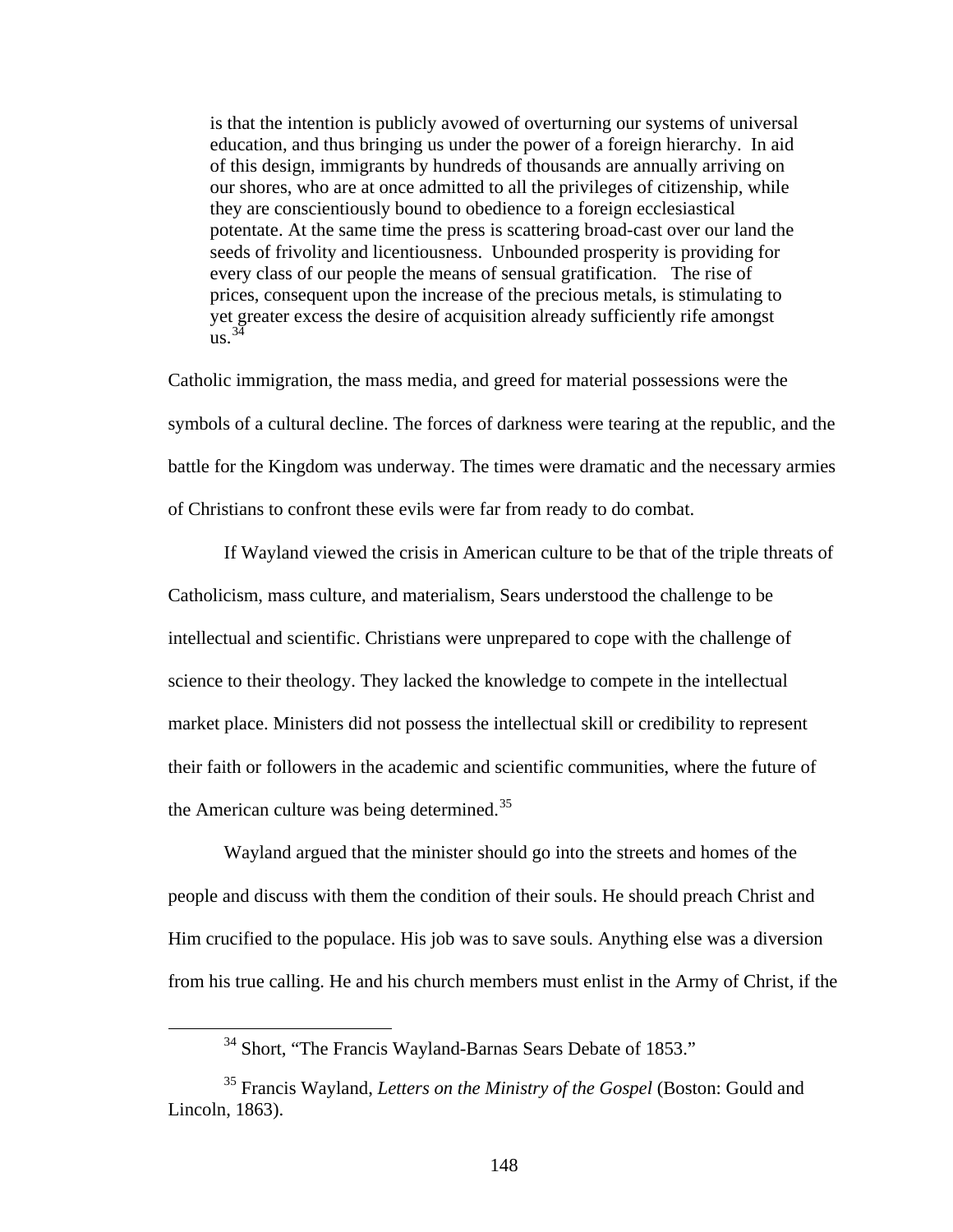> is that the intention is publicly avowed of overturning our systems of universal education, and thus bringing us under the power of a foreign hierarchy. In aid of this design, immigrants by hundreds of thousands are annually arriving on our shores, who are at once admitted to all the privileges of citizenship, while they are conscientiously bound to obedience to a foreign ecclesiastical potentate. At the same time the press is scattering broad-cast over our land the seeds of frivolity and licentiousness. Unbounded prosperity is providing for every class of our people the means of sensual gratification. The rise of prices, consequent upon the increase of the precious metals, is stimulating to yet greater excess the desire of acquisition already sufficiently rife amongst us.[34]

Catholic immigration, the mass media, and greed for material possessions were the symbols of a cultural decline. The forces of darkness were tearing at the republic, and the battle for the Kingdom was underway. The times were dramatic and the necessary armies of Christians to confront these evils were far from ready to do combat.

If Wayland viewed the crisis in American culture to be that of the triple threats of Catholicism, mass culture, and materialism, Sears understood the challenge to be intellectual and scientific. Christians were unprepared to cope with the challenge of science to their theology. They lacked the knowledge to compete in the intellectual market place. Ministers did not possess the intellectual skill or credibility to represent their faith or followers in the academic and scientific communities, where the future of the American culture was being determined.[35]

Wayland argued that the minister should go into the streets and homes of the people and discuss with them the condition of their souls. He should preach Christ and Him crucified to the populace. His job was to save souls. Anything else was a diversion from his true calling. He and his church members must enlist in the Army of Christ, if the

---

[34] Short, "The Francis Wayland-Barnas Sears Debate of 1853."

[35] Francis Wayland, *Letters on the Ministry of the Gospel* (Boston: Gould and Lincoln, 1863).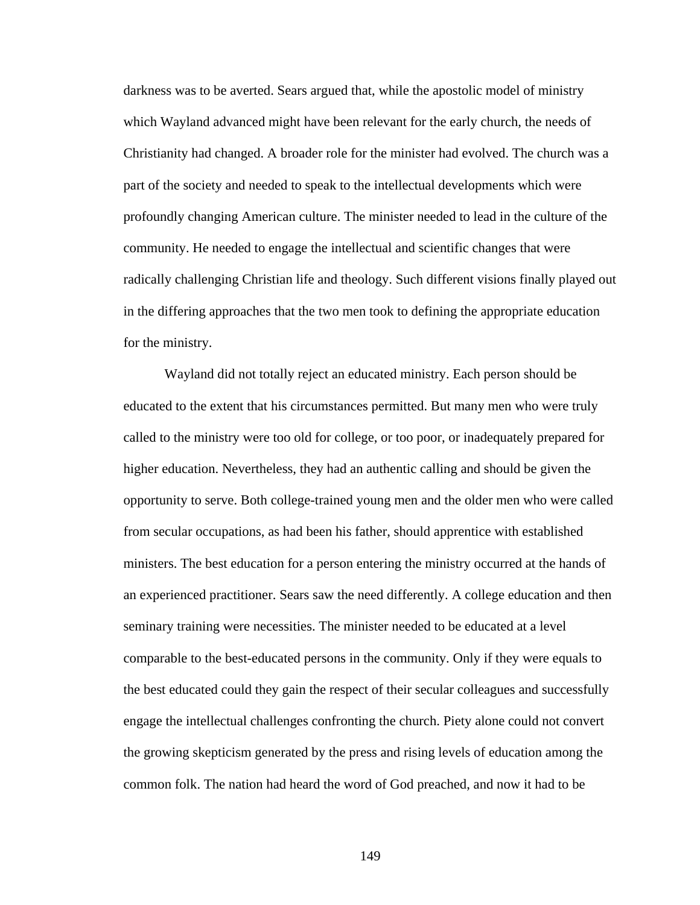darkness was to be averted. Sears argued that, while the apostolic model of ministry which Wayland advanced might have been relevant for the early church, the needs of Christianity had changed. A broader role for the minister had evolved. The church was a part of the society and needed to speak to the intellectual developments which were profoundly changing American culture. The minister needed to lead in the culture of the community. He needed to engage the intellectual and scientific changes that were radically challenging Christian life and theology. Such different visions finally played out in the differing approaches that the two men took to defining the appropriate education for the ministry.

Wayland did not totally reject an educated ministry. Each person should be educated to the extent that his circumstances permitted. But many men who were truly called to the ministry were too old for college, or too poor, or inadequately prepared for higher education. Nevertheless, they had an authentic calling and should be given the opportunity to serve. Both college-trained young men and the older men who were called from secular occupations, as had been his father, should apprentice with established ministers. The best education for a person entering the ministry occurred at the hands of an experienced practitioner. Sears saw the need differently. A college education and then seminary training were necessities. The minister needed to be educated at a level comparable to the best-educated persons in the community. Only if they were equals to the best educated could they gain the respect of their secular colleagues and successfully engage the intellectual challenges confronting the church. Piety alone could not convert the growing skepticism generated by the press and rising levels of education among the common folk. The nation had heard the word of God preached, and now it had to be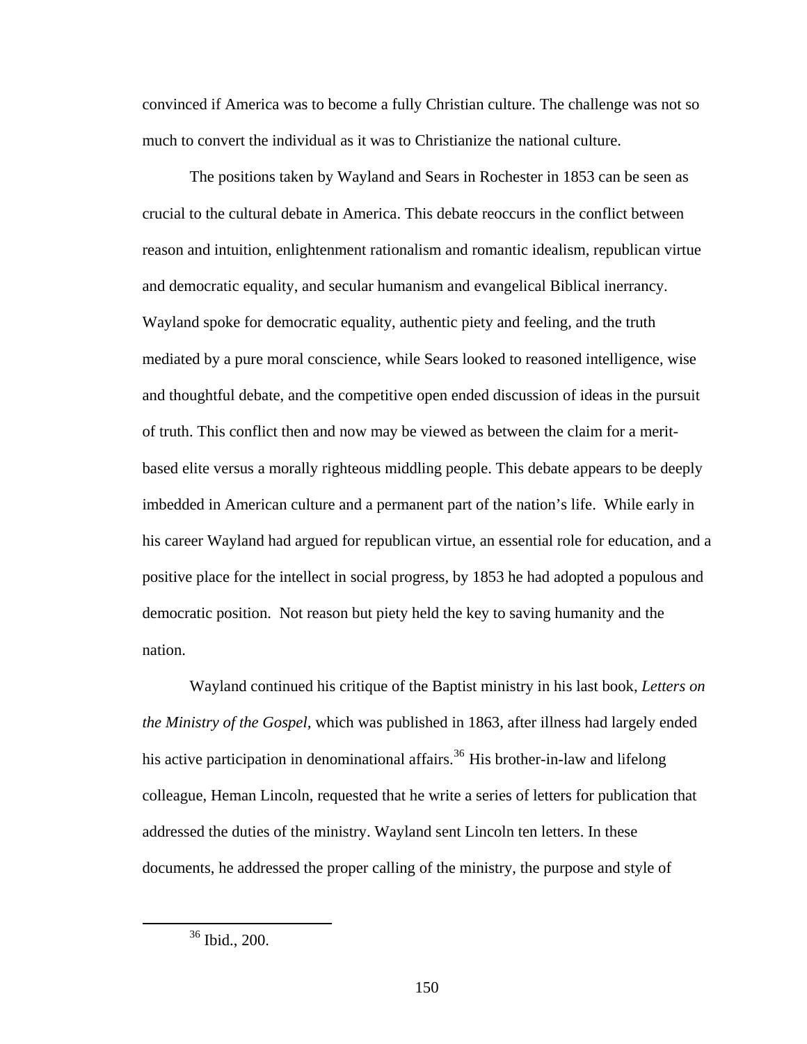convinced if America was to become a fully Christian culture. The challenge was not so much to convert the individual as it was to Christianize the national culture.

The positions taken by Wayland and Sears in Rochester in 1853 can be seen as crucial to the cultural debate in America. This debate reoccurs in the conflict between reason and intuition, enlightenment rationalism and romantic idealism, republican virtue and democratic equality, and secular humanism and evangelical Biblical inerrancy. Wayland spoke for democratic equality, authentic piety and feeling, and the truth mediated by a pure moral conscience, while Sears looked to reasoned intelligence, wise and thoughtful debate, and the competitive open ended discussion of ideas in the pursuit of truth. This conflict then and now may be viewed as between the claim for a merit-based elite versus a morally righteous middling people. This debate appears to be deeply imbedded in American culture and a permanent part of the nation's life. While early in his career Wayland had argued for republican virtue, an essential role for education, and a positive place for the intellect in social progress, by 1853 he had adopted a populous and democratic position. Not reason but piety held the key to saving humanity and the nation.

Wayland continued his critique of the Baptist ministry in his last book, *Letters on the Ministry of the Gospel*, which was published in 1863, after illness had largely ended his active participation in denominational affairs.[36] His brother-in-law and lifelong colleague, Heman Lincoln, requested that he write a series of letters for publication that addressed the duties of the ministry. Wayland sent Lincoln ten letters. In these documents, he addressed the proper calling of the ministry, the purpose and style of

---

[36] Ibid., 200.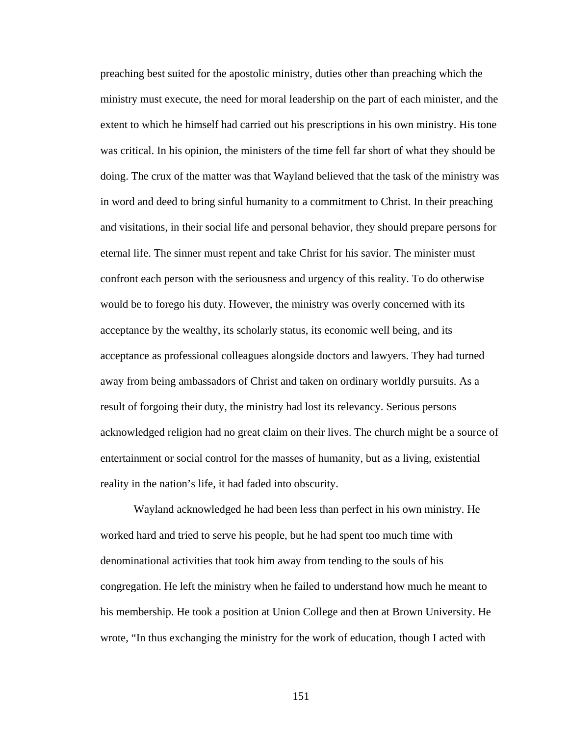preaching best suited for the apostolic ministry, duties other than preaching which the ministry must execute, the need for moral leadership on the part of each minister, and the extent to which he himself had carried out his prescriptions in his own ministry. His tone was critical. In his opinion, the ministers of the time fell far short of what they should be doing. The crux of the matter was that Wayland believed that the task of the ministry was in word and deed to bring sinful humanity to a commitment to Christ. In their preaching and visitations, in their social life and personal behavior, they should prepare persons for eternal life. The sinner must repent and take Christ for his savior. The minister must confront each person with the seriousness and urgency of this reality. To do otherwise would be to forego his duty. However, the ministry was overly concerned with its acceptance by the wealthy, its scholarly status, its economic well being, and its acceptance as professional colleagues alongside doctors and lawyers. They had turned away from being ambassadors of Christ and taken on ordinary worldly pursuits. As a result of forgoing their duty, the ministry had lost its relevancy. Serious persons acknowledged religion had no great claim on their lives. The church might be a source of entertainment or social control for the masses of humanity, but as a living, existential reality in the nation's life, it had faded into obscurity.

Wayland acknowledged he had been less than perfect in his own ministry. He worked hard and tried to serve his people, but he had spent too much time with denominational activities that took him away from tending to the souls of his congregation. He left the ministry when he failed to understand how much he meant to his membership. He took a position at Union College and then at Brown University. He wrote, "In thus exchanging the ministry for the work of education, though I acted with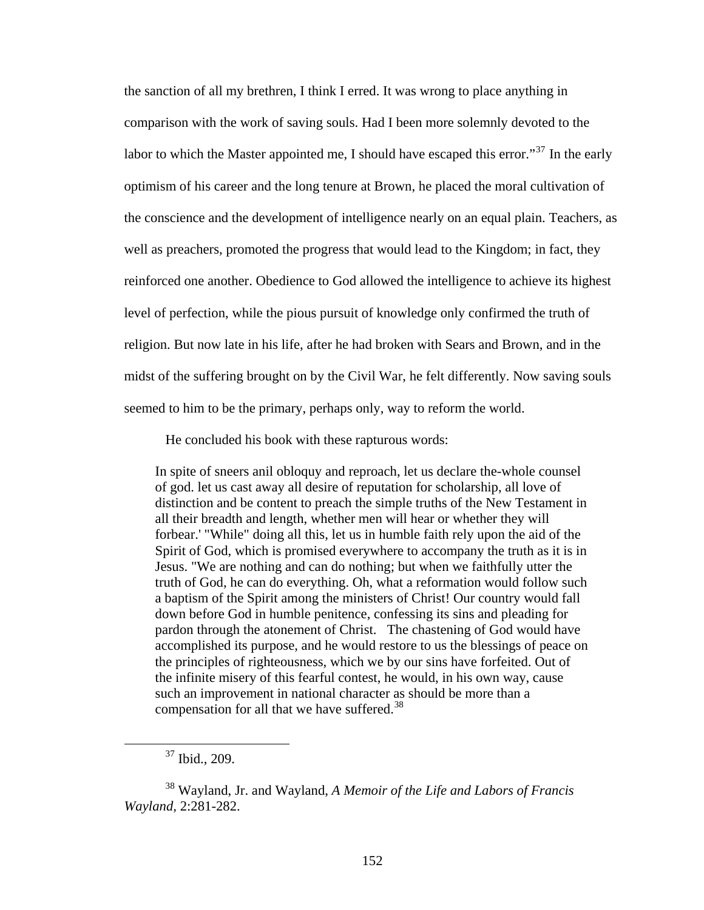the sanction of all my brethren, I think I erred. It was wrong to place anything in comparison with the work of saving souls. Had I been more solemnly devoted to the labor to which the Master appointed me, I should have escaped this error."[37] In the early optimism of his career and the long tenure at Brown, he placed the moral cultivation of the conscience and the development of intelligence nearly on an equal plain. Teachers, as well as preachers, promoted the progress that would lead to the Kingdom; in fact, they reinforced one another. Obedience to God allowed the intelligence to achieve its highest level of perfection, while the pious pursuit of knowledge only confirmed the truth of religion. But now late in his life, after he had broken with Sears and Brown, and in the midst of the suffering brought on by the Civil War, he felt differently. Now saving souls seemed to him to be the primary, perhaps only, way to reform the world.

He concluded his book with these rapturous words:

> In spite of sneers anil obloquy and reproach, let us declare the-whole counsel of god. let us cast away all desire of reputation for scholarship, all love of distinction and be content to preach the simple truths of the New Testament in all their breadth and length, whether men will hear or whether they will forbear.' "While" doing all this, let us in humble faith rely upon the aid of the Spirit of God, which is promised everywhere to accompany the truth as it is in Jesus. "We are nothing and can do nothing; but when we faithfully utter the truth of God, he can do everything. Oh, what a reformation would follow such a baptism of the Spirit among the ministers of Christ! Our country would fall down before God in humble penitence, confessing its sins and pleading for pardon through the atonement of Christ. The chastening of God would have accomplished its purpose, and he would restore to us the blessings of peace on the principles of righteousness, which we by our sins have forfeited. Out of the infinite misery of this fearful contest, he would, in his own way, cause such an improvement in national character as should be more than a compensation for all that we have suffered.[38]

---

[37] Ibid., 209.

[38] Wayland, Jr. and Wayland, *A Memoir of the Life and Labors of Francis Wayland,* 2:281-282.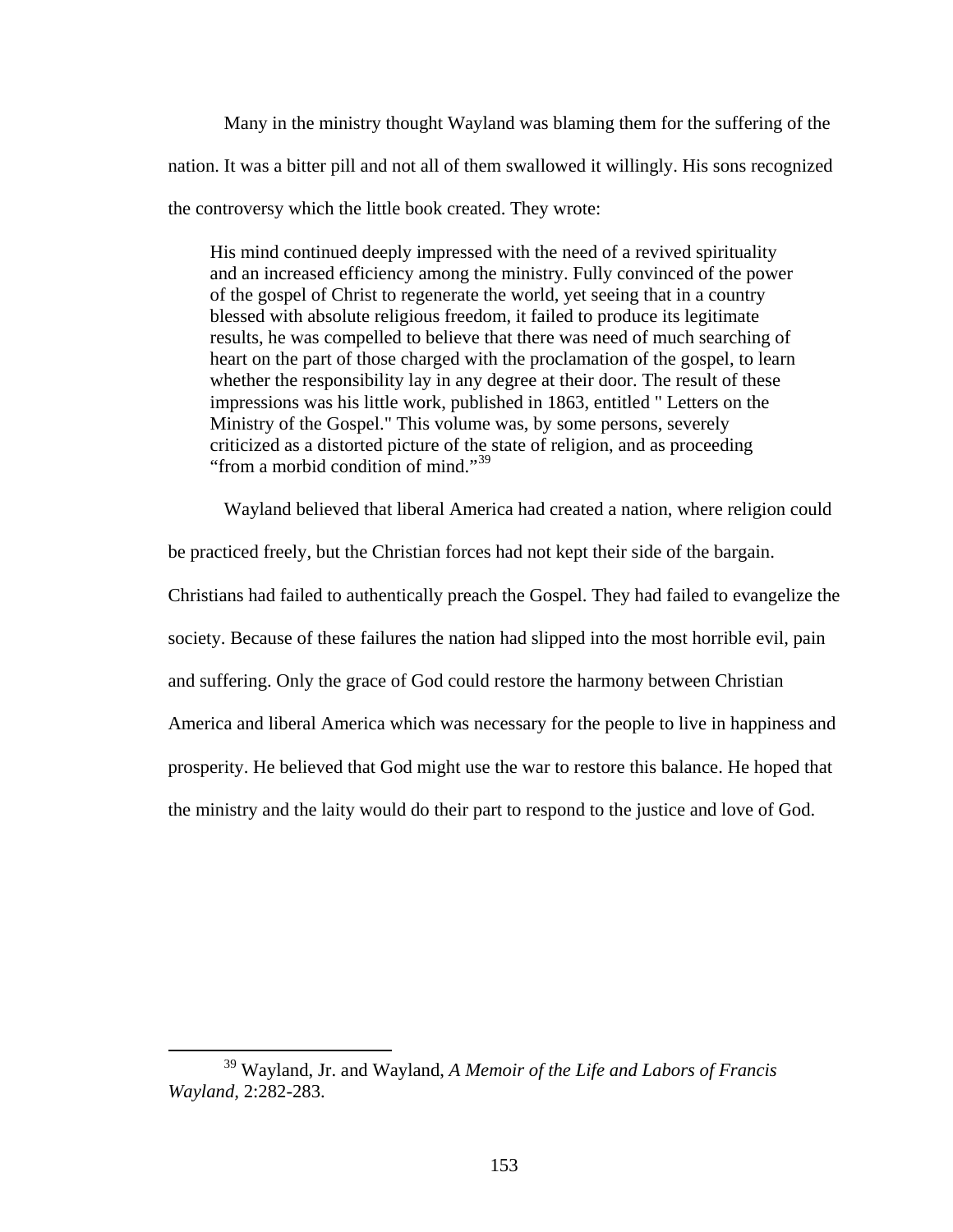Many in the ministry thought Wayland was blaming them for the suffering of the nation. It was a bitter pill and not all of them swallowed it willingly. His sons recognized the controversy which the little book created. They wrote:

> His mind continued deeply impressed with the need of a revived spirituality and an increased efficiency among the ministry. Fully convinced of the power of the gospel of Christ to regenerate the world, yet seeing that in a country blessed with absolute religious freedom, it failed to produce its legitimate results, he was compelled to believe that there was need of much searching of heart on the part of those charged with the proclamation of the gospel, to learn whether the responsibility lay in any degree at their door. The result of these impressions was his little work, published in 1863, entitled " Letters on the Ministry of the Gospel." This volume was, by some persons, severely criticized as a distorted picture of the state of religion, and as proceeding "from a morbid condition of mind."[39]

Wayland believed that liberal America had created a nation, where religion could be practiced freely, but the Christian forces had not kept their side of the bargain. Christians had failed to authentically preach the Gospel. They had failed to evangelize the society. Because of these failures the nation had slipped into the most horrible evil, pain and suffering. Only the grace of God could restore the harmony between Christian America and liberal America which was necessary for the people to live in happiness and prosperity. He believed that God might use the war to restore this balance. He hoped that the ministry and the laity would do their part to respond to the justice and love of God.

---

[39] Wayland, Jr. and Wayland, *A Memoir of the Life and Labors of Francis Wayland*, 2:282-283.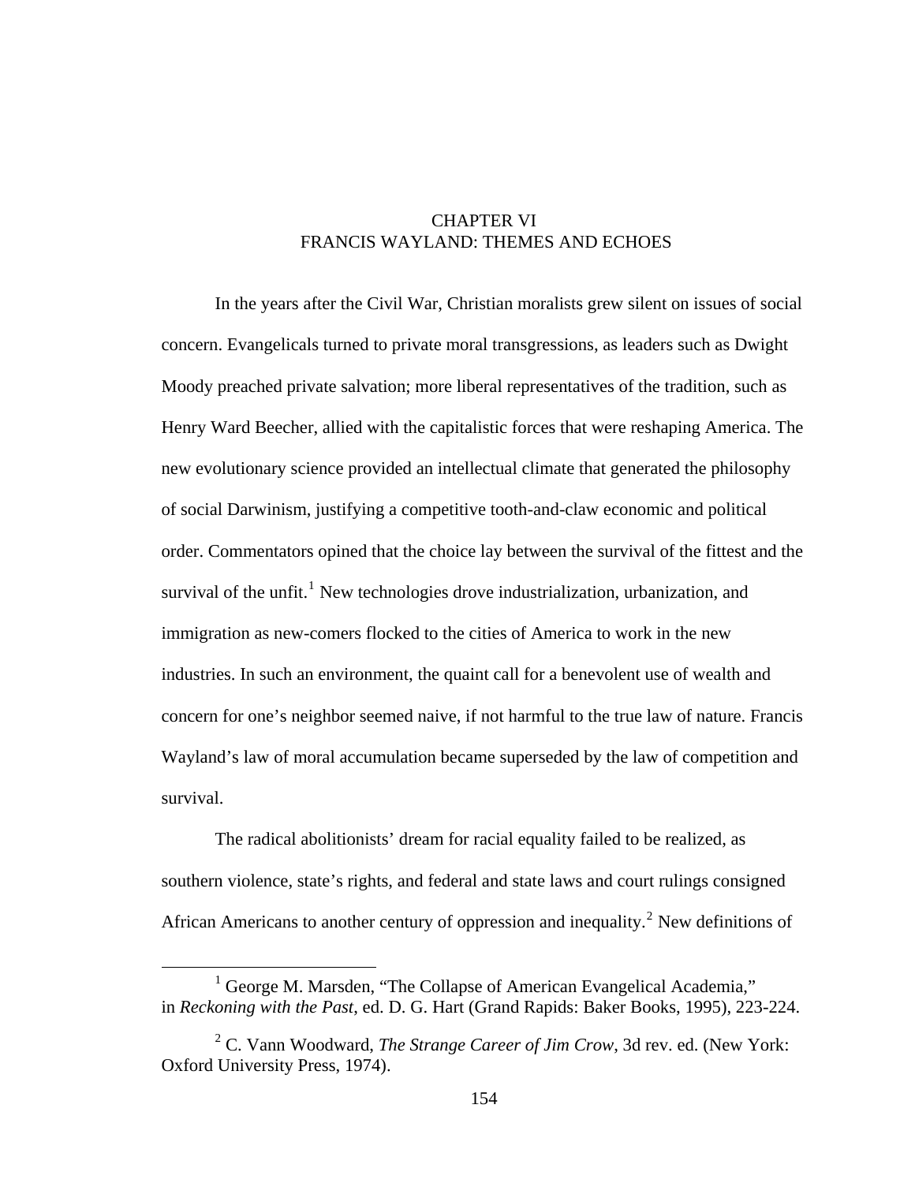# CHAPTER VI
# FRANCIS WAYLAND: THEMES AND ECHOES

In the years after the Civil War, Christian moralists grew silent on issues of social concern. Evangelicals turned to private moral transgressions, as leaders such as Dwight Moody preached private salvation; more liberal representatives of the tradition, such as Henry Ward Beecher, allied with the capitalistic forces that were reshaping America. The new evolutionary science provided an intellectual climate that generated the philosophy of social Darwinism, justifying a competitive tooth-and-claw economic and political order. Commentators opined that the choice lay between the survival of the fittest and the survival of the unfit.[1] New technologies drove industrialization, urbanization, and immigration as new-comers flocked to the cities of America to work in the new industries. In such an environment, the quaint call for a benevolent use of wealth and concern for one's neighbor seemed naive, if not harmful to the true law of nature. Francis Wayland's law of moral accumulation became superseded by the law of competition and survival.

The radical abolitionists' dream for racial equality failed to be realized, as southern violence, state's rights, and federal and state laws and court rulings consigned African Americans to another century of oppression and inequality.[2] New definitions of

---

[1] George M. Marsden, "The Collapse of American Evangelical Academia," in *Reckoning with the Past*, ed. D. G. Hart (Grand Rapids: Baker Books, 1995), 223-224.

[2] C. Vann Woodward, *The Strange Career of Jim Crow*, 3d rev. ed. (New York: Oxford University Press, 1974).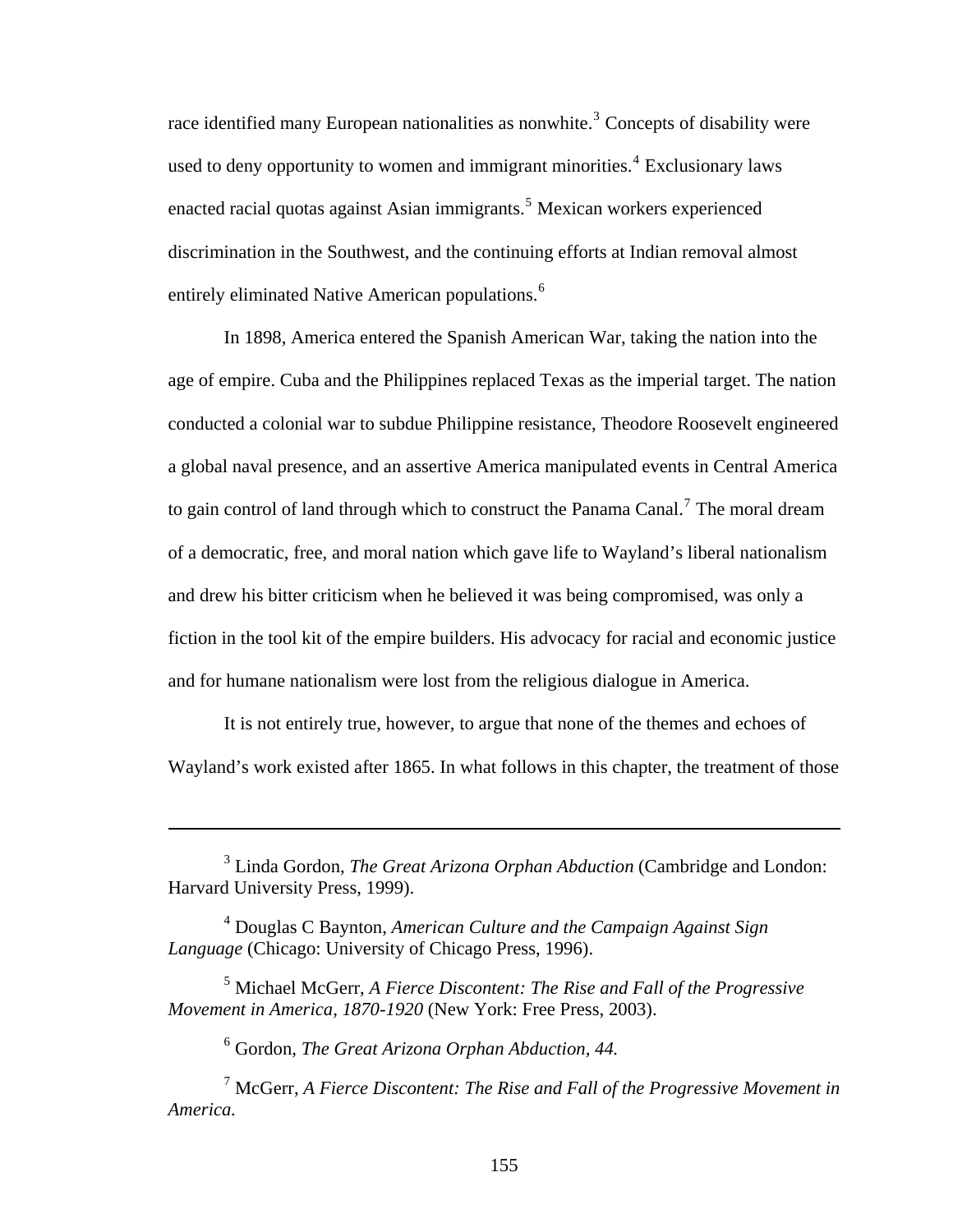race identified many European nationalities as nonwhite.[3] Concepts of disability were used to deny opportunity to women and immigrant minorities.[4] Exclusionary laws enacted racial quotas against Asian immigrants.[5] Mexican workers experienced discrimination in the Southwest, and the continuing efforts at Indian removal almost entirely eliminated Native American populations.[6]

In 1898, America entered the Spanish American War, taking the nation into the age of empire. Cuba and the Philippines replaced Texas as the imperial target. The nation conducted a colonial war to subdue Philippine resistance, Theodore Roosevelt engineered a global naval presence, and an assertive America manipulated events in Central America to gain control of land through which to construct the Panama Canal.[7] The moral dream of a democratic, free, and moral nation which gave life to Wayland's liberal nationalism and drew his bitter criticism when he believed it was being compromised, was only a fiction in the tool kit of the empire builders. His advocacy for racial and economic justice and for humane nationalism were lost from the religious dialogue in America.

It is not entirely true, however, to argue that none of the themes and echoes of Wayland's work existed after 1865. In what follows in this chapter, the treatment of those

---

[3] Linda Gordon, *The Great Arizona Orphan Abduction* (Cambridge and London: Harvard University Press, 1999).

[4] Douglas C Baynton, *American Culture and the Campaign Against Sign Language* (Chicago: University of Chicago Press, 1996).

[5] Michael McGerr, *A Fierce Discontent: The Rise and Fall of the Progressive Movement in America, 1870-1920* (New York: Free Press, 2003).

[6] Gordon, *The Great Arizona Orphan Abduction, 44.*

[7] McGerr, *A Fierce Discontent: The Rise and Fall of the Progressive Movement in America.*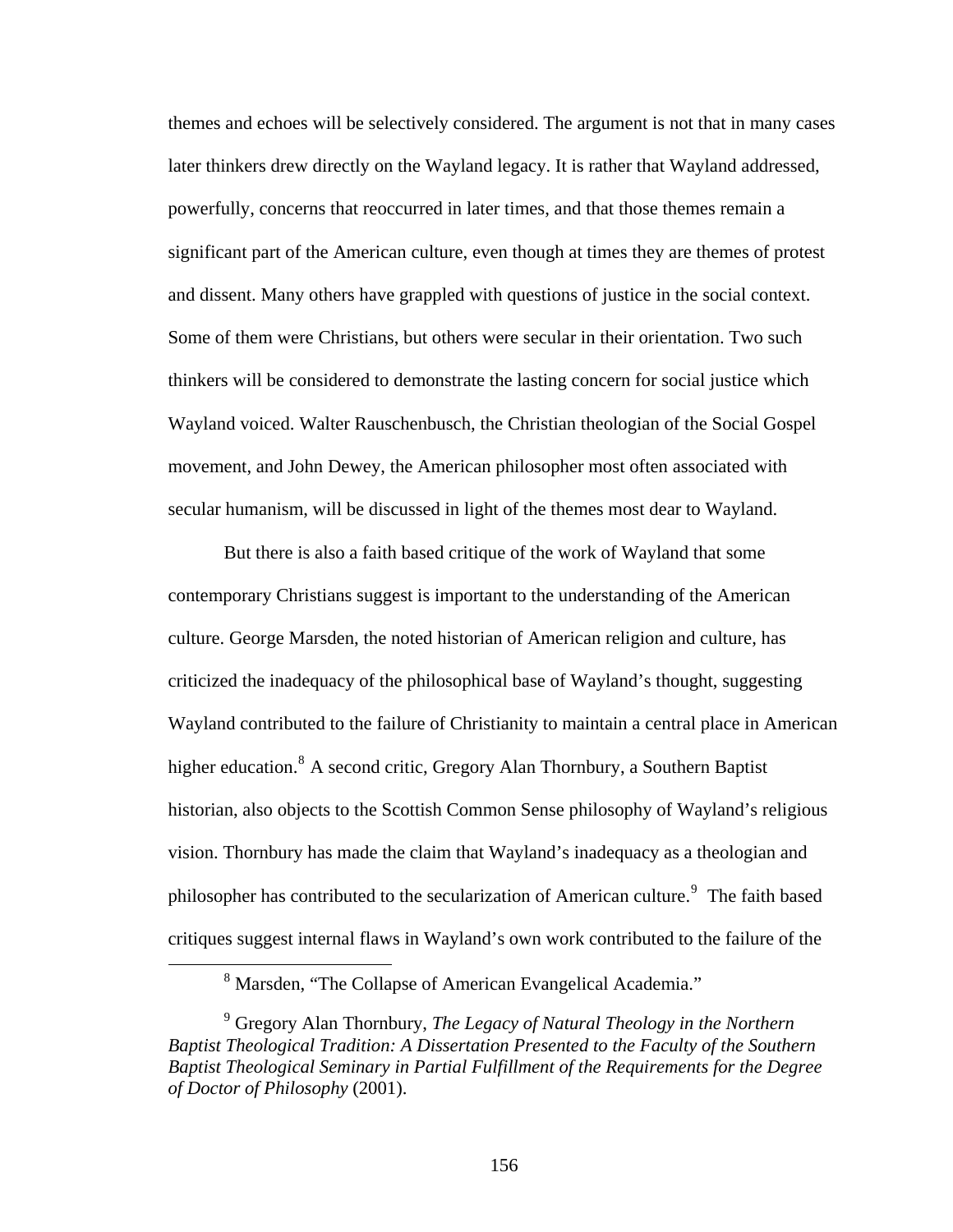themes and echoes will be selectively considered. The argument is not that in many cases later thinkers drew directly on the Wayland legacy. It is rather that Wayland addressed, powerfully, concerns that reoccurred in later times, and that those themes remain a significant part of the American culture, even though at times they are themes of protest and dissent. Many others have grappled with questions of justice in the social context. Some of them were Christians, but others were secular in their orientation. Two such thinkers will be considered to demonstrate the lasting concern for social justice which Wayland voiced. Walter Rauschenbusch, the Christian theologian of the Social Gospel movement, and John Dewey, the American philosopher most often associated with secular humanism, will be discussed in light of the themes most dear to Wayland.

But there is also a faith based critique of the work of Wayland that some contemporary Christians suggest is important to the understanding of the American culture. George Marsden, the noted historian of American religion and culture, has criticized the inadequacy of the philosophical base of Wayland's thought, suggesting Wayland contributed to the failure of Christianity to maintain a central place in American higher education.[8] A second critic, Gregory Alan Thornbury, a Southern Baptist historian, also objects to the Scottish Common Sense philosophy of Wayland's religious vision. Thornbury has made the claim that Wayland's inadequacy as a theologian and philosopher has contributed to the secularization of American culture.[9] The faith based critiques suggest internal flaws in Wayland's own work contributed to the failure of the

[8] Marsden, "The Collapse of American Evangelical Academia."

[9] Gregory Alan Thornbury, *The Legacy of Natural Theology in the Northern Baptist Theological Tradition: A Dissertation Presented to the Faculty of the Southern Baptist Theological Seminary in Partial Fulfillment of the Requirements for the Degree of Doctor of Philosophy* (2001).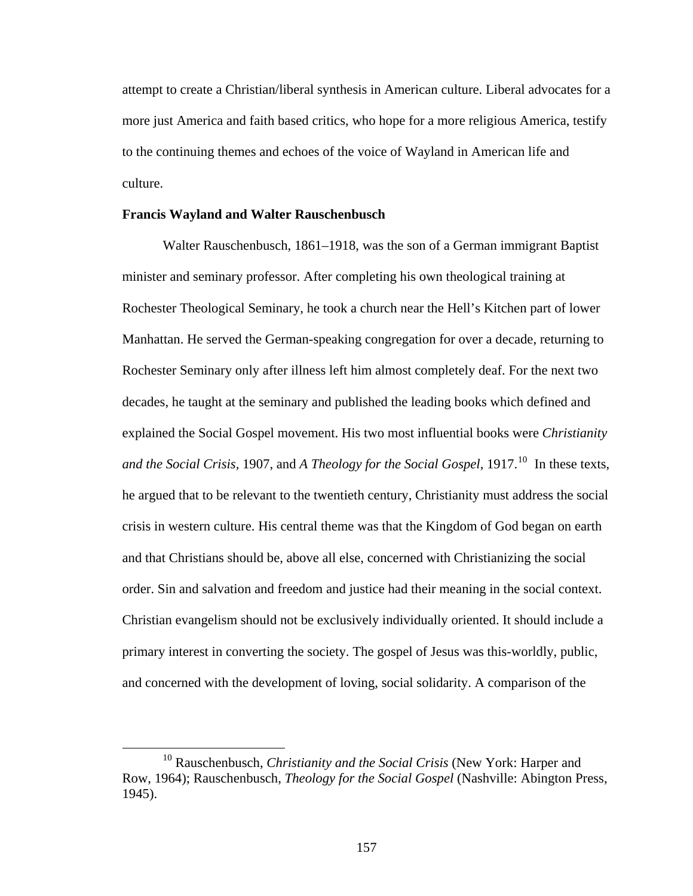attempt to create a Christian/liberal synthesis in American culture. Liberal advocates for a more just America and faith based critics, who hope for a more religious America, testify to the continuing themes and echoes of the voice of Wayland in American life and culture.

**Francis Wayland and Walter Rauschenbusch**

Walter Rauschenbusch, 1861–1918, was the son of a German immigrant Baptist minister and seminary professor. After completing his own theological training at Rochester Theological Seminary, he took a church near the Hell's Kitchen part of lower Manhattan. He served the German-speaking congregation for over a decade, returning to Rochester Seminary only after illness left him almost completely deaf. For the next two decades, he taught at the seminary and published the leading books which defined and explained the Social Gospel movement. His two most influential books were *Christianity and the Social Crisis*, 1907, and *A Theology for the Social Gospel*, 1917.[10] In these texts, he argued that to be relevant to the twentieth century, Christianity must address the social crisis in western culture. His central theme was that the Kingdom of God began on earth and that Christians should be, above all else, concerned with Christianizing the social order. Sin and salvation and freedom and justice had their meaning in the social context. Christian evangelism should not be exclusively individually oriented. It should include a primary interest in converting the society. The gospel of Jesus was this-worldly, public, and concerned with the development of loving, social solidarity. A comparison of the

[10] Rauschenbusch, *Christianity and the Social Crisis* (New York: Harper and Row, 1964); Rauschenbusch, *Theology for the Social Gospel* (Nashville: Abington Press, 1945).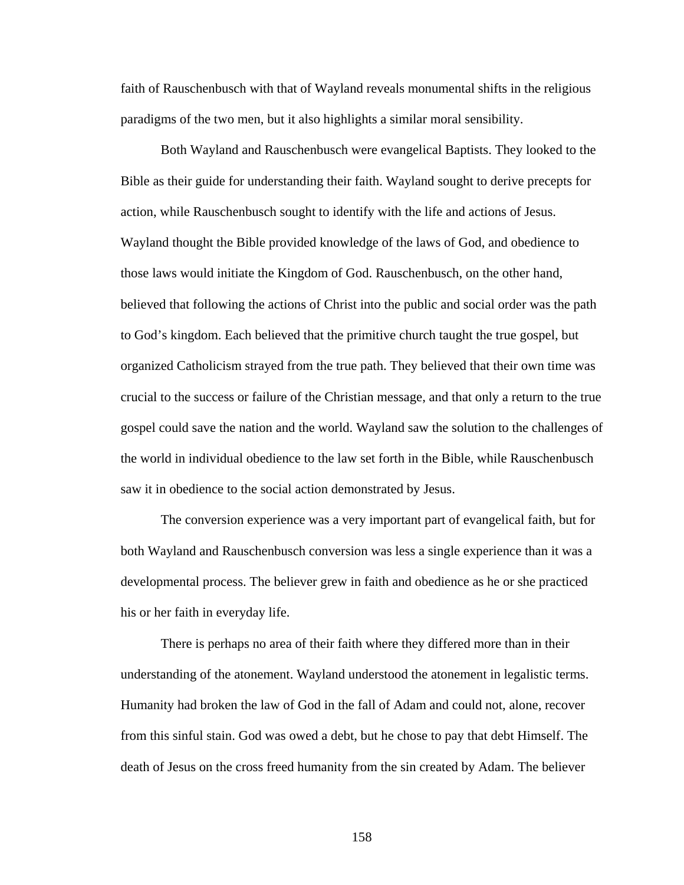faith of Rauschenbusch with that of Wayland reveals monumental shifts in the religious paradigms of the two men, but it also highlights a similar moral sensibility.

Both Wayland and Rauschenbusch were evangelical Baptists. They looked to the Bible as their guide for understanding their faith. Wayland sought to derive precepts for action, while Rauschenbusch sought to identify with the life and actions of Jesus. Wayland thought the Bible provided knowledge of the laws of God, and obedience to those laws would initiate the Kingdom of God. Rauschenbusch, on the other hand, believed that following the actions of Christ into the public and social order was the path to God's kingdom. Each believed that the primitive church taught the true gospel, but organized Catholicism strayed from the true path. They believed that their own time was crucial to the success or failure of the Christian message, and that only a return to the true gospel could save the nation and the world. Wayland saw the solution to the challenges of the world in individual obedience to the law set forth in the Bible, while Rauschenbusch saw it in obedience to the social action demonstrated by Jesus.

The conversion experience was a very important part of evangelical faith, but for both Wayland and Rauschenbusch conversion was less a single experience than it was a developmental process. The believer grew in faith and obedience as he or she practiced his or her faith in everyday life.

There is perhaps no area of their faith where they differed more than in their understanding of the atonement. Wayland understood the atonement in legalistic terms. Humanity had broken the law of God in the fall of Adam and could not, alone, recover from this sinful stain. God was owed a debt, but he chose to pay that debt Himself. The death of Jesus on the cross freed humanity from the sin created by Adam. The believer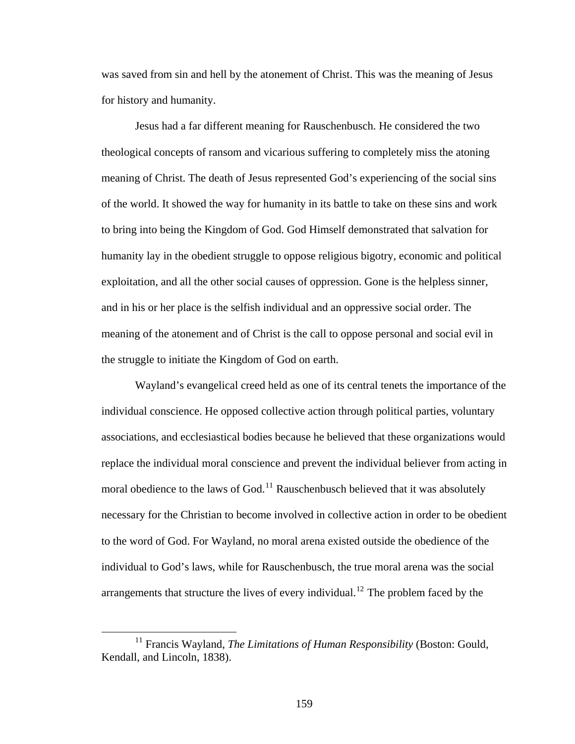was saved from sin and hell by the atonement of Christ. This was the meaning of Jesus for history and humanity.

Jesus had a far different meaning for Rauschenbusch. He considered the two theological concepts of ransom and vicarious suffering to completely miss the atoning meaning of Christ. The death of Jesus represented God's experiencing of the social sins of the world. It showed the way for humanity in its battle to take on these sins and work to bring into being the Kingdom of God. God Himself demonstrated that salvation for humanity lay in the obedient struggle to oppose religious bigotry, economic and political exploitation, and all the other social causes of oppression. Gone is the helpless sinner, and in his or her place is the selfish individual and an oppressive social order. The meaning of the atonement and of Christ is the call to oppose personal and social evil in the struggle to initiate the Kingdom of God on earth.

Wayland's evangelical creed held as one of its central tenets the importance of the individual conscience. He opposed collective action through political parties, voluntary associations, and ecclesiastical bodies because he believed that these organizations would replace the individual moral conscience and prevent the individual believer from acting in moral obedience to the laws of God.[11] Rauschenbusch believed that it was absolutely necessary for the Christian to become involved in collective action in order to be obedient to the word of God. For Wayland, no moral arena existed outside the obedience of the individual to God's laws, while for Rauschenbusch, the true moral arena was the social arrangements that structure the lives of every individual.[12] The problem faced by the

[11] Francis Wayland, *The Limitations of Human Responsibility* (Boston: Gould, Kendall, and Lincoln, 1838).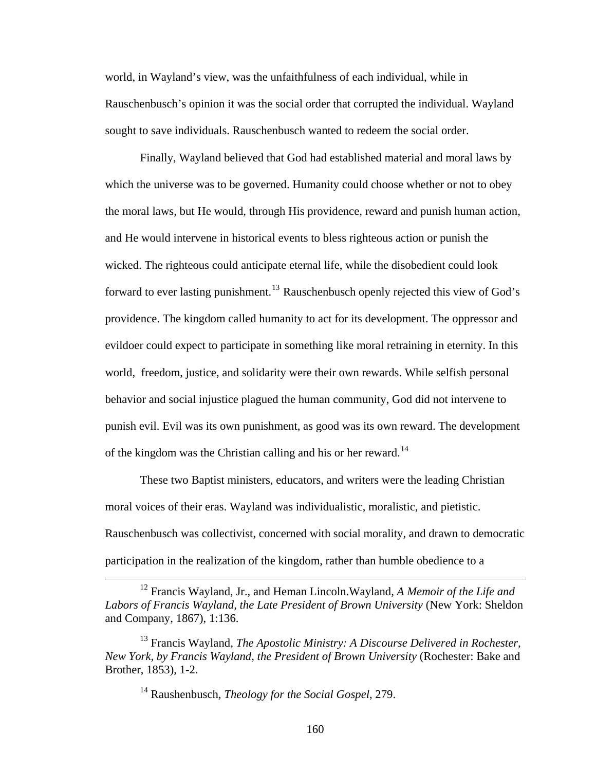world, in Wayland's view, was the unfaithfulness of each individual, while in Rauschenbusch's opinion it was the social order that corrupted the individual. Wayland sought to save individuals. Rauschenbusch wanted to redeem the social order.

Finally, Wayland believed that God had established material and moral laws by which the universe was to be governed. Humanity could choose whether or not to obey the moral laws, but He would, through His providence, reward and punish human action, and He would intervene in historical events to bless righteous action or punish the wicked. The righteous could anticipate eternal life, while the disobedient could look forward to ever lasting punishment.[13] Rauschenbusch openly rejected this view of God's providence. The kingdom called humanity to act for its development. The oppressor and evildoer could expect to participate in something like moral retraining in eternity. In this world, freedom, justice, and solidarity were their own rewards. While selfish personal behavior and social injustice plagued the human community, God did not intervene to punish evil. Evil was its own punishment, as good was its own reward. The development of the kingdom was the Christian calling and his or her reward.[14]

These two Baptist ministers, educators, and writers were the leading Christian moral voices of their eras. Wayland was individualistic, moralistic, and pietistic. Rauschenbusch was collectivist, concerned with social morality, and drawn to democratic participation in the realization of the kingdom, rather than humble obedience to a

---

[12] Francis Wayland, Jr., and Heman Lincoln.Wayland, *A Memoir of the Life and Labors of Francis Wayland, the Late President of Brown University* (New York: Sheldon and Company, 1867), 1:136.

[13] Francis Wayland, *The Apostolic Ministry: A Discourse Delivered in Rochester, New York, by Francis Wayland, the President of Brown University* (Rochester: Bake and Brother, 1853), 1-2.

[14] Raushenbusch, *Theology for the Social Gospel*, 279.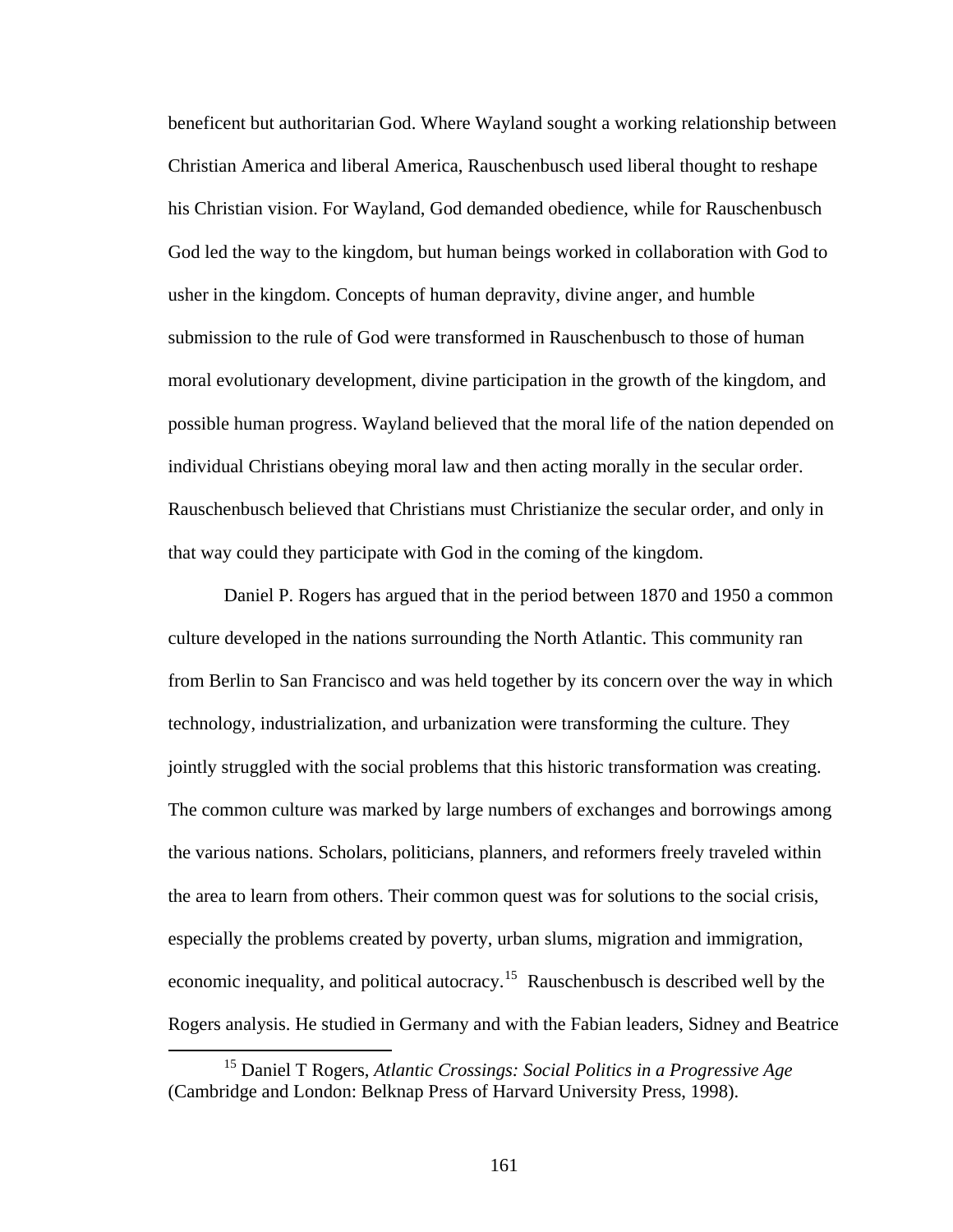beneficent but authoritarian God. Where Wayland sought a working relationship between Christian America and liberal America, Rauschenbusch used liberal thought to reshape his Christian vision. For Wayland, God demanded obedience, while for Rauschenbusch God led the way to the kingdom, but human beings worked in collaboration with God to usher in the kingdom. Concepts of human depravity, divine anger, and humble submission to the rule of God were transformed in Rauschenbusch to those of human moral evolutionary development, divine participation in the growth of the kingdom, and possible human progress. Wayland believed that the moral life of the nation depended on individual Christians obeying moral law and then acting morally in the secular order. Rauschenbusch believed that Christians must Christianize the secular order, and only in that way could they participate with God in the coming of the kingdom.

Daniel P. Rogers has argued that in the period between 1870 and 1950 a common culture developed in the nations surrounding the North Atlantic. This community ran from Berlin to San Francisco and was held together by its concern over the way in which technology, industrialization, and urbanization were transforming the culture. They jointly struggled with the social problems that this historic transformation was creating. The common culture was marked by large numbers of exchanges and borrowings among the various nations. Scholars, politicians, planners, and reformers freely traveled within the area to learn from others. Their common quest was for solutions to the social crisis, especially the problems created by poverty, urban slums, migration and immigration, economic inequality, and political autocracy.[15] Rauschenbusch is described well by the Rogers analysis. He studied in Germany and with the Fabian leaders, Sidney and Beatrice

---

[15] Daniel T Rogers, *Atlantic Crossings: Social Politics in a Progressive Age* (Cambridge and London: Belknap Press of Harvard University Press, 1998).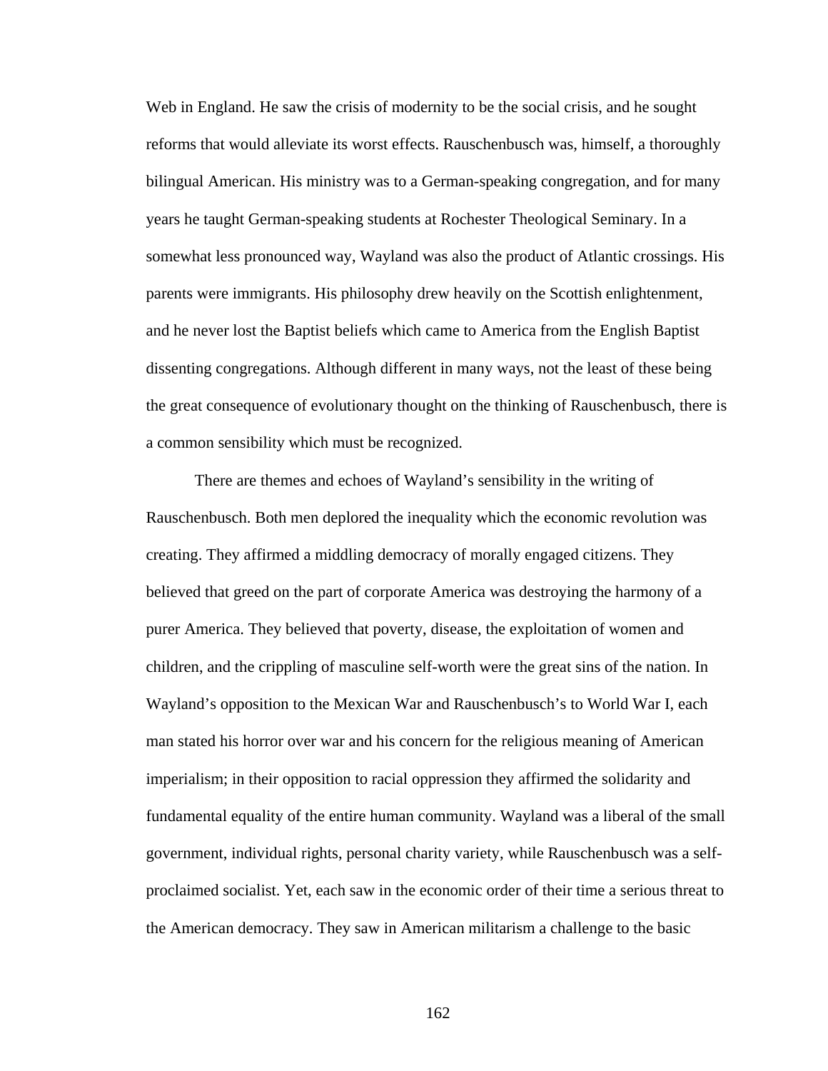Web in England. He saw the crisis of modernity to be the social crisis, and he sought reforms that would alleviate its worst effects. Rauschenbusch was, himself, a thoroughly bilingual American. His ministry was to a German-speaking congregation, and for many years he taught German-speaking students at Rochester Theological Seminary. In a somewhat less pronounced way, Wayland was also the product of Atlantic crossings. His parents were immigrants. His philosophy drew heavily on the Scottish enlightenment, and he never lost the Baptist beliefs which came to America from the English Baptist dissenting congregations. Although different in many ways, not the least of these being the great consequence of evolutionary thought on the thinking of Rauschenbusch, there is a common sensibility which must be recognized.

There are themes and echoes of Wayland's sensibility in the writing of Rauschenbusch. Both men deplored the inequality which the economic revolution was creating. They affirmed a middling democracy of morally engaged citizens. They believed that greed on the part of corporate America was destroying the harmony of a purer America. They believed that poverty, disease, the exploitation of women and children, and the crippling of masculine self-worth were the great sins of the nation. In Wayland's opposition to the Mexican War and Rauschenbusch's to World War I, each man stated his horror over war and his concern for the religious meaning of American imperialism; in their opposition to racial oppression they affirmed the solidarity and fundamental equality of the entire human community. Wayland was a liberal of the small government, individual rights, personal charity variety, while Rauschenbusch was a self-proclaimed socialist. Yet, each saw in the economic order of their time a serious threat to the American democracy. They saw in American militarism a challenge to the basic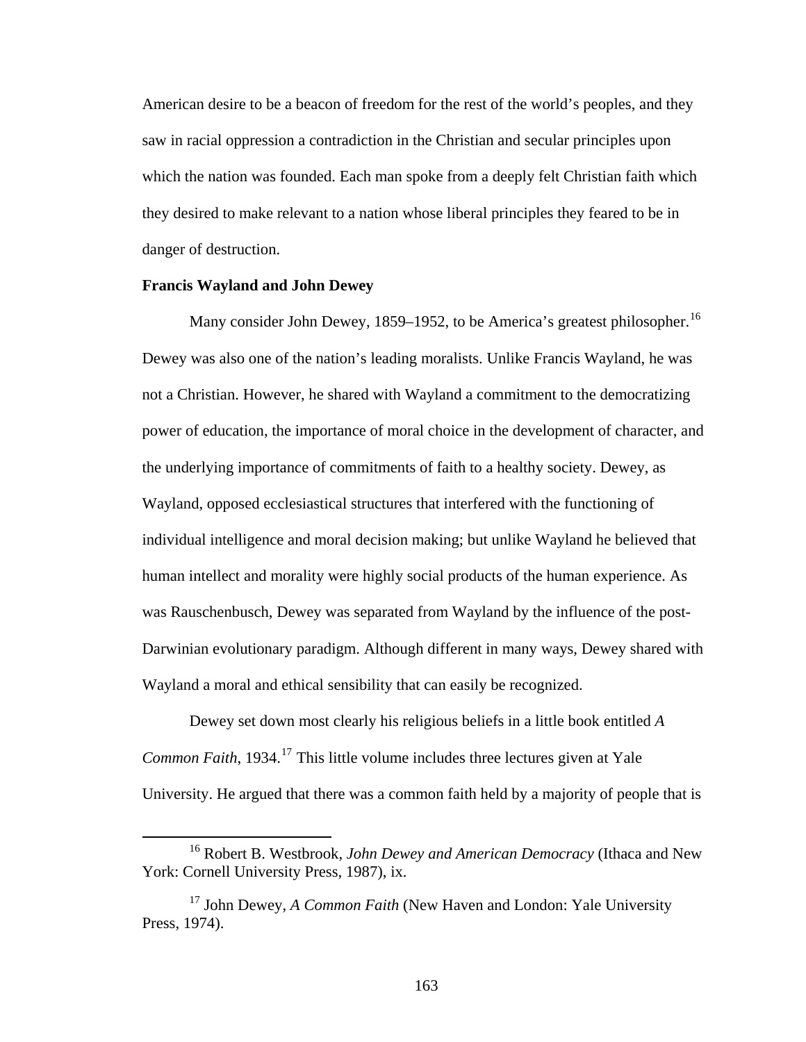American desire to be a beacon of freedom for the rest of the world's peoples, and they saw in racial oppression a contradiction in the Christian and secular principles upon which the nation was founded. Each man spoke from a deeply felt Christian faith which they desired to make relevant to a nation whose liberal principles they feared to be in danger of destruction.

**Francis Wayland and John Dewey**

Many consider John Dewey, 1859–1952, to be America's greatest philosopher.[16] Dewey was also one of the nation's leading moralists. Unlike Francis Wayland, he was not a Christian. However, he shared with Wayland a commitment to the democratizing power of education, the importance of moral choice in the development of character, and the underlying importance of commitments of faith to a healthy society. Dewey, as Wayland, opposed ecclesiastical structures that interfered with the functioning of individual intelligence and moral decision making; but unlike Wayland he believed that human intellect and morality were highly social products of the human experience. As was Rauschenbusch, Dewey was separated from Wayland by the influence of the post-Darwinian evolutionary paradigm. Although different in many ways, Dewey shared with Wayland a moral and ethical sensibility that can easily be recognized.

Dewey set down most clearly his religious beliefs in a little book entitled *A Common Faith*, 1934.[17] This little volume includes three lectures given at Yale University. He argued that there was a common faith held by a majority of people that is

[16] Robert B. Westbrook, *John Dewey and American Democracy* (Ithaca and New York: Cornell University Press, 1987), ix.

[17] John Dewey, *A Common Faith* (New Haven and London: Yale University Press, 1974).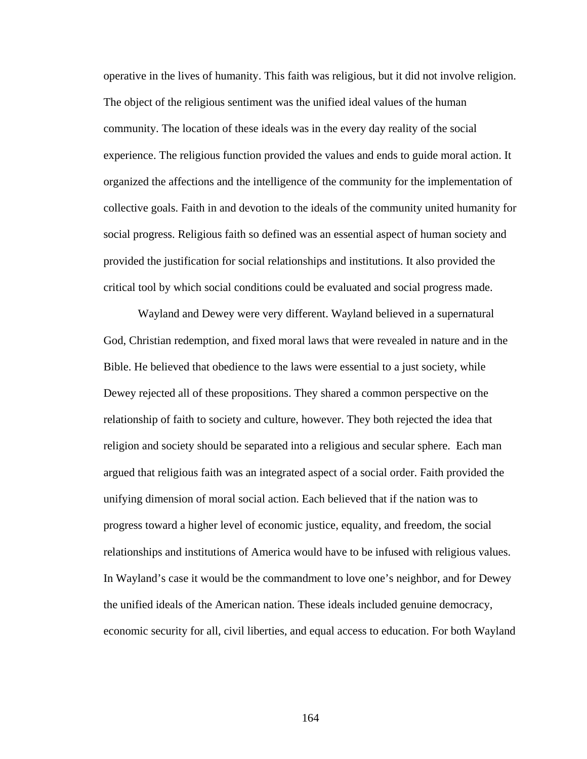operative in the lives of humanity. This faith was religious, but it did not involve religion. The object of the religious sentiment was the unified ideal values of the human community. The location of these ideals was in the every day reality of the social experience. The religious function provided the values and ends to guide moral action. It organized the affections and the intelligence of the community for the implementation of collective goals. Faith in and devotion to the ideals of the community united humanity for social progress. Religious faith so defined was an essential aspect of human society and provided the justification for social relationships and institutions. It also provided the critical tool by which social conditions could be evaluated and social progress made.

Wayland and Dewey were very different. Wayland believed in a supernatural God, Christian redemption, and fixed moral laws that were revealed in nature and in the Bible. He believed that obedience to the laws were essential to a just society, while Dewey rejected all of these propositions. They shared a common perspective on the relationship of faith to society and culture, however. They both rejected the idea that religion and society should be separated into a religious and secular sphere. Each man argued that religious faith was an integrated aspect of a social order. Faith provided the unifying dimension of moral social action. Each believed that if the nation was to progress toward a higher level of economic justice, equality, and freedom, the social relationships and institutions of America would have to be infused with religious values. In Wayland's case it would be the commandment to love one's neighbor, and for Dewey the unified ideals of the American nation. These ideals included genuine democracy, economic security for all, civil liberties, and equal access to education. For both Wayland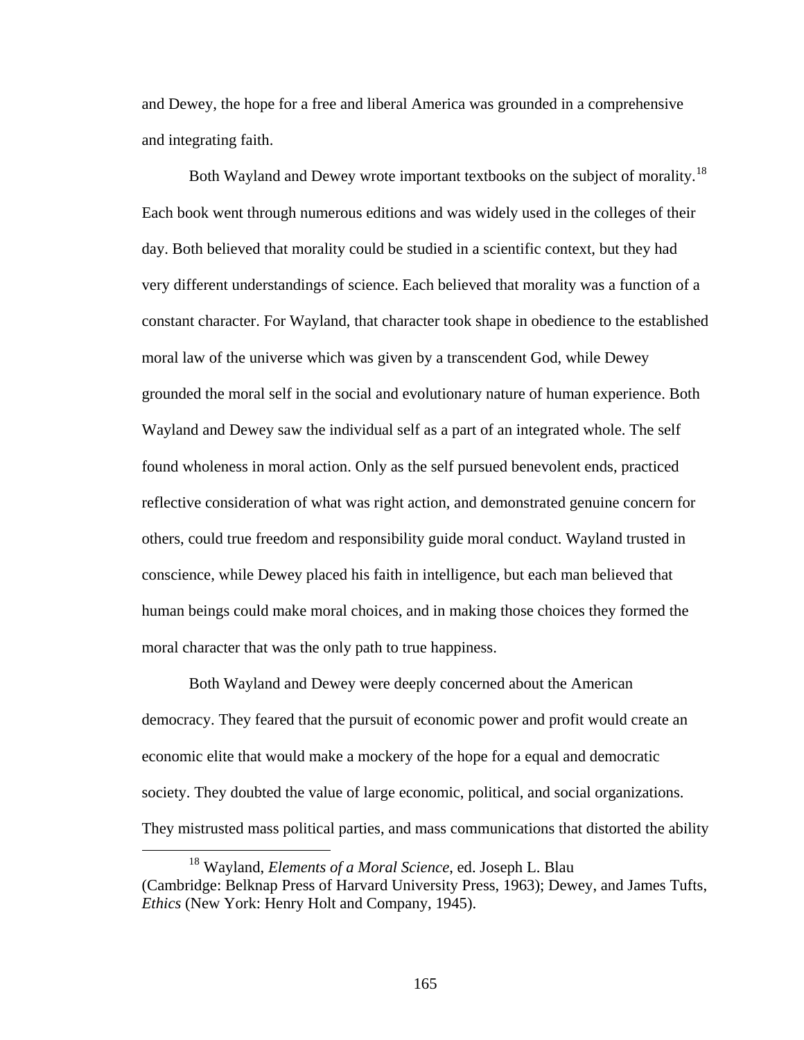and Dewey, the hope for a free and liberal America was grounded in a comprehensive and integrating faith.

Both Wayland and Dewey wrote important textbooks on the subject of morality.[18] Each book went through numerous editions and was widely used in the colleges of their day. Both believed that morality could be studied in a scientific context, but they had very different understandings of science. Each believed that morality was a function of a constant character. For Wayland, that character took shape in obedience to the established moral law of the universe which was given by a transcendent God, while Dewey grounded the moral self in the social and evolutionary nature of human experience. Both Wayland and Dewey saw the individual self as a part of an integrated whole. The self found wholeness in moral action. Only as the self pursued benevolent ends, practiced reflective consideration of what was right action, and demonstrated genuine concern for others, could true freedom and responsibility guide moral conduct. Wayland trusted in conscience, while Dewey placed his faith in intelligence, but each man believed that human beings could make moral choices, and in making those choices they formed the moral character that was the only path to true happiness.

Both Wayland and Dewey were deeply concerned about the American democracy. They feared that the pursuit of economic power and profit would create an economic elite that would make a mockery of the hope for a equal and democratic society. They doubted the value of large economic, political, and social organizations. They mistrusted mass political parties, and mass communications that distorted the ability

[18] Wayland, *Elements of a Moral Science*, ed. Joseph L. Blau (Cambridge: Belknap Press of Harvard University Press, 1963); Dewey, and James Tufts, *Ethics* (New York: Henry Holt and Company, 1945).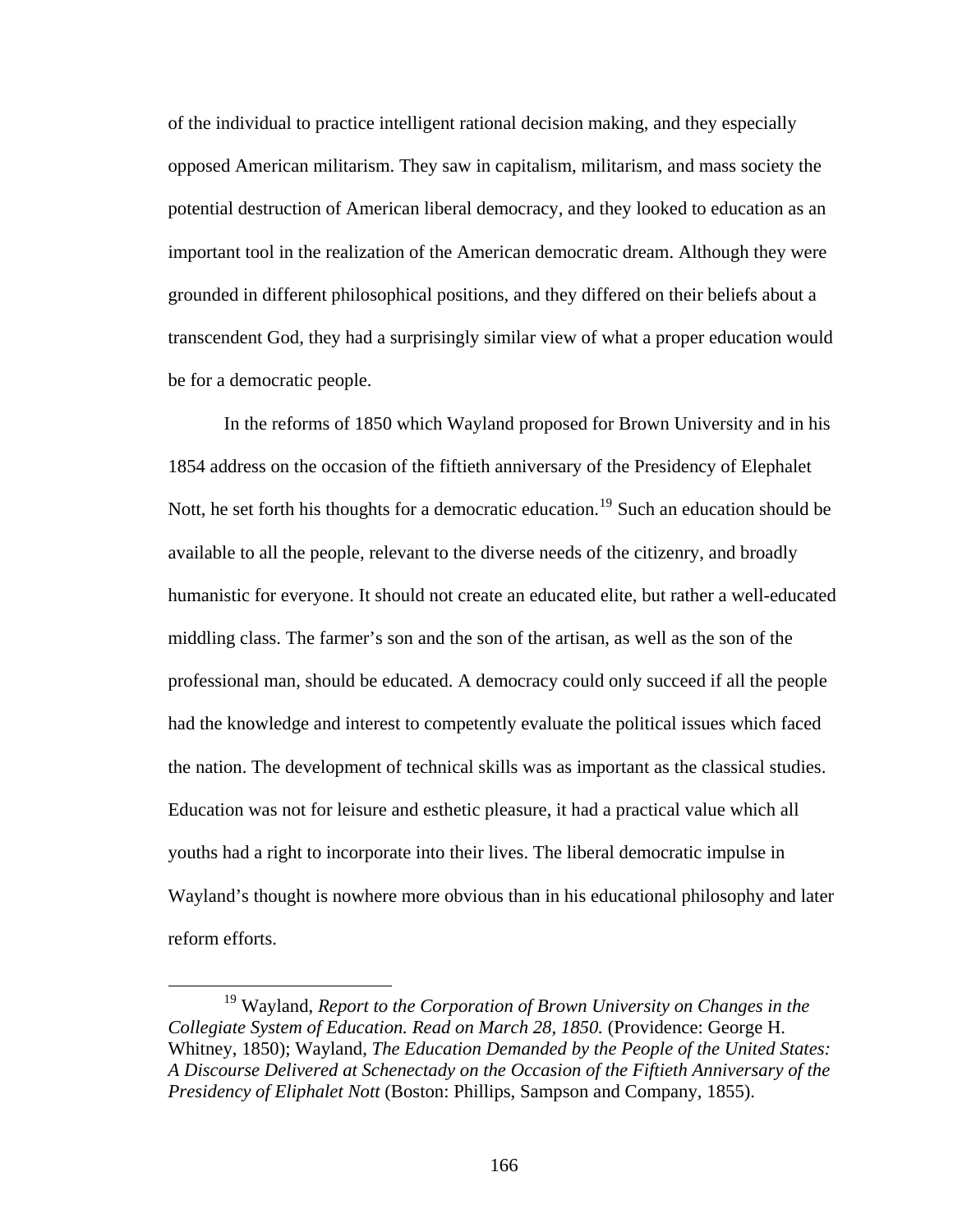of the individual to practice intelligent rational decision making, and they especially opposed American militarism. They saw in capitalism, militarism, and mass society the potential destruction of American liberal democracy, and they looked to education as an important tool in the realization of the American democratic dream. Although they were grounded in different philosophical positions, and they differed on their beliefs about a transcendent God, they had a surprisingly similar view of what a proper education would be for a democratic people.

In the reforms of 1850 which Wayland proposed for Brown University and in his 1854 address on the occasion of the fiftieth anniversary of the Presidency of Elephalet Nott, he set forth his thoughts for a democratic education.[19] Such an education should be available to all the people, relevant to the diverse needs of the citizenry, and broadly humanistic for everyone. It should not create an educated elite, but rather a well-educated middling class. The farmer's son and the son of the artisan, as well as the son of the professional man, should be educated. A democracy could only succeed if all the people had the knowledge and interest to competently evaluate the political issues which faced the nation. The development of technical skills was as important as the classical studies. Education was not for leisure and esthetic pleasure, it had a practical value which all youths had a right to incorporate into their lives. The liberal democratic impulse in Wayland's thought is nowhere more obvious than in his educational philosophy and later reform efforts.

---

[19] Wayland, *Report to the Corporation of Brown University on Changes in the Collegiate System of Education. Read on March 28, 1850.* (Providence: George H. Whitney, 1850); Wayland, *The Education Demanded by the People of the United States: A Discourse Delivered at Schenectady on the Occasion of the Fiftieth Anniversary of the Presidency of Eliphalet Nott* (Boston: Phillips, Sampson and Company, 1855).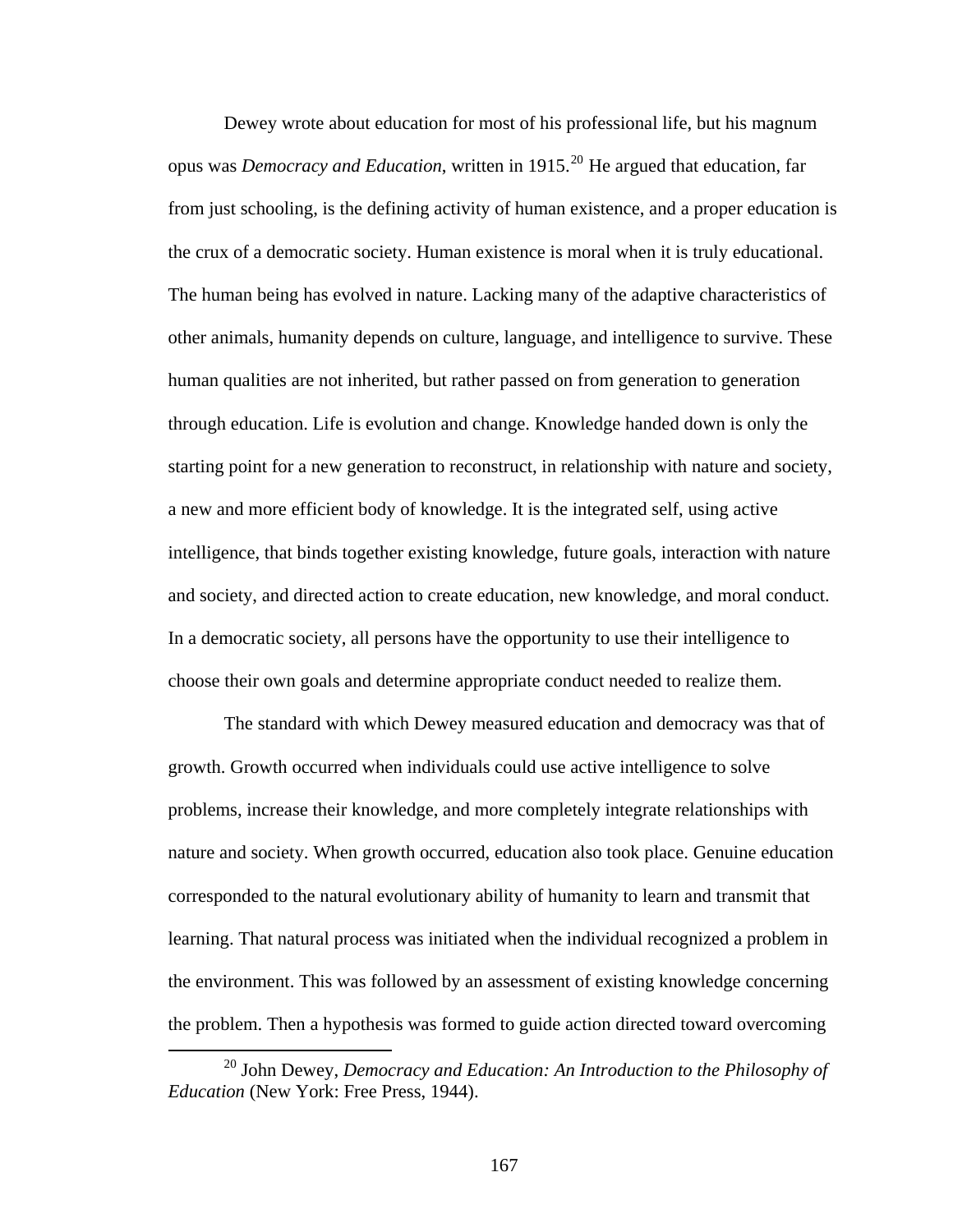Dewey wrote about education for most of his professional life, but his magnum opus was *Democracy and Education*, written in 1915.[20] He argued that education, far from just schooling, is the defining activity of human existence, and a proper education is the crux of a democratic society. Human existence is moral when it is truly educational. The human being has evolved in nature. Lacking many of the adaptive characteristics of other animals, humanity depends on culture, language, and intelligence to survive. These human qualities are not inherited, but rather passed on from generation to generation through education. Life is evolution and change. Knowledge handed down is only the starting point for a new generation to reconstruct, in relationship with nature and society, a new and more efficient body of knowledge. It is the integrated self, using active intelligence, that binds together existing knowledge, future goals, interaction with nature and society, and directed action to create education, new knowledge, and moral conduct. In a democratic society, all persons have the opportunity to use their intelligence to choose their own goals and determine appropriate conduct needed to realize them.

The standard with which Dewey measured education and democracy was that of growth. Growth occurred when individuals could use active intelligence to solve problems, increase their knowledge, and more completely integrate relationships with nature and society. When growth occurred, education also took place. Genuine education corresponded to the natural evolutionary ability of humanity to learn and transmit that learning. That natural process was initiated when the individual recognized a problem in the environment. This was followed by an assessment of existing knowledge concerning the problem. Then a hypothesis was formed to guide action directed toward overcoming

---

[20] John Dewey, *Democracy and Education: An Introduction to the Philosophy of Education* (New York: Free Press, 1944).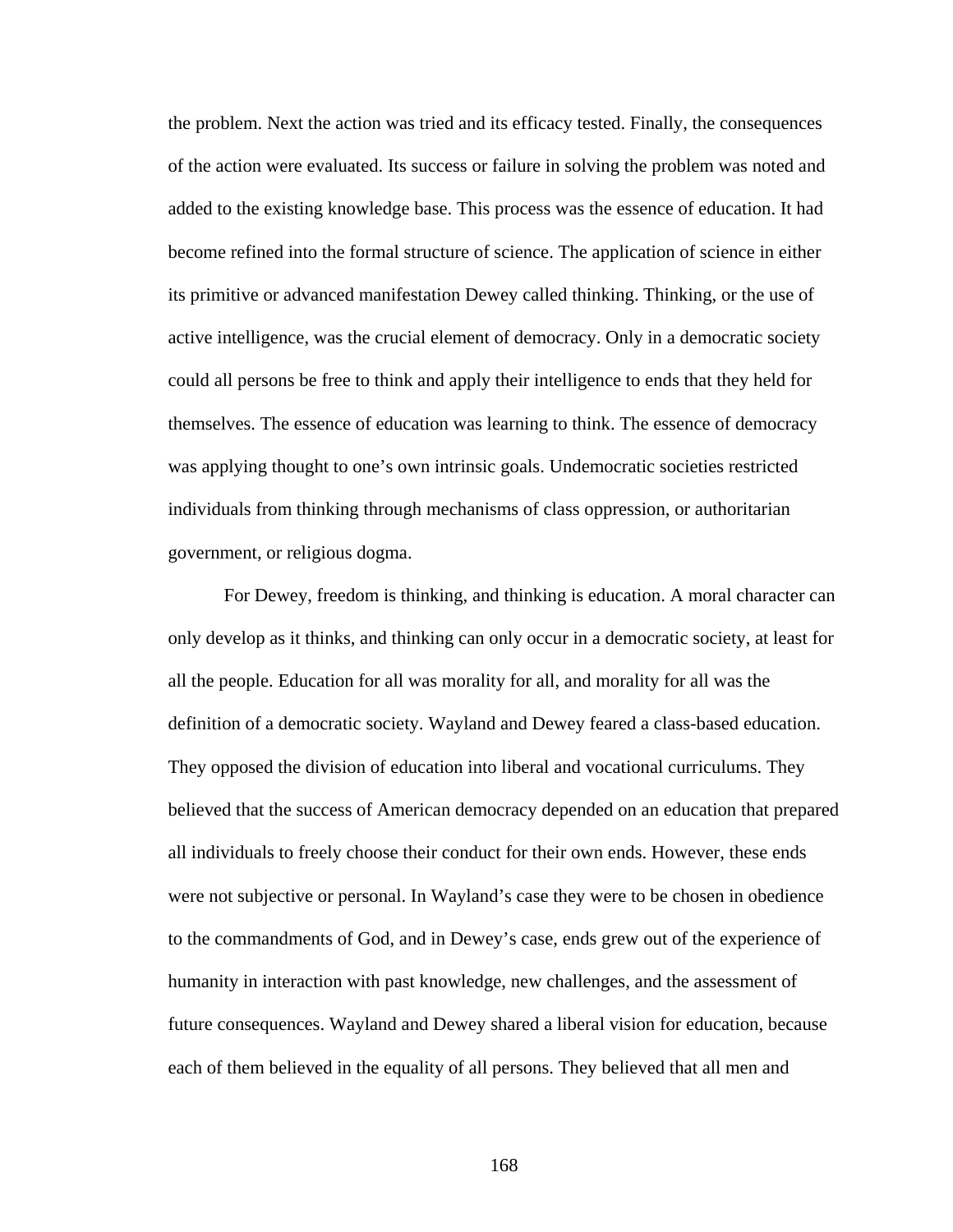the problem. Next the action was tried and its efficacy tested. Finally, the consequences of the action were evaluated. Its success or failure in solving the problem was noted and added to the existing knowledge base. This process was the essence of education. It had become refined into the formal structure of science. The application of science in either its primitive or advanced manifestation Dewey called thinking. Thinking, or the use of active intelligence, was the crucial element of democracy. Only in a democratic society could all persons be free to think and apply their intelligence to ends that they held for themselves. The essence of education was learning to think. The essence of democracy was applying thought to one's own intrinsic goals. Undemocratic societies restricted individuals from thinking through mechanisms of class oppression, or authoritarian government, or religious dogma.

For Dewey, freedom is thinking, and thinking is education. A moral character can only develop as it thinks, and thinking can only occur in a democratic society, at least for all the people. Education for all was morality for all, and morality for all was the definition of a democratic society. Wayland and Dewey feared a class-based education. They opposed the division of education into liberal and vocational curriculums. They believed that the success of American democracy depended on an education that prepared all individuals to freely choose their conduct for their own ends. However, these ends were not subjective or personal. In Wayland's case they were to be chosen in obedience to the commandments of God, and in Dewey's case, ends grew out of the experience of humanity in interaction with past knowledge, new challenges, and the assessment of future consequences. Wayland and Dewey shared a liberal vision for education, because each of them believed in the equality of all persons. They believed that all men and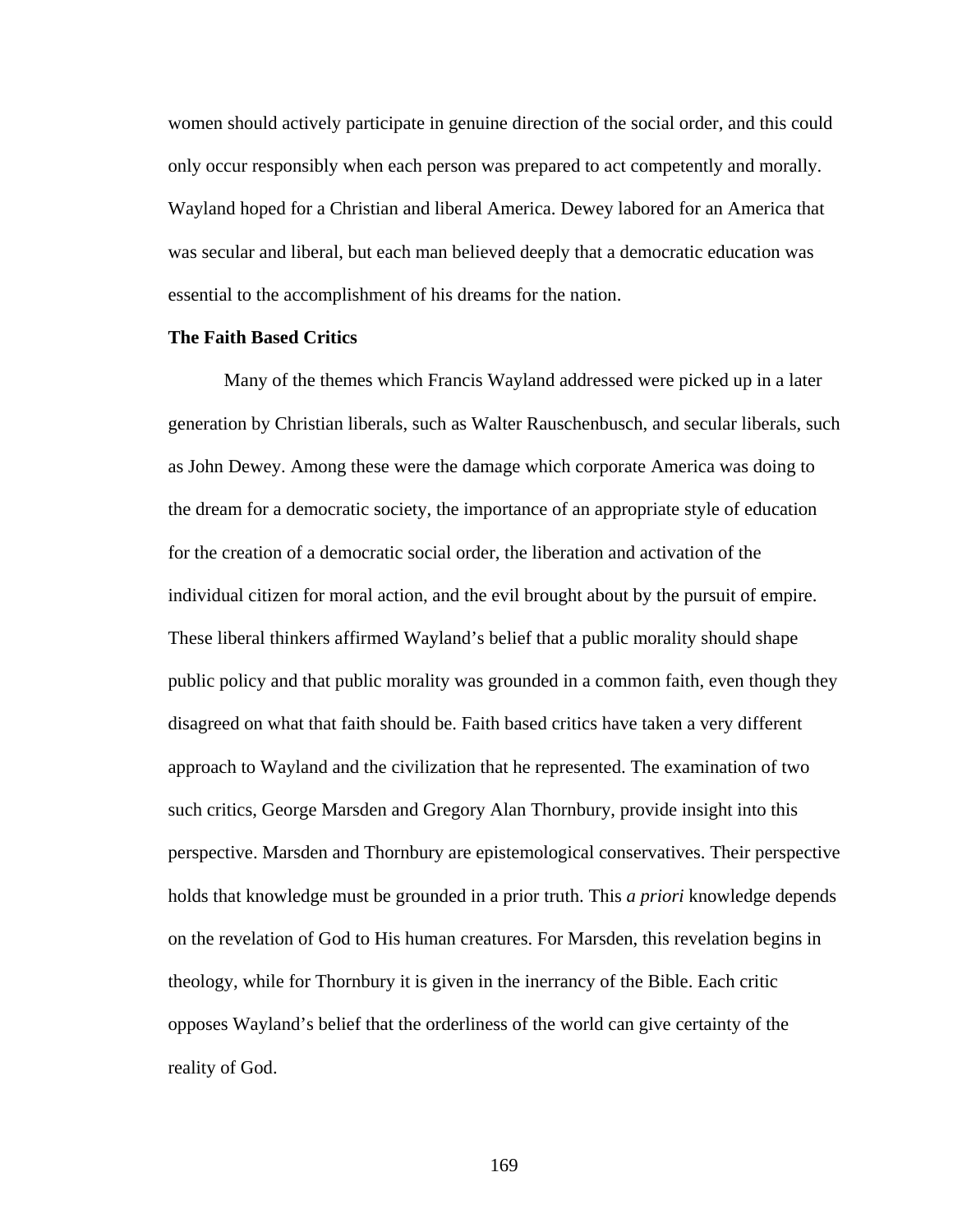women should actively participate in genuine direction of the social order, and this could only occur responsibly when each person was prepared to act competently and morally. Wayland hoped for a Christian and liberal America. Dewey labored for an America that was secular and liberal, but each man believed deeply that a democratic education was essential to the accomplishment of his dreams for the nation.

**The Faith Based Critics**

Many of the themes which Francis Wayland addressed were picked up in a later generation by Christian liberals, such as Walter Rauschenbusch, and secular liberals, such as John Dewey. Among these were the damage which corporate America was doing to the dream for a democratic society, the importance of an appropriate style of education for the creation of a democratic social order, the liberation and activation of the individual citizen for moral action, and the evil brought about by the pursuit of empire. These liberal thinkers affirmed Wayland's belief that a public morality should shape public policy and that public morality was grounded in a common faith, even though they disagreed on what that faith should be. Faith based critics have taken a very different approach to Wayland and the civilization that he represented. The examination of two such critics, George Marsden and Gregory Alan Thornbury, provide insight into this perspective. Marsden and Thornbury are epistemological conservatives. Their perspective holds that knowledge must be grounded in a prior truth. This *a priori* knowledge depends on the revelation of God to His human creatures. For Marsden, this revelation begins in theology, while for Thornbury it is given in the inerrancy of the Bible. Each critic opposes Wayland's belief that the orderliness of the world can give certainty of the reality of God.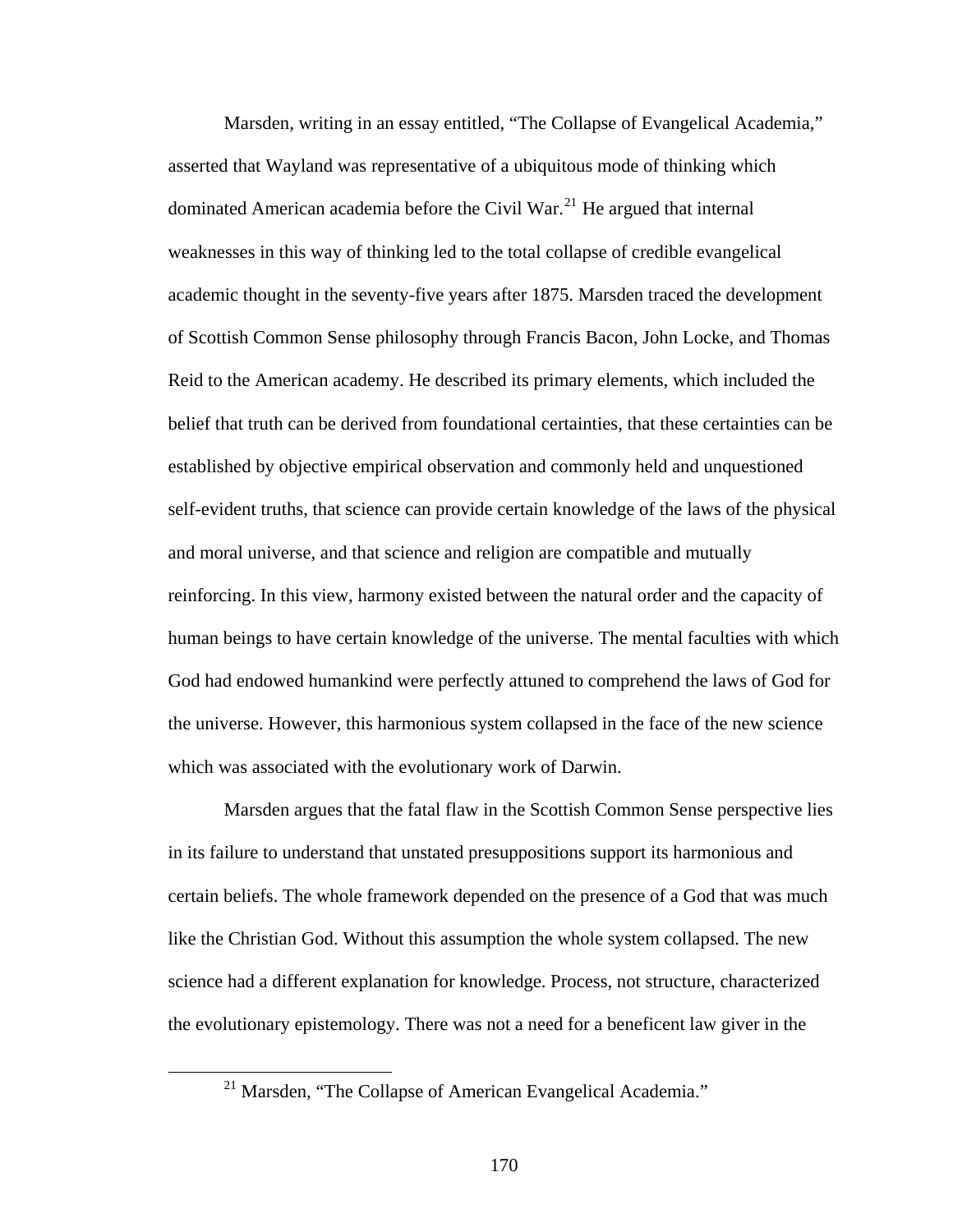Marsden, writing in an essay entitled, "The Collapse of Evangelical Academia," asserted that Wayland was representative of a ubiquitous mode of thinking which dominated American academia before the Civil War.[21] He argued that internal weaknesses in this way of thinking led to the total collapse of credible evangelical academic thought in the seventy-five years after 1875. Marsden traced the development of Scottish Common Sense philosophy through Francis Bacon, John Locke, and Thomas Reid to the American academy. He described its primary elements, which included the belief that truth can be derived from foundational certainties, that these certainties can be established by objective empirical observation and commonly held and unquestioned self-evident truths, that science can provide certain knowledge of the laws of the physical and moral universe, and that science and religion are compatible and mutually reinforcing. In this view, harmony existed between the natural order and the capacity of human beings to have certain knowledge of the universe. The mental faculties with which God had endowed humankind were perfectly attuned to comprehend the laws of God for the universe. However, this harmonious system collapsed in the face of the new science which was associated with the evolutionary work of Darwin.

Marsden argues that the fatal flaw in the Scottish Common Sense perspective lies in its failure to understand that unstated presuppositions support its harmonious and certain beliefs. The whole framework depended on the presence of a God that was much like the Christian God. Without this assumption the whole system collapsed. The new science had a different explanation for knowledge. Process, not structure, characterized the evolutionary epistemology. There was not a need for a beneficent law giver in the

[21] Marsden, "The Collapse of American Evangelical Academia."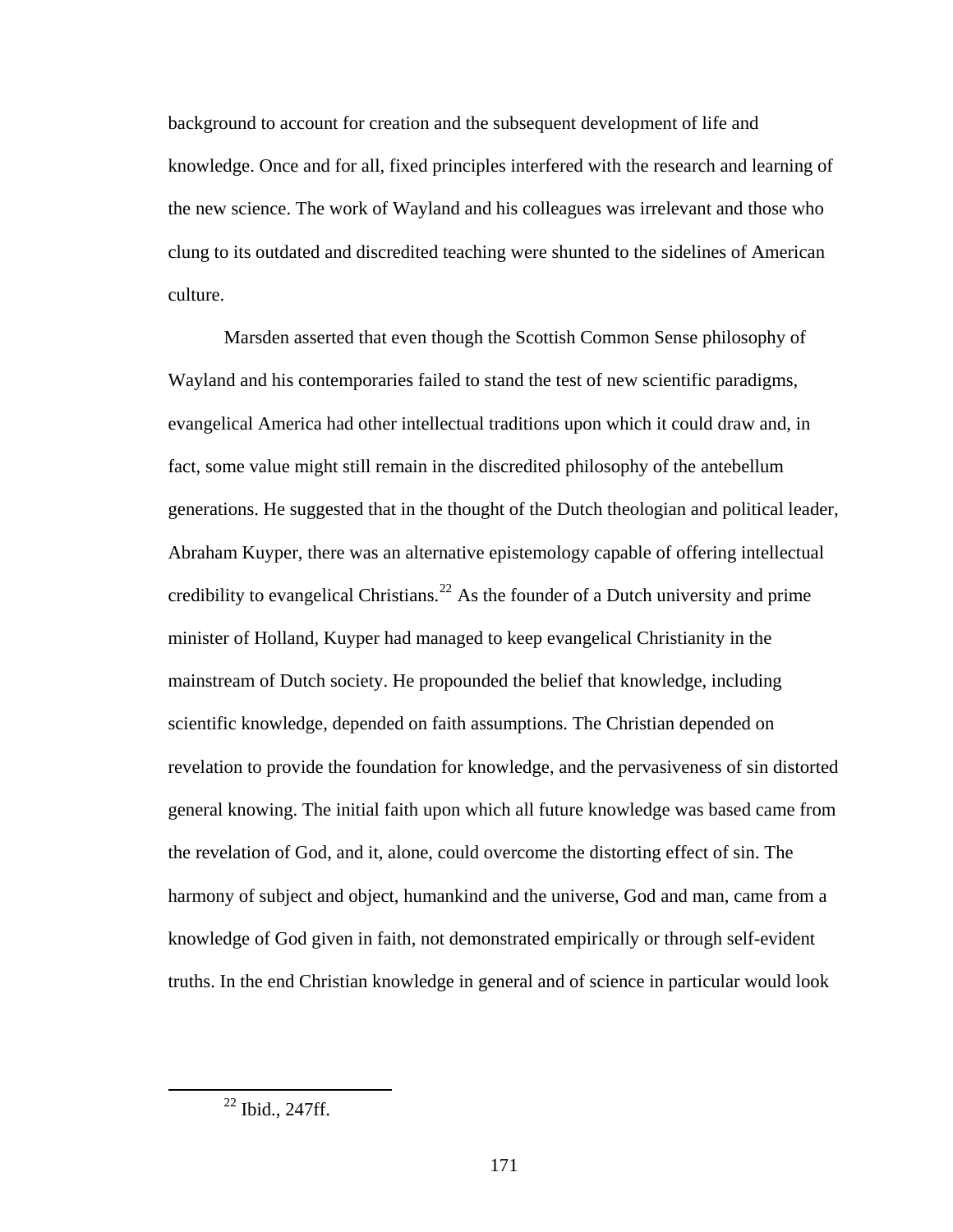background to account for creation and the subsequent development of life and knowledge. Once and for all, fixed principles interfered with the research and learning of the new science. The work of Wayland and his colleagues was irrelevant and those who clung to its outdated and discredited teaching were shunted to the sidelines of American culture.

Marsden asserted that even though the Scottish Common Sense philosophy of Wayland and his contemporaries failed to stand the test of new scientific paradigms, evangelical America had other intellectual traditions upon which it could draw and, in fact, some value might still remain in the discredited philosophy of the antebellum generations. He suggested that in the thought of the Dutch theologian and political leader, Abraham Kuyper, there was an alternative epistemology capable of offering intellectual credibility to evangelical Christians.[22] As the founder of a Dutch university and prime minister of Holland, Kuyper had managed to keep evangelical Christianity in the mainstream of Dutch society. He propounded the belief that knowledge, including scientific knowledge, depended on faith assumptions. The Christian depended on revelation to provide the foundation for knowledge, and the pervasiveness of sin distorted general knowing. The initial faith upon which all future knowledge was based came from the revelation of God, and it, alone, could overcome the distorting effect of sin. The harmony of subject and object, humankind and the universe, God and man, came from a knowledge of God given in faith, not demonstrated empirically or through self-evident truths. In the end Christian knowledge in general and of science in particular would look

[22] Ibid., 247ff.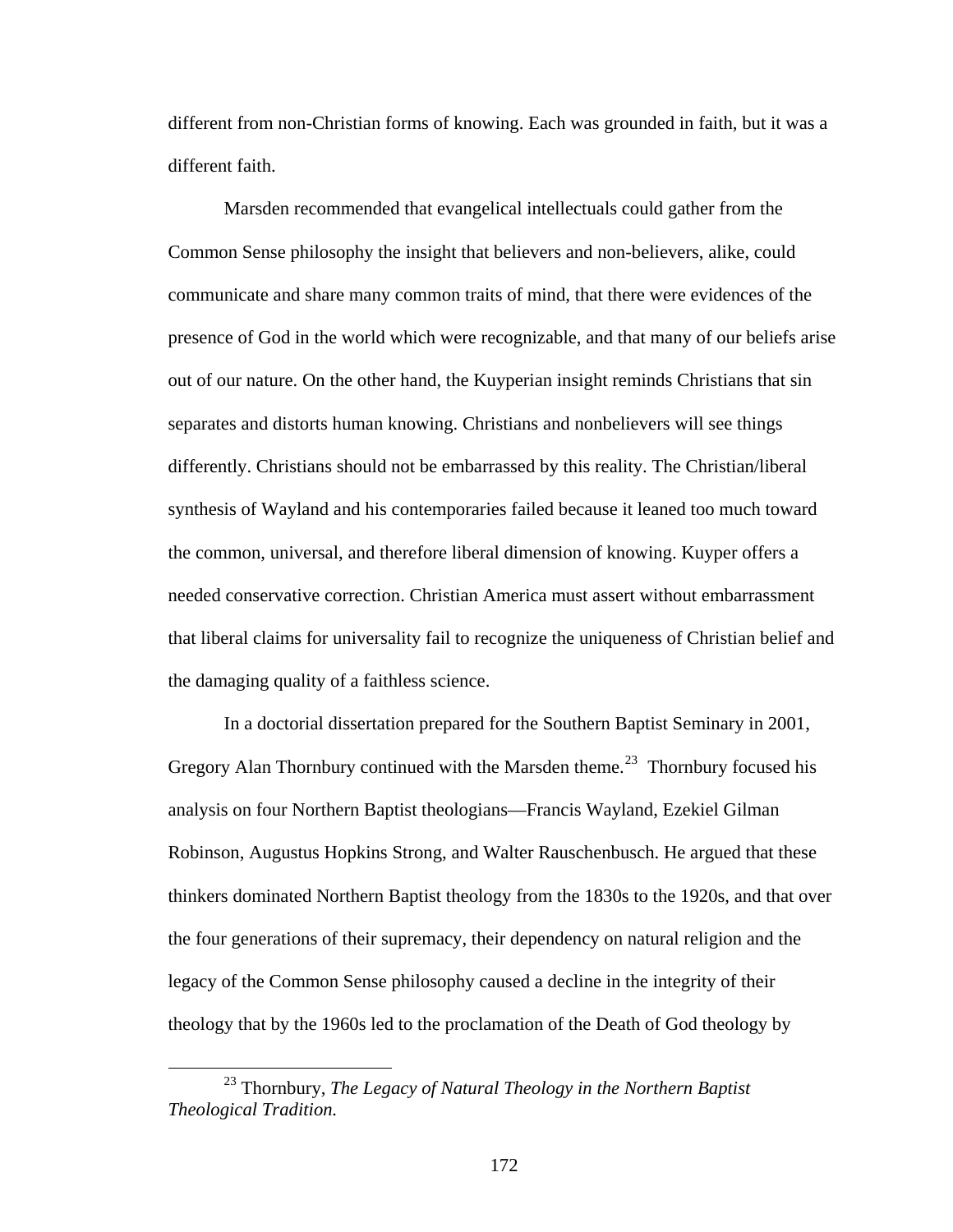different from non-Christian forms of knowing. Each was grounded in faith, but it was a different faith.

Marsden recommended that evangelical intellectuals could gather from the Common Sense philosophy the insight that believers and non-believers, alike, could communicate and share many common traits of mind, that there were evidences of the presence of God in the world which were recognizable, and that many of our beliefs arise out of our nature. On the other hand, the Kuyperian insight reminds Christians that sin separates and distorts human knowing. Christians and nonbelievers will see things differently. Christians should not be embarrassed by this reality. The Christian/liberal synthesis of Wayland and his contemporaries failed because it leaned too much toward the common, universal, and therefore liberal dimension of knowing. Kuyper offers a needed conservative correction. Christian America must assert without embarrassment that liberal claims for universality fail to recognize the uniqueness of Christian belief and the damaging quality of a faithless science.

In a doctorial dissertation prepared for the Southern Baptist Seminary in 2001, Gregory Alan Thornbury continued with the Marsden theme.[23] Thornbury focused his analysis on four Northern Baptist theologians—Francis Wayland, Ezekiel Gilman Robinson, Augustus Hopkins Strong, and Walter Rauschenbusch. He argued that these thinkers dominated Northern Baptist theology from the 1830s to the 1920s, and that over the four generations of their supremacy, their dependency on natural religion and the legacy of the Common Sense philosophy caused a decline in the integrity of their theology that by the 1960s led to the proclamation of the Death of God theology by

---

[23] Thornbury, *The Legacy of Natural Theology in the Northern Baptist Theological Tradition.*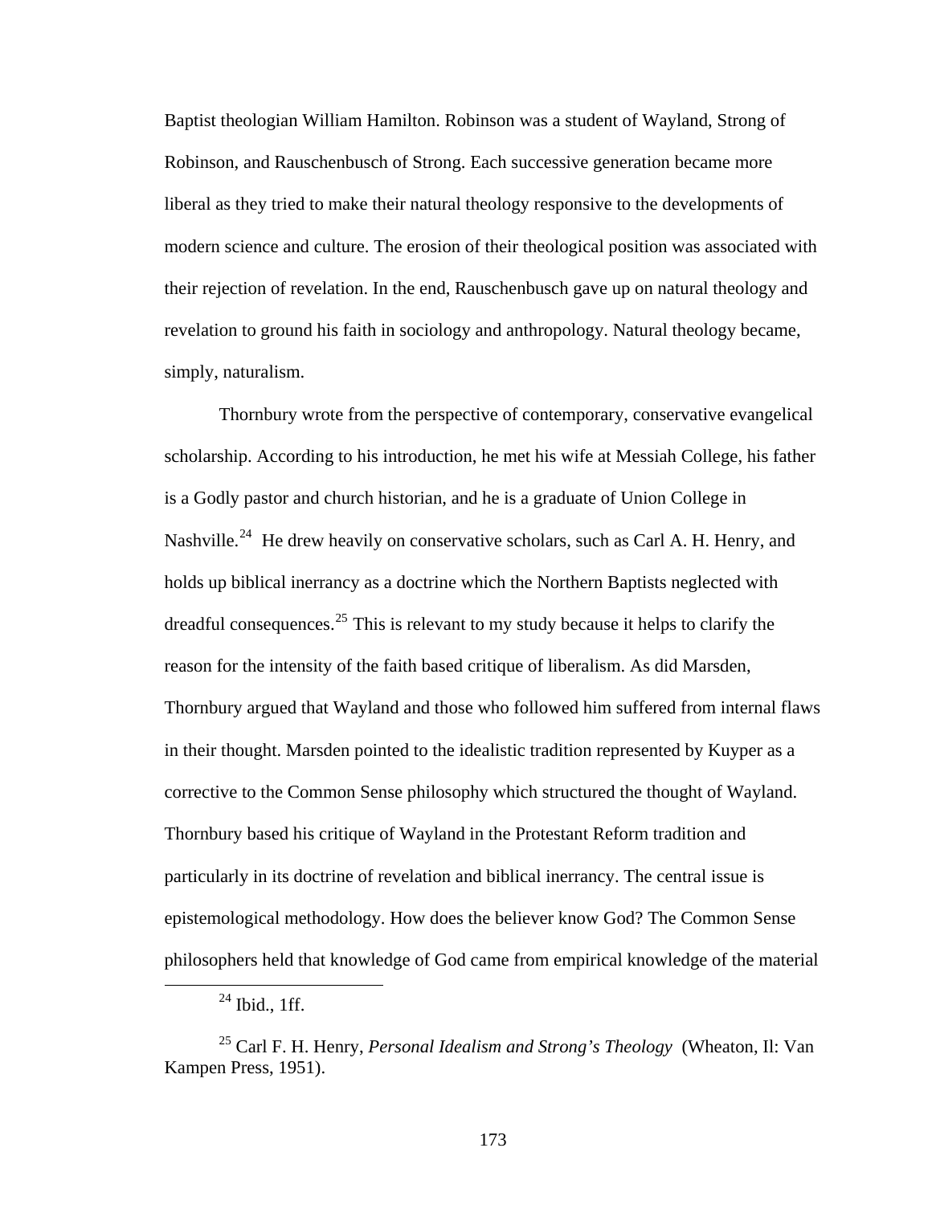Baptist theologian William Hamilton. Robinson was a student of Wayland, Strong of Robinson, and Rauschenbusch of Strong. Each successive generation became more liberal as they tried to make their natural theology responsive to the developments of modern science and culture. The erosion of their theological position was associated with their rejection of revelation. In the end, Rauschenbusch gave up on natural theology and revelation to ground his faith in sociology and anthropology. Natural theology became, simply, naturalism.

Thornbury wrote from the perspective of contemporary, conservative evangelical scholarship. According to his introduction, he met his wife at Messiah College, his father is a Godly pastor and church historian, and he is a graduate of Union College in Nashville.[24] He drew heavily on conservative scholars, such as Carl A. H. Henry, and holds up biblical inerrancy as a doctrine which the Northern Baptists neglected with dreadful consequences.[25] This is relevant to my study because it helps to clarify the reason for the intensity of the faith based critique of liberalism. As did Marsden, Thornbury argued that Wayland and those who followed him suffered from internal flaws in their thought. Marsden pointed to the idealistic tradition represented by Kuyper as a corrective to the Common Sense philosophy which structured the thought of Wayland. Thornbury based his critique of Wayland in the Protestant Reform tradition and particularly in its doctrine of revelation and biblical inerrancy. The central issue is epistemological methodology. How does the believer know God? The Common Sense philosophers held that knowledge of God came from empirical knowledge of the material

---

[24] Ibid., 1ff.

[25] Carl F. H. Henry, *Personal Idealism and Strong's Theology* (Wheaton, Il: Van Kampen Press, 1951).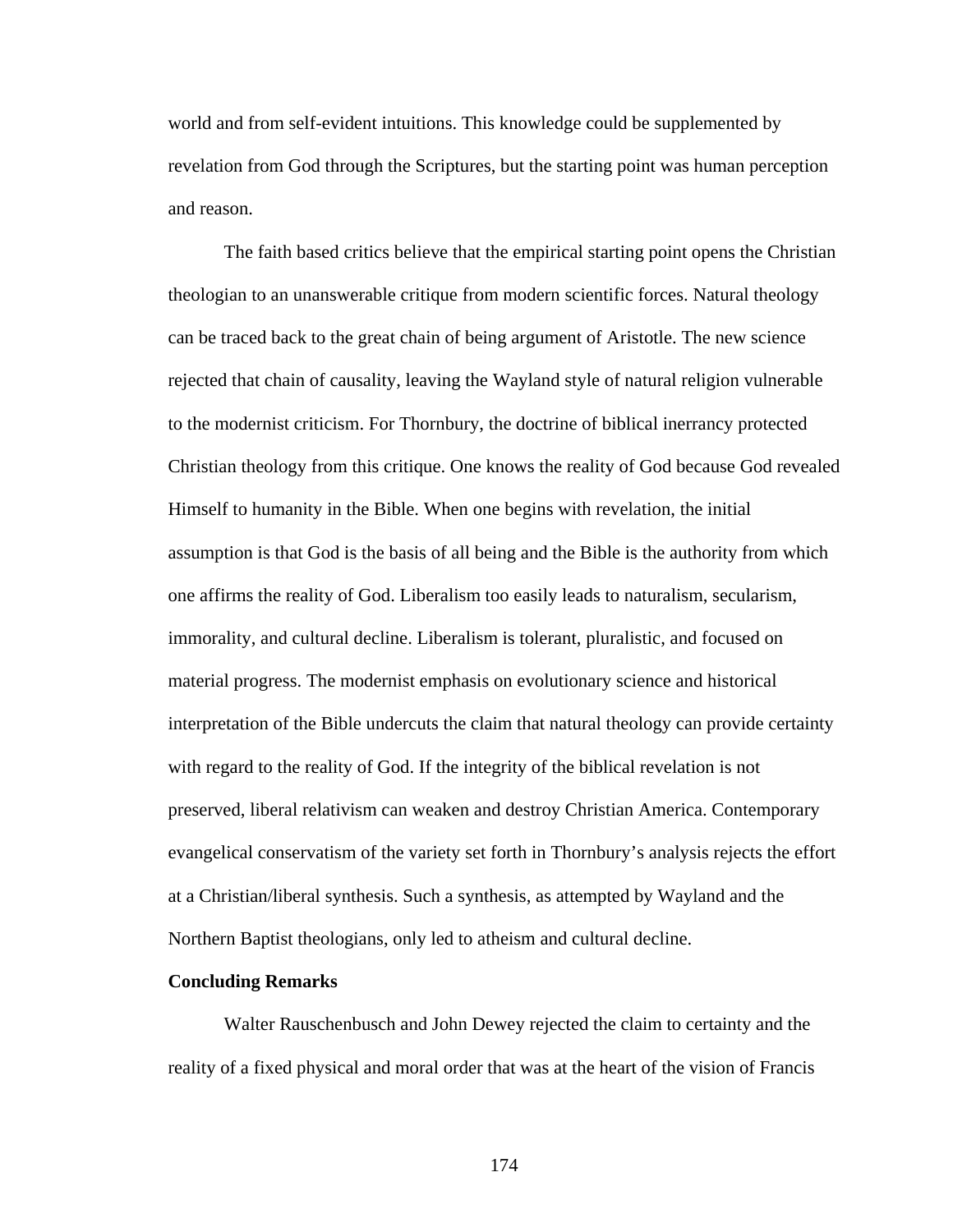world and from self-evident intuitions. This knowledge could be supplemented by revelation from God through the Scriptures, but the starting point was human perception and reason.

The faith based critics believe that the empirical starting point opens the Christian theologian to an unanswerable critique from modern scientific forces. Natural theology can be traced back to the great chain of being argument of Aristotle. The new science rejected that chain of causality, leaving the Wayland style of natural religion vulnerable to the modernist criticism. For Thornbury, the doctrine of biblical inerrancy protected Christian theology from this critique. One knows the reality of God because God revealed Himself to humanity in the Bible. When one begins with revelation, the initial assumption is that God is the basis of all being and the Bible is the authority from which one affirms the reality of God. Liberalism too easily leads to naturalism, secularism, immorality, and cultural decline. Liberalism is tolerant, pluralistic, and focused on material progress. The modernist emphasis on evolutionary science and historical interpretation of the Bible undercuts the claim that natural theology can provide certainty with regard to the reality of God. If the integrity of the biblical revelation is not preserved, liberal relativism can weaken and destroy Christian America. Contemporary evangelical conservatism of the variety set forth in Thornbury's analysis rejects the effort at a Christian/liberal synthesis. Such a synthesis, as attempted by Wayland and the Northern Baptist theologians, only led to atheism and cultural decline.

**Concluding Remarks**

Walter Rauschenbusch and John Dewey rejected the claim to certainty and the reality of a fixed physical and moral order that was at the heart of the vision of Francis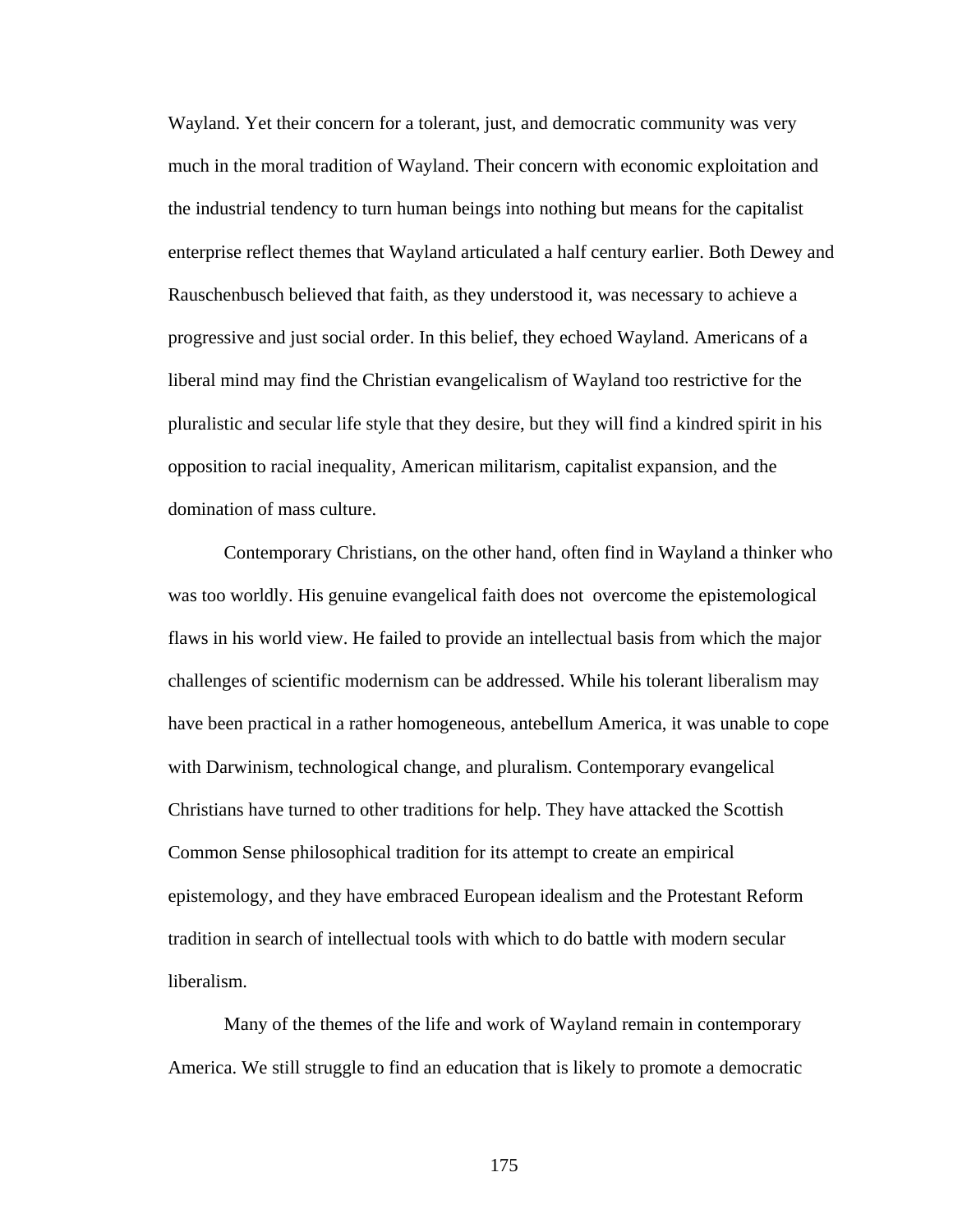Wayland. Yet their concern for a tolerant, just, and democratic community was very much in the moral tradition of Wayland. Their concern with economic exploitation and the industrial tendency to turn human beings into nothing but means for the capitalist enterprise reflect themes that Wayland articulated a half century earlier. Both Dewey and Rauschenbusch believed that faith, as they understood it, was necessary to achieve a progressive and just social order. In this belief, they echoed Wayland. Americans of a liberal mind may find the Christian evangelicalism of Wayland too restrictive for the pluralistic and secular life style that they desire, but they will find a kindred spirit in his opposition to racial inequality, American militarism, capitalist expansion, and the domination of mass culture.

Contemporary Christians, on the other hand, often find in Wayland a thinker who was too worldly. His genuine evangelical faith does not overcome the epistemological flaws in his world view. He failed to provide an intellectual basis from which the major challenges of scientific modernism can be addressed. While his tolerant liberalism may have been practical in a rather homogeneous, antebellum America, it was unable to cope with Darwinism, technological change, and pluralism. Contemporary evangelical Christians have turned to other traditions for help. They have attacked the Scottish Common Sense philosophical tradition for its attempt to create an empirical epistemology, and they have embraced European idealism and the Protestant Reform tradition in search of intellectual tools with which to do battle with modern secular liberalism.

Many of the themes of the life and work of Wayland remain in contemporary America. We still struggle to find an education that is likely to promote a democratic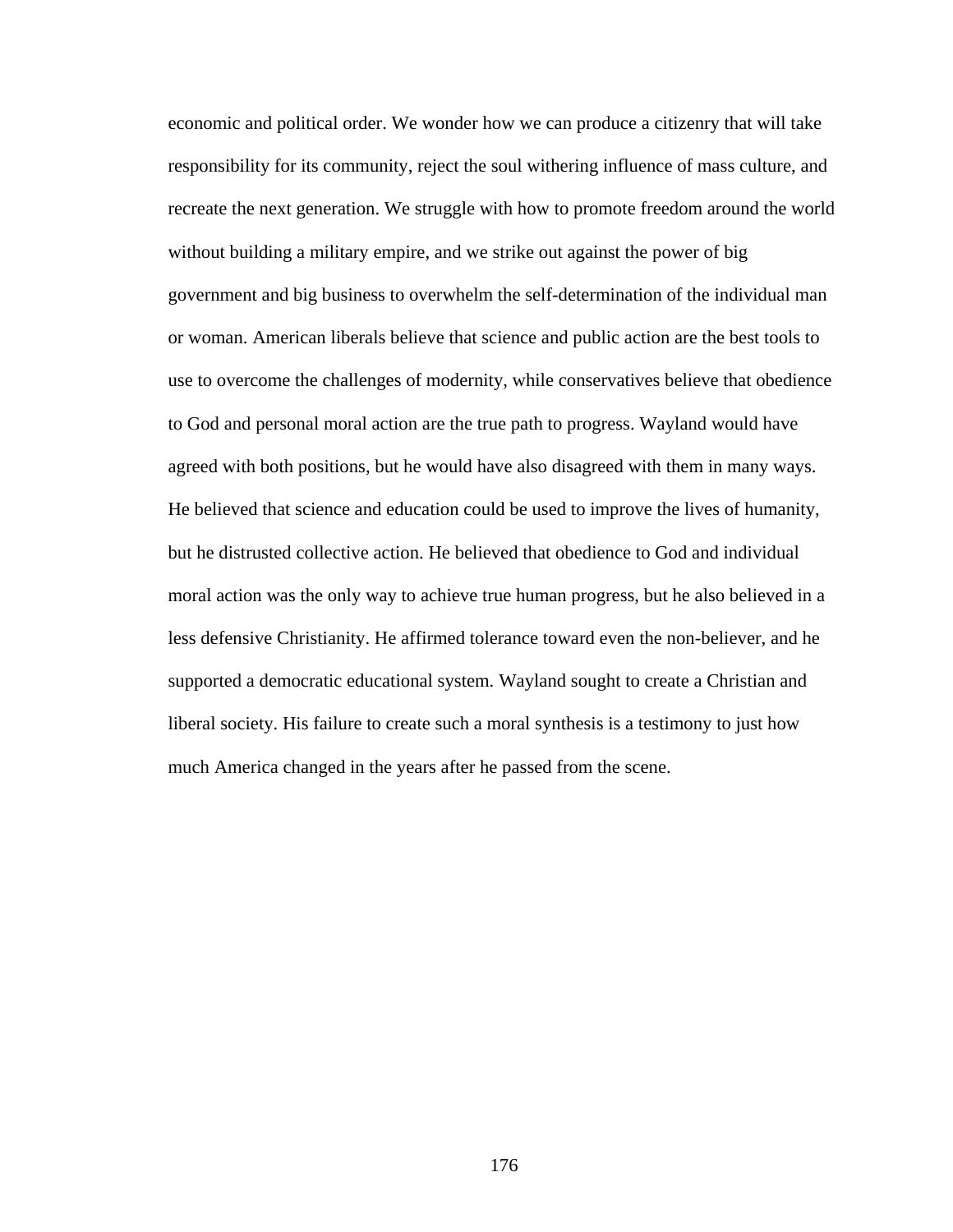economic and political order. We wonder how we can produce a citizenry that will take responsibility for its community, reject the soul withering influence of mass culture, and recreate the next generation. We struggle with how to promote freedom around the world without building a military empire, and we strike out against the power of big government and big business to overwhelm the self-determination of the individual man or woman. American liberals believe that science and public action are the best tools to use to overcome the challenges of modernity, while conservatives believe that obedience to God and personal moral action are the true path to progress. Wayland would have agreed with both positions, but he would have also disagreed with them in many ways. He believed that science and education could be used to improve the lives of humanity, but he distrusted collective action. He believed that obedience to God and individual moral action was the only way to achieve true human progress, but he also believed in a less defensive Christianity. He affirmed tolerance toward even the non-believer, and he supported a democratic educational system. Wayland sought to create a Christian and liberal society. His failure to create such a moral synthesis is a testimony to just how much America changed in the years after he passed from the scene.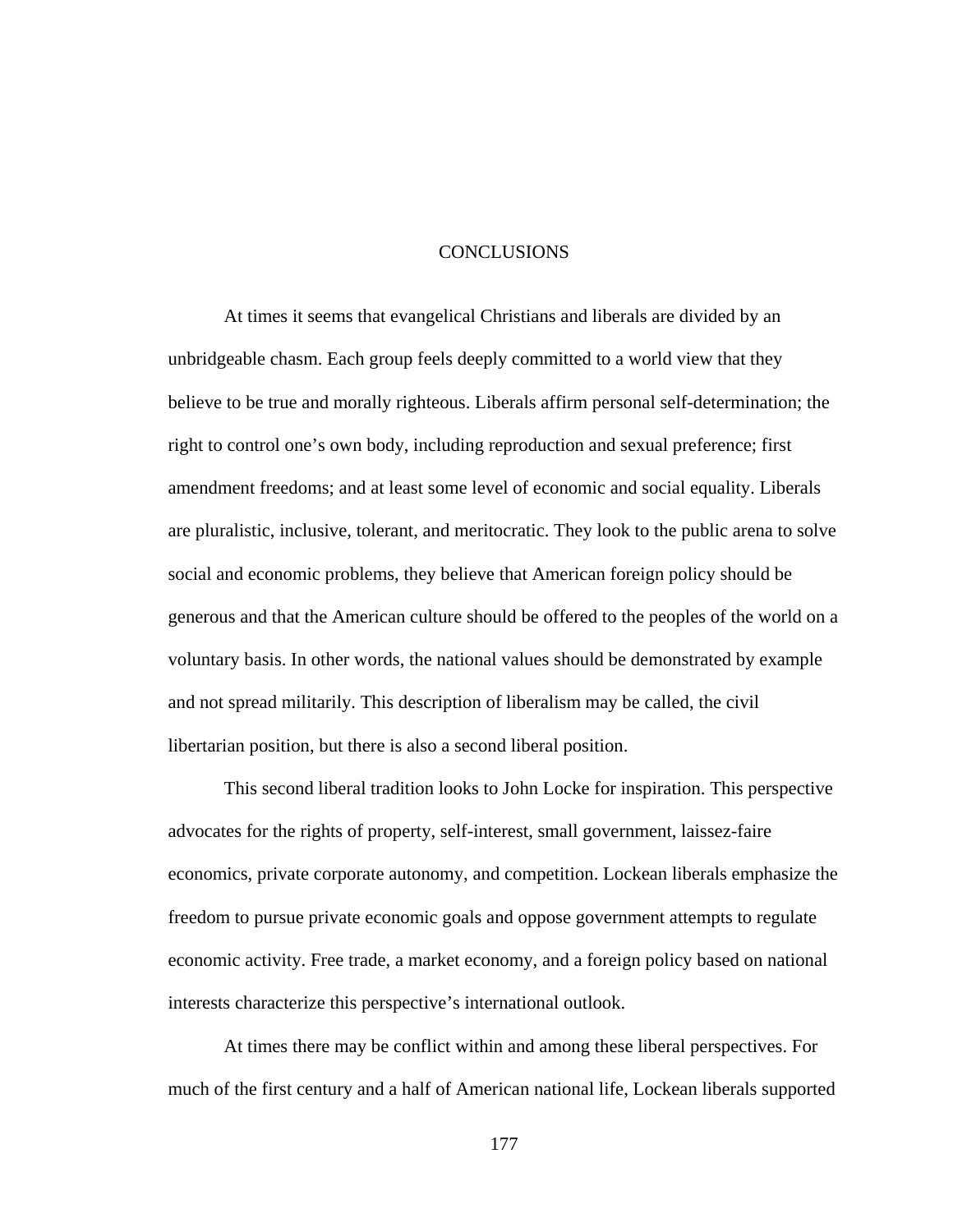# CONCLUSIONS

At times it seems that evangelical Christians and liberals are divided by an unbridgeable chasm. Each group feels deeply committed to a world view that they believe to be true and morally righteous. Liberals affirm personal self-determination; the right to control one's own body, including reproduction and sexual preference; first amendment freedoms; and at least some level of economic and social equality. Liberals are pluralistic, inclusive, tolerant, and meritocratic. They look to the public arena to solve social and economic problems, they believe that American foreign policy should be generous and that the American culture should be offered to the peoples of the world on a voluntary basis. In other words, the national values should be demonstrated by example and not spread militarily. This description of liberalism may be called, the civil libertarian position, but there is also a second liberal position.

This second liberal tradition looks to John Locke for inspiration. This perspective advocates for the rights of property, self-interest, small government, laissez-faire economics, private corporate autonomy, and competition. Lockean liberals emphasize the freedom to pursue private economic goals and oppose government attempts to regulate economic activity. Free trade, a market economy, and a foreign policy based on national interests characterize this perspective's international outlook.

At times there may be conflict within and among these liberal perspectives. For much of the first century and a half of American national life, Lockean liberals supported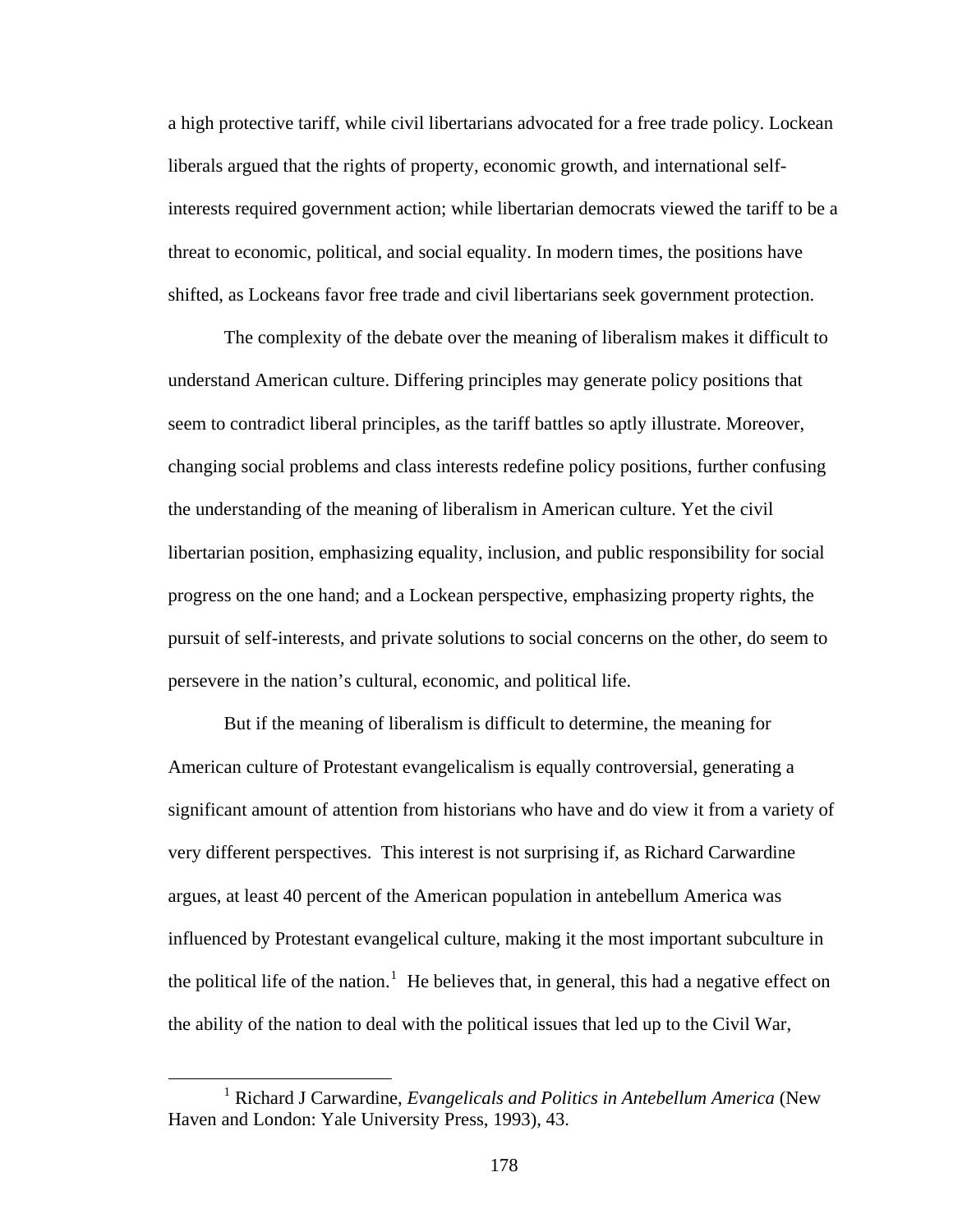a high protective tariff, while civil libertarians advocated for a free trade policy. Lockean liberals argued that the rights of property, economic growth, and international self-interests required government action; while libertarian democrats viewed the tariff to be a threat to economic, political, and social equality. In modern times, the positions have shifted, as Lockeans favor free trade and civil libertarians seek government protection.

The complexity of the debate over the meaning of liberalism makes it difficult to understand American culture. Differing principles may generate policy positions that seem to contradict liberal principles, as the tariff battles so aptly illustrate. Moreover, changing social problems and class interests redefine policy positions, further confusing the understanding of the meaning of liberalism in American culture. Yet the civil libertarian position, emphasizing equality, inclusion, and public responsibility for social progress on the one hand; and a Lockean perspective, emphasizing property rights, the pursuit of self-interests, and private solutions to social concerns on the other, do seem to persevere in the nation's cultural, economic, and political life.

But if the meaning of liberalism is difficult to determine, the meaning for American culture of Protestant evangelicalism is equally controversial, generating a significant amount of attention from historians who have and do view it from a variety of very different perspectives. This interest is not surprising if, as Richard Carwardine argues, at least 40 percent of the American population in antebellum America was influenced by Protestant evangelical culture, making it the most important subculture in the political life of the nation.[1] He believes that, in general, this had a negative effect on the ability of the nation to deal with the political issues that led up to the Civil War,

[1] Richard J Carwardine, *Evangelicals and Politics in Antebellum America* (New Haven and London: Yale University Press, 1993), 43.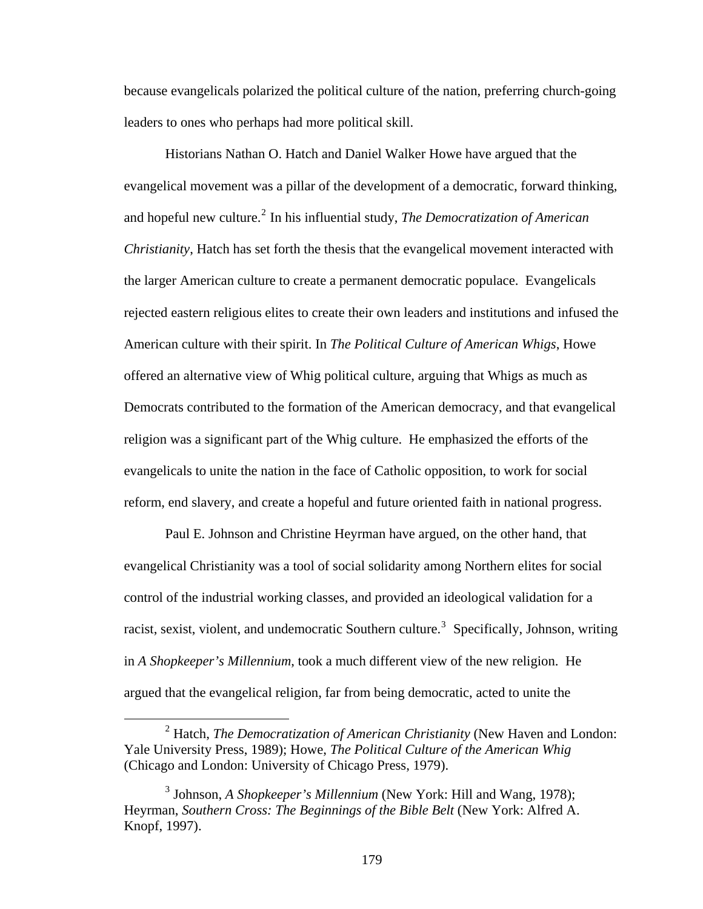because evangelicals polarized the political culture of the nation, preferring church-going leaders to ones who perhaps had more political skill.

Historians Nathan O. Hatch and Daniel Walker Howe have argued that the evangelical movement was a pillar of the development of a democratic, forward thinking, and hopeful new culture.[2] In his influential study, *The Democratization of American Christianity*, Hatch has set forth the thesis that the evangelical movement interacted with the larger American culture to create a permanent democratic populace. Evangelicals rejected eastern religious elites to create their own leaders and institutions and infused the American culture with their spirit. In *The Political Culture of American Whigs*, Howe offered an alternative view of Whig political culture, arguing that Whigs as much as Democrats contributed to the formation of the American democracy, and that evangelical religion was a significant part of the Whig culture. He emphasized the efforts of the evangelicals to unite the nation in the face of Catholic opposition, to work for social reform, end slavery, and create a hopeful and future oriented faith in national progress.

Paul E. Johnson and Christine Heyrman have argued, on the other hand, that evangelical Christianity was a tool of social solidarity among Northern elites for social control of the industrial working classes, and provided an ideological validation for a racist, sexist, violent, and undemocratic Southern culture.[3] Specifically, Johnson, writing in *A Shopkeeper's Millennium*, took a much different view of the new religion. He argued that the evangelical religion, far from being democratic, acted to unite the

---

[2] Hatch, *The Democratization of American Christianity* (New Haven and London: Yale University Press, 1989); Howe, *The Political Culture of the American Whig* (Chicago and London: University of Chicago Press, 1979).

[3] Johnson, *A Shopkeeper's Millennium* (New York: Hill and Wang, 1978); Heyrman, *Southern Cross: The Beginnings of the Bible Belt* (New York: Alfred A. Knopf, 1997).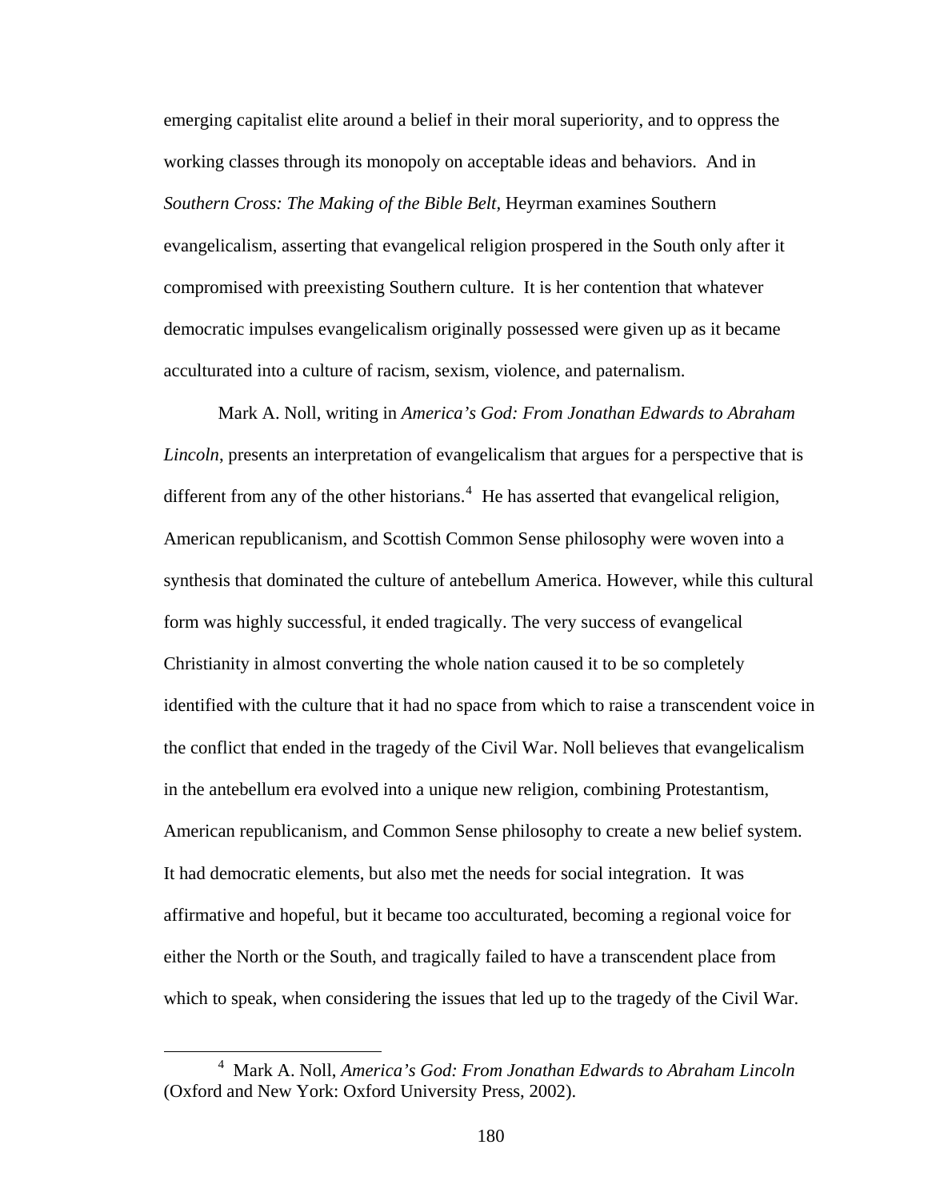emerging capitalist elite around a belief in their moral superiority, and to oppress the working classes through its monopoly on acceptable ideas and behaviors. And in *Southern Cross: The Making of the Bible Belt*, Heyrman examines Southern evangelicalism, asserting that evangelical religion prospered in the South only after it compromised with preexisting Southern culture. It is her contention that whatever democratic impulses evangelicalism originally possessed were given up as it became acculturated into a culture of racism, sexism, violence, and paternalism.

Mark A. Noll, writing in *America's God: From Jonathan Edwards to Abraham Lincoln*, presents an interpretation of evangelicalism that argues for a perspective that is different from any of the other historians.[4] He has asserted that evangelical religion, American republicanism, and Scottish Common Sense philosophy were woven into a synthesis that dominated the culture of antebellum America. However, while this cultural form was highly successful, it ended tragically. The very success of evangelical Christianity in almost converting the whole nation caused it to be so completely identified with the culture that it had no space from which to raise a transcendent voice in the conflict that ended in the tragedy of the Civil War. Noll believes that evangelicalism in the antebellum era evolved into a unique new religion, combining Protestantism, American republicanism, and Common Sense philosophy to create a new belief system. It had democratic elements, but also met the needs for social integration. It was affirmative and hopeful, but it became too acculturated, becoming a regional voice for either the North or the South, and tragically failed to have a transcendent place from which to speak, when considering the issues that led up to the tragedy of the Civil War.

[4] Mark A. Noll, *America's God: From Jonathan Edwards to Abraham Lincoln* (Oxford and New York: Oxford University Press, 2002).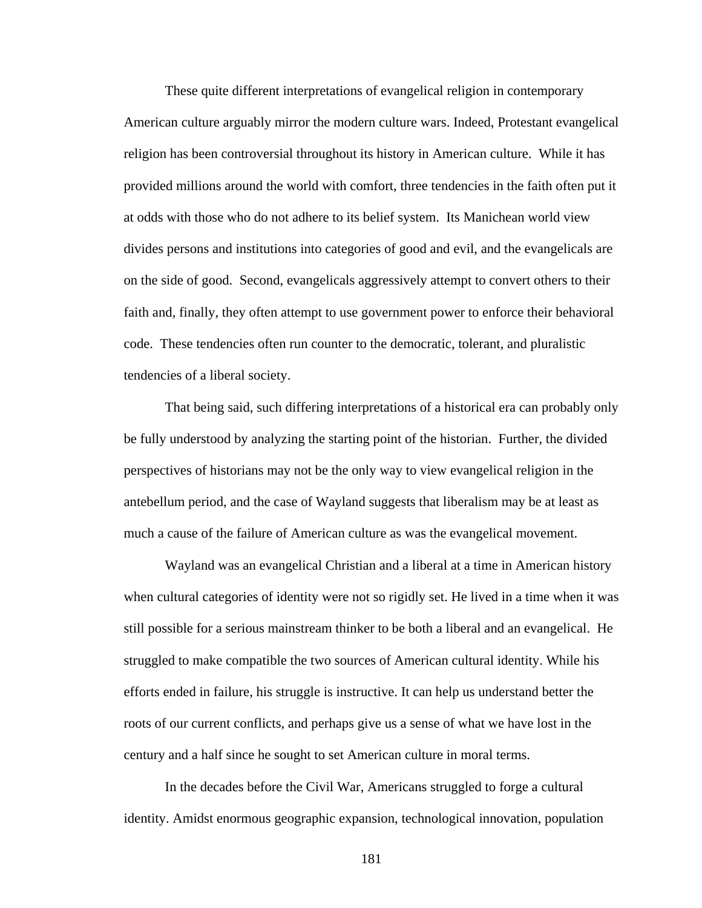These quite different interpretations of evangelical religion in contemporary American culture arguably mirror the modern culture wars. Indeed, Protestant evangelical religion has been controversial throughout its history in American culture. While it has provided millions around the world with comfort, three tendencies in the faith often put it at odds with those who do not adhere to its belief system. Its Manichean world view divides persons and institutions into categories of good and evil, and the evangelicals are on the side of good. Second, evangelicals aggressively attempt to convert others to their faith and, finally, they often attempt to use government power to enforce their behavioral code. These tendencies often run counter to the democratic, tolerant, and pluralistic tendencies of a liberal society.

That being said, such differing interpretations of a historical era can probably only be fully understood by analyzing the starting point of the historian. Further, the divided perspectives of historians may not be the only way to view evangelical religion in the antebellum period, and the case of Wayland suggests that liberalism may be at least as much a cause of the failure of American culture as was the evangelical movement.

Wayland was an evangelical Christian and a liberal at a time in American history when cultural categories of identity were not so rigidly set. He lived in a time when it was still possible for a serious mainstream thinker to be both a liberal and an evangelical. He struggled to make compatible the two sources of American cultural identity. While his efforts ended in failure, his struggle is instructive. It can help us understand better the roots of our current conflicts, and perhaps give us a sense of what we have lost in the century and a half since he sought to set American culture in moral terms.

In the decades before the Civil War, Americans struggled to forge a cultural identity. Amidst enormous geographic expansion, technological innovation, population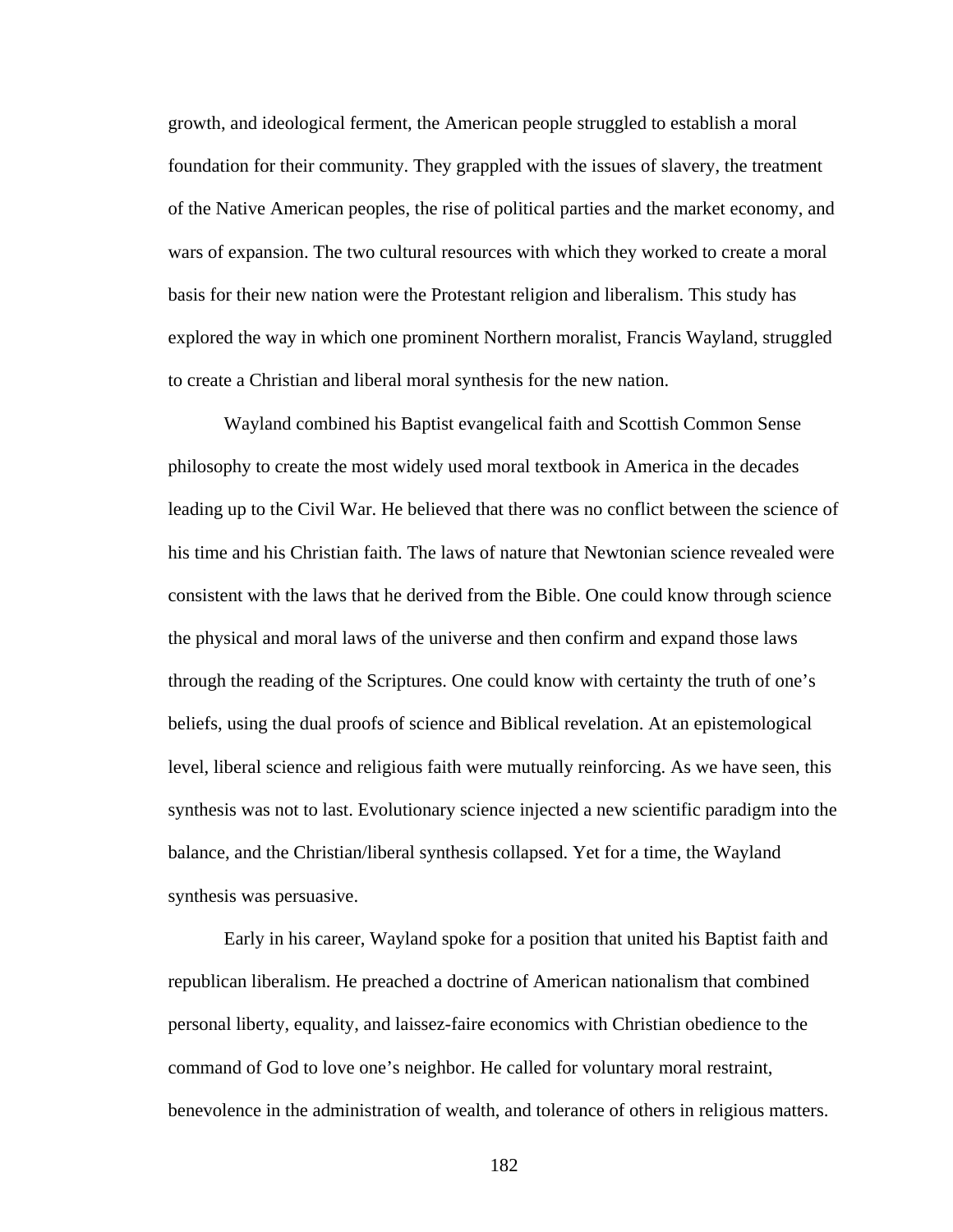growth, and ideological ferment, the American people struggled to establish a moral foundation for their community. They grappled with the issues of slavery, the treatment of the Native American peoples, the rise of political parties and the market economy, and wars of expansion. The two cultural resources with which they worked to create a moral basis for their new nation were the Protestant religion and liberalism. This study has explored the way in which one prominent Northern moralist, Francis Wayland, struggled to create a Christian and liberal moral synthesis for the new nation.

Wayland combined his Baptist evangelical faith and Scottish Common Sense philosophy to create the most widely used moral textbook in America in the decades leading up to the Civil War. He believed that there was no conflict between the science of his time and his Christian faith. The laws of nature that Newtonian science revealed were consistent with the laws that he derived from the Bible. One could know through science the physical and moral laws of the universe and then confirm and expand those laws through the reading of the Scriptures. One could know with certainty the truth of one's beliefs, using the dual proofs of science and Biblical revelation. At an epistemological level, liberal science and religious faith were mutually reinforcing. As we have seen, this synthesis was not to last. Evolutionary science injected a new scientific paradigm into the balance, and the Christian/liberal synthesis collapsed. Yet for a time, the Wayland synthesis was persuasive.

Early in his career, Wayland spoke for a position that united his Baptist faith and republican liberalism. He preached a doctrine of American nationalism that combined personal liberty, equality, and laissez-faire economics with Christian obedience to the command of God to love one's neighbor. He called for voluntary moral restraint, benevolence in the administration of wealth, and tolerance of others in religious matters.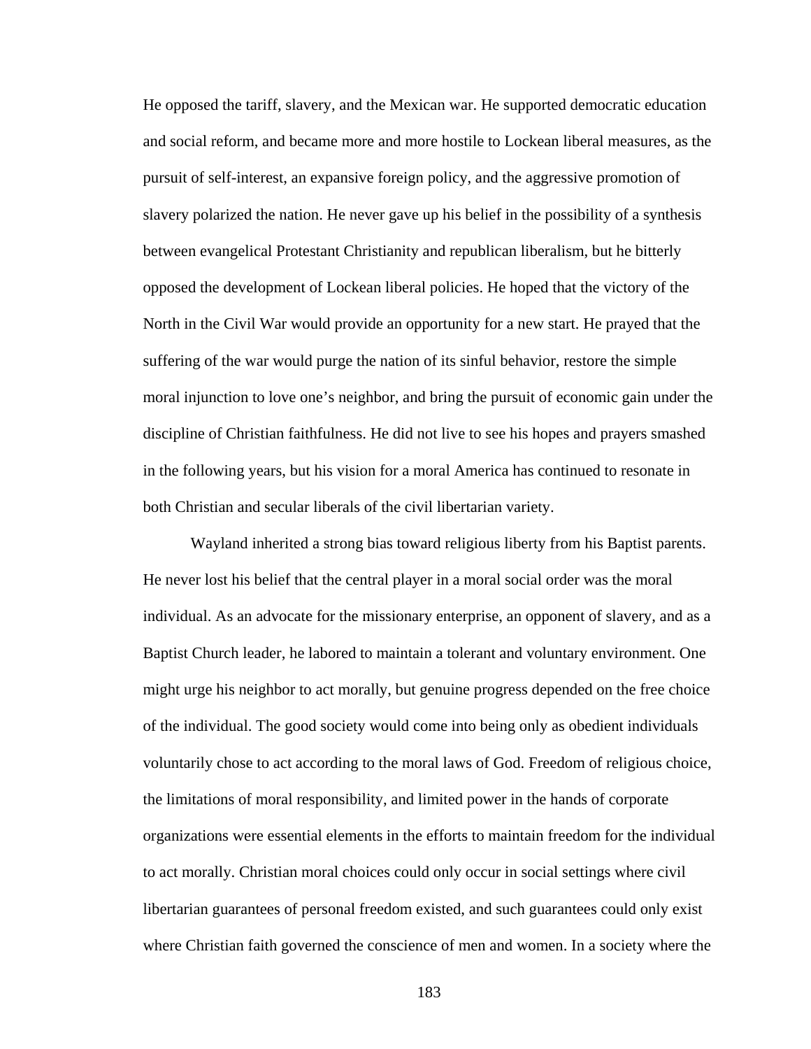He opposed the tariff, slavery, and the Mexican war. He supported democratic education and social reform, and became more and more hostile to Lockean liberal measures, as the pursuit of self-interest, an expansive foreign policy, and the aggressive promotion of slavery polarized the nation. He never gave up his belief in the possibility of a synthesis between evangelical Protestant Christianity and republican liberalism, but he bitterly opposed the development of Lockean liberal policies. He hoped that the victory of the North in the Civil War would provide an opportunity for a new start. He prayed that the suffering of the war would purge the nation of its sinful behavior, restore the simple moral injunction to love one's neighbor, and bring the pursuit of economic gain under the discipline of Christian faithfulness. He did not live to see his hopes and prayers smashed in the following years, but his vision for a moral America has continued to resonate in both Christian and secular liberals of the civil libertarian variety.

Wayland inherited a strong bias toward religious liberty from his Baptist parents. He never lost his belief that the central player in a moral social order was the moral individual. As an advocate for the missionary enterprise, an opponent of slavery, and as a Baptist Church leader, he labored to maintain a tolerant and voluntary environment. One might urge his neighbor to act morally, but genuine progress depended on the free choice of the individual. The good society would come into being only as obedient individuals voluntarily chose to act according to the moral laws of God. Freedom of religious choice, the limitations of moral responsibility, and limited power in the hands of corporate organizations were essential elements in the efforts to maintain freedom for the individual to act morally. Christian moral choices could only occur in social settings where civil libertarian guarantees of personal freedom existed, and such guarantees could only exist where Christian faith governed the conscience of men and women. In a society where the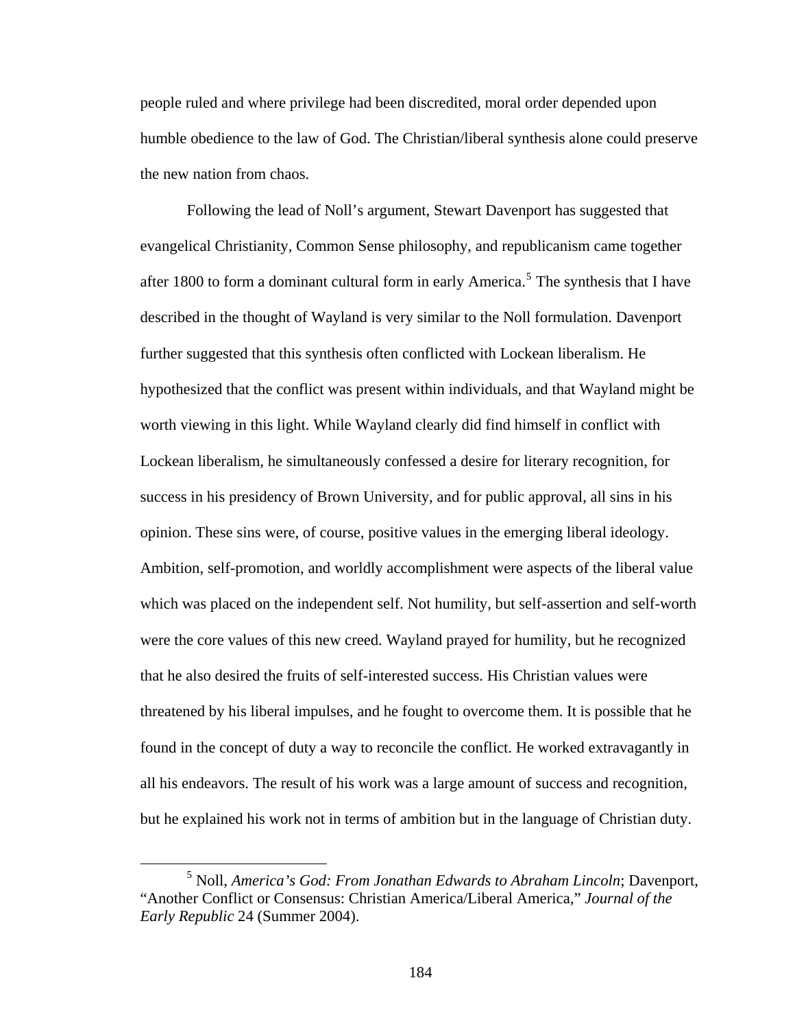people ruled and where privilege had been discredited, moral order depended upon humble obedience to the law of God. The Christian/liberal synthesis alone could preserve the new nation from chaos.

Following the lead of Noll's argument, Stewart Davenport has suggested that evangelical Christianity, Common Sense philosophy, and republicanism came together after 1800 to form a dominant cultural form in early America.[5] The synthesis that I have described in the thought of Wayland is very similar to the Noll formulation. Davenport further suggested that this synthesis often conflicted with Lockean liberalism. He hypothesized that the conflict was present within individuals, and that Wayland might be worth viewing in this light. While Wayland clearly did find himself in conflict with Lockean liberalism, he simultaneously confessed a desire for literary recognition, for success in his presidency of Brown University, and for public approval, all sins in his opinion. These sins were, of course, positive values in the emerging liberal ideology. Ambition, self-promotion, and worldly accomplishment were aspects of the liberal value which was placed on the independent self. Not humility, but self-assertion and self-worth were the core values of this new creed. Wayland prayed for humility, but he recognized that he also desired the fruits of self-interested success. His Christian values were threatened by his liberal impulses, and he fought to overcome them. It is possible that he found in the concept of duty a way to reconcile the conflict. He worked extravagantly in all his endeavors. The result of his work was a large amount of success and recognition, but he explained his work not in terms of ambition but in the language of Christian duty.

---

[5] Noll, *America's God: From Jonathan Edwards to Abraham Lincoln*; Davenport, "Another Conflict or Consensus: Christian America/Liberal America," *Journal of the Early Republic* 24 (Summer 2004).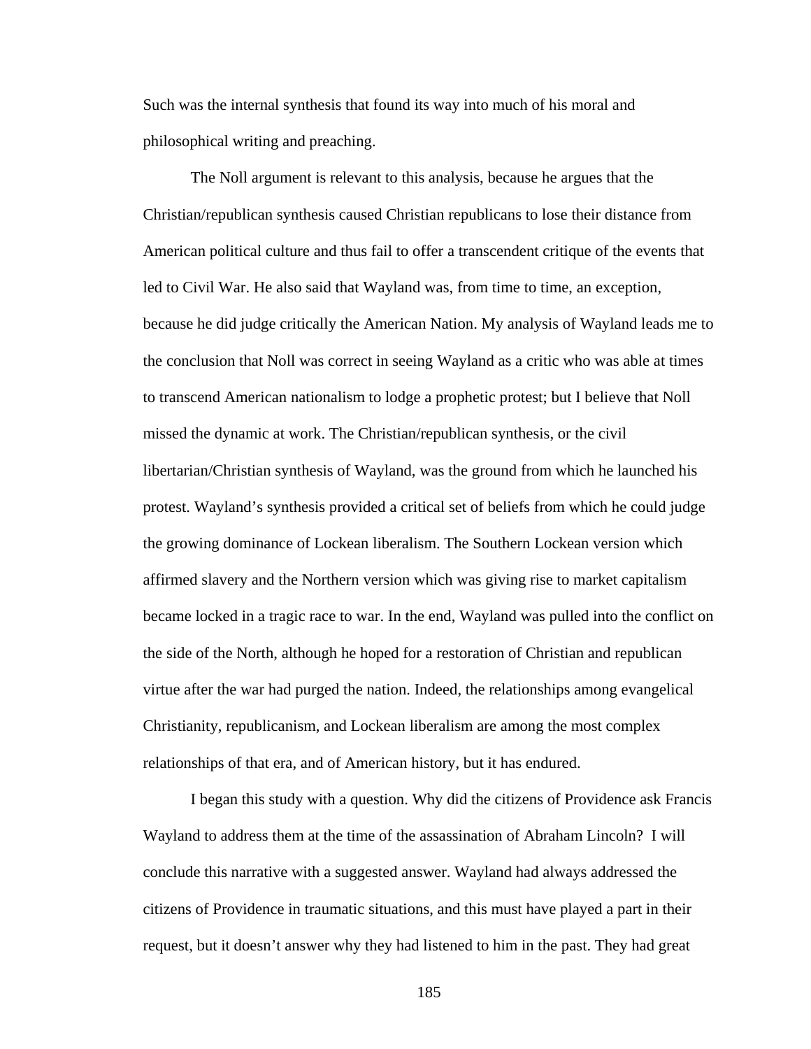Such was the internal synthesis that found its way into much of his moral and philosophical writing and preaching.

The Noll argument is relevant to this analysis, because he argues that the Christian/republican synthesis caused Christian republicans to lose their distance from American political culture and thus fail to offer a transcendent critique of the events that led to Civil War. He also said that Wayland was, from time to time, an exception, because he did judge critically the American Nation. My analysis of Wayland leads me to the conclusion that Noll was correct in seeing Wayland as a critic who was able at times to transcend American nationalism to lodge a prophetic protest; but I believe that Noll missed the dynamic at work. The Christian/republican synthesis, or the civil libertarian/Christian synthesis of Wayland, was the ground from which he launched his protest. Wayland's synthesis provided a critical set of beliefs from which he could judge the growing dominance of Lockean liberalism. The Southern Lockean version which affirmed slavery and the Northern version which was giving rise to market capitalism became locked in a tragic race to war. In the end, Wayland was pulled into the conflict on the side of the North, although he hoped for a restoration of Christian and republican virtue after the war had purged the nation. Indeed, the relationships among evangelical Christianity, republicanism, and Lockean liberalism are among the most complex relationships of that era, and of American history, but it has endured.

I began this study with a question. Why did the citizens of Providence ask Francis Wayland to address them at the time of the assassination of Abraham Lincoln? I will conclude this narrative with a suggested answer. Wayland had always addressed the citizens of Providence in traumatic situations, and this must have played a part in their request, but it doesn't answer why they had listened to him in the past. They had great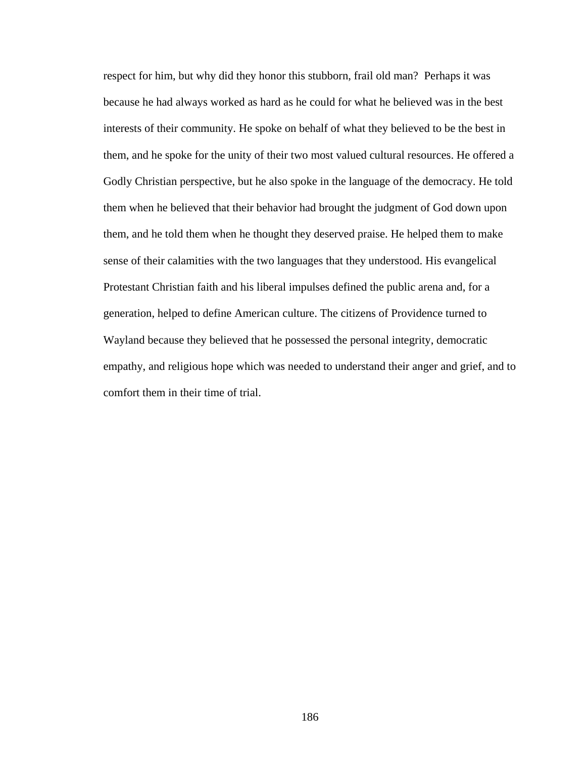respect for him, but why did they honor this stubborn, frail old man? Perhaps it was because he had always worked as hard as he could for what he believed was in the best interests of their community. He spoke on behalf of what they believed to be the best in them, and he spoke for the unity of their two most valued cultural resources. He offered a Godly Christian perspective, but he also spoke in the language of the democracy. He told them when he believed that their behavior had brought the judgment of God down upon them, and he told them when he thought they deserved praise. He helped them to make sense of their calamities with the two languages that they understood. His evangelical Protestant Christian faith and his liberal impulses defined the public arena and, for a generation, helped to define American culture. The citizens of Providence turned to Wayland because they believed that he possessed the personal integrity, democratic empathy, and religious hope which was needed to understand their anger and grief, and to comfort them in their time of trial.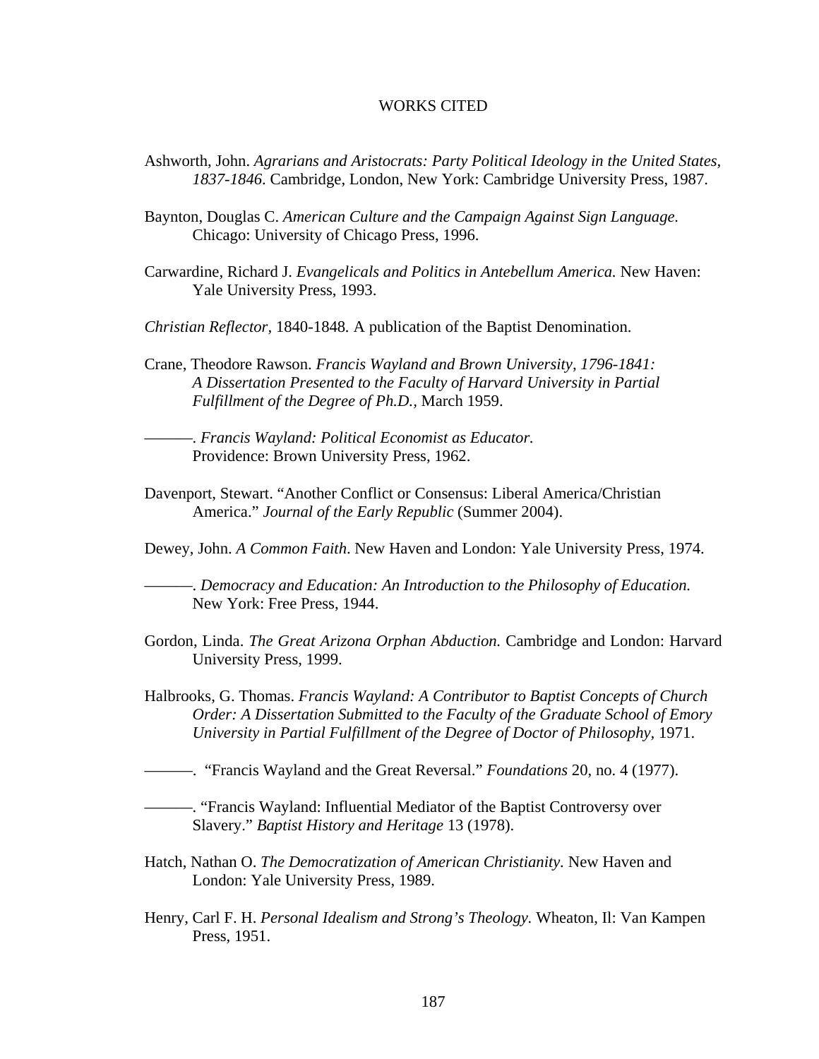# WORKS CITED

Ashworth, John. *Agrarians and Aristocrats: Party Political Ideology in the United States, 1837-1846*. Cambridge, London, New York: Cambridge University Press, 1987.

Baynton, Douglas C. *American Culture and the Campaign Against Sign Language.* Chicago: University of Chicago Press, 1996.

Carwardine, Richard J. *Evangelicals and Politics in Antebellum America.* New Haven: Yale University Press, 1993.

*Christian Reflector*, 1840-1848. A publication of the Baptist Denomination.

Crane, Theodore Rawson. *Francis Wayland and Brown University, 1796-1841: A Dissertation Presented to the Faculty of Harvard University in Partial Fulfillment of the Degree of Ph.D.,* March 1959.

———. *Francis Wayland: Political Economist as Educator.* Providence: Brown University Press, 1962.

Davenport, Stewart. "Another Conflict or Consensus: Liberal America/Christian America." *Journal of the Early Republic* (Summer 2004).

Dewey, John. *A Common Faith*. New Haven and London: Yale University Press, 1974.

———. *Democracy and Education: An Introduction to the Philosophy of Education.* New York: Free Press, 1944.

Gordon, Linda. *The Great Arizona Orphan Abduction.* Cambridge and London: Harvard University Press, 1999.

Halbrooks, G. Thomas. *Francis Wayland: A Contributor to Baptist Concepts of Church Order: A Dissertation Submitted to the Faculty of the Graduate School of Emory University in Partial Fulfillment of the Degree of Doctor of Philosophy,* 1971.

———. "Francis Wayland and the Great Reversal." *Foundations* 20, no. 4 (1977).

———. "Francis Wayland: Influential Mediator of the Baptist Controversy over Slavery." *Baptist History and Heritage* 13 (1978).

Hatch, Nathan O. *The Democratization of American Christianity.* New Haven and London: Yale University Press, 1989.

Henry, Carl F. H. *Personal Idealism and Strong's Theology.* Wheaton, Il: Van Kampen Press, 1951.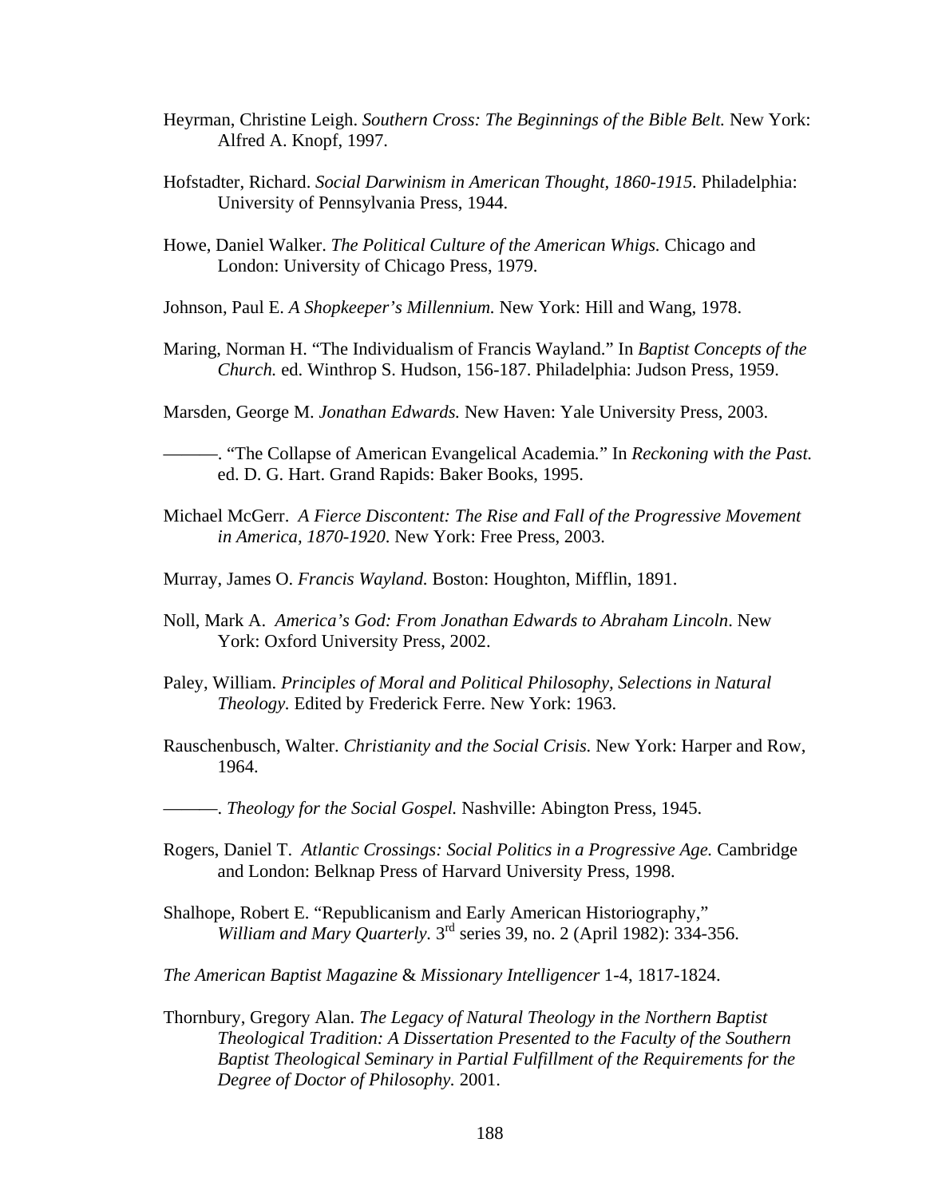Heyrman, Christine Leigh. *Southern Cross: The Beginnings of the Bible Belt.* New York: Alfred A. Knopf, 1997.

Hofstadter, Richard. *Social Darwinism in American Thought, 1860-1915.* Philadelphia: University of Pennsylvania Press, 1944.

Howe, Daniel Walker. *The Political Culture of the American Whigs.* Chicago and London: University of Chicago Press, 1979.

Johnson, Paul E. *A Shopkeeper's Millennium.* New York: Hill and Wang, 1978.

Maring, Norman H. "The Individualism of Francis Wayland." In *Baptist Concepts of the Church.* ed. Winthrop S. Hudson, 156-187. Philadelphia: Judson Press, 1959.

Marsden, George M. *Jonathan Edwards.* New Haven: Yale University Press, 2003.

———. "The Collapse of American Evangelical Academia." In *Reckoning with the Past.* ed. D. G. Hart. Grand Rapids: Baker Books, 1995.

Michael McGerr. *A Fierce Discontent: The Rise and Fall of the Progressive Movement in America, 1870-1920*. New York: Free Press, 2003.

Murray, James O. *Francis Wayland.* Boston: Houghton, Mifflin, 1891.

Noll, Mark A. *America's God: From Jonathan Edwards to Abraham Lincoln*. New York: Oxford University Press, 2002.

Paley, William. *Principles of Moral and Political Philosophy, Selections in Natural Theology.* Edited by Frederick Ferre. New York: 1963.

Rauschenbusch, Walter. *Christianity and the Social Crisis.* New York: Harper and Row, 1964.

———. *Theology for the Social Gospel.* Nashville: Abington Press, 1945.

Rogers, Daniel T. *Atlantic Crossings: Social Politics in a Progressive Age.* Cambridge and London: Belknap Press of Harvard University Press, 1998.

Shalhope, Robert E. "Republicanism and Early American Historiography," *William and Mary Quarterly.* 3rd series 39, no. 2 (April 1982): 334-356.

*The American Baptist Magazine* & *Missionary Intelligencer* 1-4, 1817-1824.

Thornbury, Gregory Alan. *The Legacy of Natural Theology in the Northern Baptist Theological Tradition: A Dissertation Presented to the Faculty of the Southern Baptist Theological Seminary in Partial Fulfillment of the Requirements for the Degree of Doctor of Philosophy.* 2001.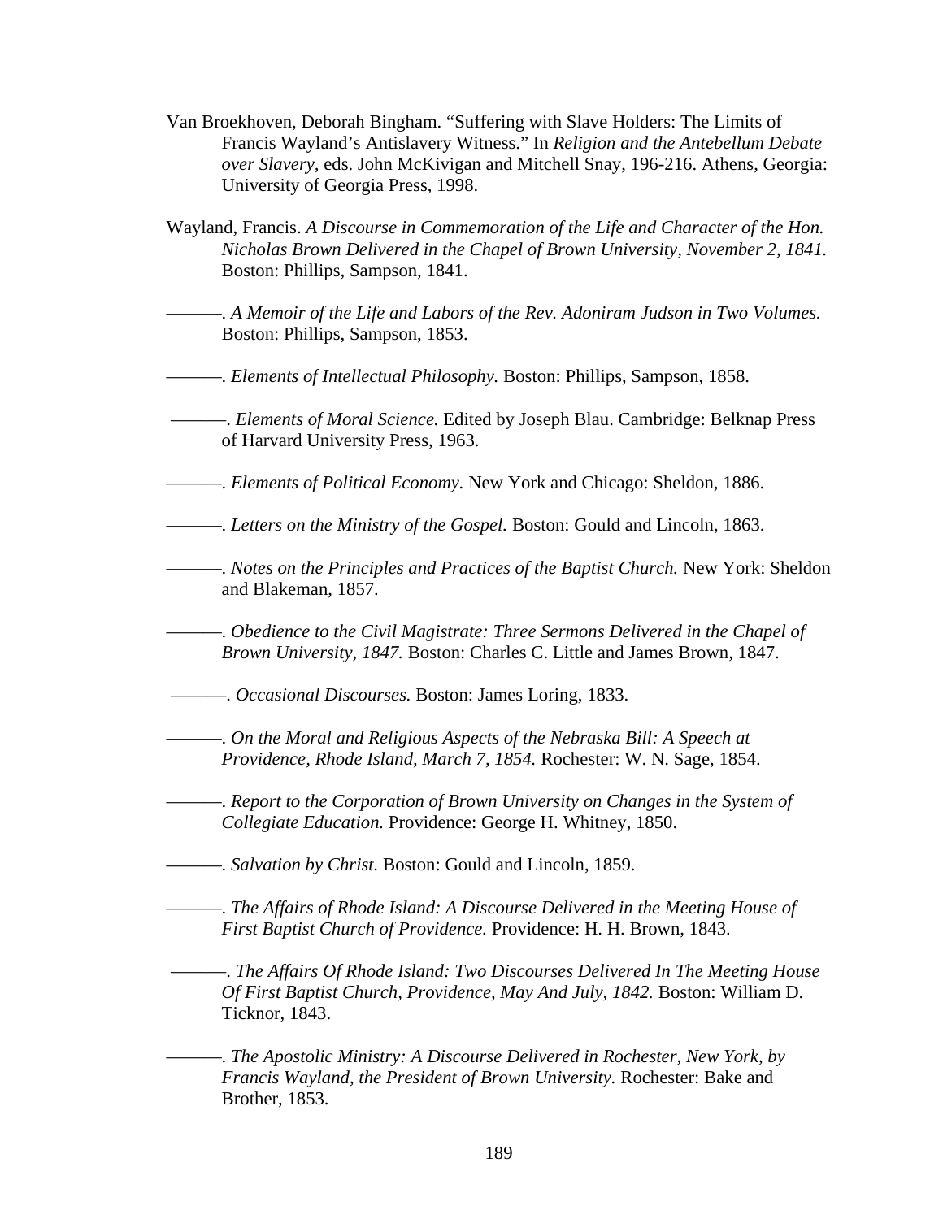Van Broekhoven, Deborah Bingham. “Suffering with Slave Holders: The Limits of Francis Wayland’s Antislavery Witness.” In *Religion and the Antebellum Debate over Slavery*, eds. John McKivigan and Mitchell Snay, 196-216. Athens, Georgia: University of Georgia Press, 1998.

Wayland, Francis. *A Discourse in Commemoration of the Life and Character of the Hon. Nicholas Brown Delivered in the Chapel of Brown University, November 2, 1841.* Boston: Phillips, Sampson, 1841.

———. *A Memoir of the Life and Labors of the Rev. Adoniram Judson in Two Volumes.* Boston: Phillips, Sampson, 1853.

———. *Elements of Intellectual Philosophy.* Boston: Phillips, Sampson, 1858.

———. *Elements of Moral Science.* Edited by Joseph Blau. Cambridge: Belknap Press of Harvard University Press, 1963.

———. *Elements of Political Economy.* New York and Chicago: Sheldon, 1886.

———. *Letters on the Ministry of the Gospel.* Boston: Gould and Lincoln, 1863.

———. *Notes on the Principles and Practices of the Baptist Church.* New York: Sheldon and Blakeman, 1857.

———. *Obedience to the Civil Magistrate: Three Sermons Delivered in the Chapel of Brown University, 1847.* Boston: Charles C. Little and James Brown, 1847.

———. *Occasional Discourses.* Boston: James Loring, 1833.

———. *On the Moral and Religious Aspects of the Nebraska Bill: A Speech at Providence, Rhode Island, March 7, 1854.* Rochester: W. N. Sage, 1854.

———. *Report to the Corporation of Brown University on Changes in the System of Collegiate Education.* Providence: George H. Whitney, 1850.

———. *Salvation by Christ.* Boston: Gould and Lincoln, 1859.

———. *The Affairs of Rhode Island: A Discourse Delivered in the Meeting House of First Baptist Church of Providence.* Providence: H. H. Brown, 1843.

———. *The Affairs Of Rhode Island: Two Discourses Delivered In The Meeting House Of First Baptist Church, Providence, May And July, 1842.* Boston: William D. Ticknor, 1843.

———. *The Apostolic Ministry: A Discourse Delivered in Rochester, New York, by Francis Wayland, the President of Brown University.* Rochester: Bake and Brother, 1853.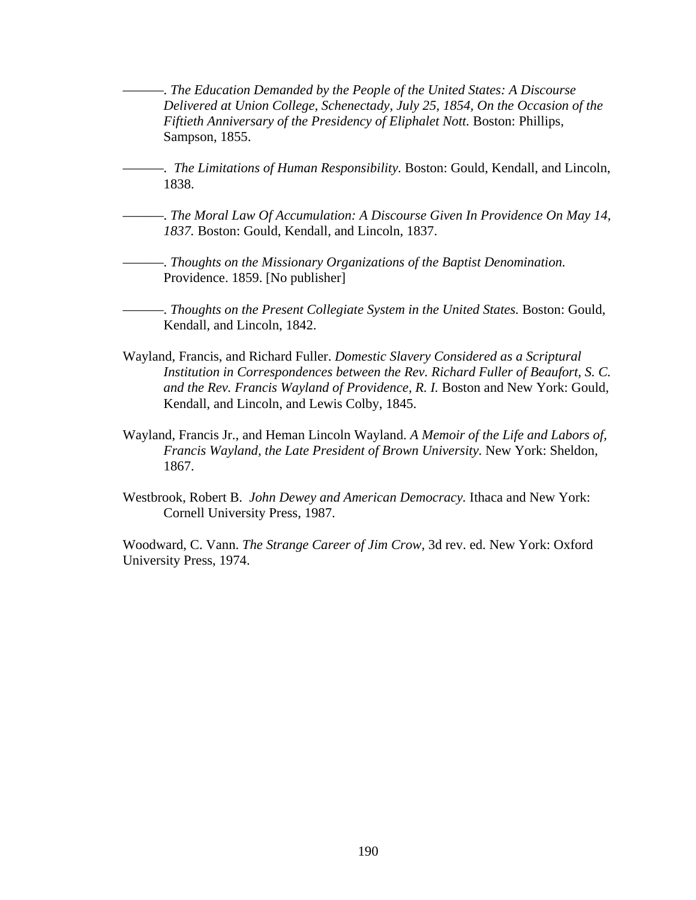———. *The Education Demanded by the People of the United States: A Discourse Delivered at Union College, Schenectady, July 25, 1854, On the Occasion of the Fiftieth Anniversary of the Presidency of Eliphalet Nott.* Boston: Phillips, Sampson, 1855.

———. *The Limitations of Human Responsibility.* Boston: Gould, Kendall, and Lincoln, 1838.

———. *The Moral Law Of Accumulation: A Discourse Given In Providence On May 14, 1837.* Boston: Gould, Kendall, and Lincoln, 1837.

———. *Thoughts on the Missionary Organizations of the Baptist Denomination.* Providence. 1859. [No publisher]

———. *Thoughts on the Present Collegiate System in the United States.* Boston: Gould, Kendall, and Lincoln, 1842.

Wayland, Francis, and Richard Fuller. *Domestic Slavery Considered as a Scriptural Institution in Correspondences between the Rev. Richard Fuller of Beaufort, S. C. and the Rev. Francis Wayland of Providence, R. I.* Boston and New York: Gould, Kendall, and Lincoln, and Lewis Colby, 1845.

Wayland, Francis Jr., and Heman Lincoln Wayland. *A Memoir of the Life and Labors of, Francis Wayland, the Late President of Brown University.* New York: Sheldon, 1867.

Westbrook, Robert B. *John Dewey and American Democracy.* Ithaca and New York: Cornell University Press, 1987.

Woodward, C. Vann. *The Strange Career of Jim Crow,* 3d rev. ed. New York: Oxford University Press, 1974.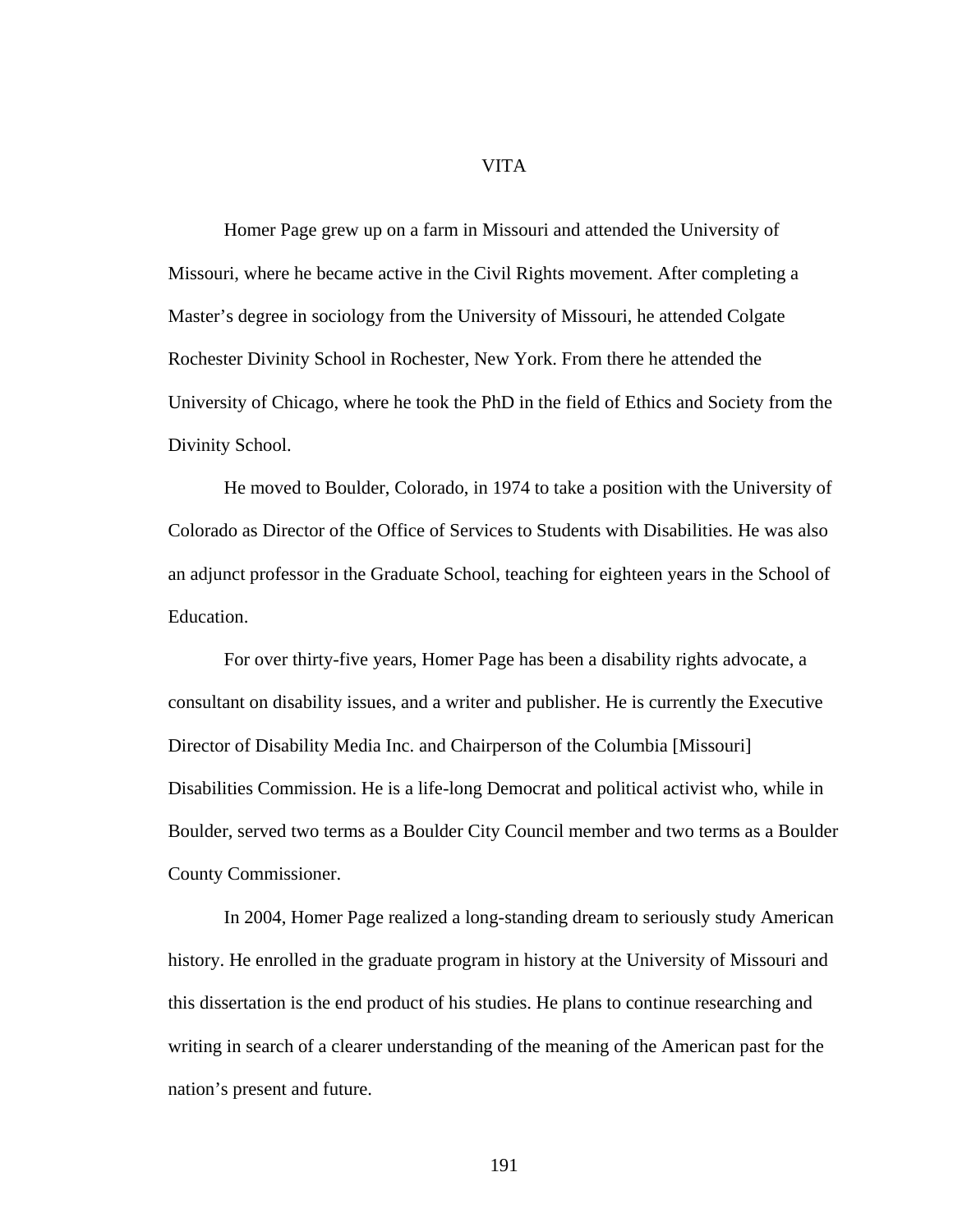# VITA

Homer Page grew up on a farm in Missouri and attended the University of Missouri, where he became active in the Civil Rights movement. After completing a Master's degree in sociology from the University of Missouri, he attended Colgate Rochester Divinity School in Rochester, New York. From there he attended the University of Chicago, where he took the PhD in the field of Ethics and Society from the Divinity School.

He moved to Boulder, Colorado, in 1974 to take a position with the University of Colorado as Director of the Office of Services to Students with Disabilities. He was also an adjunct professor in the Graduate School, teaching for eighteen years in the School of Education.

For over thirty-five years, Homer Page has been a disability rights advocate, a consultant on disability issues, and a writer and publisher. He is currently the Executive Director of Disability Media Inc. and Chairperson of the Columbia [Missouri] Disabilities Commission. He is a life-long Democrat and political activist who, while in Boulder, served two terms as a Boulder City Council member and two terms as a Boulder County Commissioner.

In 2004, Homer Page realized a long-standing dream to seriously study American history. He enrolled in the graduate program in history at the University of Missouri and this dissertation is the end product of his studies. He plans to continue researching and writing in search of a clearer understanding of the meaning of the American past for the nation's present and future.